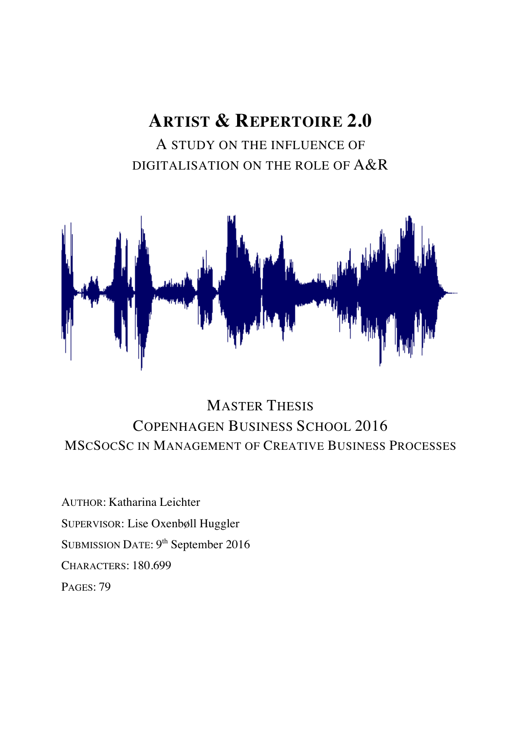# ARTIST & REPERTOIRE 2.0

A STUDY ON THE INFLUENCE OF DIGITALISATION ON THE ROLE OF A&R

MASTER THESIS

COPENHAGEN BUSINESS SCHOOL 2016

MSCSOCSC IN MANAGEMENT OF CREATIVE BUSINESS PROCESSES

AUTHOR: Katharina Leichter

SUPERVISOR: Lise Oxenbøll Huggler

SUBMISSION DATE: 9th September 2016

CHARACTERS: 180.699

PAGES: 79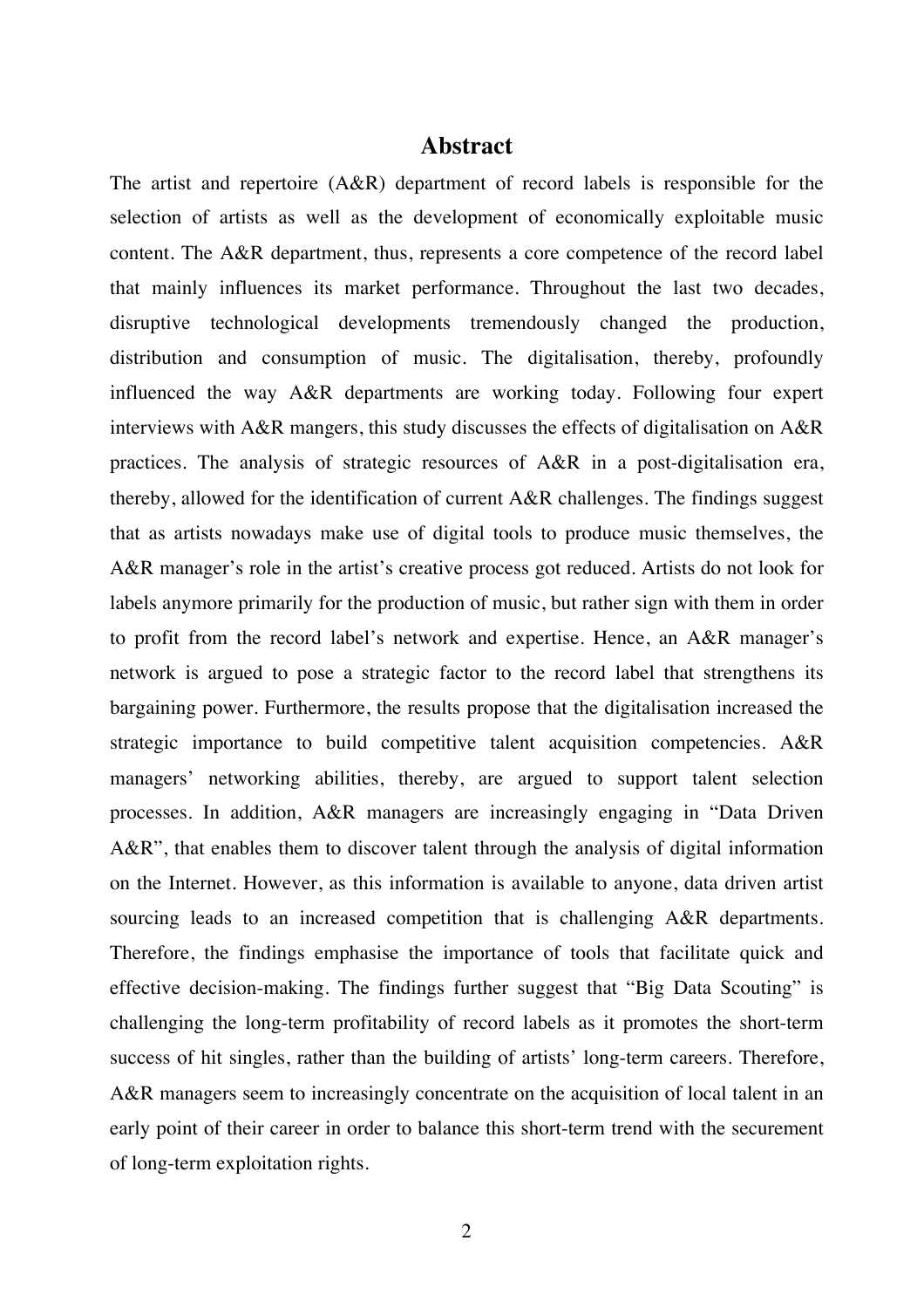# Abstract

The artist and repertoire (A&R) department of record labels is responsible for the selection of artists as well as the development of economically exploitable music content. The A&R department, thus, represents a core competence of the record label that mainly influences its market performance. Throughout the last two decades, disruptive technological developments tremendously changed the production, distribution and consumption of music. The digitalisation, thereby, profoundly influenced the way A&R departments are working today. Following four expert interviews with A&R mangers, this study discusses the effects of digitalisation on A&R practices. The analysis of strategic resources of A&R in a post-digitalisation era, thereby, allowed for the identification of current A&R challenges. The findings suggest that as artists nowadays make use of digital tools to produce music themselves, the A&R manager's role in the artist's creative process got reduced. Artists do not look for labels anymore primarily for the production of music, but rather sign with them in order to profit from the record label's network and expertise. Hence, an A&R manager's network is argued to pose a strategic factor to the record label that strengthens its bargaining power. Furthermore, the results propose that the digitalisation increased the strategic importance to build competitive talent acquisition competencies. A&R managers' networking abilities, thereby, are argued to support talent selection processes. In addition, A&R managers are increasingly engaging in "Data Driven A&R", that enables them to discover talent through the analysis of digital information on the Internet. However, as this information is available to anyone, data driven artist sourcing leads to an increased competition that is challenging A&R departments. Therefore, the findings emphasise the importance of tools that facilitate quick and effective decision-making. The findings further suggest that "Big Data Scouting" is challenging the long-term profitability of record labels as it promotes the short-term success of hit singles, rather than the building of artists' long-term careers. Therefore, A&R managers seem to increasingly concentrate on the acquisition of local talent in an early point of their career in order to balance this short-term trend with the securement of long-term exploitation rights.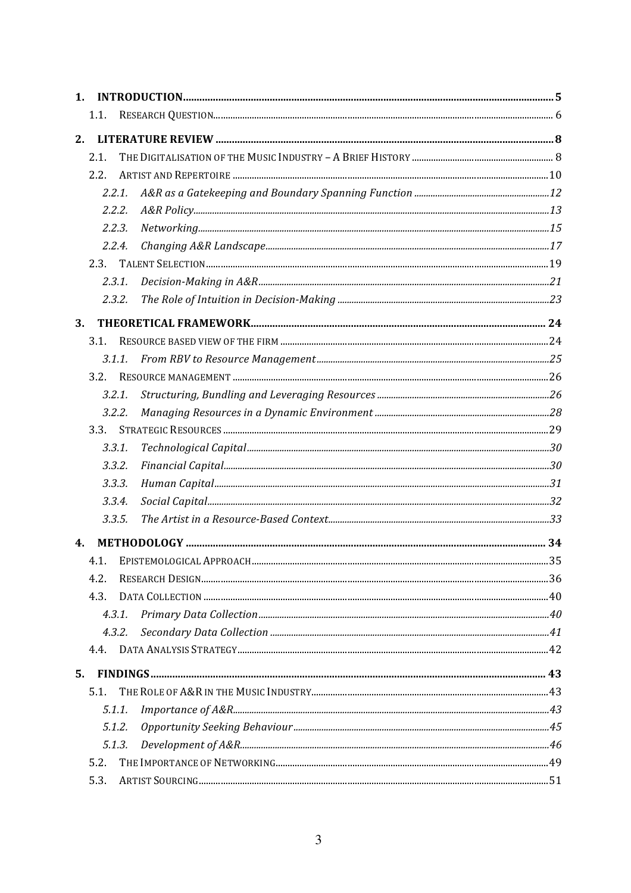1. **INTRODUCTION** ........ 5
   - 1.1. Research Question ........ 6
2. **LITERATURE REVIEW** ........ 8
   - 2.1. The Digitalisation of the Music Industry – A Brief History ........ 8
   - 2.2. Artist and Repertoire ........ 10
     - 2.2.1. *A&R as a Gatekeeping and Boundary Spanning Function* ........ 12
     - 2.2.2. *A&R Policy* ........ 13
     - 2.2.3. *Networking* ........ 15
     - 2.2.4. *Changing A&R Landscape* ........ 17
   - 2.3. Talent Selection ........ 19
     - 2.3.1. *Decision-Making in A&R* ........ 21
     - 2.3.2. *The Role of Intuition in Decision-Making* ........ 23
3. **THEORETICAL FRAMEWORK** ........ 24
   - 3.1. Resource based view of the firm ........ 24
     - 3.1.1. *From RBV to Resource Management* ........ 25
   - 3.2. Resource management ........ 26
     - 3.2.1. *Structuring, Bundling and Leveraging Resources* ........ 26
     - 3.2.2. *Managing Resources in a Dynamic Environment* ........ 28
   - 3.3. Strategic Resources ........ 29
     - 3.3.1. *Technological Capital* ........ 30
     - 3.3.2. *Financial Capital* ........ 30
     - 3.3.3. *Human Capital* ........ 31
     - 3.3.4. *Social Capital* ........ 32
     - 3.3.5. *The Artist in a Resource-Based Context* ........ 33
4. **METHODOLOGY** ........ 34
   - 4.1. Epistemological Approach ........ 35
   - 4.2. Research Design ........ 36
   - 4.3. Data Collection ........ 40
     - 4.3.1. *Primary Data Collection* ........ 40
     - 4.3.2. *Secondary Data Collection* ........ 41
   - 4.4. Data Analysis Strategy ........ 42
5. **FINDINGS** ........ 43
   - 5.1. The Role of A&R in the Music Industry ........ 43
     - 5.1.1. *Importance of A&R* ........ 43
     - 5.1.2. *Opportunity Seeking Behaviour* ........ 45
     - 5.1.3. *Development of A&R* ........ 46
   - 5.2. The Importance of Networking ........ 49
   - 5.3. Artist Sourcing ........ 51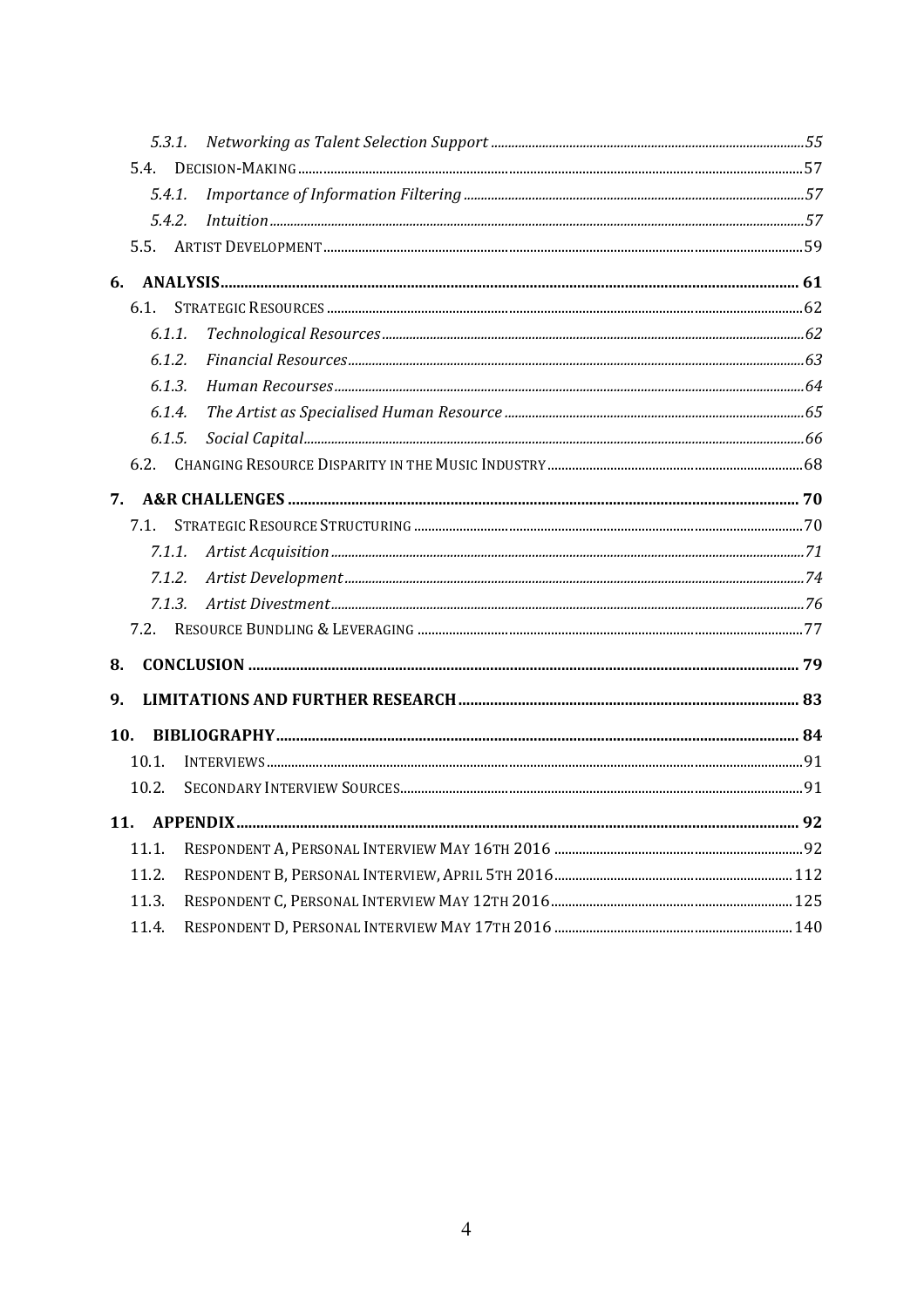- 5.3.1. *Networking as Talent Selection Support* ..... 55
- 5.4. Decision-Making ..... 57
  - 5.4.1. *Importance of Information Filtering* ..... 57
  - 5.4.2. *Intuition* ..... 57
- 5.5. Artist Development ..... 59

**6. ANALYSIS ..... 61**

- 6.1. Strategic Resources ..... 62
  - 6.1.1. *Technological Resources* ..... 62
  - 6.1.2. *Financial Resources* ..... 63
  - 6.1.3. *Human Recourses* ..... 64
  - 6.1.4. *The Artist as Specialised Human Resource* ..... 65
  - 6.1.5. *Social Capital* ..... 66
- 6.2. Changing Resource Disparity in the Music Industry ..... 68

**7. A&R CHALLENGES ..... 70**

- 7.1. Strategic Resource Structuring ..... 70
  - 7.1.1. *Artist Acquisition* ..... 71
  - 7.1.2. *Artist Development* ..... 74
  - 7.1.3. *Artist Divestment* ..... 76
- 7.2. Resource Bundling & Leveraging ..... 77

**8. CONCLUSION ..... 79**

**9. LIMITATIONS AND FURTHER RESEARCH ..... 83**

**10. BIBLIOGRAPHY ..... 84**

- 10.1. Interviews ..... 91
- 10.2. Secondary Interview Sources ..... 91

**11. APPENDIX ..... 92**

- 11.1. Respondent A, Personal Interview May 16th 2016 ..... 92
- 11.2. Respondent B, Personal Interview, April 5th 2016 ..... 112
- 11.3. Respondent C, Personal Interview May 12th 2016 ..... 125
- 11.4. Respondent D, Personal Interview May 17th 2016 ..... 140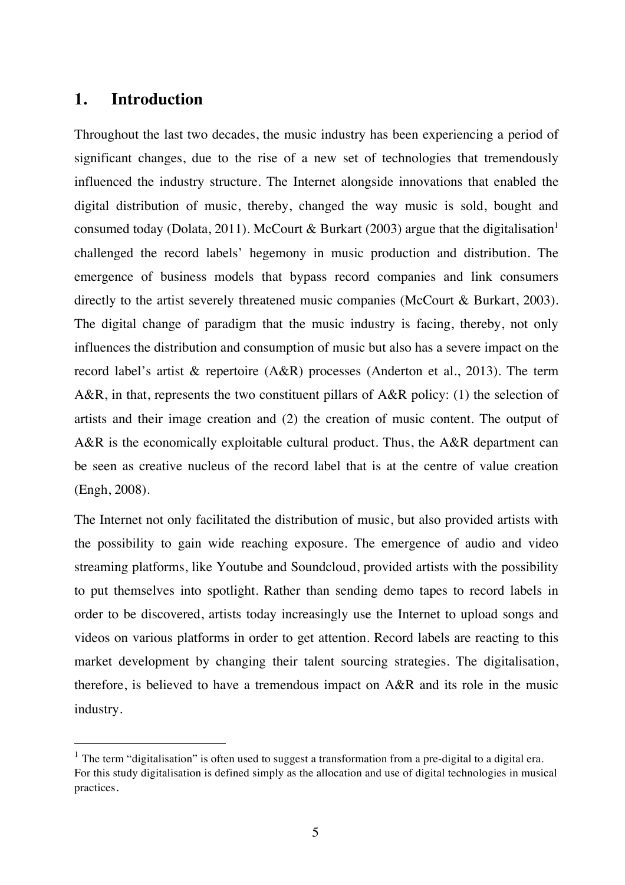# 1. Introduction

Throughout the last two decades, the music industry has been experiencing a period of significant changes, due to the rise of a new set of technologies that tremendously influenced the industry structure. The Internet alongside innovations that enabled the digital distribution of music, thereby, changed the way music is sold, bought and consumed today (Dolata, 2011). McCourt & Burkart (2003) argue that the digitalisation[1] challenged the record labels' hegemony in music production and distribution. The emergence of business models that bypass record companies and link consumers directly to the artist severely threatened music companies (McCourt & Burkart, 2003). The digital change of paradigm that the music industry is facing, thereby, not only influences the distribution and consumption of music but also has a severe impact on the record label's artist & repertoire (A&R) processes (Anderton et al., 2013). The term A&R, in that, represents the two constituent pillars of A&R policy: (1) the selection of artists and their image creation and (2) the creation of music content. The output of A&R is the economically exploitable cultural product. Thus, the A&R department can be seen as creative nucleus of the record label that is at the centre of value creation (Engh, 2008).

The Internet not only facilitated the distribution of music, but also provided artists with the possibility to gain wide reaching exposure. The emergence of audio and video streaming platforms, like Youtube and Soundcloud, provided artists with the possibility to put themselves into spotlight. Rather than sending demo tapes to record labels in order to be discovered, artists today increasingly use the Internet to upload songs and videos on various platforms in order to get attention. Record labels are reacting to this market development by changing their talent sourcing strategies. The digitalisation, therefore, is believed to have a tremendous impact on A&R and its role in the music industry.

[1] The term "digitalisation" is often used to suggest a transformation from a pre-digital to a digital era. For this study digitalisation is defined simply as the allocation and use of digital technologies in musical practices.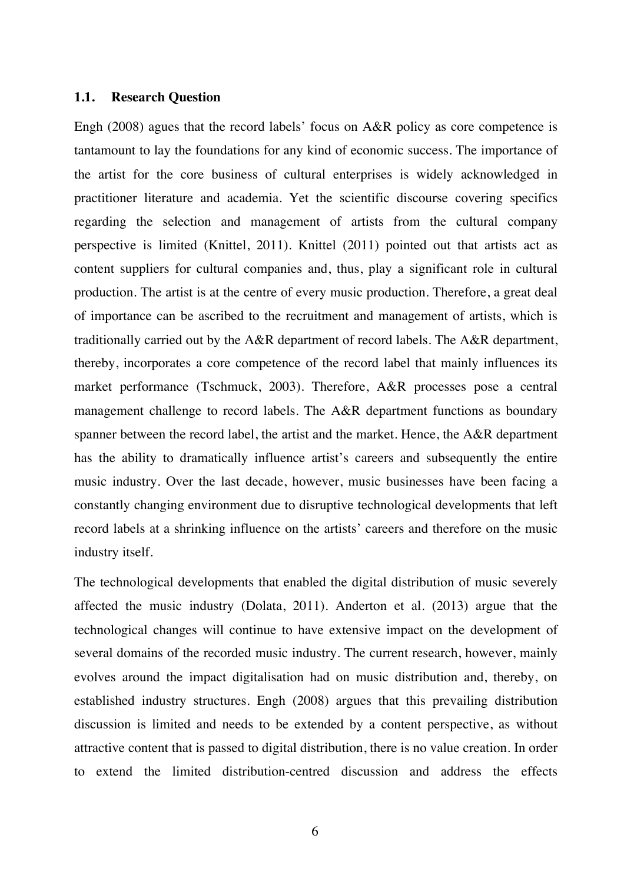## 1.1. Research Question

Engh (2008) agues that the record labels' focus on A&R policy as core competence is tantamount to lay the foundations for any kind of economic success. The importance of the artist for the core business of cultural enterprises is widely acknowledged in practitioner literature and academia. Yet the scientific discourse covering specifics regarding the selection and management of artists from the cultural company perspective is limited (Knittel, 2011). Knittel (2011) pointed out that artists act as content suppliers for cultural companies and, thus, play a significant role in cultural production. The artist is at the centre of every music production. Therefore, a great deal of importance can be ascribed to the recruitment and management of artists, which is traditionally carried out by the A&R department of record labels. The A&R department, thereby, incorporates a core competence of the record label that mainly influences its market performance (Tschmuck, 2003). Therefore, A&R processes pose a central management challenge to record labels. The A&R department functions as boundary spanner between the record label, the artist and the market. Hence, the A&R department has the ability to dramatically influence artist's careers and subsequently the entire music industry. Over the last decade, however, music businesses have been facing a constantly changing environment due to disruptive technological developments that left record labels at a shrinking influence on the artists' careers and therefore on the music industry itself.

The technological developments that enabled the digital distribution of music severely affected the music industry (Dolata, 2011). Anderton et al. (2013) argue that the technological changes will continue to have extensive impact on the development of several domains of the recorded music industry. The current research, however, mainly evolves around the impact digitalisation had on music distribution and, thereby, on established industry structures. Engh (2008) argues that this prevailing distribution discussion is limited and needs to be extended by a content perspective, as without attractive content that is passed to digital distribution, there is no value creation. In order to extend the limited distribution-centred discussion and address the effects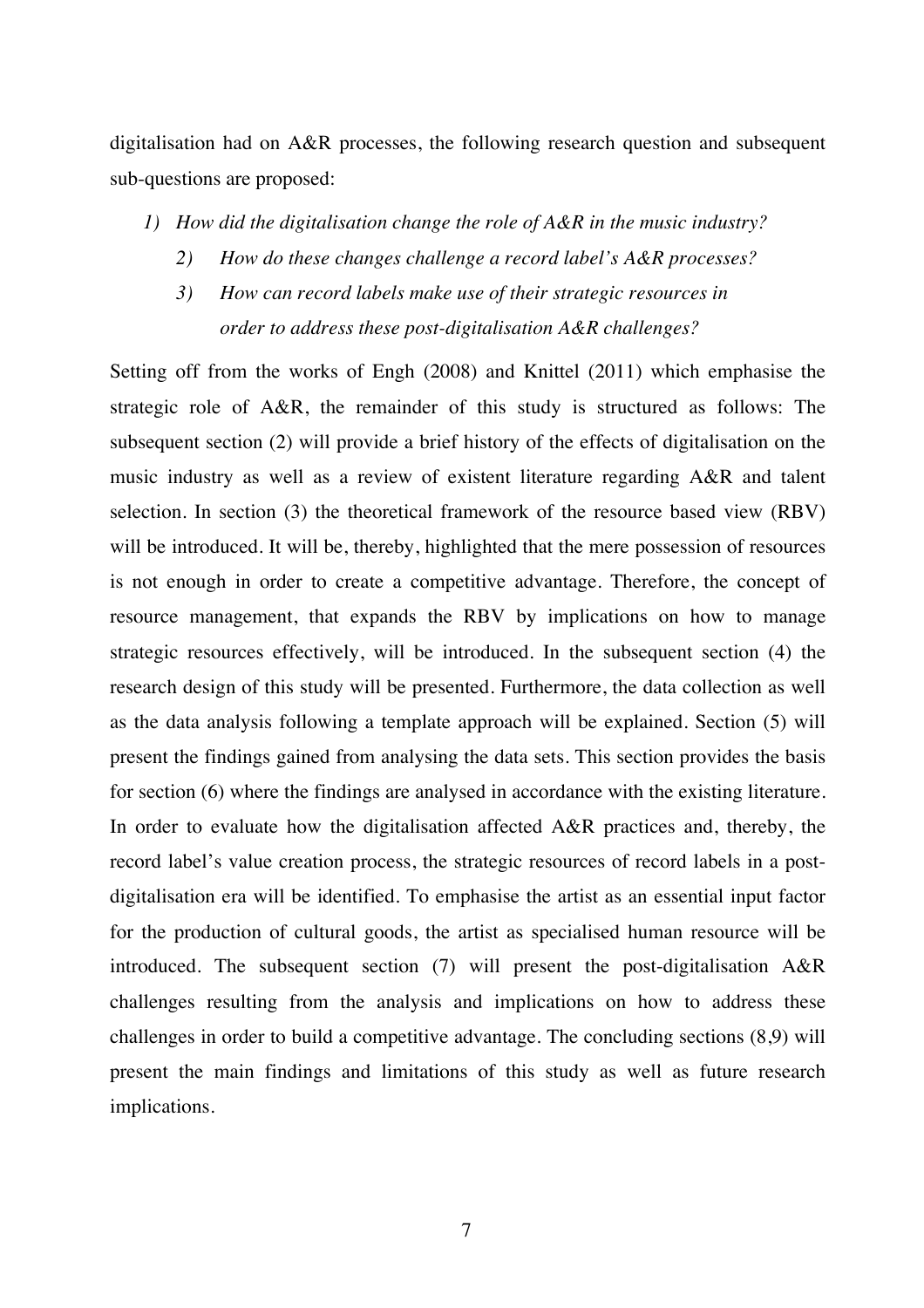digitalisation had on A&R processes, the following research question and subsequent sub-questions are proposed:

1) *How did the digitalisation change the role of A&R in the music industry?*
    2) *How do these changes challenge a record label's A&R processes?*
    3) *How can record labels make use of their strategic resources in order to address these post-digitalisation A&R challenges?*

Setting off from the works of Engh (2008) and Knittel (2011) which emphasise the strategic role of A&R, the remainder of this study is structured as follows: The subsequent section (2) will provide a brief history of the effects of digitalisation on the music industry as well as a review of existent literature regarding A&R and talent selection. In section (3) the theoretical framework of the resource based view (RBV) will be introduced. It will be, thereby, highlighted that the mere possession of resources is not enough in order to create a competitive advantage. Therefore, the concept of resource management, that expands the RBV by implications on how to manage strategic resources effectively, will be introduced. In the subsequent section (4) the research design of this study will be presented. Furthermore, the data collection as well as the data analysis following a template approach will be explained. Section (5) will present the findings gained from analysing the data sets. This section provides the basis for section (6) where the findings are analysed in accordance with the existing literature. In order to evaluate how the digitalisation affected A&R practices and, thereby, the record label's value creation process, the strategic resources of record labels in a post-digitalisation era will be identified. To emphasise the artist as an essential input factor for the production of cultural goods, the artist as specialised human resource will be introduced. The subsequent section (7) will present the post-digitalisation A&R challenges resulting from the analysis and implications on how to address these challenges in order to build a competitive advantage. The concluding sections (8,9) will present the main findings and limitations of this study as well as future research implications.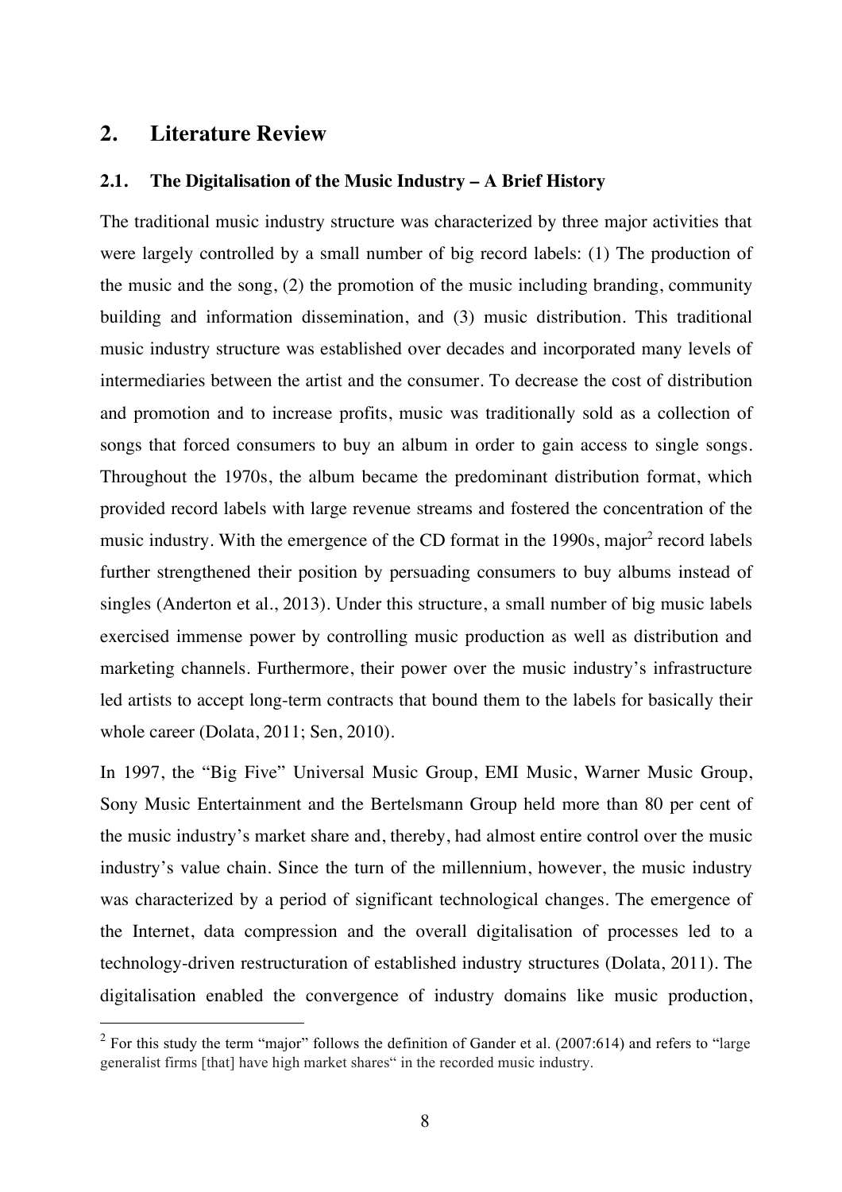# 2. Literature Review

## 2.1. The Digitalisation of the Music Industry – A Brief History

The traditional music industry structure was characterized by three major activities that were largely controlled by a small number of big record labels: (1) The production of the music and the song, (2) the promotion of the music including branding, community building and information dissemination, and (3) music distribution. This traditional music industry structure was established over decades and incorporated many levels of intermediaries between the artist and the consumer. To decrease the cost of distribution and promotion and to increase profits, music was traditionally sold as a collection of songs that forced consumers to buy an album in order to gain access to single songs. Throughout the 1970s, the album became the predominant distribution format, which provided record labels with large revenue streams and fostered the concentration of the music industry. With the emergence of the CD format in the 1990s, major[2] record labels further strengthened their position by persuading consumers to buy albums instead of singles (Anderton et al., 2013). Under this structure, a small number of big music labels exercised immense power by controlling music production as well as distribution and marketing channels. Furthermore, their power over the music industry's infrastructure led artists to accept long-term contracts that bound them to the labels for basically their whole career (Dolata, 2011; Sen, 2010).

In 1997, the "Big Five" Universal Music Group, EMI Music, Warner Music Group, Sony Music Entertainment and the Bertelsmann Group held more than 80 per cent of the music industry's market share and, thereby, had almost entire control over the music industry's value chain. Since the turn of the millennium, however, the music industry was characterized by a period of significant technological changes. The emergence of the Internet, data compression and the overall digitalisation of processes led to a technology-driven restructuration of established industry structures (Dolata, 2011). The digitalisation enabled the convergence of industry domains like music production,

[2] For this study the term "major" follows the definition of Gander et al. (2007:614) and refers to "large generalist firms [that] have high market shares" in the recorded music industry.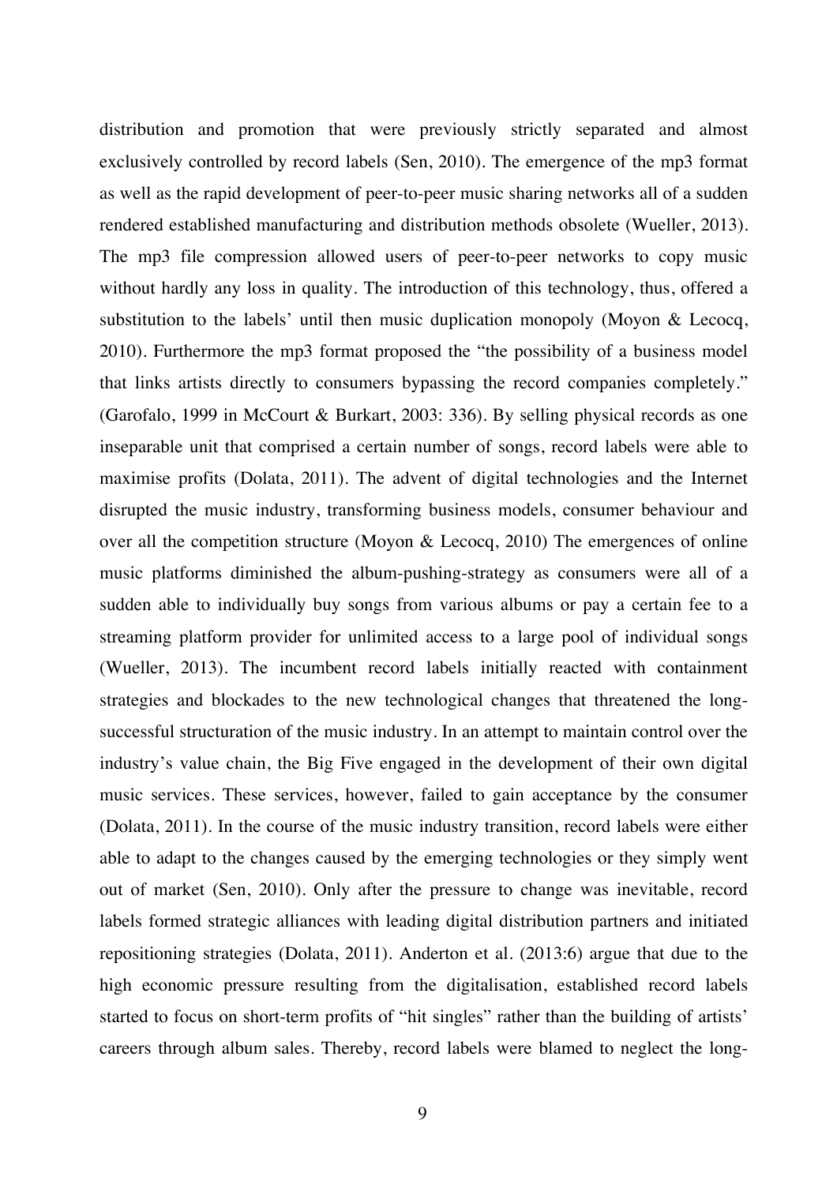distribution and promotion that were previously strictly separated and almost exclusively controlled by record labels (Sen, 2010). The emergence of the mp3 format as well as the rapid development of peer-to-peer music sharing networks all of a sudden rendered established manufacturing and distribution methods obsolete (Wueller, 2013). The mp3 file compression allowed users of peer-to-peer networks to copy music without hardly any loss in quality. The introduction of this technology, thus, offered a substitution to the labels' until then music duplication monopoly (Moyon & Lecocq, 2010). Furthermore the mp3 format proposed the "the possibility of a business model that links artists directly to consumers bypassing the record companies completely." (Garofalo, 1999 in McCourt & Burkart, 2003: 336). By selling physical records as one inseparable unit that comprised a certain number of songs, record labels were able to maximise profits (Dolata, 2011). The advent of digital technologies and the Internet disrupted the music industry, transforming business models, consumer behaviour and over all the competition structure (Moyon & Lecocq, 2010) The emergences of online music platforms diminished the album-pushing-strategy as consumers were all of a sudden able to individually buy songs from various albums or pay a certain fee to a streaming platform provider for unlimited access to a large pool of individual songs (Wueller, 2013). The incumbent record labels initially reacted with containment strategies and blockades to the new technological changes that threatened the long-successful structuration of the music industry. In an attempt to maintain control over the industry's value chain, the Big Five engaged in the development of their own digital music services. These services, however, failed to gain acceptance by the consumer (Dolata, 2011). In the course of the music industry transition, record labels were either able to adapt to the changes caused by the emerging technologies or they simply went out of market (Sen, 2010). Only after the pressure to change was inevitable, record labels formed strategic alliances with leading digital distribution partners and initiated repositioning strategies (Dolata, 2011). Anderton et al. (2013:6) argue that due to the high economic pressure resulting from the digitalisation, established record labels started to focus on short-term profits of "hit singles" rather than the building of artists' careers through album sales. Thereby, record labels were blamed to neglect the long-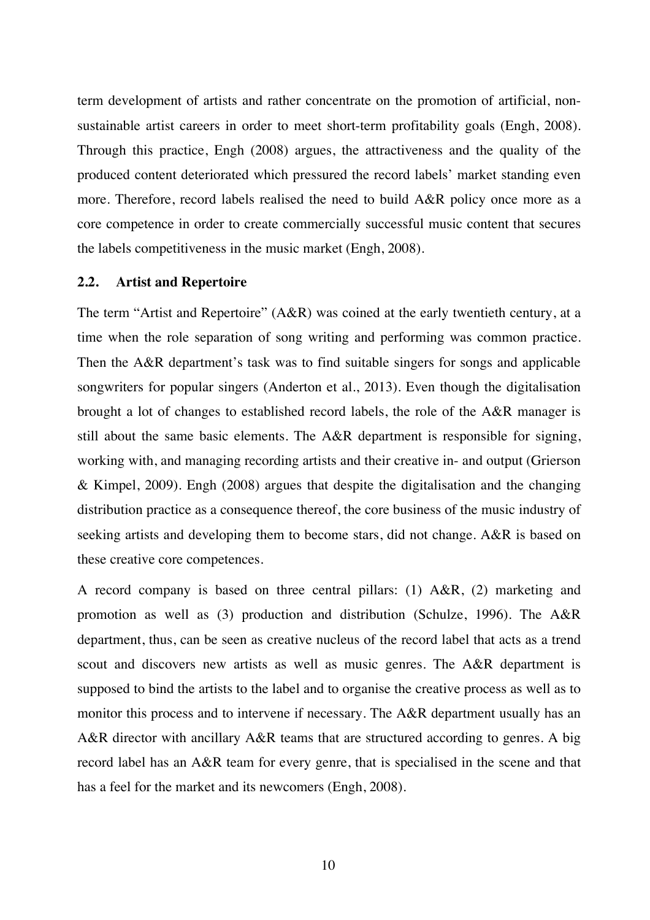term development of artists and rather concentrate on the promotion of artificial, non-sustainable artist careers in order to meet short-term profitability goals (Engh, 2008). Through this practice, Engh (2008) argues, the attractiveness and the quality of the produced content deteriorated which pressured the record labels' market standing even more. Therefore, record labels realised the need to build A&R policy once more as a core competence in order to create commercially successful music content that secures the labels competitiveness in the music market (Engh, 2008).

### 2.2. Artist and Repertoire

The term "Artist and Repertoire" (A&R) was coined at the early twentieth century, at a time when the role separation of song writing and performing was common practice. Then the A&R department's task was to find suitable singers for songs and applicable songwriters for popular singers (Anderton et al., 2013). Even though the digitalisation brought a lot of changes to established record labels, the role of the A&R manager is still about the same basic elements. The A&R department is responsible for signing, working with, and managing recording artists and their creative in- and output (Grierson & Kimpel, 2009). Engh (2008) argues that despite the digitalisation and the changing distribution practice as a consequence thereof, the core business of the music industry of seeking artists and developing them to become stars, did not change. A&R is based on these creative core competences.

A record company is based on three central pillars: (1) A&R, (2) marketing and promotion as well as (3) production and distribution (Schulze, 1996). The A&R department, thus, can be seen as creative nucleus of the record label that acts as a trend scout and discovers new artists as well as music genres. The A&R department is supposed to bind the artists to the label and to organise the creative process as well as to monitor this process and to intervene if necessary. The A&R department usually has an A&R director with ancillary A&R teams that are structured according to genres. A big record label has an A&R team for every genre, that is specialised in the scene and that has a feel for the market and its newcomers (Engh, 2008).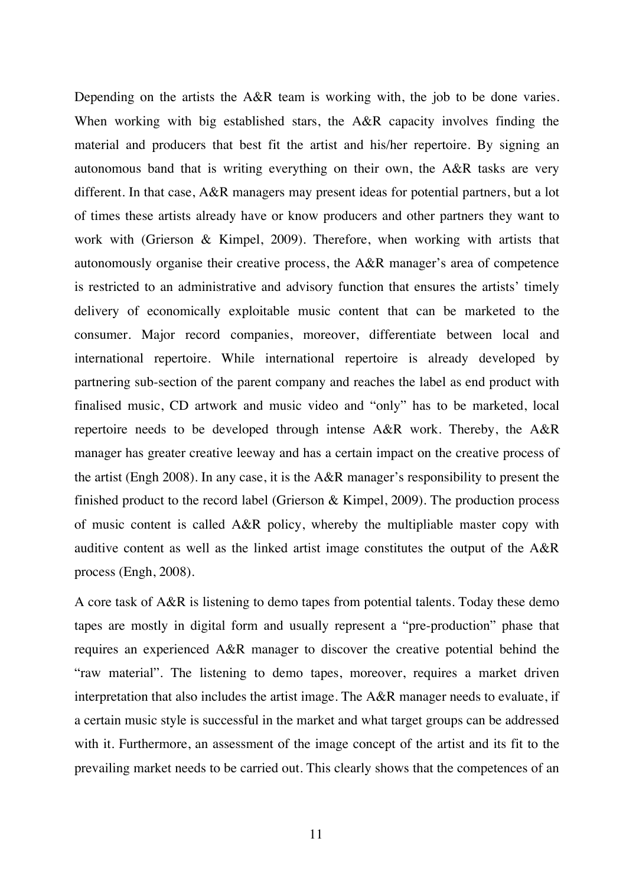Depending on the artists the A&R team is working with, the job to be done varies. When working with big established stars, the A&R capacity involves finding the material and producers that best fit the artist and his/her repertoire. By signing an autonomous band that is writing everything on their own, the A&R tasks are very different. In that case, A&R managers may present ideas for potential partners, but a lot of times these artists already have or know producers and other partners they want to work with (Grierson & Kimpel, 2009). Therefore, when working with artists that autonomously organise their creative process, the A&R manager's area of competence is restricted to an administrative and advisory function that ensures the artists' timely delivery of economically exploitable music content that can be marketed to the consumer. Major record companies, moreover, differentiate between local and international repertoire. While international repertoire is already developed by partnering sub-section of the parent company and reaches the label as end product with finalised music, CD artwork and music video and "only" has to be marketed, local repertoire needs to be developed through intense A&R work. Thereby, the A&R manager has greater creative leeway and has a certain impact on the creative process of the artist (Engh 2008). In any case, it is the A&R manager's responsibility to present the finished product to the record label (Grierson & Kimpel, 2009). The production process of music content is called A&R policy, whereby the multipliable master copy with auditive content as well as the linked artist image constitutes the output of the A&R process (Engh, 2008).

A core task of A&R is listening to demo tapes from potential talents. Today these demo tapes are mostly in digital form and usually represent a "pre-production" phase that requires an experienced A&R manager to discover the creative potential behind the "raw material". The listening to demo tapes, moreover, requires a market driven interpretation that also includes the artist image. The A&R manager needs to evaluate, if a certain music style is successful in the market and what target groups can be addressed with it. Furthermore, an assessment of the image concept of the artist and its fit to the prevailing market needs to be carried out. This clearly shows that the competences of an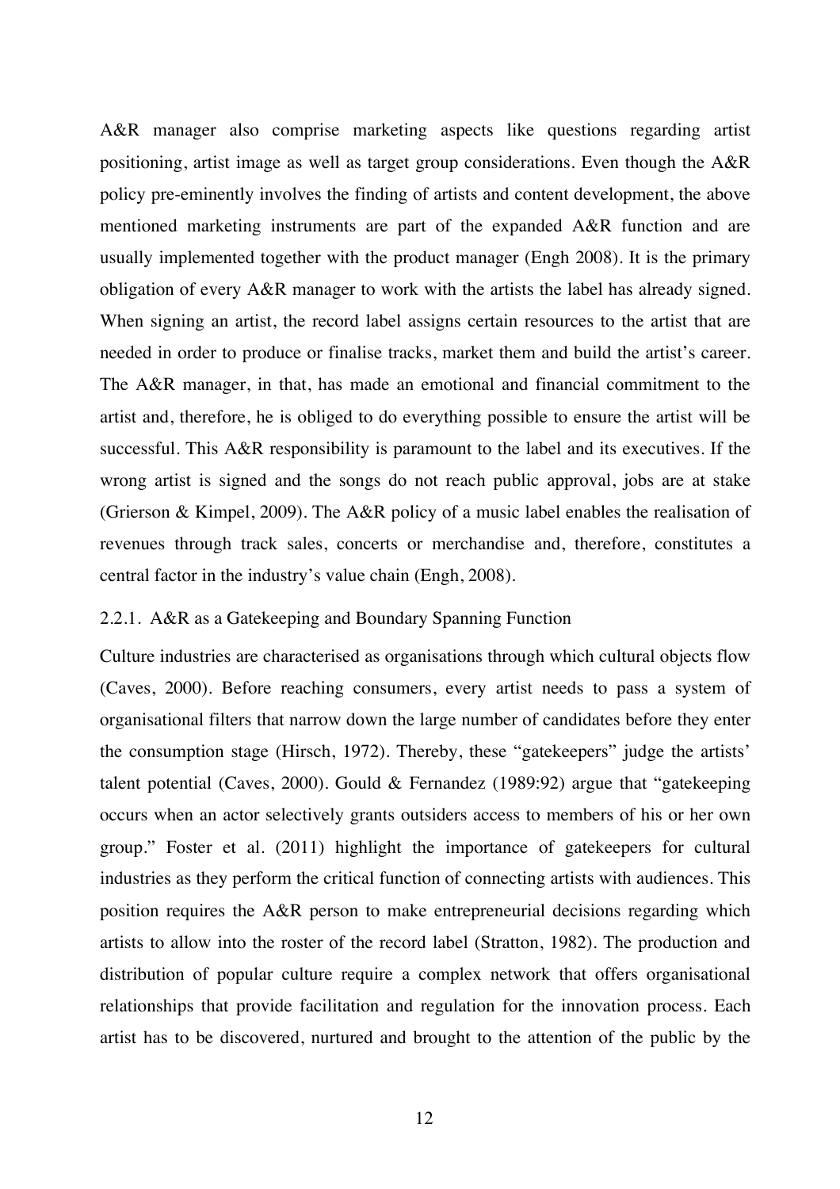A&R manager also comprise marketing aspects like questions regarding artist positioning, artist image as well as target group considerations. Even though the A&R policy pre-eminently involves the finding of artists and content development, the above mentioned marketing instruments are part of the expanded A&R function and are usually implemented together with the product manager (Engh 2008). It is the primary obligation of every A&R manager to work with the artists the label has already signed. When signing an artist, the record label assigns certain resources to the artist that are needed in order to produce or finalise tracks, market them and build the artist's career. The A&R manager, in that, has made an emotional and financial commitment to the artist and, therefore, he is obliged to do everything possible to ensure the artist will be successful. This A&R responsibility is paramount to the label and its executives. If the wrong artist is signed and the songs do not reach public approval, jobs are at stake (Grierson & Kimpel, 2009). The A&R policy of a music label enables the realisation of revenues through track sales, concerts or merchandise and, therefore, constitutes a central factor in the industry's value chain (Engh, 2008).

### 2.2.1. A&R as a Gatekeeping and Boundary Spanning Function

Culture industries are characterised as organisations through which cultural objects flow (Caves, 2000). Before reaching consumers, every artist needs to pass a system of organisational filters that narrow down the large number of candidates before they enter the consumption stage (Hirsch, 1972). Thereby, these "gatekeepers" judge the artists' talent potential (Caves, 2000). Gould & Fernandez (1989:92) argue that "gatekeeping occurs when an actor selectively grants outsiders access to members of his or her own group." Foster et al. (2011) highlight the importance of gatekeepers for cultural industries as they perform the critical function of connecting artists with audiences. This position requires the A&R person to make entrepreneurial decisions regarding which artists to allow into the roster of the record label (Stratton, 1982). The production and distribution of popular culture require a complex network that offers organisational relationships that provide facilitation and regulation for the innovation process. Each artist has to be discovered, nurtured and brought to the attention of the public by the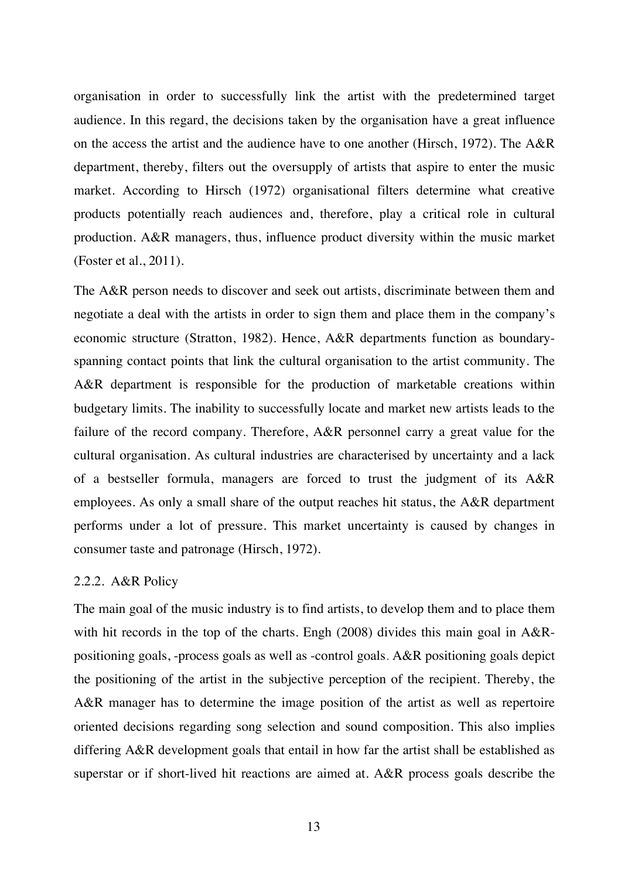organisation in order to successfully link the artist with the predetermined target audience. In this regard, the decisions taken by the organisation have a great influence on the access the artist and the audience have to one another (Hirsch, 1972). The A&R department, thereby, filters out the oversupply of artists that aspire to enter the music market. According to Hirsch (1972) organisational filters determine what creative products potentially reach audiences and, therefore, play a critical role in cultural production. A&R managers, thus, influence product diversity within the music market (Foster et al., 2011).

The A&R person needs to discover and seek out artists, discriminate between them and negotiate a deal with the artists in order to sign them and place them in the company's economic structure (Stratton, 1982). Hence, A&R departments function as boundary-spanning contact points that link the cultural organisation to the artist community. The A&R department is responsible for the production of marketable creations within budgetary limits. The inability to successfully locate and market new artists leads to the failure of the record company. Therefore, A&R personnel carry a great value for the cultural organisation. As cultural industries are characterised by uncertainty and a lack of a bestseller formula, managers are forced to trust the judgment of its A&R employees. As only a small share of the output reaches hit status, the A&R department performs under a lot of pressure. This market uncertainty is caused by changes in consumer taste and patronage (Hirsch, 1972).

### 2.2.2. A&R Policy

The main goal of the music industry is to find artists, to develop them and to place them with hit records in the top of the charts. Engh (2008) divides this main goal in A&R-positioning goals, -process goals as well as -control goals. A&R positioning goals depict the positioning of the artist in the subjective perception of the recipient. Thereby, the A&R manager has to determine the image position of the artist as well as repertoire oriented decisions regarding song selection and sound composition. This also implies differing A&R development goals that entail in how far the artist shall be established as superstar or if short-lived hit reactions are aimed at. A&R process goals describe the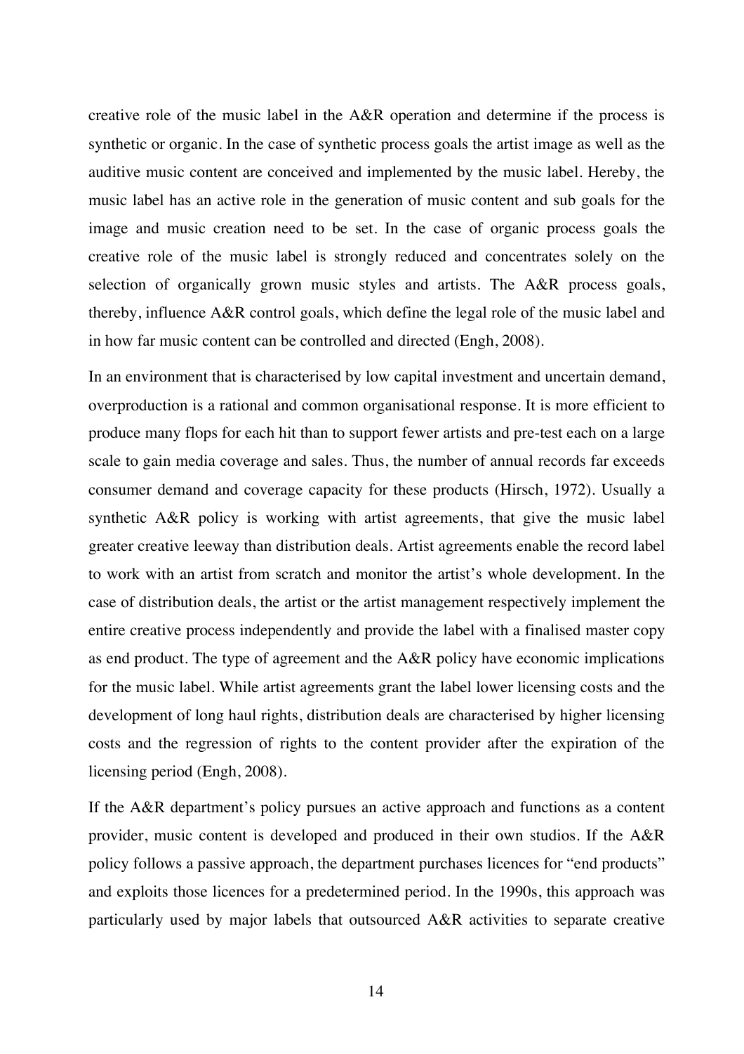creative role of the music label in the A&R operation and determine if the process is synthetic or organic. In the case of synthetic process goals the artist image as well as the auditive music content are conceived and implemented by the music label. Hereby, the music label has an active role in the generation of music content and sub goals for the image and music creation need to be set. In the case of organic process goals the creative role of the music label is strongly reduced and concentrates solely on the selection of organically grown music styles and artists. The A&R process goals, thereby, influence A&R control goals, which define the legal role of the music label and in how far music content can be controlled and directed (Engh, 2008).

In an environment that is characterised by low capital investment and uncertain demand, overproduction is a rational and common organisational response. It is more efficient to produce many flops for each hit than to support fewer artists and pre-test each on a large scale to gain media coverage and sales. Thus, the number of annual records far exceeds consumer demand and coverage capacity for these products (Hirsch, 1972). Usually a synthetic A&R policy is working with artist agreements, that give the music label greater creative leeway than distribution deals. Artist agreements enable the record label to work with an artist from scratch and monitor the artist's whole development. In the case of distribution deals, the artist or the artist management respectively implement the entire creative process independently and provide the label with a finalised master copy as end product. The type of agreement and the A&R policy have economic implications for the music label. While artist agreements grant the label lower licensing costs and the development of long haul rights, distribution deals are characterised by higher licensing costs and the regression of rights to the content provider after the expiration of the licensing period (Engh, 2008).

If the A&R department's policy pursues an active approach and functions as a content provider, music content is developed and produced in their own studios. If the A&R policy follows a passive approach, the department purchases licences for "end products" and exploits those licences for a predetermined period. In the 1990s, this approach was particularly used by major labels that outsourced A&R activities to separate creative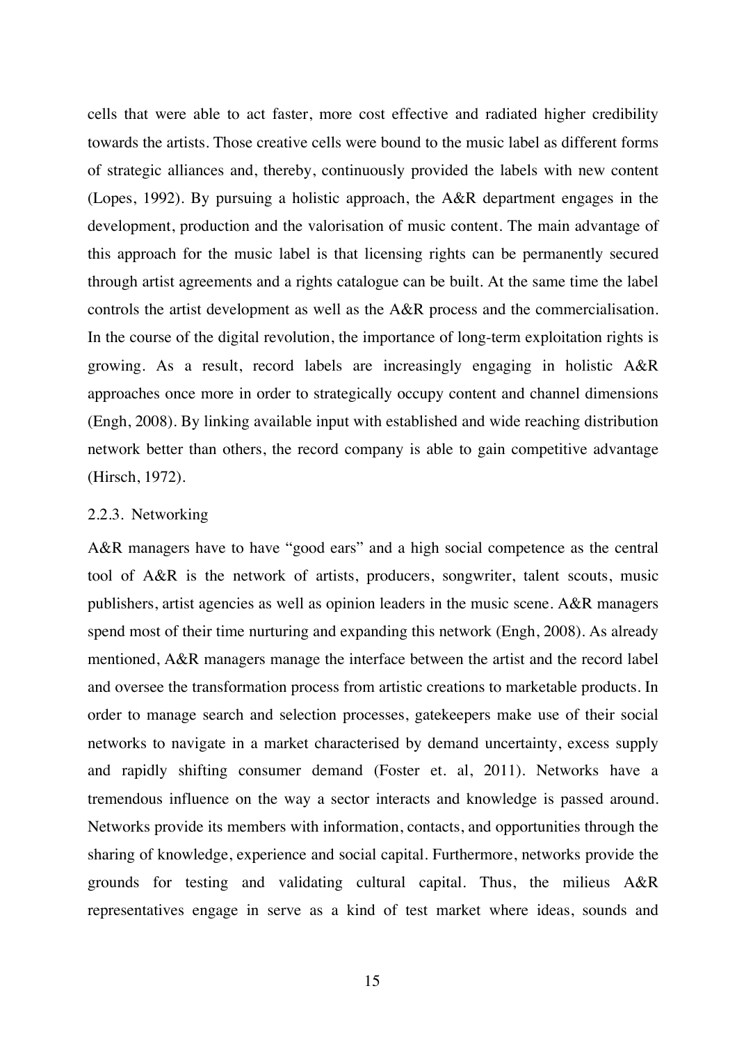cells that were able to act faster, more cost effective and radiated higher credibility towards the artists. Those creative cells were bound to the music label as different forms of strategic alliances and, thereby, continuously provided the labels with new content (Lopes, 1992). By pursuing a holistic approach, the A&R department engages in the development, production and the valorisation of music content. The main advantage of this approach for the music label is that licensing rights can be permanently secured through artist agreements and a rights catalogue can be built. At the same time the label controls the artist development as well as the A&R process and the commercialisation. In the course of the digital revolution, the importance of long-term exploitation rights is growing. As a result, record labels are increasingly engaging in holistic A&R approaches once more in order to strategically occupy content and channel dimensions (Engh, 2008). By linking available input with established and wide reaching distribution network better than others, the record company is able to gain competitive advantage (Hirsch, 1972).

### 2.2.3. Networking

A&R managers have to have "good ears" and a high social competence as the central tool of A&R is the network of artists, producers, songwriter, talent scouts, music publishers, artist agencies as well as opinion leaders in the music scene. A&R managers spend most of their time nurturing and expanding this network (Engh, 2008). As already mentioned, A&R managers manage the interface between the artist and the record label and oversee the transformation process from artistic creations to marketable products. In order to manage search and selection processes, gatekeepers make use of their social networks to navigate in a market characterised by demand uncertainty, excess supply and rapidly shifting consumer demand (Foster et. al, 2011). Networks have a tremendous influence on the way a sector interacts and knowledge is passed around. Networks provide its members with information, contacts, and opportunities through the sharing of knowledge, experience and social capital. Furthermore, networks provide the grounds for testing and validating cultural capital. Thus, the milieus A&R representatives engage in serve as a kind of test market where ideas, sounds and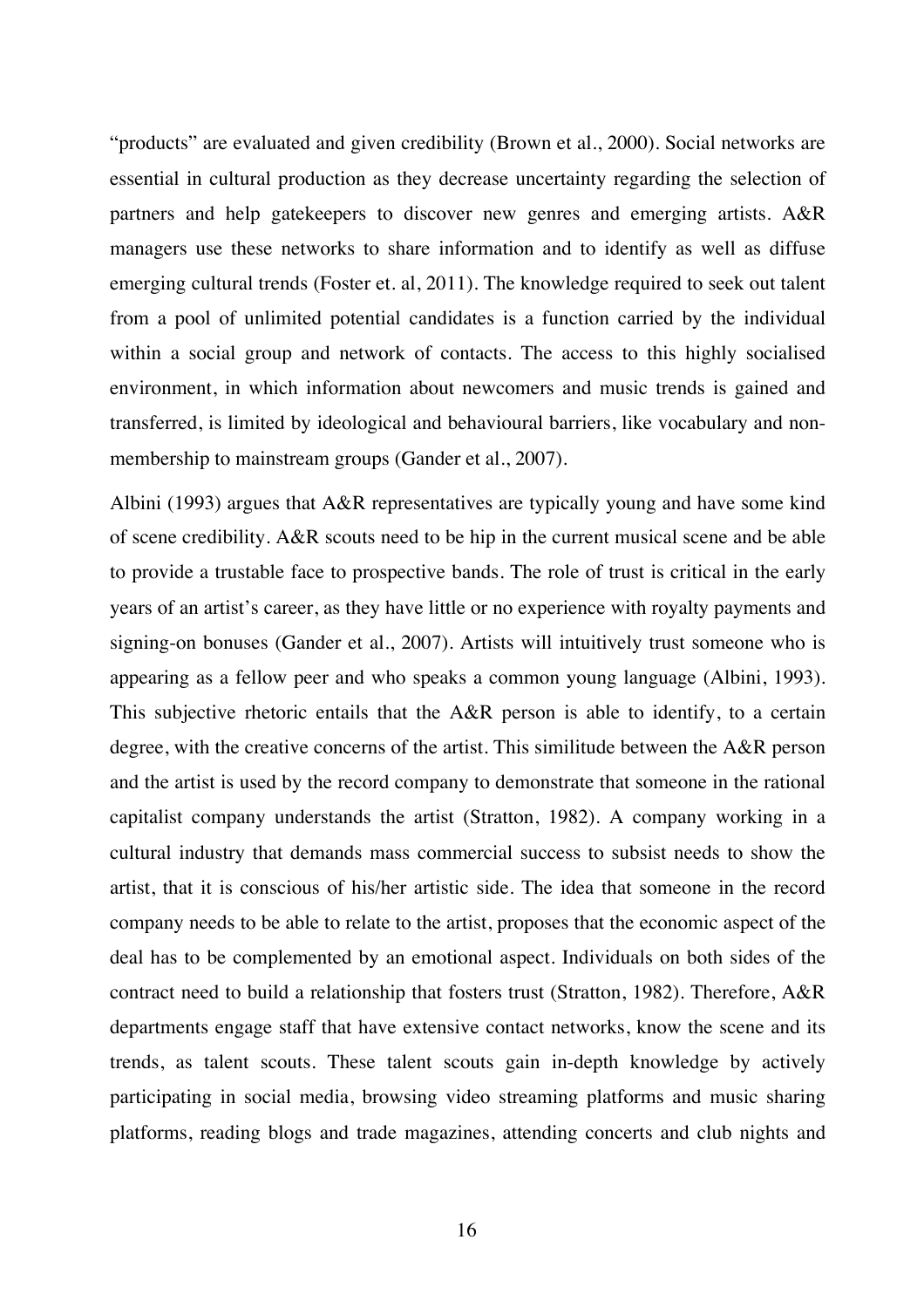"products" are evaluated and given credibility (Brown et al., 2000). Social networks are essential in cultural production as they decrease uncertainty regarding the selection of partners and help gatekeepers to discover new genres and emerging artists. A&R managers use these networks to share information and to identify as well as diffuse emerging cultural trends (Foster et. al, 2011). The knowledge required to seek out talent from a pool of unlimited potential candidates is a function carried by the individual within a social group and network of contacts. The access to this highly socialised environment, in which information about newcomers and music trends is gained and transferred, is limited by ideological and behavioural barriers, like vocabulary and non-membership to mainstream groups (Gander et al., 2007).

Albini (1993) argues that A&R representatives are typically young and have some kind of scene credibility. A&R scouts need to be hip in the current musical scene and be able to provide a trustable face to prospective bands. The role of trust is critical in the early years of an artist's career, as they have little or no experience with royalty payments and signing-on bonuses (Gander et al., 2007). Artists will intuitively trust someone who is appearing as a fellow peer and who speaks a common young language (Albini, 1993). This subjective rhetoric entails that the A&R person is able to identify, to a certain degree, with the creative concerns of the artist. This similitude between the A&R person and the artist is used by the record company to demonstrate that someone in the rational capitalist company understands the artist (Stratton, 1982). A company working in a cultural industry that demands mass commercial success to subsist needs to show the artist, that it is conscious of his/her artistic side. The idea that someone in the record company needs to be able to relate to the artist, proposes that the economic aspect of the deal has to be complemented by an emotional aspect. Individuals on both sides of the contract need to build a relationship that fosters trust (Stratton, 1982). Therefore, A&R departments engage staff that have extensive contact networks, know the scene and its trends, as talent scouts. These talent scouts gain in-depth knowledge by actively participating in social media, browsing video streaming platforms and music sharing platforms, reading blogs and trade magazines, attending concerts and club nights and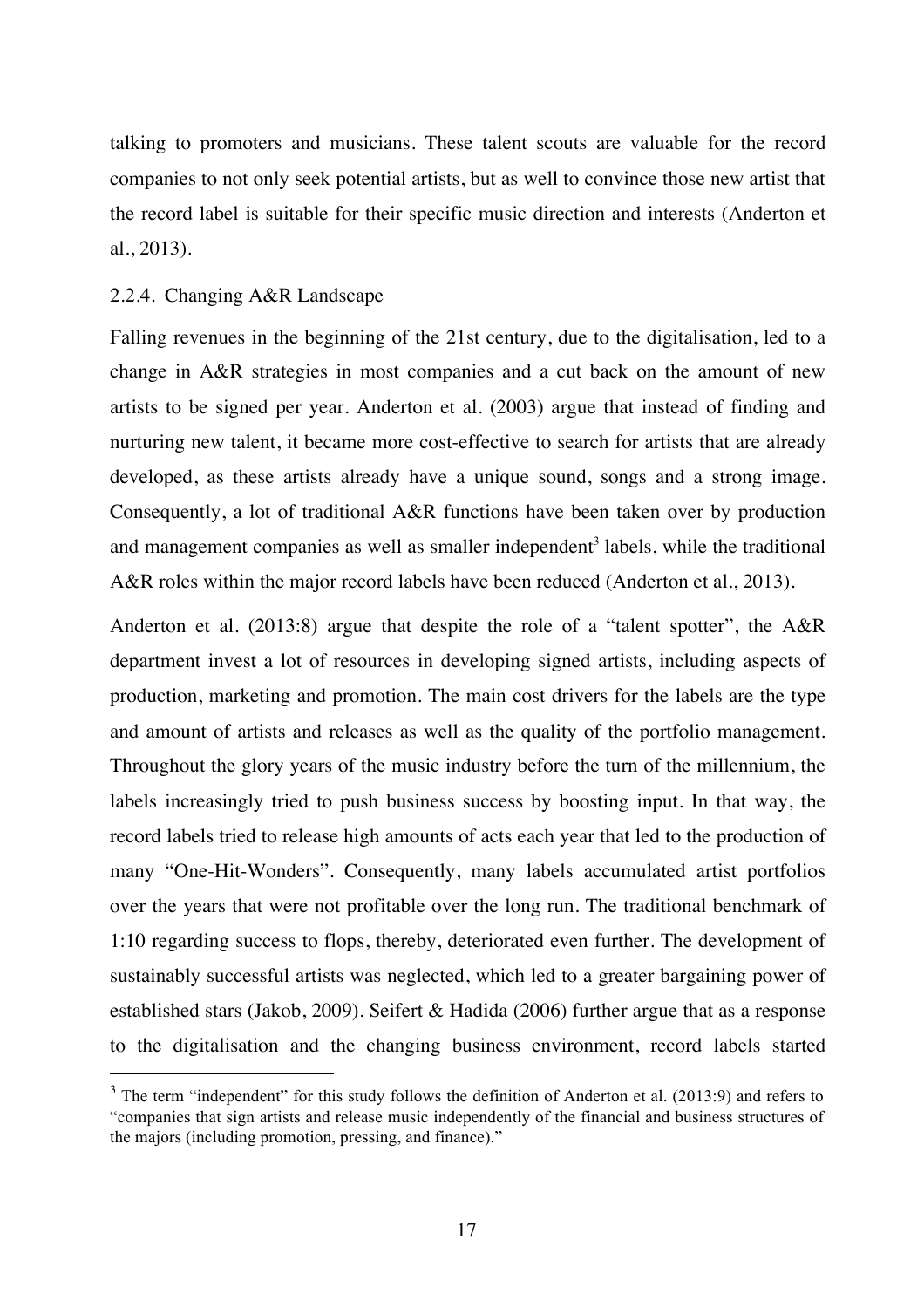talking to promoters and musicians. These talent scouts are valuable for the record companies to not only seek potential artists, but as well to convince those new artist that the record label is suitable for their specific music direction and interests (Anderton et al., 2013).

### 2.2.4. Changing A&R Landscape

Falling revenues in the beginning of the 21st century, due to the digitalisation, led to a change in A&R strategies in most companies and a cut back on the amount of new artists to be signed per year. Anderton et al. (2003) argue that instead of finding and nurturing new talent, it became more cost-effective to search for artists that are already developed, as these artists already have a unique sound, songs and a strong image. Consequently, a lot of traditional A&R functions have been taken over by production and management companies as well as smaller independent[3] labels, while the traditional A&R roles within the major record labels have been reduced (Anderton et al., 2013).

Anderton et al. (2013:8) argue that despite the role of a "talent spotter", the A&R department invest a lot of resources in developing signed artists, including aspects of production, marketing and promotion. The main cost drivers for the labels are the type and amount of artists and releases as well as the quality of the portfolio management. Throughout the glory years of the music industry before the turn of the millennium, the labels increasingly tried to push business success by boosting input. In that way, the record labels tried to release high amounts of acts each year that led to the production of many "One-Hit-Wonders". Consequently, many labels accumulated artist portfolios over the years that were not profitable over the long run. The traditional benchmark of 1:10 regarding success to flops, thereby, deteriorated even further. The development of sustainably successful artists was neglected, which led to a greater bargaining power of established stars (Jakob, 2009). Seifert & Hadida (2006) further argue that as a response to the digitalisation and the changing business environment, record labels started

[3] The term "independent" for this study follows the definition of Anderton et al. (2013:9) and refers to "companies that sign artists and release music independently of the financial and business structures of the majors (including promotion, pressing, and finance)."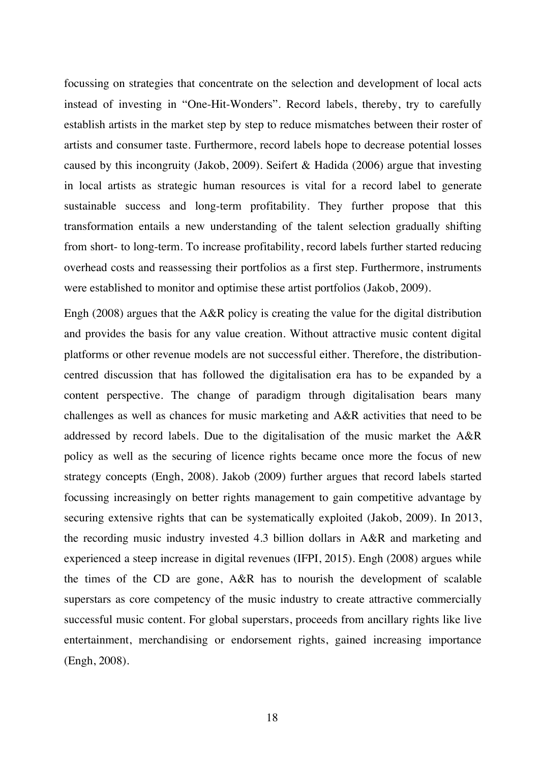focussing on strategies that concentrate on the selection and development of local acts instead of investing in "One-Hit-Wonders". Record labels, thereby, try to carefully establish artists in the market step by step to reduce mismatches between their roster of artists and consumer taste. Furthermore, record labels hope to decrease potential losses caused by this incongruity (Jakob, 2009). Seifert & Hadida (2006) argue that investing in local artists as strategic human resources is vital for a record label to generate sustainable success and long-term profitability. They further propose that this transformation entails a new understanding of the talent selection gradually shifting from short- to long-term. To increase profitability, record labels further started reducing overhead costs and reassessing their portfolios as a first step. Furthermore, instruments were established to monitor and optimise these artist portfolios (Jakob, 2009).

Engh (2008) argues that the A&R policy is creating the value for the digital distribution and provides the basis for any value creation. Without attractive music content digital platforms or other revenue models are not successful either. Therefore, the distribution-centred discussion that has followed the digitalisation era has to be expanded by a content perspective. The change of paradigm through digitalisation bears many challenges as well as chances for music marketing and A&R activities that need to be addressed by record labels. Due to the digitalisation of the music market the A&R policy as well as the securing of licence rights became once more the focus of new strategy concepts (Engh, 2008). Jakob (2009) further argues that record labels started focussing increasingly on better rights management to gain competitive advantage by securing extensive rights that can be systematically exploited (Jakob, 2009). In 2013, the recording music industry invested 4.3 billion dollars in A&R and marketing and experienced a steep increase in digital revenues (IFPI, 2015). Engh (2008) argues while the times of the CD are gone, A&R has to nourish the development of scalable superstars as core competency of the music industry to create attractive commercially successful music content. For global superstars, proceeds from ancillary rights like live entertainment, merchandising or endorsement rights, gained increasing importance (Engh, 2008).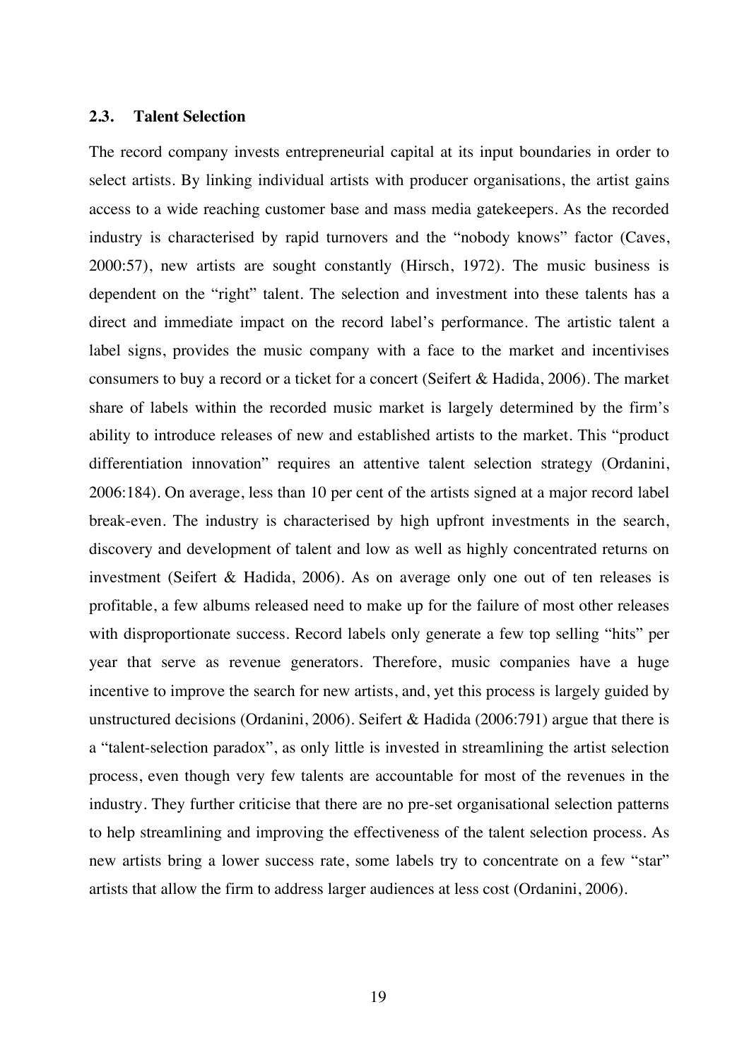## 2.3. Talent Selection

The record company invests entrepreneurial capital at its input boundaries in order to select artists. By linking individual artists with producer organisations, the artist gains access to a wide reaching customer base and mass media gatekeepers. As the recorded industry is characterised by rapid turnovers and the "nobody knows" factor (Caves, 2000:57), new artists are sought constantly (Hirsch, 1972). The music business is dependent on the "right" talent. The selection and investment into these talents has a direct and immediate impact on the record label's performance. The artistic talent a label signs, provides the music company with a face to the market and incentivises consumers to buy a record or a ticket for a concert (Seifert & Hadida, 2006). The market share of labels within the recorded music market is largely determined by the firm's ability to introduce releases of new and established artists to the market. This "product differentiation innovation" requires an attentive talent selection strategy (Ordanini, 2006:184). On average, less than 10 per cent of the artists signed at a major record label break-even. The industry is characterised by high upfront investments in the search, discovery and development of talent and low as well as highly concentrated returns on investment (Seifert & Hadida, 2006). As on average only one out of ten releases is profitable, a few albums released need to make up for the failure of most other releases with disproportionate success. Record labels only generate a few top selling "hits" per year that serve as revenue generators. Therefore, music companies have a huge incentive to improve the search for new artists, and, yet this process is largely guided by unstructured decisions (Ordanini, 2006). Seifert & Hadida (2006:791) argue that there is a "talent-selection paradox", as only little is invested in streamlining the artist selection process, even though very few talents are accountable for most of the revenues in the industry. They further criticise that there are no pre-set organisational selection patterns to help streamlining and improving the effectiveness of the talent selection process. As new artists bring a lower success rate, some labels try to concentrate on a few "star" artists that allow the firm to address larger audiences at less cost (Ordanini, 2006).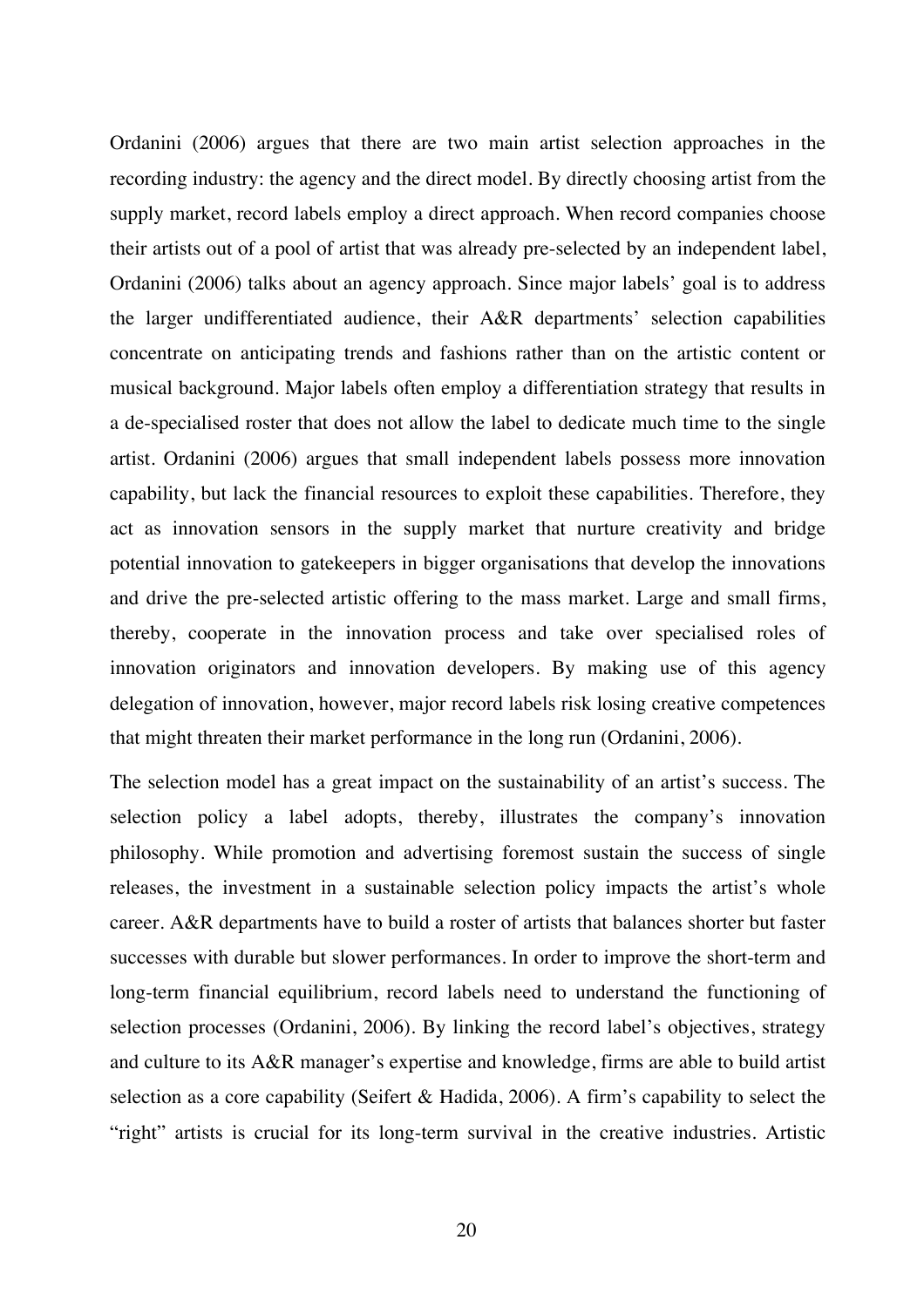Ordanini (2006) argues that there are two main artist selection approaches in the recording industry: the agency and the direct model. By directly choosing artist from the supply market, record labels employ a direct approach. When record companies choose their artists out of a pool of artist that was already pre-selected by an independent label, Ordanini (2006) talks about an agency approach. Since major labels' goal is to address the larger undifferentiated audience, their A&R departments' selection capabilities concentrate on anticipating trends and fashions rather than on the artistic content or musical background. Major labels often employ a differentiation strategy that results in a de-specialised roster that does not allow the label to dedicate much time to the single artist. Ordanini (2006) argues that small independent labels possess more innovation capability, but lack the financial resources to exploit these capabilities. Therefore, they act as innovation sensors in the supply market that nurture creativity and bridge potential innovation to gatekeepers in bigger organisations that develop the innovations and drive the pre-selected artistic offering to the mass market. Large and small firms, thereby, cooperate in the innovation process and take over specialised roles of innovation originators and innovation developers. By making use of this agency delegation of innovation, however, major record labels risk losing creative competences that might threaten their market performance in the long run (Ordanini, 2006).

The selection model has a great impact on the sustainability of an artist's success. The selection policy a label adopts, thereby, illustrates the company's innovation philosophy. While promotion and advertising foremost sustain the success of single releases, the investment in a sustainable selection policy impacts the artist's whole career. A&R departments have to build a roster of artists that balances shorter but faster successes with durable but slower performances. In order to improve the short-term and long-term financial equilibrium, record labels need to understand the functioning of selection processes (Ordanini, 2006). By linking the record label's objectives, strategy and culture to its A&R manager's expertise and knowledge, firms are able to build artist selection as a core capability (Seifert & Hadida, 2006). A firm's capability to select the "right" artists is crucial for its long-term survival in the creative industries. Artistic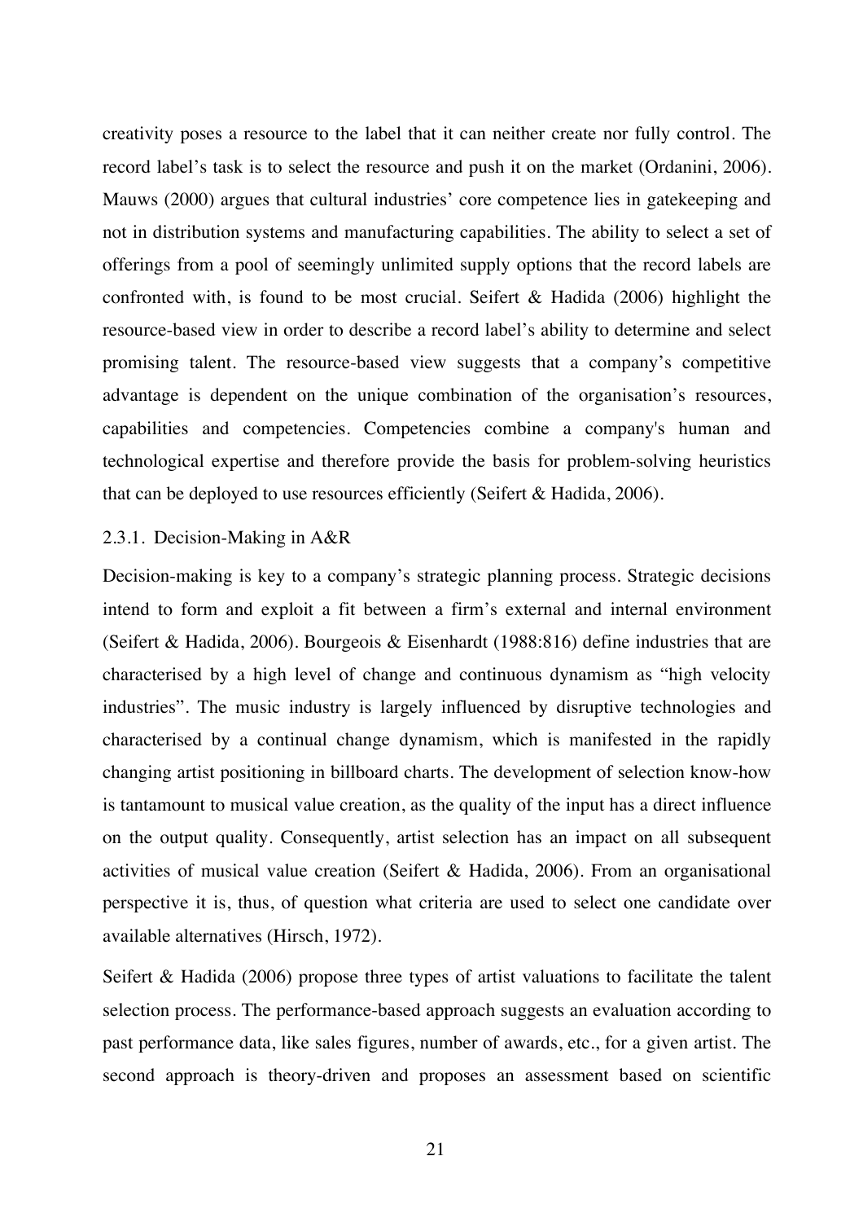creativity poses a resource to the label that it can neither create nor fully control. The record label's task is to select the resource and push it on the market (Ordanini, 2006). Mauws (2000) argues that cultural industries' core competence lies in gatekeeping and not in distribution systems and manufacturing capabilities. The ability to select a set of offerings from a pool of seemingly unlimited supply options that the record labels are confronted with, is found to be most crucial. Seifert & Hadida (2006) highlight the resource-based view in order to describe a record label's ability to determine and select promising talent. The resource-based view suggests that a company's competitive advantage is dependent on the unique combination of the organisation's resources, capabilities and competencies. Competencies combine a company's human and technological expertise and therefore provide the basis for problem-solving heuristics that can be deployed to use resources efficiently (Seifert & Hadida, 2006).

### 2.3.1. Decision-Making in A&R

Decision-making is key to a company's strategic planning process. Strategic decisions intend to form and exploit a fit between a firm's external and internal environment (Seifert & Hadida, 2006). Bourgeois & Eisenhardt (1988:816) define industries that are characterised by a high level of change and continuous dynamism as "high velocity industries". The music industry is largely influenced by disruptive technologies and characterised by a continual change dynamism, which is manifested in the rapidly changing artist positioning in billboard charts. The development of selection know-how is tantamount to musical value creation, as the quality of the input has a direct influence on the output quality. Consequently, artist selection has an impact on all subsequent activities of musical value creation (Seifert & Hadida, 2006). From an organisational perspective it is, thus, of question what criteria are used to select one candidate over available alternatives (Hirsch, 1972).

Seifert & Hadida (2006) propose three types of artist valuations to facilitate the talent selection process. The performance-based approach suggests an evaluation according to past performance data, like sales figures, number of awards, etc., for a given artist. The second approach is theory-driven and proposes an assessment based on scientific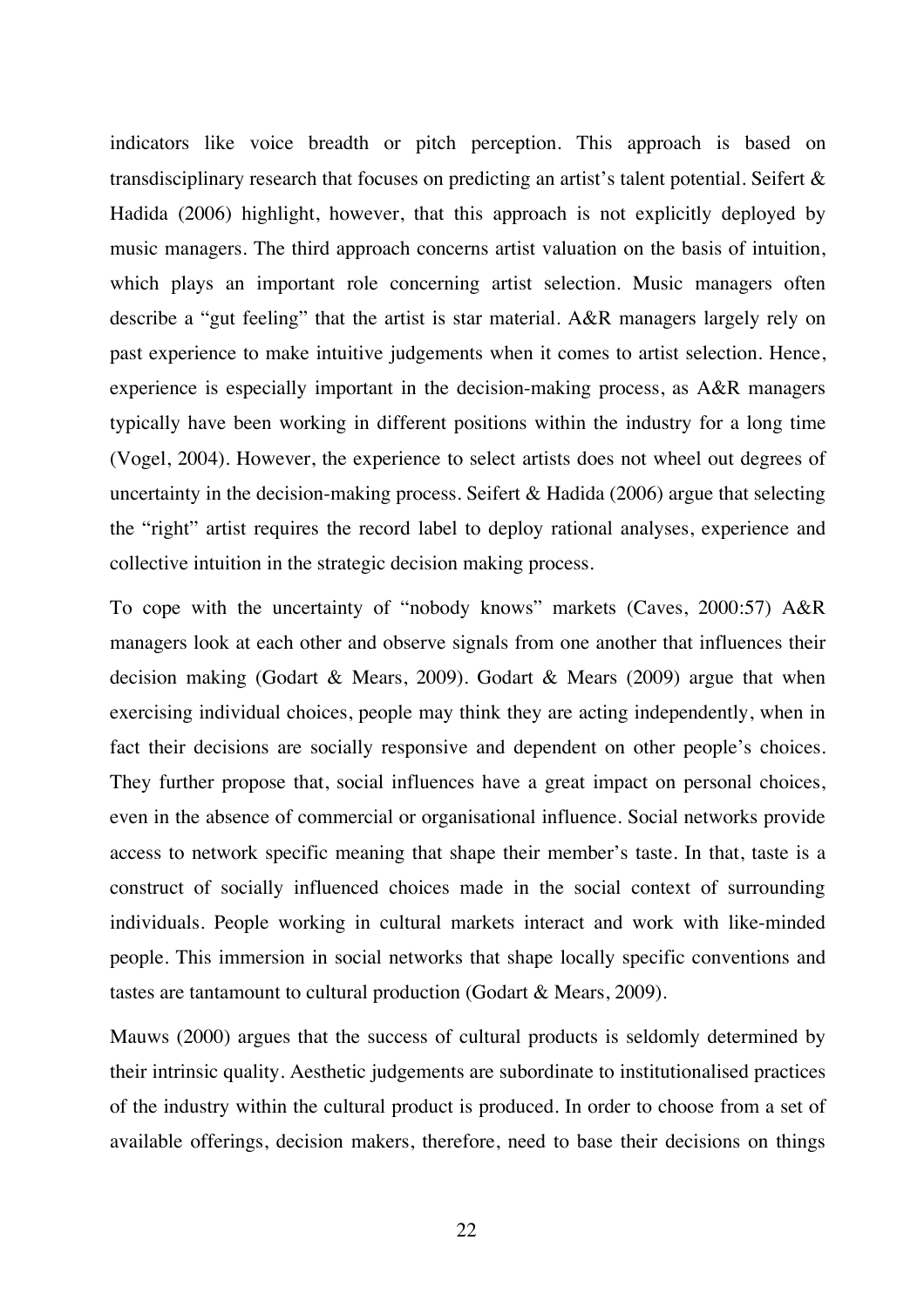indicators like voice breadth or pitch perception. This approach is based on transdisciplinary research that focuses on predicting an artist's talent potential. Seifert & Hadida (2006) highlight, however, that this approach is not explicitly deployed by music managers. The third approach concerns artist valuation on the basis of intuition, which plays an important role concerning artist selection. Music managers often describe a "gut feeling" that the artist is star material. A&R managers largely rely on past experience to make intuitive judgements when it comes to artist selection. Hence, experience is especially important in the decision-making process, as A&R managers typically have been working in different positions within the industry for a long time (Vogel, 2004). However, the experience to select artists does not wheel out degrees of uncertainty in the decision-making process. Seifert & Hadida (2006) argue that selecting the "right" artist requires the record label to deploy rational analyses, experience and collective intuition in the strategic decision making process.

To cope with the uncertainty of "nobody knows" markets (Caves, 2000:57) A&R managers look at each other and observe signals from one another that influences their decision making (Godart & Mears, 2009). Godart & Mears (2009) argue that when exercising individual choices, people may think they are acting independently, when in fact their decisions are socially responsive and dependent on other people's choices. They further propose that, social influences have a great impact on personal choices, even in the absence of commercial or organisational influence. Social networks provide access to network specific meaning that shape their member's taste. In that, taste is a construct of socially influenced choices made in the social context of surrounding individuals. People working in cultural markets interact and work with like-minded people. This immersion in social networks that shape locally specific conventions and tastes are tantamount to cultural production (Godart & Mears, 2009).

Mauws (2000) argues that the success of cultural products is seldomly determined by their intrinsic quality. Aesthetic judgements are subordinate to institutionalised practices of the industry within the cultural product is produced. In order to choose from a set of available offerings, decision makers, therefore, need to base their decisions on things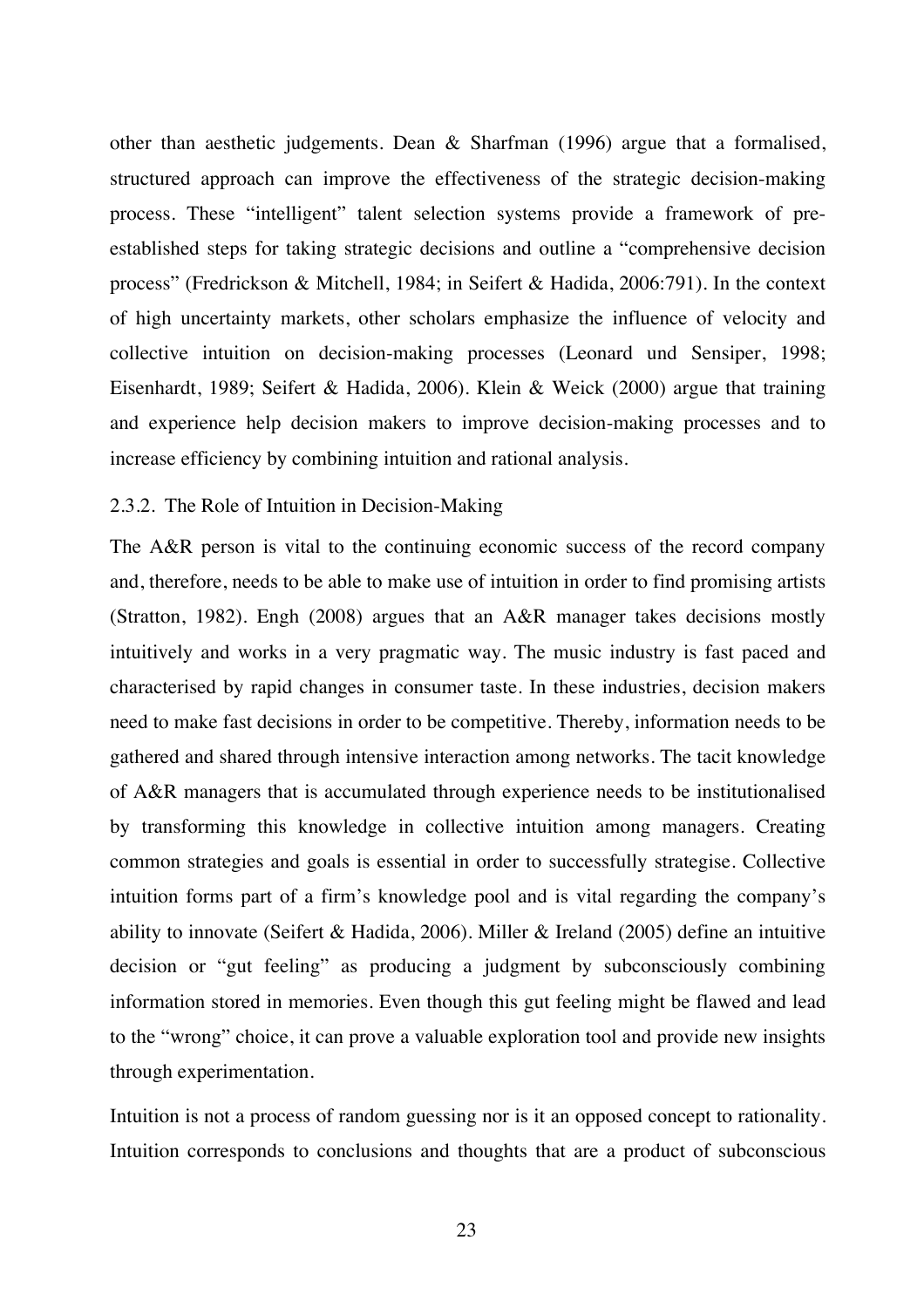other than aesthetic judgements. Dean & Sharfman (1996) argue that a formalised, structured approach can improve the effectiveness of the strategic decision-making process. These "intelligent" talent selection systems provide a framework of pre-established steps for taking strategic decisions and outline a "comprehensive decision process" (Fredrickson & Mitchell, 1984; in Seifert & Hadida, 2006:791). In the context of high uncertainty markets, other scholars emphasize the influence of velocity and collective intuition on decision-making processes (Leonard und Sensiper, 1998; Eisenhardt, 1989; Seifert & Hadida, 2006). Klein & Weick (2000) argue that training and experience help decision makers to improve decision-making processes and to increase efficiency by combining intuition and rational analysis.

### 2.3.2. The Role of Intuition in Decision-Making

The A&R person is vital to the continuing economic success of the record company and, therefore, needs to be able to make use of intuition in order to find promising artists (Stratton, 1982). Engh (2008) argues that an A&R manager takes decisions mostly intuitively and works in a very pragmatic way. The music industry is fast paced and characterised by rapid changes in consumer taste. In these industries, decision makers need to make fast decisions in order to be competitive. Thereby, information needs to be gathered and shared through intensive interaction among networks. The tacit knowledge of A&R managers that is accumulated through experience needs to be institutionalised by transforming this knowledge in collective intuition among managers. Creating common strategies and goals is essential in order to successfully strategise. Collective intuition forms part of a firm's knowledge pool and is vital regarding the company's ability to innovate (Seifert & Hadida, 2006). Miller & Ireland (2005) define an intuitive decision or "gut feeling" as producing a judgment by subconsciously combining information stored in memories. Even though this gut feeling might be flawed and lead to the "wrong" choice, it can prove a valuable exploration tool and provide new insights through experimentation.

Intuition is not a process of random guessing nor is it an opposed concept to rationality. Intuition corresponds to conclusions and thoughts that are a product of subconscious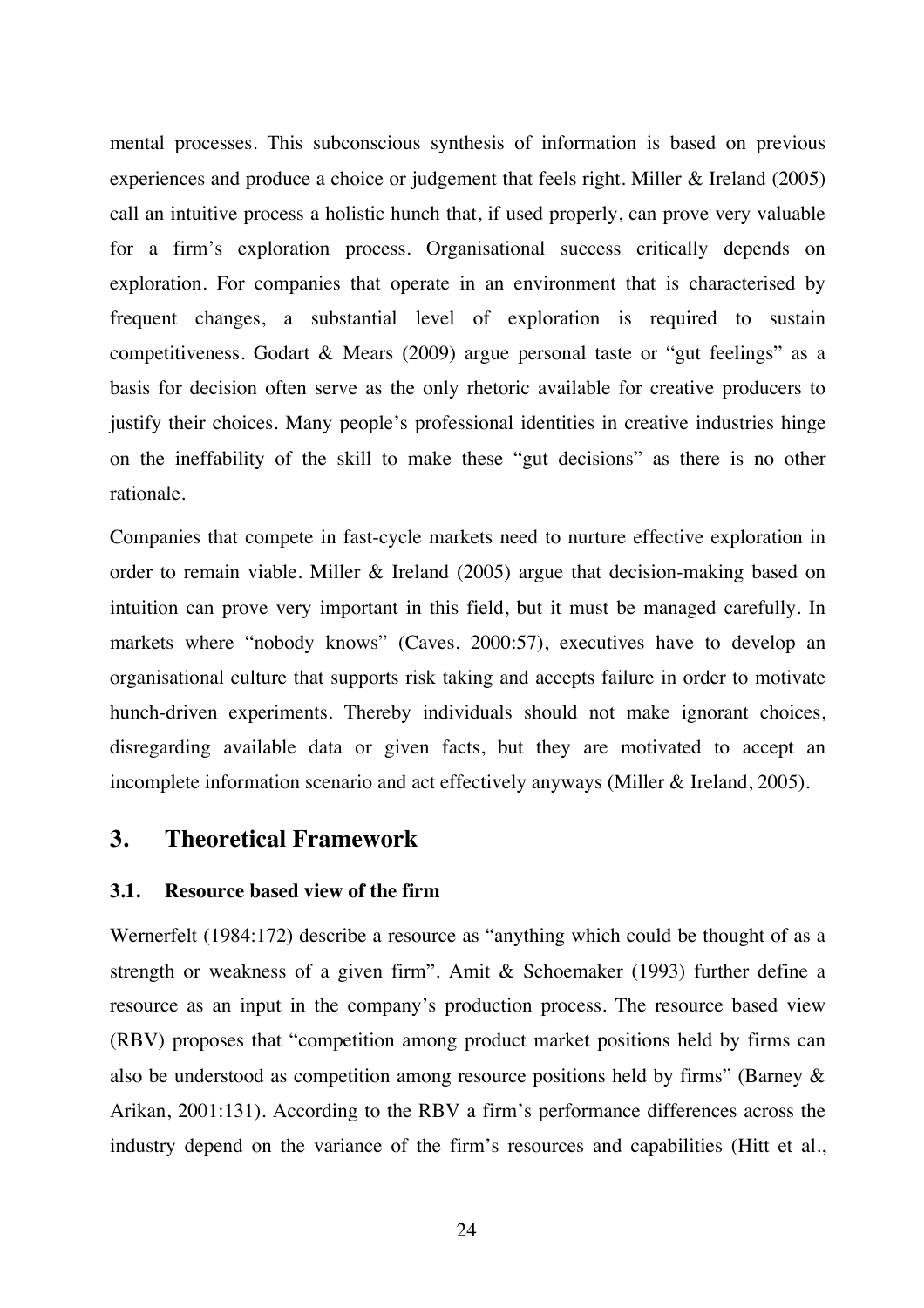mental processes. This subconscious synthesis of information is based on previous experiences and produce a choice or judgement that feels right. Miller & Ireland (2005) call an intuitive process a holistic hunch that, if used properly, can prove very valuable for a firm's exploration process. Organisational success critically depends on exploration. For companies that operate in an environment that is characterised by frequent changes, a substantial level of exploration is required to sustain competitiveness. Godart & Mears (2009) argue personal taste or "gut feelings" as a basis for decision often serve as the only rhetoric available for creative producers to justify their choices. Many people's professional identities in creative industries hinge on the ineffability of the skill to make these "gut decisions" as there is no other rationale.

Companies that compete in fast-cycle markets need to nurture effective exploration in order to remain viable. Miller & Ireland (2005) argue that decision-making based on intuition can prove very important in this field, but it must be managed carefully. In markets where "nobody knows" (Caves, 2000:57), executives have to develop an organisational culture that supports risk taking and accepts failure in order to motivate hunch-driven experiments. Thereby individuals should not make ignorant choices, disregarding available data or given facts, but they are motivated to accept an incomplete information scenario and act effectively anyways (Miller & Ireland, 2005).

# 3. Theoretical Framework

## 3.1. Resource based view of the firm

Wernerfelt (1984:172) describe a resource as "anything which could be thought of as a strength or weakness of a given firm". Amit & Schoemaker (1993) further define a resource as an input in the company's production process. The resource based view (RBV) proposes that "competition among product market positions held by firms can also be understood as competition among resource positions held by firms" (Barney & Arikan, 2001:131). According to the RBV a firm's performance differences across the industry depend on the variance of the firm's resources and capabilities (Hitt et al.,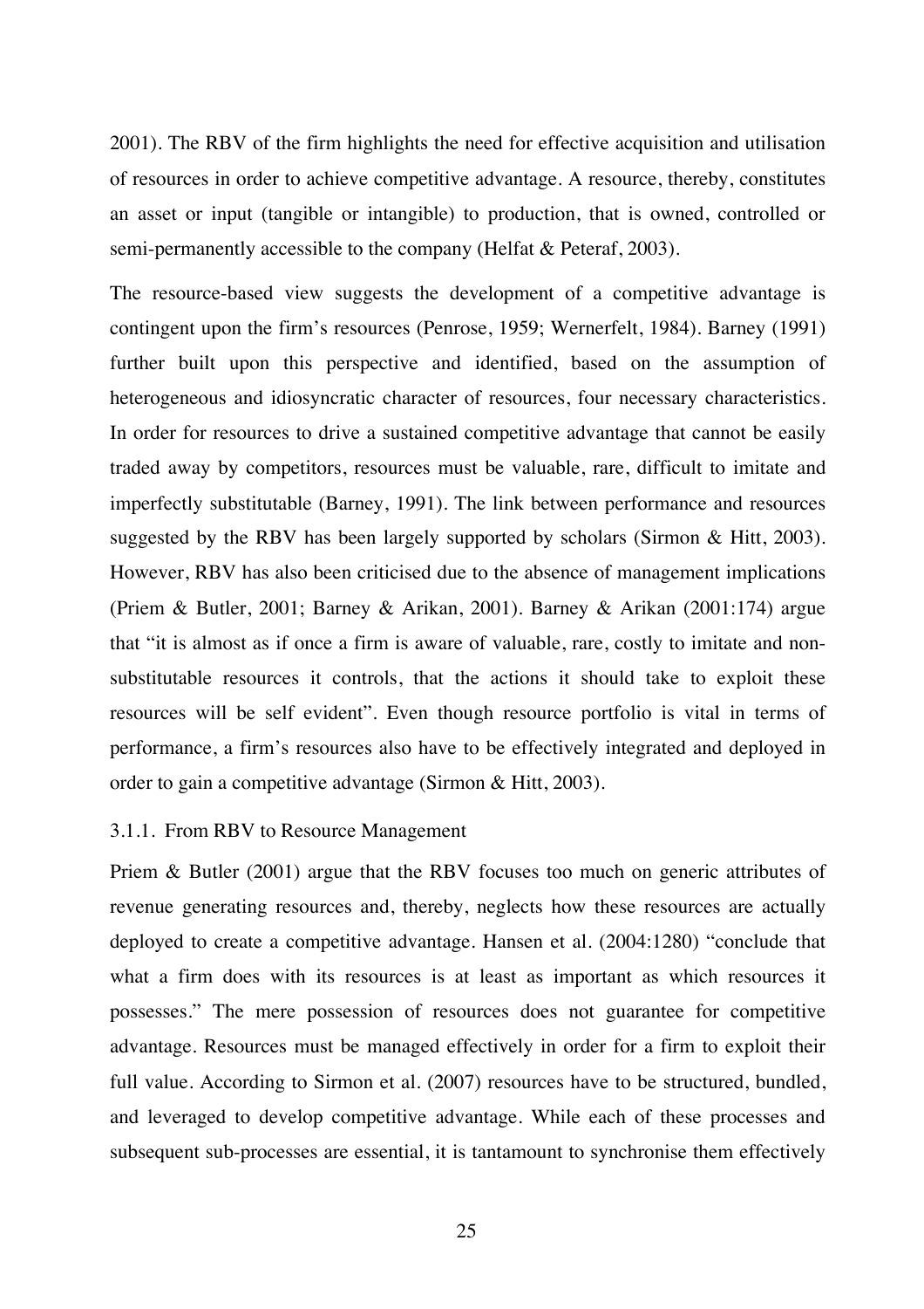2001). The RBV of the firm highlights the need for effective acquisition and utilisation of resources in order to achieve competitive advantage. A resource, thereby, constitutes an asset or input (tangible or intangible) to production, that is owned, controlled or semi-permanently accessible to the company (Helfat & Peteraf, 2003).

The resource-based view suggests the development of a competitive advantage is contingent upon the firm's resources (Penrose, 1959; Wernerfelt, 1984). Barney (1991) further built upon this perspective and identified, based on the assumption of heterogeneous and idiosyncratic character of resources, four necessary characteristics. In order for resources to drive a sustained competitive advantage that cannot be easily traded away by competitors, resources must be valuable, rare, difficult to imitate and imperfectly substitutable (Barney, 1991). The link between performance and resources suggested by the RBV has been largely supported by scholars (Sirmon & Hitt, 2003). However, RBV has also been criticised due to the absence of management implications (Priem & Butler, 2001; Barney & Arikan, 2001). Barney & Arikan (2001:174) argue that "it is almost as if once a firm is aware of valuable, rare, costly to imitate and non-substitutable resources it controls, that the actions it should take to exploit these resources will be self evident". Even though resource portfolio is vital in terms of performance, a firm's resources also have to be effectively integrated and deployed in order to gain a competitive advantage (Sirmon & Hitt, 2003).

### 3.1.1. From RBV to Resource Management

Priem & Butler (2001) argue that the RBV focuses too much on generic attributes of revenue generating resources and, thereby, neglects how these resources are actually deployed to create a competitive advantage. Hansen et al. (2004:1280) "conclude that what a firm does with its resources is at least as important as which resources it possesses." The mere possession of resources does not guarantee for competitive advantage. Resources must be managed effectively in order for a firm to exploit their full value. According to Sirmon et al. (2007) resources have to be structured, bundled, and leveraged to develop competitive advantage. While each of these processes and subsequent sub-processes are essential, it is tantamount to synchronise them effectively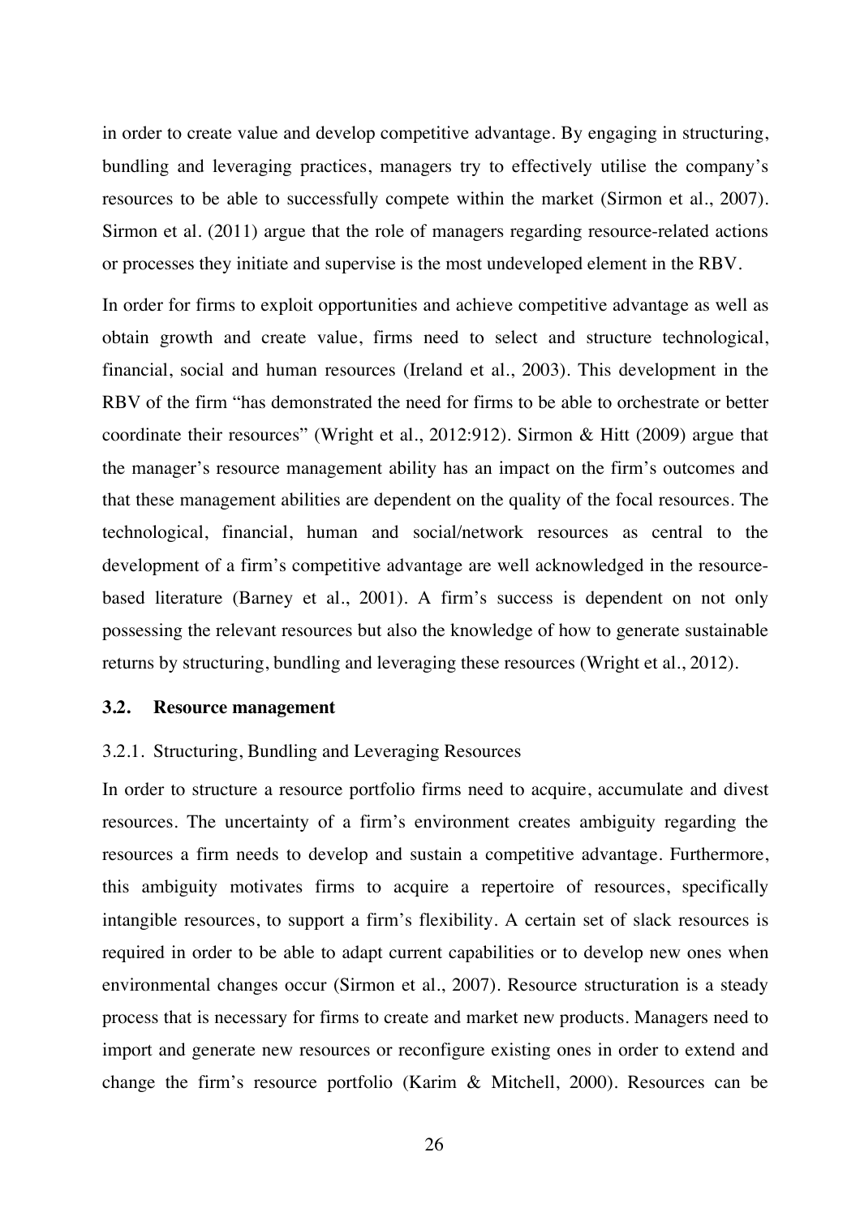in order to create value and develop competitive advantage. By engaging in structuring, bundling and leveraging practices, managers try to effectively utilise the company's resources to be able to successfully compete within the market (Sirmon et al., 2007). Sirmon et al. (2011) argue that the role of managers regarding resource-related actions or processes they initiate and supervise is the most undeveloped element in the RBV.

In order for firms to exploit opportunities and achieve competitive advantage as well as obtain growth and create value, firms need to select and structure technological, financial, social and human resources (Ireland et al., 2003). This development in the RBV of the firm "has demonstrated the need for firms to be able to orchestrate or better coordinate their resources" (Wright et al., 2012:912). Sirmon & Hitt (2009) argue that the manager's resource management ability has an impact on the firm's outcomes and that these management abilities are dependent on the quality of the focal resources. The technological, financial, human and social/network resources as central to the development of a firm's competitive advantage are well acknowledged in the resource-based literature (Barney et al., 2001). A firm's success is dependent on not only possessing the relevant resources but also the knowledge of how to generate sustainable returns by structuring, bundling and leveraging these resources (Wright et al., 2012).

## 3.2. Resource management

### 3.2.1. Structuring, Bundling and Leveraging Resources

In order to structure a resource portfolio firms need to acquire, accumulate and divest resources. The uncertainty of a firm's environment creates ambiguity regarding the resources a firm needs to develop and sustain a competitive advantage. Furthermore, this ambiguity motivates firms to acquire a repertoire of resources, specifically intangible resources, to support a firm's flexibility. A certain set of slack resources is required in order to be able to adapt current capabilities or to develop new ones when environmental changes occur (Sirmon et al., 2007). Resource structuration is a steady process that is necessary for firms to create and market new products. Managers need to import and generate new resources or reconfigure existing ones in order to extend and change the firm's resource portfolio (Karim & Mitchell, 2000). Resources can be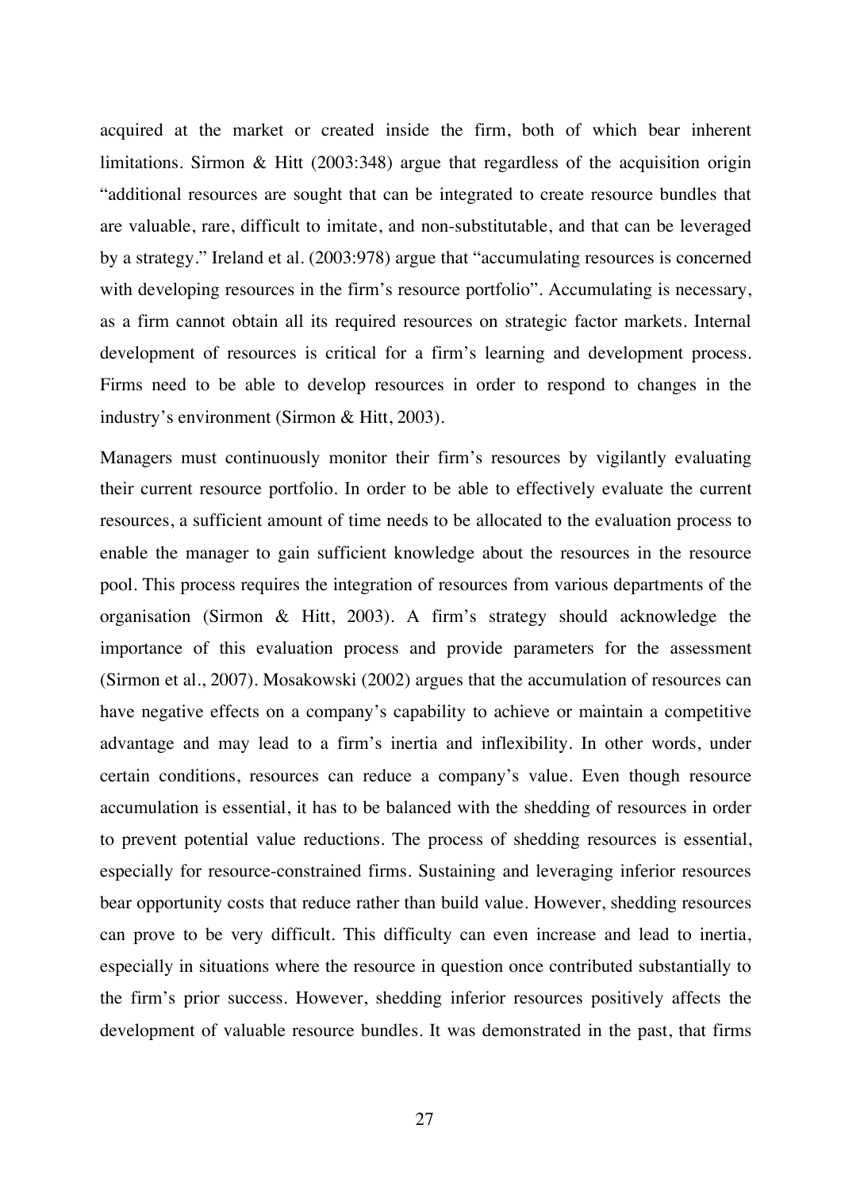acquired at the market or created inside the firm, both of which bear inherent limitations. Sirmon & Hitt (2003:348) argue that regardless of the acquisition origin "additional resources are sought that can be integrated to create resource bundles that are valuable, rare, difficult to imitate, and non-substitutable, and that can be leveraged by a strategy." Ireland et al. (2003:978) argue that "accumulating resources is concerned with developing resources in the firm's resource portfolio". Accumulating is necessary, as a firm cannot obtain all its required resources on strategic factor markets. Internal development of resources is critical for a firm's learning and development process. Firms need to be able to develop resources in order to respond to changes in the industry's environment (Sirmon & Hitt, 2003).

Managers must continuously monitor their firm's resources by vigilantly evaluating their current resource portfolio. In order to be able to effectively evaluate the current resources, a sufficient amount of time needs to be allocated to the evaluation process to enable the manager to gain sufficient knowledge about the resources in the resource pool. This process requires the integration of resources from various departments of the organisation (Sirmon & Hitt, 2003). A firm's strategy should acknowledge the importance of this evaluation process and provide parameters for the assessment (Sirmon et al., 2007). Mosakowski (2002) argues that the accumulation of resources can have negative effects on a company's capability to achieve or maintain a competitive advantage and may lead to a firm's inertia and inflexibility. In other words, under certain conditions, resources can reduce a company's value. Even though resource accumulation is essential, it has to be balanced with the shedding of resources in order to prevent potential value reductions. The process of shedding resources is essential, especially for resource-constrained firms. Sustaining and leveraging inferior resources bear opportunity costs that reduce rather than build value. However, shedding resources can prove to be very difficult. This difficulty can even increase and lead to inertia, especially in situations where the resource in question once contributed substantially to the firm's prior success. However, shedding inferior resources positively affects the development of valuable resource bundles. It was demonstrated in the past, that firms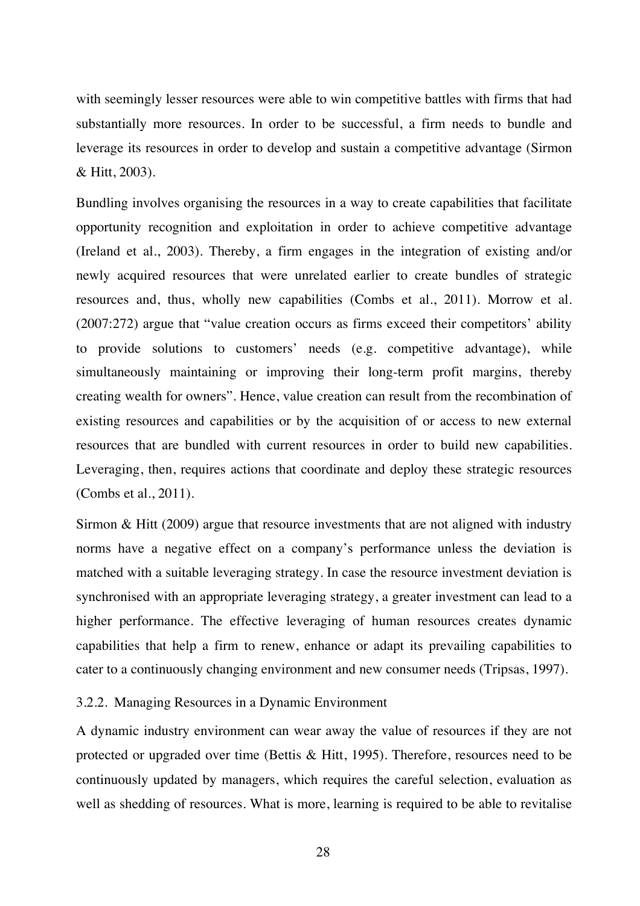with seemingly lesser resources were able to win competitive battles with firms that had substantially more resources. In order to be successful, a firm needs to bundle and leverage its resources in order to develop and sustain a competitive advantage (Sirmon & Hitt, 2003).

Bundling involves organising the resources in a way to create capabilities that facilitate opportunity recognition and exploitation in order to achieve competitive advantage (Ireland et al., 2003). Thereby, a firm engages in the integration of existing and/or newly acquired resources that were unrelated earlier to create bundles of strategic resources and, thus, wholly new capabilities (Combs et al., 2011). Morrow et al. (2007:272) argue that "value creation occurs as firms exceed their competitors' ability to provide solutions to customers' needs (e.g. competitive advantage), while simultaneously maintaining or improving their long-term profit margins, thereby creating wealth for owners". Hence, value creation can result from the recombination of existing resources and capabilities or by the acquisition of or access to new external resources that are bundled with current resources in order to build new capabilities. Leveraging, then, requires actions that coordinate and deploy these strategic resources (Combs et al., 2011).

Sirmon & Hitt (2009) argue that resource investments that are not aligned with industry norms have a negative effect on a company's performance unless the deviation is matched with a suitable leveraging strategy. In case the resource investment deviation is synchronised with an appropriate leveraging strategy, a greater investment can lead to a higher performance. The effective leveraging of human resources creates dynamic capabilities that help a firm to renew, enhance or adapt its prevailing capabilities to cater to a continuously changing environment and new consumer needs (Tripsas, 1997).

### 3.2.2. Managing Resources in a Dynamic Environment

A dynamic industry environment can wear away the value of resources if they are not protected or upgraded over time (Bettis & Hitt, 1995). Therefore, resources need to be continuously updated by managers, which requires the careful selection, evaluation as well as shedding of resources. What is more, learning is required to be able to revitalise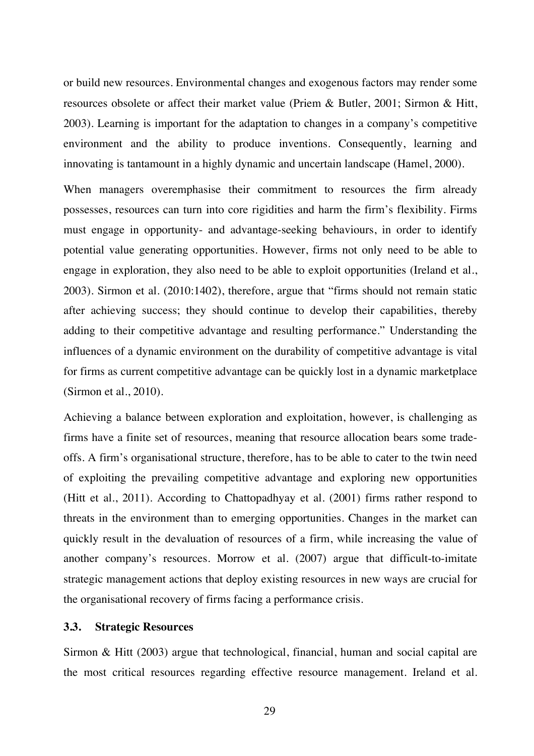or build new resources. Environmental changes and exogenous factors may render some resources obsolete or affect their market value (Priem & Butler, 2001; Sirmon & Hitt, 2003). Learning is important for the adaptation to changes in a company's competitive environment and the ability to produce inventions. Consequently, learning and innovating is tantamount in a highly dynamic and uncertain landscape (Hamel, 2000).

When managers overemphasise their commitment to resources the firm already possesses, resources can turn into core rigidities and harm the firm's flexibility. Firms must engage in opportunity- and advantage-seeking behaviours, in order to identify potential value generating opportunities. However, firms not only need to be able to engage in exploration, they also need to be able to exploit opportunities (Ireland et al., 2003). Sirmon et al. (2010:1402), therefore, argue that "firms should not remain static after achieving success; they should continue to develop their capabilities, thereby adding to their competitive advantage and resulting performance." Understanding the influences of a dynamic environment on the durability of competitive advantage is vital for firms as current competitive advantage can be quickly lost in a dynamic marketplace (Sirmon et al., 2010).

Achieving a balance between exploration and exploitation, however, is challenging as firms have a finite set of resources, meaning that resource allocation bears some trade-offs. A firm's organisational structure, therefore, has to be able to cater to the twin need of exploiting the prevailing competitive advantage and exploring new opportunities (Hitt et al., 2011). According to Chattopadhyay et al. (2001) firms rather respond to threats in the environment than to emerging opportunities. Changes in the market can quickly result in the devaluation of resources of a firm, while increasing the value of another company's resources. Morrow et al. (2007) argue that difficult-to-imitate strategic management actions that deploy existing resources in new ways are crucial for the organisational recovery of firms facing a performance crisis.

### 3.3. Strategic Resources

Sirmon & Hitt (2003) argue that technological, financial, human and social capital are the most critical resources regarding effective resource management. Ireland et al.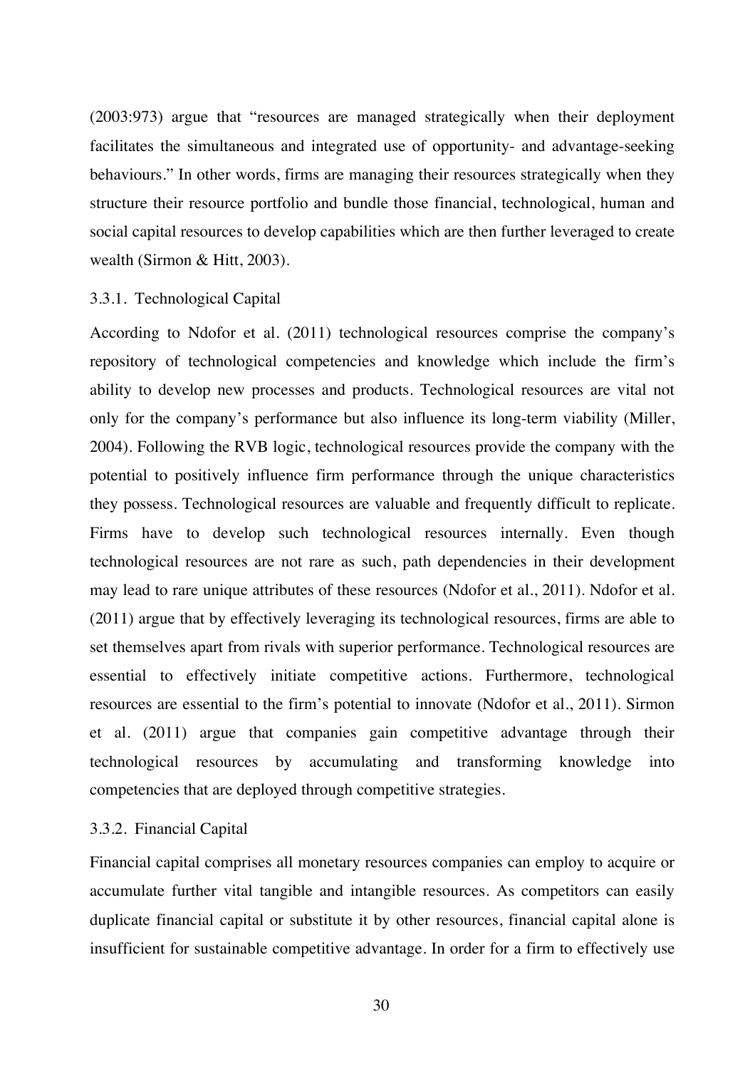(2003:973) argue that "resources are managed strategically when their deployment facilitates the simultaneous and integrated use of opportunity- and advantage-seeking behaviours." In other words, firms are managing their resources strategically when they structure their resource portfolio and bundle those financial, technological, human and social capital resources to develop capabilities which are then further leveraged to create wealth (Sirmon & Hitt, 2003).

### 3.3.1. Technological Capital

According to Ndofor et al. (2011) technological resources comprise the company's repository of technological competencies and knowledge which include the firm's ability to develop new processes and products. Technological resources are vital not only for the company's performance but also influence its long-term viability (Miller, 2004). Following the RVB logic, technological resources provide the company with the potential to positively influence firm performance through the unique characteristics they possess. Technological resources are valuable and frequently difficult to replicate. Firms have to develop such technological resources internally. Even though technological resources are not rare as such, path dependencies in their development may lead to rare unique attributes of these resources (Ndofor et al., 2011). Ndofor et al. (2011) argue that by effectively leveraging its technological resources, firms are able to set themselves apart from rivals with superior performance. Technological resources are essential to effectively initiate competitive actions. Furthermore, technological resources are essential to the firm's potential to innovate (Ndofor et al., 2011). Sirmon et al. (2011) argue that companies gain competitive advantage through their technological resources by accumulating and transforming knowledge into competencies that are deployed through competitive strategies.

### 3.3.2. Financial Capital

Financial capital comprises all monetary resources companies can employ to acquire or accumulate further vital tangible and intangible resources. As competitors can easily duplicate financial capital or substitute it by other resources, financial capital alone is insufficient for sustainable competitive advantage. In order for a firm to effectively use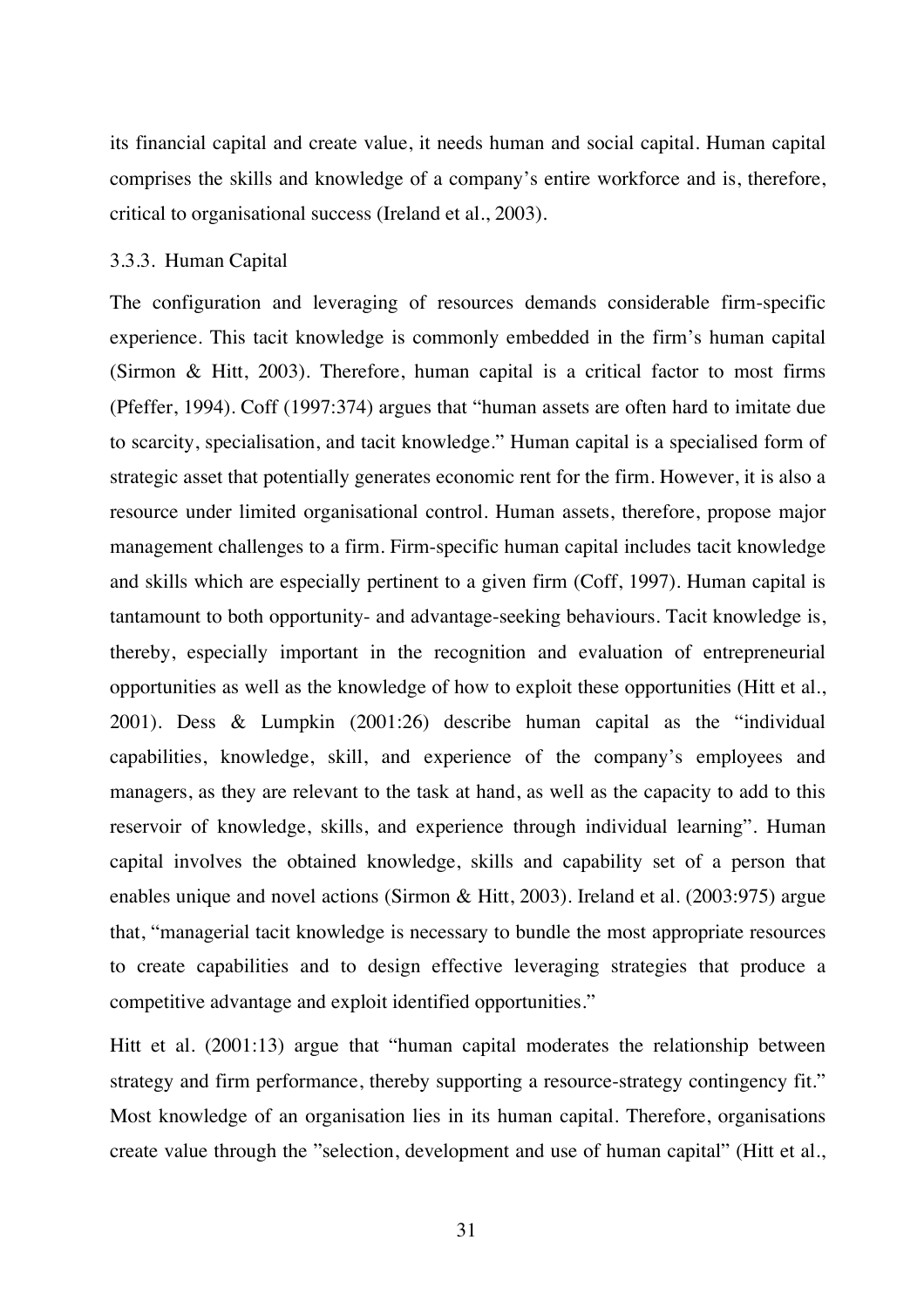its financial capital and create value, it needs human and social capital. Human capital comprises the skills and knowledge of a company's entire workforce and is, therefore, critical to organisational success (Ireland et al., 2003).

### 3.3.3. Human Capital

The configuration and leveraging of resources demands considerable firm-specific experience. This tacit knowledge is commonly embedded in the firm's human capital (Sirmon & Hitt, 2003). Therefore, human capital is a critical factor to most firms (Pfeffer, 1994). Coff (1997:374) argues that "human assets are often hard to imitate due to scarcity, specialisation, and tacit knowledge." Human capital is a specialised form of strategic asset that potentially generates economic rent for the firm. However, it is also a resource under limited organisational control. Human assets, therefore, propose major management challenges to a firm. Firm-specific human capital includes tacit knowledge and skills which are especially pertinent to a given firm (Coff, 1997). Human capital is tantamount to both opportunity- and advantage-seeking behaviours. Tacit knowledge is, thereby, especially important in the recognition and evaluation of entrepreneurial opportunities as well as the knowledge of how to exploit these opportunities (Hitt et al., 2001). Dess & Lumpkin (2001:26) describe human capital as the "individual capabilities, knowledge, skill, and experience of the company's employees and managers, as they are relevant to the task at hand, as well as the capacity to add to this reservoir of knowledge, skills, and experience through individual learning". Human capital involves the obtained knowledge, skills and capability set of a person that enables unique and novel actions (Sirmon & Hitt, 2003). Ireland et al. (2003:975) argue that, "managerial tacit knowledge is necessary to bundle the most appropriate resources to create capabilities and to design effective leveraging strategies that produce a competitive advantage and exploit identified opportunities."

Hitt et al. (2001:13) argue that "human capital moderates the relationship between strategy and firm performance, thereby supporting a resource-strategy contingency fit." Most knowledge of an organisation lies in its human capital. Therefore, organisations create value through the "selection, development and use of human capital" (Hitt et al.,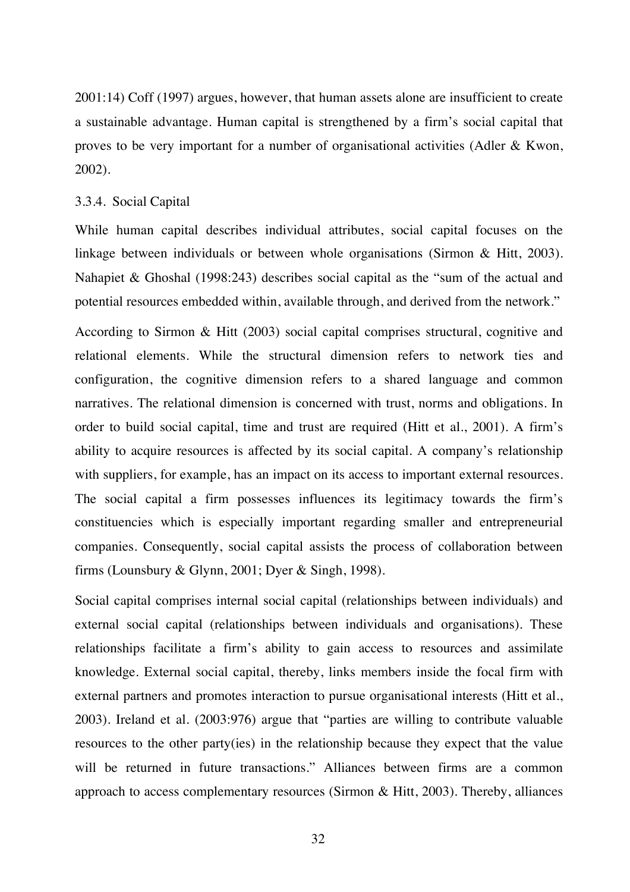2001:14) Coff (1997) argues, however, that human assets alone are insufficient to create a sustainable advantage. Human capital is strengthened by a firm's social capital that proves to be very important for a number of organisational activities (Adler & Kwon, 2002).

### 3.3.4. Social Capital

While human capital describes individual attributes, social capital focuses on the linkage between individuals or between whole organisations (Sirmon & Hitt, 2003). Nahapiet & Ghoshal (1998:243) describes social capital as the "sum of the actual and potential resources embedded within, available through, and derived from the network."

According to Sirmon & Hitt (2003) social capital comprises structural, cognitive and relational elements. While the structural dimension refers to network ties and configuration, the cognitive dimension refers to a shared language and common narratives. The relational dimension is concerned with trust, norms and obligations. In order to build social capital, time and trust are required (Hitt et al., 2001). A firm's ability to acquire resources is affected by its social capital. A company's relationship with suppliers, for example, has an impact on its access to important external resources. The social capital a firm possesses influences its legitimacy towards the firm's constituencies which is especially important regarding smaller and entrepreneurial companies. Consequently, social capital assists the process of collaboration between firms (Lounsbury & Glynn, 2001; Dyer & Singh, 1998).

Social capital comprises internal social capital (relationships between individuals) and external social capital (relationships between individuals and organisations). These relationships facilitate a firm's ability to gain access to resources and assimilate knowledge. External social capital, thereby, links members inside the focal firm with external partners and promotes interaction to pursue organisational interests (Hitt et al., 2003). Ireland et al. (2003:976) argue that "parties are willing to contribute valuable resources to the other party(ies) in the relationship because they expect that the value will be returned in future transactions." Alliances between firms are a common approach to access complementary resources (Sirmon & Hitt, 2003). Thereby, alliances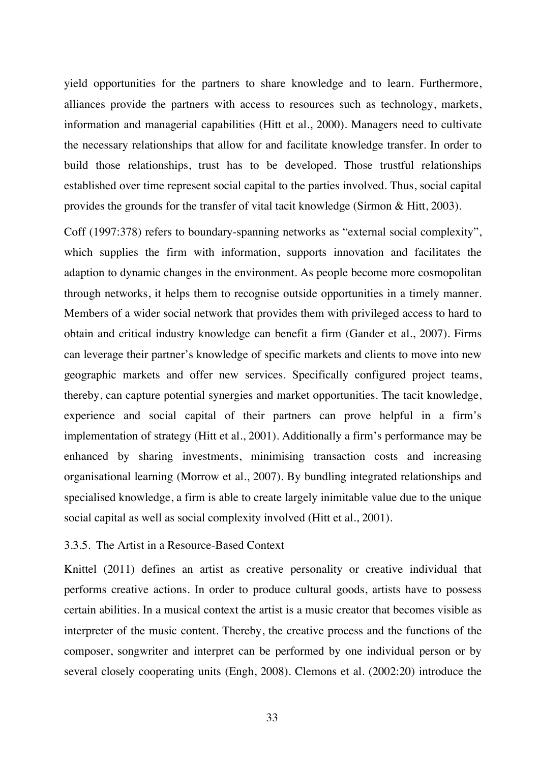yield opportunities for the partners to share knowledge and to learn. Furthermore, alliances provide the partners with access to resources such as technology, markets, information and managerial capabilities (Hitt et al., 2000). Managers need to cultivate the necessary relationships that allow for and facilitate knowledge transfer. In order to build those relationships, trust has to be developed. Those trustful relationships established over time represent social capital to the parties involved. Thus, social capital provides the grounds for the transfer of vital tacit knowledge (Sirmon & Hitt, 2003).

Coff (1997:378) refers to boundary-spanning networks as "external social complexity", which supplies the firm with information, supports innovation and facilitates the adaption to dynamic changes in the environment. As people become more cosmopolitan through networks, it helps them to recognise outside opportunities in a timely manner. Members of a wider social network that provides them with privileged access to hard to obtain and critical industry knowledge can benefit a firm (Gander et al., 2007). Firms can leverage their partner's knowledge of specific markets and clients to move into new geographic markets and offer new services. Specifically configured project teams, thereby, can capture potential synergies and market opportunities. The tacit knowledge, experience and social capital of their partners can prove helpful in a firm's implementation of strategy (Hitt et al., 2001). Additionally a firm's performance may be enhanced by sharing investments, minimising transaction costs and increasing organisational learning (Morrow et al., 2007). By bundling integrated relationships and specialised knowledge, a firm is able to create largely inimitable value due to the unique social capital as well as social complexity involved (Hitt et al., 2001).

### 3.3.5. The Artist in a Resource-Based Context

Knittel (2011) defines an artist as creative personality or creative individual that performs creative actions. In order to produce cultural goods, artists have to possess certain abilities. In a musical context the artist is a music creator that becomes visible as interpreter of the music content. Thereby, the creative process and the functions of the composer, songwriter and interpret can be performed by one individual person or by several closely cooperating units (Engh, 2008). Clemons et al. (2002:20) introduce the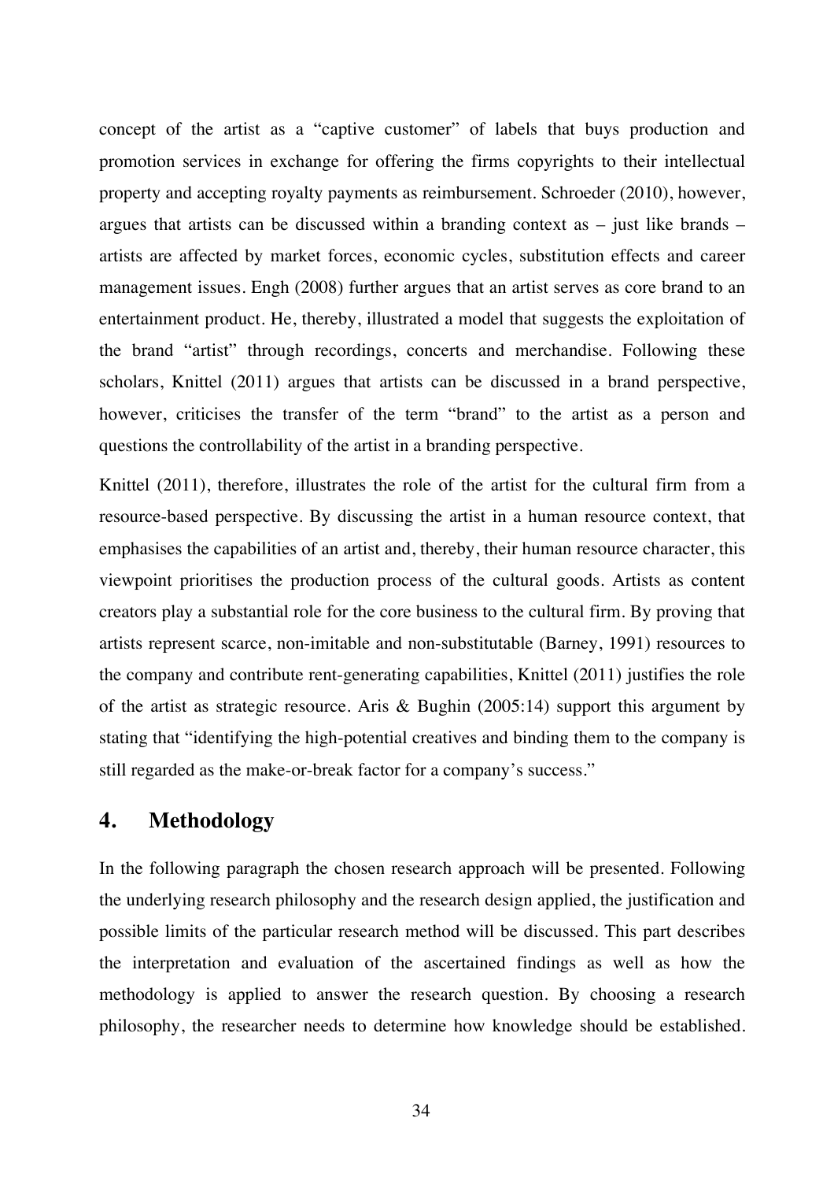concept of the artist as a "captive customer" of labels that buys production and promotion services in exchange for offering the firms copyrights to their intellectual property and accepting royalty payments as reimbursement. Schroeder (2010), however, argues that artists can be discussed within a branding context as – just like brands – artists are affected by market forces, economic cycles, substitution effects and career management issues. Engh (2008) further argues that an artist serves as core brand to an entertainment product. He, thereby, illustrated a model that suggests the exploitation of the brand "artist" through recordings, concerts and merchandise. Following these scholars, Knittel (2011) argues that artists can be discussed in a brand perspective, however, criticises the transfer of the term "brand" to the artist as a person and questions the controllability of the artist in a branding perspective.

Knittel (2011), therefore, illustrates the role of the artist for the cultural firm from a resource-based perspective. By discussing the artist in a human resource context, that emphasises the capabilities of an artist and, thereby, their human resource character, this viewpoint prioritises the production process of the cultural goods. Artists as content creators play a substantial role for the core business to the cultural firm. By proving that artists represent scarce, non-imitable and non-substitutable (Barney, 1991) resources to the company and contribute rent-generating capabilities, Knittel (2011) justifies the role of the artist as strategic resource. Aris & Bughin (2005:14) support this argument by stating that "identifying the high-potential creatives and binding them to the company is still regarded as the make-or-break factor for a company's success."

# 4. Methodology

In the following paragraph the chosen research approach will be presented. Following the underlying research philosophy and the research design applied, the justification and possible limits of the particular research method will be discussed. This part describes the interpretation and evaluation of the ascertained findings as well as how the methodology is applied to answer the research question. By choosing a research philosophy, the researcher needs to determine how knowledge should be established.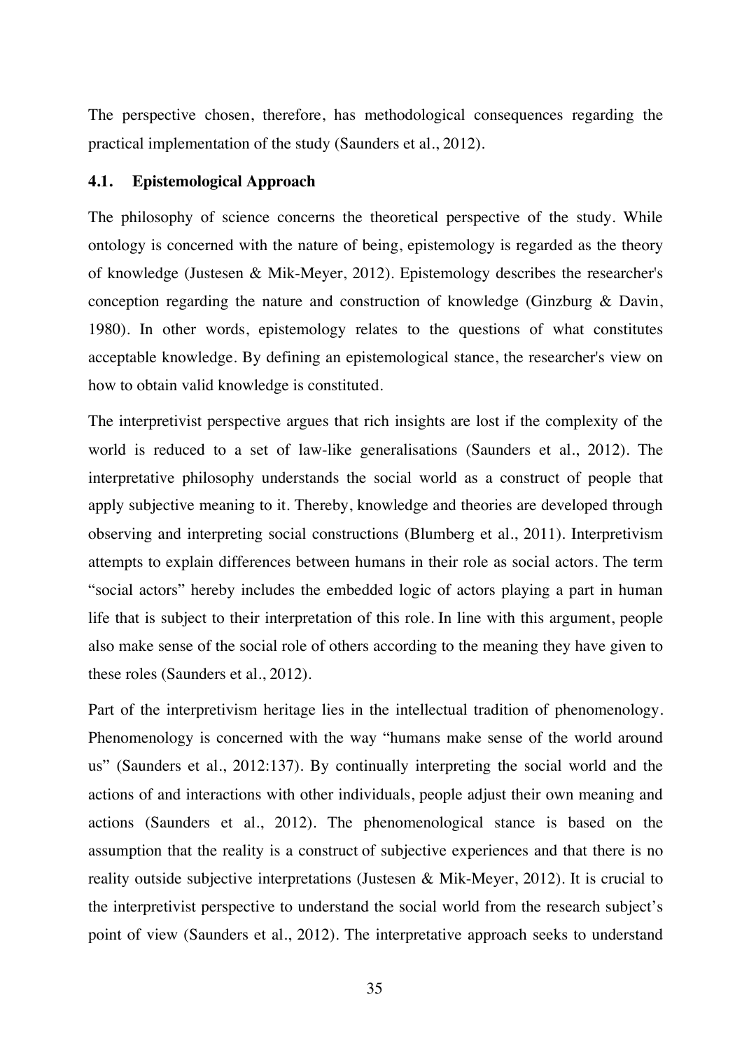The perspective chosen, therefore, has methodological consequences regarding the practical implementation of the study (Saunders et al., 2012).

### 4.1. Epistemological Approach

The philosophy of science concerns the theoretical perspective of the study. While ontology is concerned with the nature of being, epistemology is regarded as the theory of knowledge (Justesen & Mik-Meyer, 2012). Epistemology describes the researcher's conception regarding the nature and construction of knowledge (Ginzburg & Davin, 1980). In other words, epistemology relates to the questions of what constitutes acceptable knowledge. By defining an epistemological stance, the researcher's view on how to obtain valid knowledge is constituted.

The interpretivist perspective argues that rich insights are lost if the complexity of the world is reduced to a set of law-like generalisations (Saunders et al., 2012). The interpretative philosophy understands the social world as a construct of people that apply subjective meaning to it. Thereby, knowledge and theories are developed through observing and interpreting social constructions (Blumberg et al., 2011). Interpretivism attempts to explain differences between humans in their role as social actors. The term "social actors" hereby includes the embedded logic of actors playing a part in human life that is subject to their interpretation of this role. In line with this argument, people also make sense of the social role of others according to the meaning they have given to these roles (Saunders et al., 2012).

Part of the interpretivism heritage lies in the intellectual tradition of phenomenology. Phenomenology is concerned with the way "humans make sense of the world around us" (Saunders et al., 2012:137). By continually interpreting the social world and the actions of and interactions with other individuals, people adjust their own meaning and actions (Saunders et al., 2012). The phenomenological stance is based on the assumption that the reality is a construct of subjective experiences and that there is no reality outside subjective interpretations (Justesen & Mik-Meyer, 2012). It is crucial to the interpretivist perspective to understand the social world from the research subject's point of view (Saunders et al., 2012). The interpretative approach seeks to understand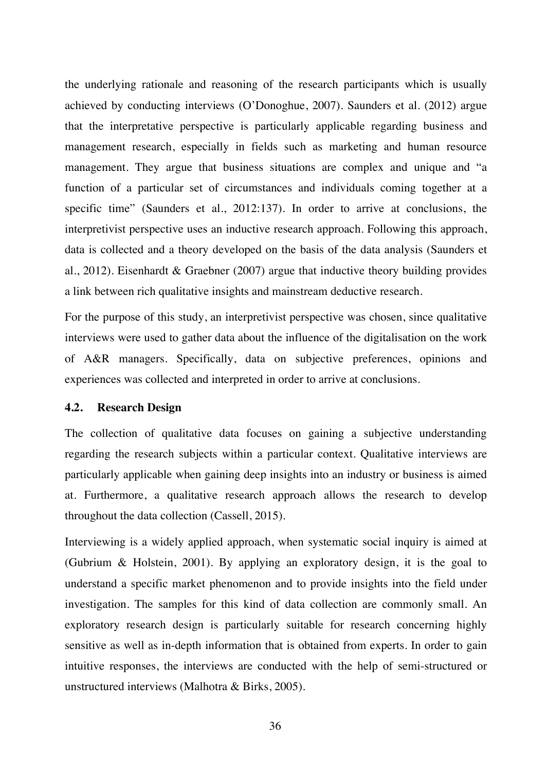the underlying rationale and reasoning of the research participants which is usually achieved by conducting interviews (O'Donoghue, 2007). Saunders et al. (2012) argue that the interpretative perspective is particularly applicable regarding business and management research, especially in fields such as marketing and human resource management. They argue that business situations are complex and unique and "a function of a particular set of circumstances and individuals coming together at a specific time" (Saunders et al., 2012:137). In order to arrive at conclusions, the interpretivist perspective uses an inductive research approach. Following this approach, data is collected and a theory developed on the basis of the data analysis (Saunders et al., 2012). Eisenhardt & Graebner (2007) argue that inductive theory building provides a link between rich qualitative insights and mainstream deductive research.

For the purpose of this study, an interpretivist perspective was chosen, since qualitative interviews were used to gather data about the influence of the digitalisation on the work of A&R managers. Specifically, data on subjective preferences, opinions and experiences was collected and interpreted in order to arrive at conclusions.

### 4.2. Research Design

The collection of qualitative data focuses on gaining a subjective understanding regarding the research subjects within a particular context. Qualitative interviews are particularly applicable when gaining deep insights into an industry or business is aimed at. Furthermore, a qualitative research approach allows the research to develop throughout the data collection (Cassell, 2015).

Interviewing is a widely applied approach, when systematic social inquiry is aimed at (Gubrium & Holstein, 2001). By applying an exploratory design, it is the goal to understand a specific market phenomenon and to provide insights into the field under investigation. The samples for this kind of data collection are commonly small. An exploratory research design is particularly suitable for research concerning highly sensitive as well as in-depth information that is obtained from experts. In order to gain intuitive responses, the interviews are conducted with the help of semi-structured or unstructured interviews (Malhotra & Birks, 2005).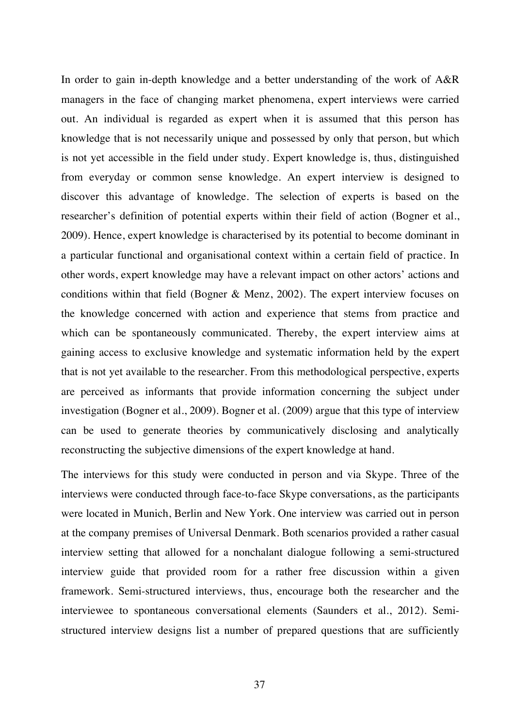In order to gain in-depth knowledge and a better understanding of the work of A&R managers in the face of changing market phenomena, expert interviews were carried out. An individual is regarded as expert when it is assumed that this person has knowledge that is not necessarily unique and possessed by only that person, but which is not yet accessible in the field under study. Expert knowledge is, thus, distinguished from everyday or common sense knowledge. An expert interview is designed to discover this advantage of knowledge. The selection of experts is based on the researcher's definition of potential experts within their field of action (Bogner et al., 2009). Hence, expert knowledge is characterised by its potential to become dominant in a particular functional and organisational context within a certain field of practice. In other words, expert knowledge may have a relevant impact on other actors' actions and conditions within that field (Bogner & Menz, 2002). The expert interview focuses on the knowledge concerned with action and experience that stems from practice and which can be spontaneously communicated. Thereby, the expert interview aims at gaining access to exclusive knowledge and systematic information held by the expert that is not yet available to the researcher. From this methodological perspective, experts are perceived as informants that provide information concerning the subject under investigation (Bogner et al., 2009). Bogner et al. (2009) argue that this type of interview can be used to generate theories by communicatively disclosing and analytically reconstructing the subjective dimensions of the expert knowledge at hand.

The interviews for this study were conducted in person and via Skype. Three of the interviews were conducted through face-to-face Skype conversations, as the participants were located in Munich, Berlin and New York. One interview was carried out in person at the company premises of Universal Denmark. Both scenarios provided a rather casual interview setting that allowed for a nonchalant dialogue following a semi-structured interview guide that provided room for a rather free discussion within a given framework. Semi-structured interviews, thus, encourage both the researcher and the interviewee to spontaneous conversational elements (Saunders et al., 2012). Semi-structured interview designs list a number of prepared questions that are sufficiently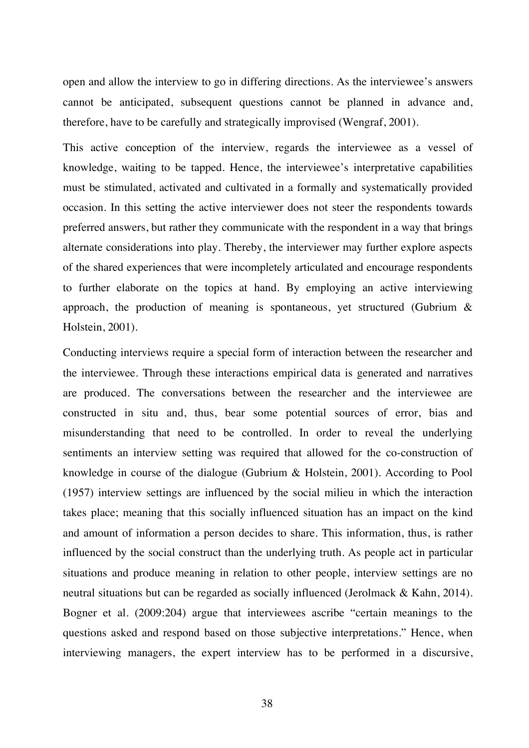open and allow the interview to go in differing directions. As the interviewee's answers cannot be anticipated, subsequent questions cannot be planned in advance and, therefore, have to be carefully and strategically improvised (Wengraf, 2001).

This active conception of the interview, regards the interviewee as a vessel of knowledge, waiting to be tapped. Hence, the interviewee's interpretative capabilities must be stimulated, activated and cultivated in a formally and systematically provided occasion. In this setting the active interviewer does not steer the respondents towards preferred answers, but rather they communicate with the respondent in a way that brings alternate considerations into play. Thereby, the interviewer may further explore aspects of the shared experiences that were incompletely articulated and encourage respondents to further elaborate on the topics at hand. By employing an active interviewing approach, the production of meaning is spontaneous, yet structured (Gubrium & Holstein, 2001).

Conducting interviews require a special form of interaction between the researcher and the interviewee. Through these interactions empirical data is generated and narratives are produced. The conversations between the researcher and the interviewee are constructed in situ and, thus, bear some potential sources of error, bias and misunderstanding that need to be controlled. In order to reveal the underlying sentiments an interview setting was required that allowed for the co-construction of knowledge in course of the dialogue (Gubrium & Holstein, 2001). According to Pool (1957) interview settings are influenced by the social milieu in which the interaction takes place; meaning that this socially influenced situation has an impact on the kind and amount of information a person decides to share. This information, thus, is rather influenced by the social construct than the underlying truth. As people act in particular situations and produce meaning in relation to other people, interview settings are no neutral situations but can be regarded as socially influenced (Jerolmack & Kahn, 2014). Bogner et al. (2009:204) argue that interviewees ascribe "certain meanings to the questions asked and respond based on those subjective interpretations." Hence, when interviewing managers, the expert interview has to be performed in a discursive,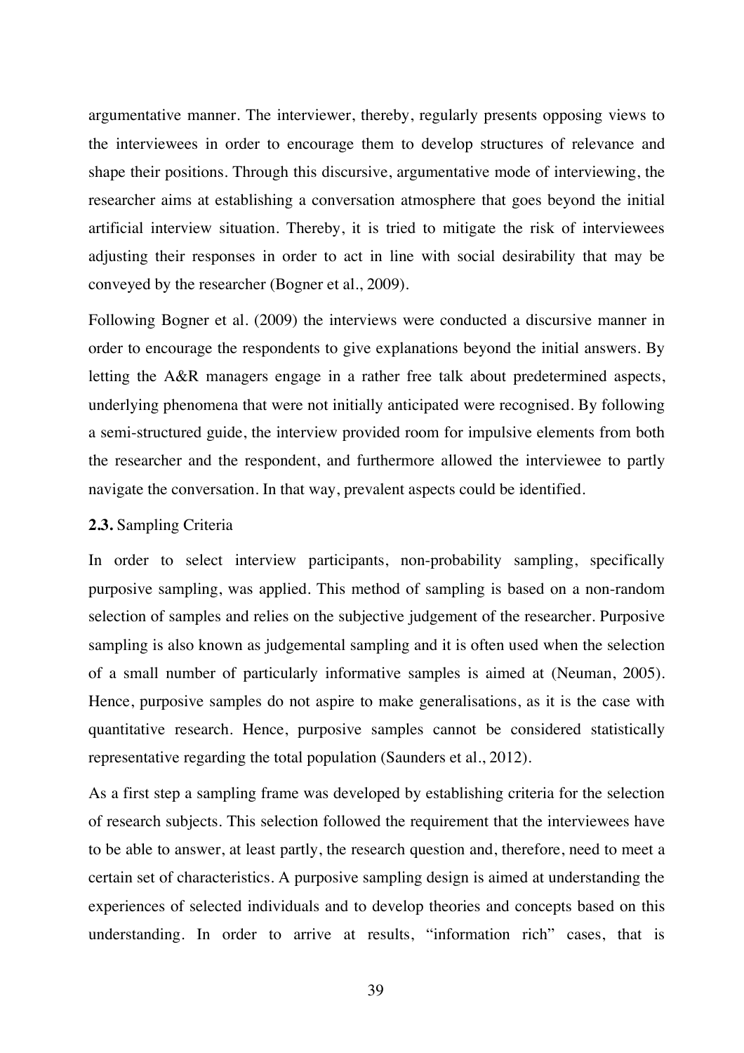argumentative manner. The interviewer, thereby, regularly presents opposing views to the interviewees in order to encourage them to develop structures of relevance and shape their positions. Through this discursive, argumentative mode of interviewing, the researcher aims at establishing a conversation atmosphere that goes beyond the initial artificial interview situation. Thereby, it is tried to mitigate the risk of interviewees adjusting their responses in order to act in line with social desirability that may be conveyed by the researcher (Bogner et al., 2009).

Following Bogner et al. (2009) the interviews were conducted a discursive manner in order to encourage the respondents to give explanations beyond the initial answers. By letting the A&R managers engage in a rather free talk about predetermined aspects, underlying phenomena that were not initially anticipated were recognised. By following a semi-structured guide, the interview provided room for impulsive elements from both the researcher and the respondent, and furthermore allowed the interviewee to partly navigate the conversation. In that way, prevalent aspects could be identified.

### **2.3.** Sampling Criteria

In order to select interview participants, non-probability sampling, specifically purposive sampling, was applied. This method of sampling is based on a non-random selection of samples and relies on the subjective judgement of the researcher. Purposive sampling is also known as judgemental sampling and it is often used when the selection of a small number of particularly informative samples is aimed at (Neuman, 2005). Hence, purposive samples do not aspire to make generalisations, as it is the case with quantitative research. Hence, purposive samples cannot be considered statistically representative regarding the total population (Saunders et al., 2012).

As a first step a sampling frame was developed by establishing criteria for the selection of research subjects. This selection followed the requirement that the interviewees have to be able to answer, at least partly, the research question and, therefore, need to meet a certain set of characteristics. A purposive sampling design is aimed at understanding the experiences of selected individuals and to develop theories and concepts based on this understanding. In order to arrive at results, "information rich" cases, that is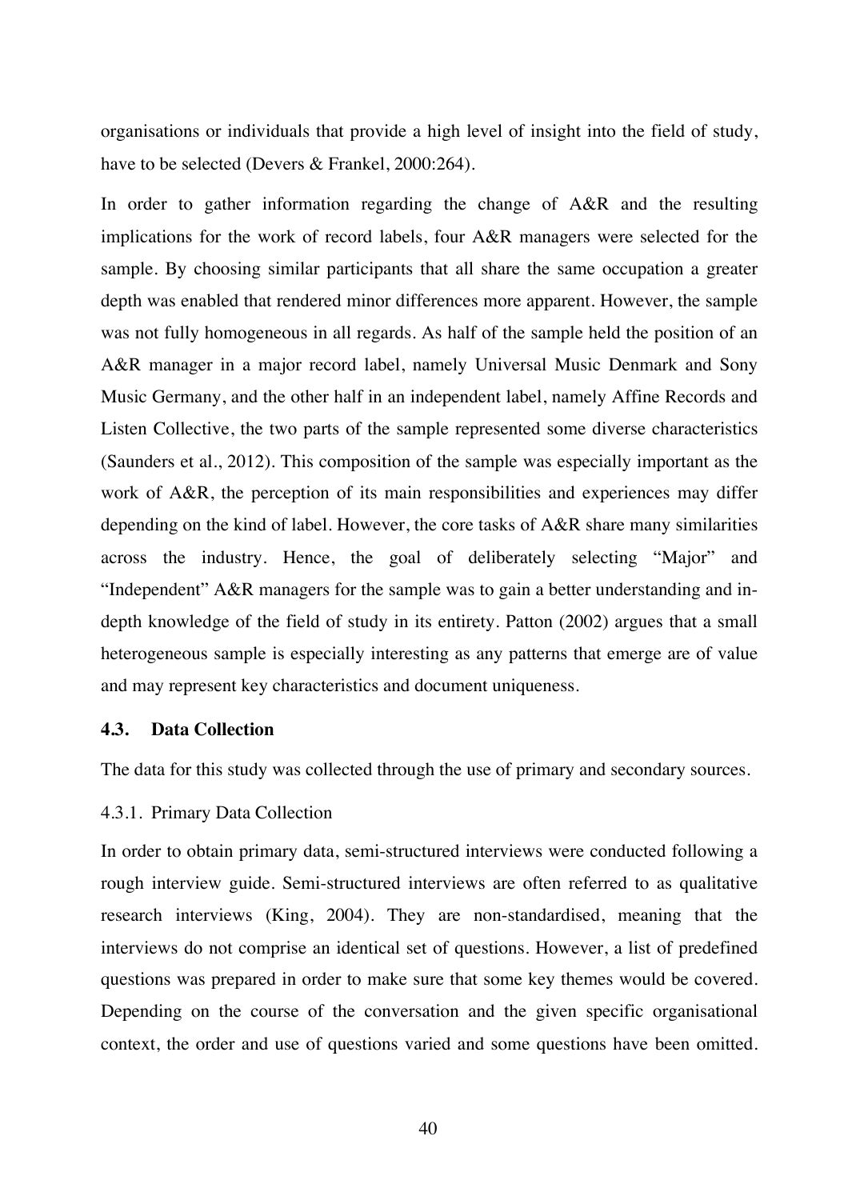organisations or individuals that provide a high level of insight into the field of study, have to be selected (Devers & Frankel, 2000:264).

In order to gather information regarding the change of A&R and the resulting implications for the work of record labels, four A&R managers were selected for the sample. By choosing similar participants that all share the same occupation a greater depth was enabled that rendered minor differences more apparent. However, the sample was not fully homogeneous in all regards. As half of the sample held the position of an A&R manager in a major record label, namely Universal Music Denmark and Sony Music Germany, and the other half in an independent label, namely Affine Records and Listen Collective, the two parts of the sample represented some diverse characteristics (Saunders et al., 2012). This composition of the sample was especially important as the work of A&R, the perception of its main responsibilities and experiences may differ depending on the kind of label. However, the core tasks of A&R share many similarities across the industry. Hence, the goal of deliberately selecting "Major" and "Independent" A&R managers for the sample was to gain a better understanding and in-depth knowledge of the field of study in its entirety. Patton (2002) argues that a small heterogeneous sample is especially interesting as any patterns that emerge are of value and may represent key characteristics and document uniqueness.

### 4.3. Data Collection

The data for this study was collected through the use of primary and secondary sources.

#### 4.3.1. Primary Data Collection

In order to obtain primary data, semi-structured interviews were conducted following a rough interview guide. Semi-structured interviews are often referred to as qualitative research interviews (King, 2004). They are non-standardised, meaning that the interviews do not comprise an identical set of questions. However, a list of predefined questions was prepared in order to make sure that some key themes would be covered. Depending on the course of the conversation and the given specific organisational context, the order and use of questions varied and some questions have been omitted.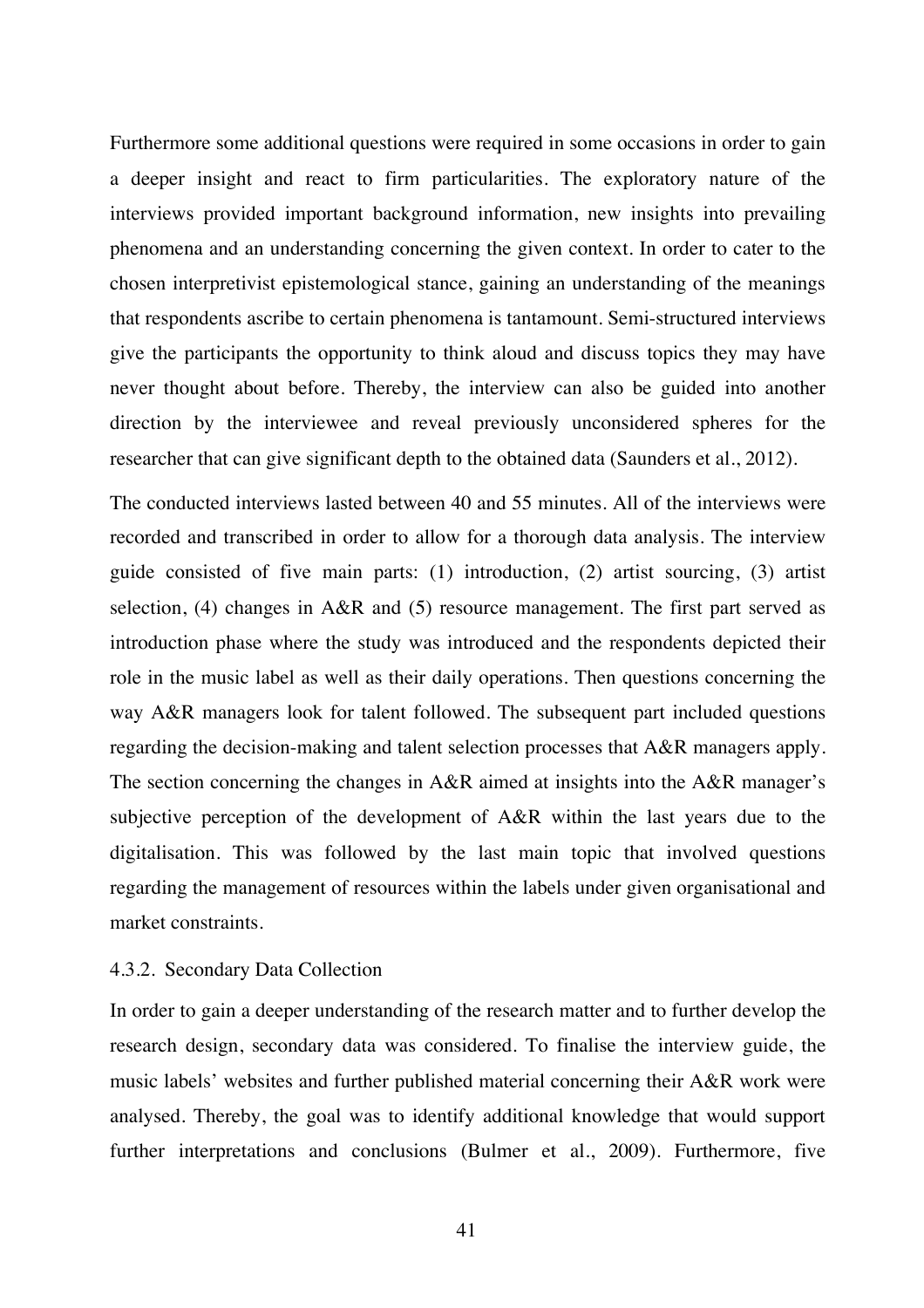Furthermore some additional questions were required in some occasions in order to gain a deeper insight and react to firm particularities. The exploratory nature of the interviews provided important background information, new insights into prevailing phenomena and an understanding concerning the given context. In order to cater to the chosen interpretivist epistemological stance, gaining an understanding of the meanings that respondents ascribe to certain phenomena is tantamount. Semi-structured interviews give the participants the opportunity to think aloud and discuss topics they may have never thought about before. Thereby, the interview can also be guided into another direction by the interviewee and reveal previously unconsidered spheres for the researcher that can give significant depth to the obtained data (Saunders et al., 2012).

The conducted interviews lasted between 40 and 55 minutes. All of the interviews were recorded and transcribed in order to allow for a thorough data analysis. The interview guide consisted of five main parts: (1) introduction, (2) artist sourcing, (3) artist selection, (4) changes in A&R and (5) resource management. The first part served as introduction phase where the study was introduced and the respondents depicted their role in the music label as well as their daily operations. Then questions concerning the way A&R managers look for talent followed. The subsequent part included questions regarding the decision-making and talent selection processes that A&R managers apply. The section concerning the changes in A&R aimed at insights into the A&R manager's subjective perception of the development of A&R within the last years due to the digitalisation. This was followed by the last main topic that involved questions regarding the management of resources within the labels under given organisational and market constraints.

### 4.3.2. Secondary Data Collection

In order to gain a deeper understanding of the research matter and to further develop the research design, secondary data was considered. To finalise the interview guide, the music labels' websites and further published material concerning their A&R work were analysed. Thereby, the goal was to identify additional knowledge that would support further interpretations and conclusions (Bulmer et al., 2009). Furthermore, five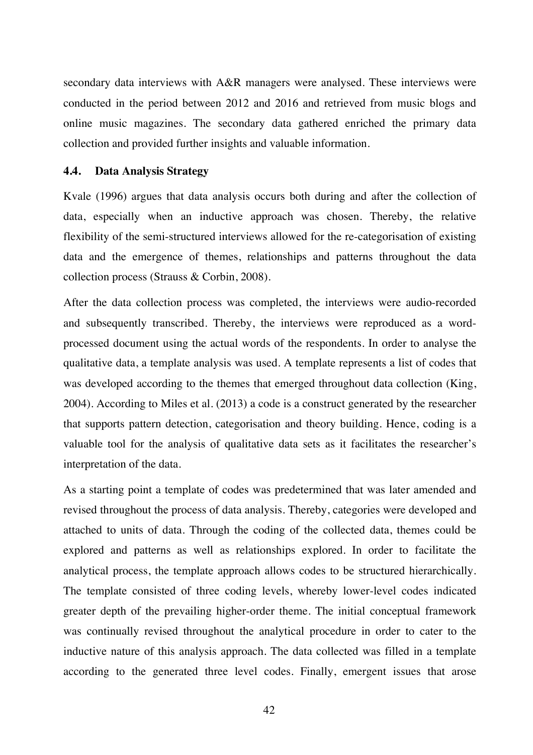secondary data interviews with A&R managers were analysed. These interviews were conducted in the period between 2012 and 2016 and retrieved from music blogs and online music magazines. The secondary data gathered enriched the primary data collection and provided further insights and valuable information.

### 4.4. Data Analysis Strategy

Kvale (1996) argues that data analysis occurs both during and after the collection of data, especially when an inductive approach was chosen. Thereby, the relative flexibility of the semi-structured interviews allowed for the re-categorisation of existing data and the emergence of themes, relationships and patterns throughout the data collection process (Strauss & Corbin, 2008).

After the data collection process was completed, the interviews were audio-recorded and subsequently transcribed. Thereby, the interviews were reproduced as a word-processed document using the actual words of the respondents. In order to analyse the qualitative data, a template analysis was used. A template represents a list of codes that was developed according to the themes that emerged throughout data collection (King, 2004). According to Miles et al. (2013) a code is a construct generated by the researcher that supports pattern detection, categorisation and theory building. Hence, coding is a valuable tool for the analysis of qualitative data sets as it facilitates the researcher's interpretation of the data.

As a starting point a template of codes was predetermined that was later amended and revised throughout the process of data analysis. Thereby, categories were developed and attached to units of data. Through the coding of the collected data, themes could be explored and patterns as well as relationships explored. In order to facilitate the analytical process, the template approach allows codes to be structured hierarchically. The template consisted of three coding levels, whereby lower-level codes indicated greater depth of the prevailing higher-order theme. The initial conceptual framework was continually revised throughout the analytical procedure in order to cater to the inductive nature of this analysis approach. The data collected was filled in a template according to the generated three level codes. Finally, emergent issues that arose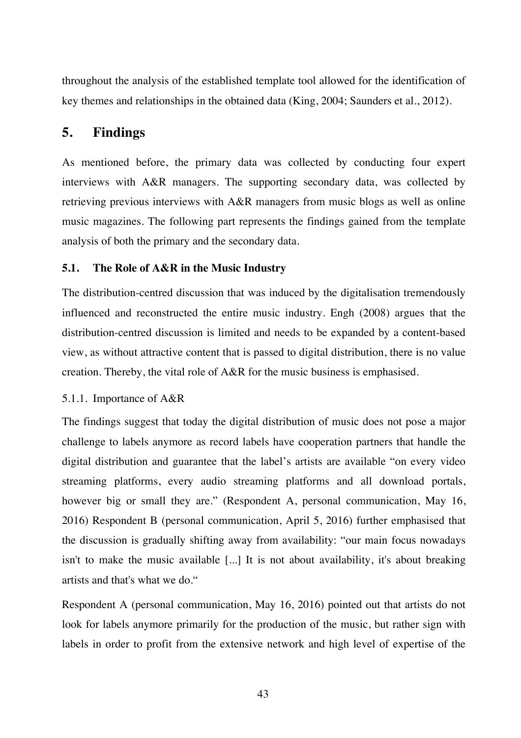throughout the analysis of the established template tool allowed for the identification of key themes and relationships in the obtained data (King, 2004; Saunders et al., 2012).

# 5. Findings

As mentioned before, the primary data was collected by conducting four expert interviews with A&R managers. The supporting secondary data, was collected by retrieving previous interviews with A&R managers from music blogs as well as online music magazines. The following part represents the findings gained from the template analysis of both the primary and the secondary data.

## 5.1. The Role of A&R in the Music Industry

The distribution-centred discussion that was induced by the digitalisation tremendously influenced and reconstructed the entire music industry. Engh (2008) argues that the distribution-centred discussion is limited and needs to be expanded by a content-based view, as without attractive content that is passed to digital distribution, there is no value creation. Thereby, the vital role of A&R for the music business is emphasised.

### 5.1.1. Importance of A&R

The findings suggest that today the digital distribution of music does not pose a major challenge to labels anymore as record labels have cooperation partners that handle the digital distribution and guarantee that the label's artists are available "on every video streaming platforms, every audio streaming platforms and all download portals, however big or small they are." (Respondent A, personal communication, May 16, 2016) Respondent B (personal communication, April 5, 2016) further emphasised that the discussion is gradually shifting away from availability: "our main focus nowadays isn't to make the music available [...] It is not about availability, it's about breaking artists and that's what we do."

Respondent A (personal communication, May 16, 2016) pointed out that artists do not look for labels anymore primarily for the production of the music, but rather sign with labels in order to profit from the extensive network and high level of expertise of the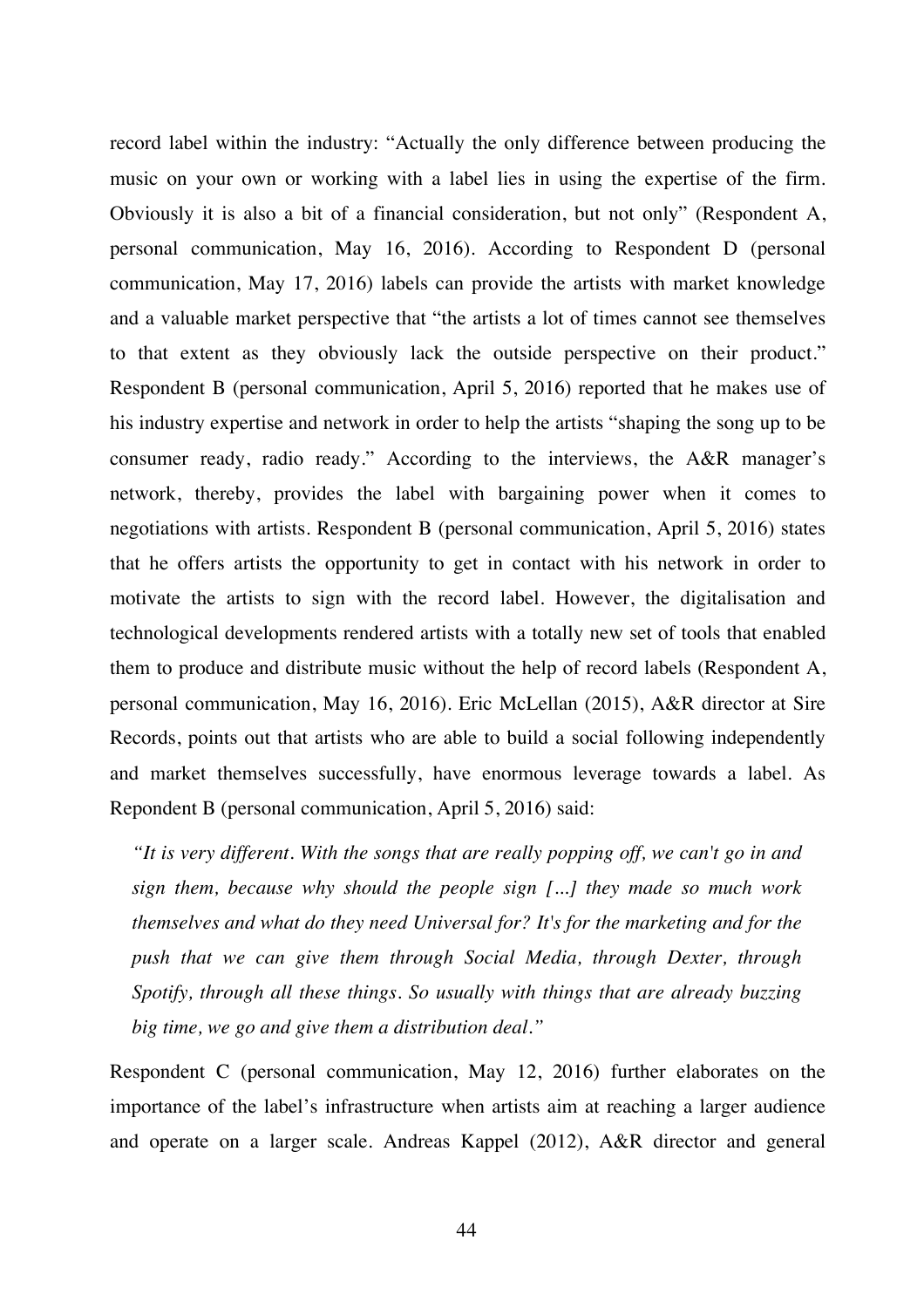record label within the industry: "Actually the only difference between producing the music on your own or working with a label lies in using the expertise of the firm. Obviously it is also a bit of a financial consideration, but not only" (Respondent A, personal communication, May 16, 2016). According to Respondent D (personal communication, May 17, 2016) labels can provide the artists with market knowledge and a valuable market perspective that "the artists a lot of times cannot see themselves to that extent as they obviously lack the outside perspective on their product." Respondent B (personal communication, April 5, 2016) reported that he makes use of his industry expertise and network in order to help the artists "shaping the song up to be consumer ready, radio ready." According to the interviews, the A&R manager's network, thereby, provides the label with bargaining power when it comes to negotiations with artists. Respondent B (personal communication, April 5, 2016) states that he offers artists the opportunity to get in contact with his network in order to motivate the artists to sign with the record label. However, the digitalisation and technological developments rendered artists with a totally new set of tools that enabled them to produce and distribute music without the help of record labels (Respondent A, personal communication, May 16, 2016). Eric McLellan (2015), A&R director at Sire Records, points out that artists who are able to build a social following independently and market themselves successfully, have enormous leverage towards a label. As Repondent B (personal communication, April 5, 2016) said:

> *"It is very different. With the songs that are really popping off, we can't go in and sign them, because why should the people sign [...] they made so much work themselves and what do they need Universal for? It's for the marketing and for the push that we can give them through Social Media, through Dexter, through Spotify, through all these things. So usually with things that are already buzzing big time, we go and give them a distribution deal."*

Respondent C (personal communication, May 12, 2016) further elaborates on the importance of the label's infrastructure when artists aim at reaching a larger audience and operate on a larger scale. Andreas Kappel (2012), A&R director and general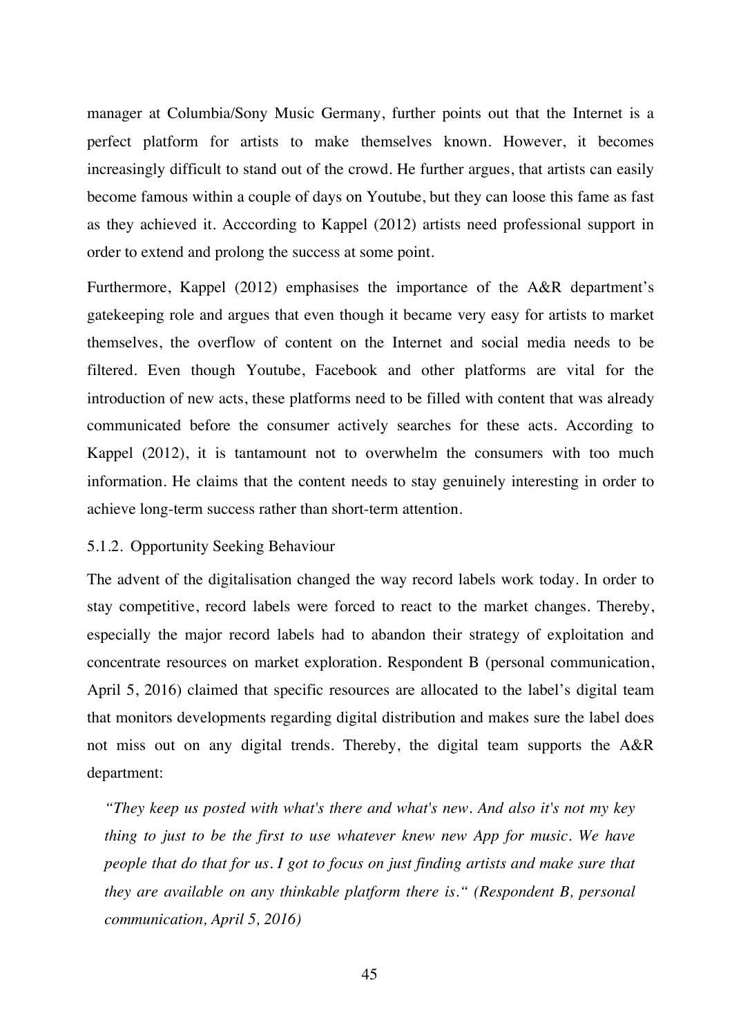manager at Columbia/Sony Music Germany, further points out that the Internet is a perfect platform for artists to make themselves known. However, it becomes increasingly difficult to stand out of the crowd. He further argues, that artists can easily become famous within a couple of days on Youtube, but they can loose this fame as fast as they achieved it. Acccording to Kappel (2012) artists need professional support in order to extend and prolong the success at some point.

Furthermore, Kappel (2012) emphasises the importance of the A&R department's gatekeeping role and argues that even though it became very easy for artists to market themselves, the overflow of content on the Internet and social media needs to be filtered. Even though Youtube, Facebook and other platforms are vital for the introduction of new acts, these platforms need to be filled with content that was already communicated before the consumer actively searches for these acts. According to Kappel (2012), it is tantamount not to overwhelm the consumers with too much information. He claims that the content needs to stay genuinely interesting in order to achieve long-term success rather than short-term attention.

#### 5.1.2. Opportunity Seeking Behaviour

The advent of the digitalisation changed the way record labels work today. In order to stay competitive, record labels were forced to react to the market changes. Thereby, especially the major record labels had to abandon their strategy of exploitation and concentrate resources on market exploration. Respondent B (personal communication, April 5, 2016) claimed that specific resources are allocated to the label's digital team that monitors developments regarding digital distribution and makes sure the label does not miss out on any digital trends. Thereby, the digital team supports the A&R department:

> *"They keep us posted with what's there and what's new. And also it's not my key thing to just to be the first to use whatever knew new App for music. We have people that do that for us. I got to focus on just finding artists and make sure that they are available on any thinkable platform there is." (Respondent B, personal communication, April 5, 2016)*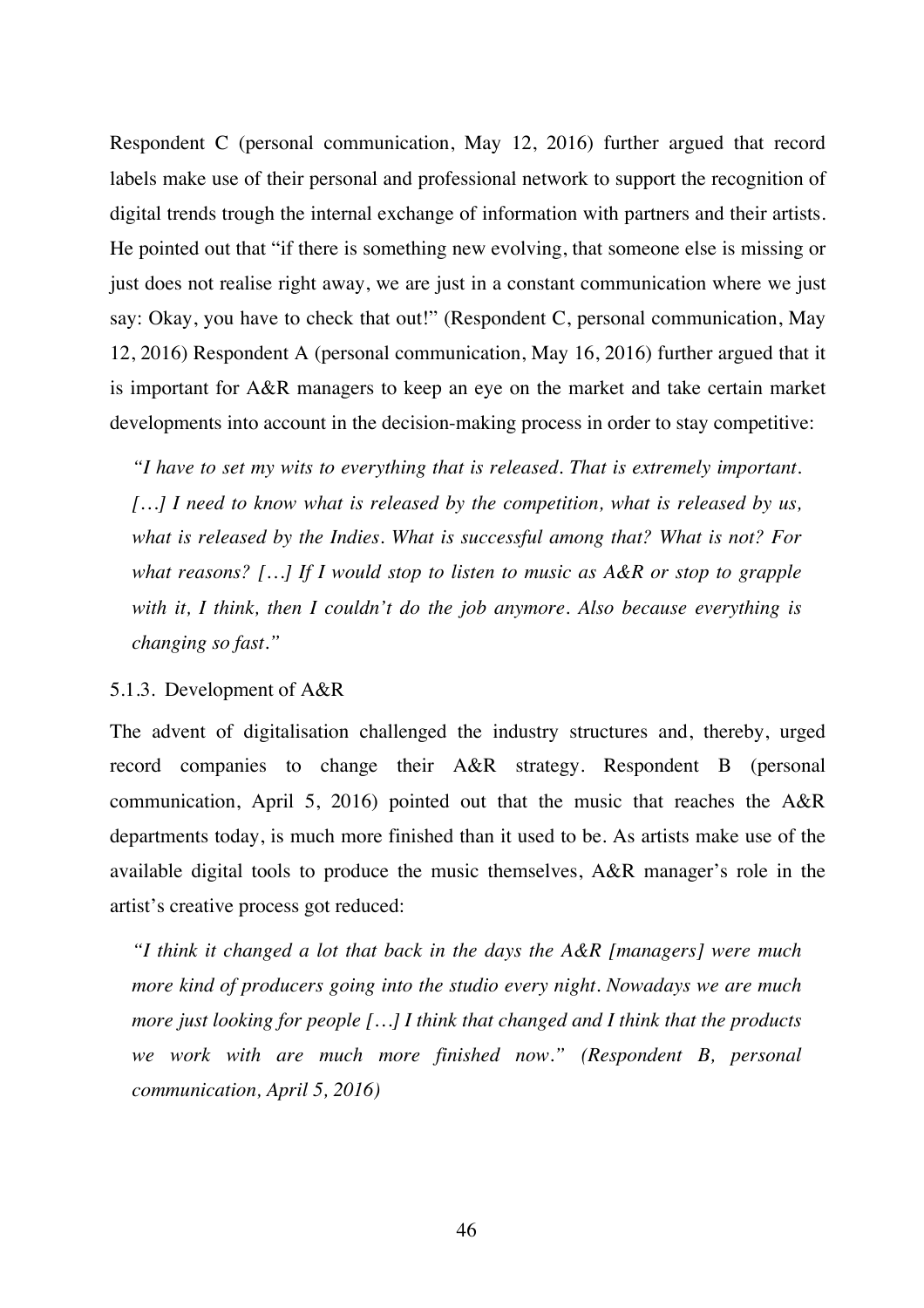Respondent C (personal communication, May 12, 2016) further argued that record labels make use of their personal and professional network to support the recognition of digital trends trough the internal exchange of information with partners and their artists. He pointed out that "if there is something new evolving, that someone else is missing or just does not realise right away, we are just in a constant communication where we just say: Okay, you have to check that out!" (Respondent C, personal communication, May 12, 2016) Respondent A (personal communication, May 16, 2016) further argued that it is important for A&R managers to keep an eye on the market and take certain market developments into account in the decision-making process in order to stay competitive:

> *"I have to set my wits to everything that is released. That is extremely important. […] I need to know what is released by the competition, what is released by us, what is released by the Indies. What is successful among that? What is not? For what reasons? […] If I would stop to listen to music as A&R or stop to grapple with it, I think, then I couldn't do the job anymore. Also because everything is changing so fast."*

### 5.1.3. Development of A&R

The advent of digitalisation challenged the industry structures and, thereby, urged record companies to change their A&R strategy. Respondent B (personal communication, April 5, 2016) pointed out that the music that reaches the A&R departments today, is much more finished than it used to be. As artists make use of the available digital tools to produce the music themselves, A&R manager's role in the artist's creative process got reduced:

> *"I think it changed a lot that back in the days the A&R [managers] were much more kind of producers going into the studio every night. Nowadays we are much more just looking for people […] I think that changed and I think that the products we work with are much more finished now." (Respondent B, personal communication, April 5, 2016)*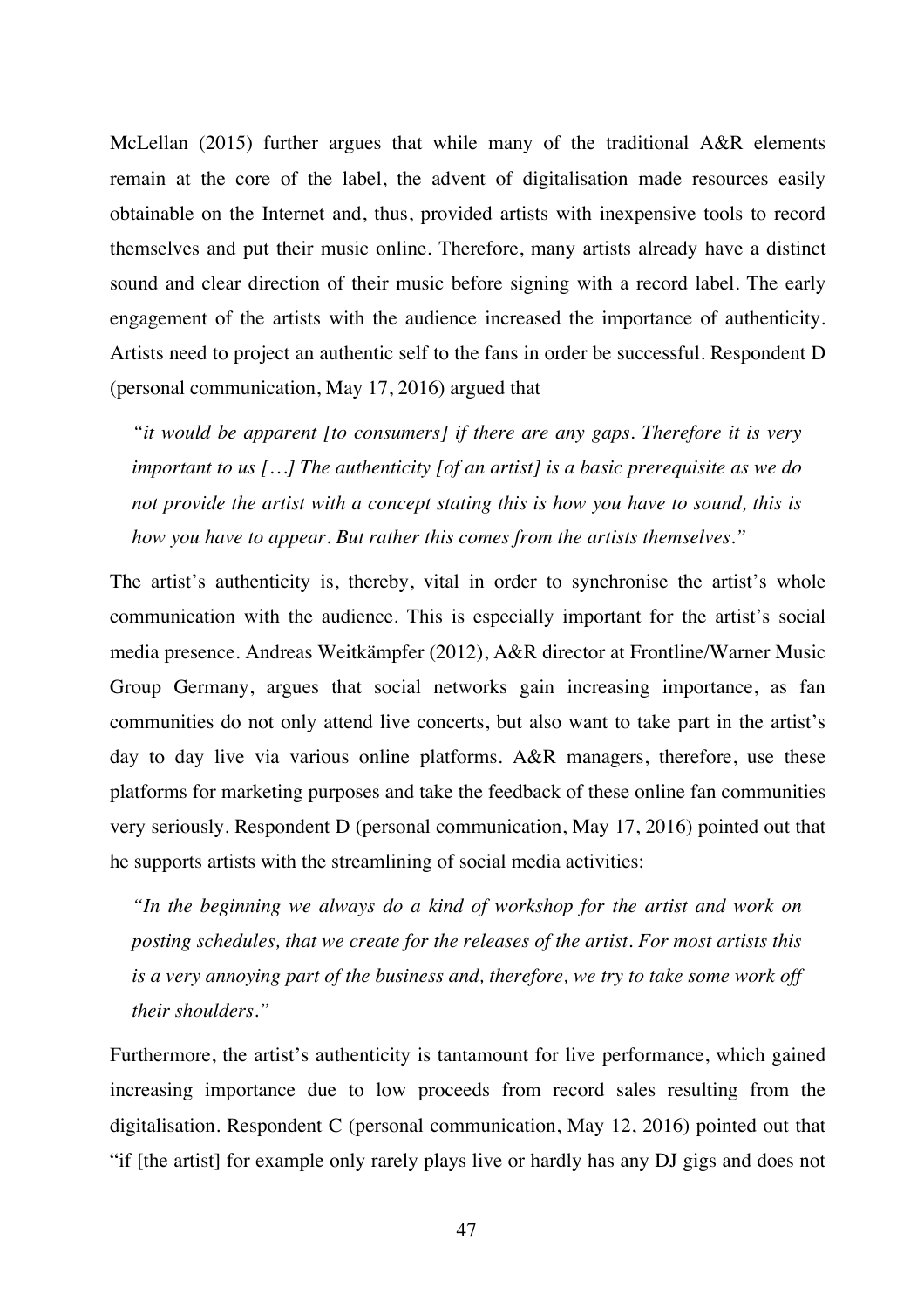McLellan (2015) further argues that while many of the traditional A&R elements remain at the core of the label, the advent of digitalisation made resources easily obtainable on the Internet and, thus, provided artists with inexpensive tools to record themselves and put their music online. Therefore, many artists already have a distinct sound and clear direction of their music before signing with a record label. The early engagement of the artists with the audience increased the importance of authenticity. Artists need to project an authentic self to the fans in order be successful. Respondent D (personal communication, May 17, 2016) argued that

> *"it would be apparent [to consumers] if there are any gaps. Therefore it is very important to us […] The authenticity [of an artist] is a basic prerequisite as we do not provide the artist with a concept stating this is how you have to sound, this is how you have to appear. But rather this comes from the artists themselves."*

The artist's authenticity is, thereby, vital in order to synchronise the artist's whole communication with the audience. This is especially important for the artist's social media presence. Andreas Weitkämpfer (2012), A&R director at Frontline/Warner Music Group Germany, argues that social networks gain increasing importance, as fan communities do not only attend live concerts, but also want to take part in the artist's day to day live via various online platforms. A&R managers, therefore, use these platforms for marketing purposes and take the feedback of these online fan communities very seriously. Respondent D (personal communication, May 17, 2016) pointed out that he supports artists with the streamlining of social media activities:

> *"In the beginning we always do a kind of workshop for the artist and work on posting schedules, that we create for the releases of the artist. For most artists this is a very annoying part of the business and, therefore, we try to take some work off their shoulders."*

Furthermore, the artist's authenticity is tantamount for live performance, which gained increasing importance due to low proceeds from record sales resulting from the digitalisation. Respondent C (personal communication, May 12, 2016) pointed out that "if [the artist] for example only rarely plays live or hardly has any DJ gigs and does not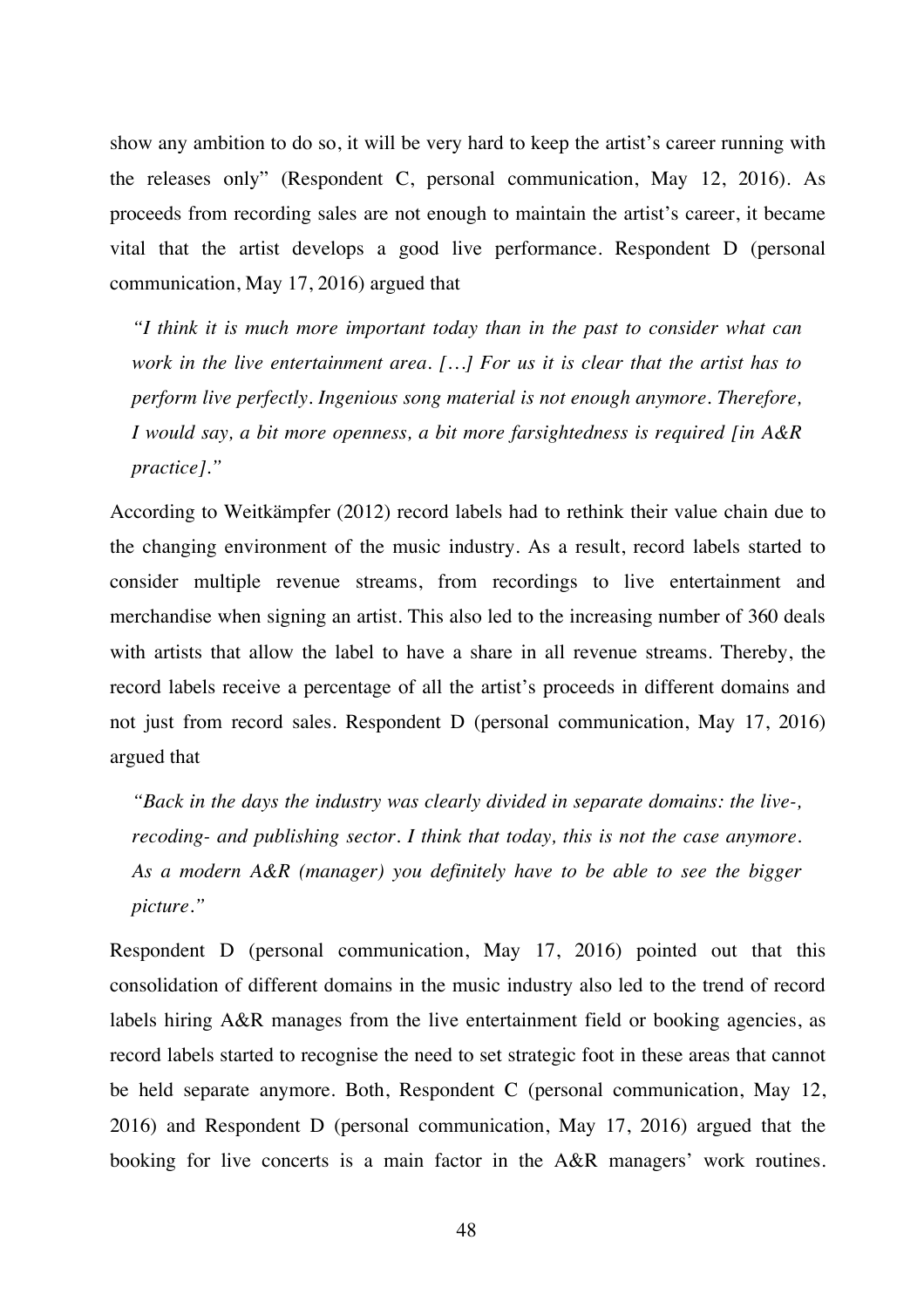show any ambition to do so, it will be very hard to keep the artist's career running with the releases only" (Respondent C, personal communication, May 12, 2016). As proceeds from recording sales are not enough to maintain the artist's career, it became vital that the artist develops a good live performance. Respondent D (personal communication, May 17, 2016) argued that

> *"I think it is much more important today than in the past to consider what can work in the live entertainment area. […] For us it is clear that the artist has to perform live perfectly. Ingenious song material is not enough anymore. Therefore, I would say, a bit more openness, a bit more farsightedness is required [in A&R practice]."*

According to Weitkämpfer (2012) record labels had to rethink their value chain due to the changing environment of the music industry. As a result, record labels started to consider multiple revenue streams, from recordings to live entertainment and merchandise when signing an artist. This also led to the increasing number of 360 deals with artists that allow the label to have a share in all revenue streams. Thereby, the record labels receive a percentage of all the artist's proceeds in different domains and not just from record sales. Respondent D (personal communication, May 17, 2016) argued that

> *"Back in the days the industry was clearly divided in separate domains: the live-, recoding- and publishing sector. I think that today, this is not the case anymore. As a modern A&R (manager) you definitely have to be able to see the bigger picture."*

Respondent D (personal communication, May 17, 2016) pointed out that this consolidation of different domains in the music industry also led to the trend of record labels hiring A&R manages from the live entertainment field or booking agencies, as record labels started to recognise the need to set strategic foot in these areas that cannot be held separate anymore. Both, Respondent C (personal communication, May 12, 2016) and Respondent D (personal communication, May 17, 2016) argued that the booking for live concerts is a main factor in the A&R managers' work routines.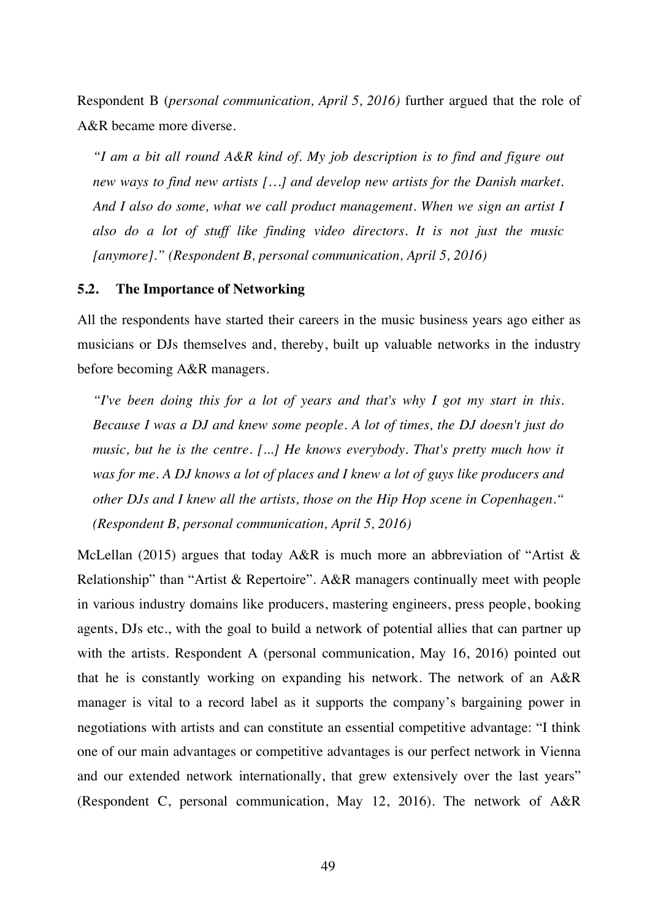Respondent B (*personal communication, April 5, 2016)* further argued that the role of A&R became more diverse.

> *"I am a bit all round A&R kind of. My job description is to find and figure out new ways to find new artists […] and develop new artists for the Danish market. And I also do some, what we call product management. When we sign an artist I also do a lot of stuff like finding video directors. It is not just the music [anymore]." (Respondent B, personal communication, April 5, 2016)*

## 5.2. The Importance of Networking

All the respondents have started their careers in the music business years ago either as musicians or DJs themselves and, thereby, built up valuable networks in the industry before becoming A&R managers.

> *"I've been doing this for a lot of years and that's why I got my start in this. Because I was a DJ and knew some people. A lot of times, the DJ doesn't just do music, but he is the centre. [...] He knows everybody. That's pretty much how it was for me. A DJ knows a lot of places and I knew a lot of guys like producers and other DJs and I knew all the artists, those on the Hip Hop scene in Copenhagen." (Respondent B, personal communication, April 5, 2016)*

McLellan (2015) argues that today A&R is much more an abbreviation of "Artist & Relationship" than "Artist & Repertoire". A&R managers continually meet with people in various industry domains like producers, mastering engineers, press people, booking agents, DJs etc., with the goal to build a network of potential allies that can partner up with the artists. Respondent A (personal communication, May 16, 2016) pointed out that he is constantly working on expanding his network. The network of an A&R manager is vital to a record label as it supports the company's bargaining power in negotiations with artists and can constitute an essential competitive advantage: "I think one of our main advantages or competitive advantages is our perfect network in Vienna and our extended network internationally, that grew extensively over the last years" (Respondent C, personal communication, May 12, 2016). The network of A&R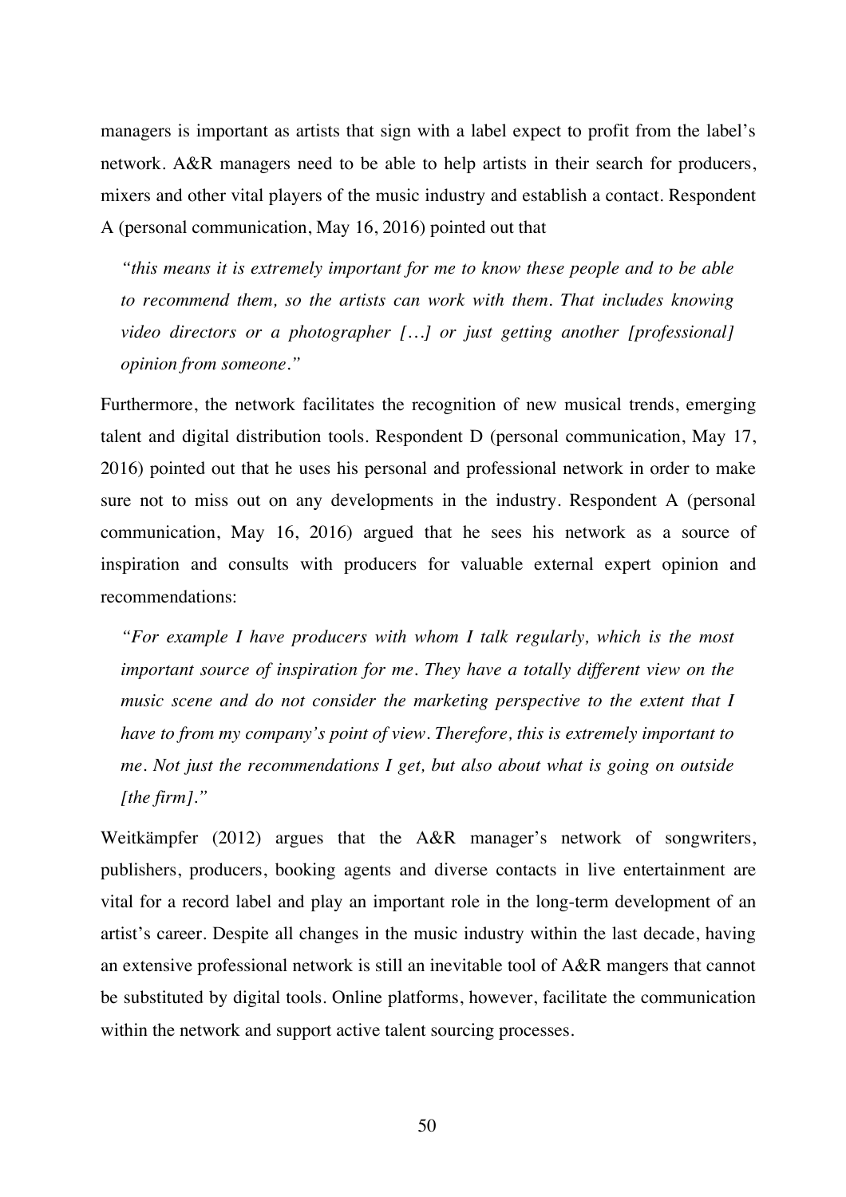managers is important as artists that sign with a label expect to profit from the label's network. A&R managers need to be able to help artists in their search for producers, mixers and other vital players of the music industry and establish a contact. Respondent A (personal communication, May 16, 2016) pointed out that

> *"this means it is extremely important for me to know these people and to be able to recommend them, so the artists can work with them. That includes knowing video directors or a photographer […] or just getting another [professional] opinion from someone."*

Furthermore, the network facilitates the recognition of new musical trends, emerging talent and digital distribution tools. Respondent D (personal communication, May 17, 2016) pointed out that he uses his personal and professional network in order to make sure not to miss out on any developments in the industry. Respondent A (personal communication, May 16, 2016) argued that he sees his network as a source of inspiration and consults with producers for valuable external expert opinion and recommendations:

> *"For example I have producers with whom I talk regularly, which is the most important source of inspiration for me. They have a totally different view on the music scene and do not consider the marketing perspective to the extent that I have to from my company's point of view. Therefore, this is extremely important to me. Not just the recommendations I get, but also about what is going on outside [the firm]."*

Weitkämpfer (2012) argues that the A&R manager's network of songwriters, publishers, producers, booking agents and diverse contacts in live entertainment are vital for a record label and play an important role in the long-term development of an artist's career. Despite all changes in the music industry within the last decade, having an extensive professional network is still an inevitable tool of A&R mangers that cannot be substituted by digital tools. Online platforms, however, facilitate the communication within the network and support active talent sourcing processes.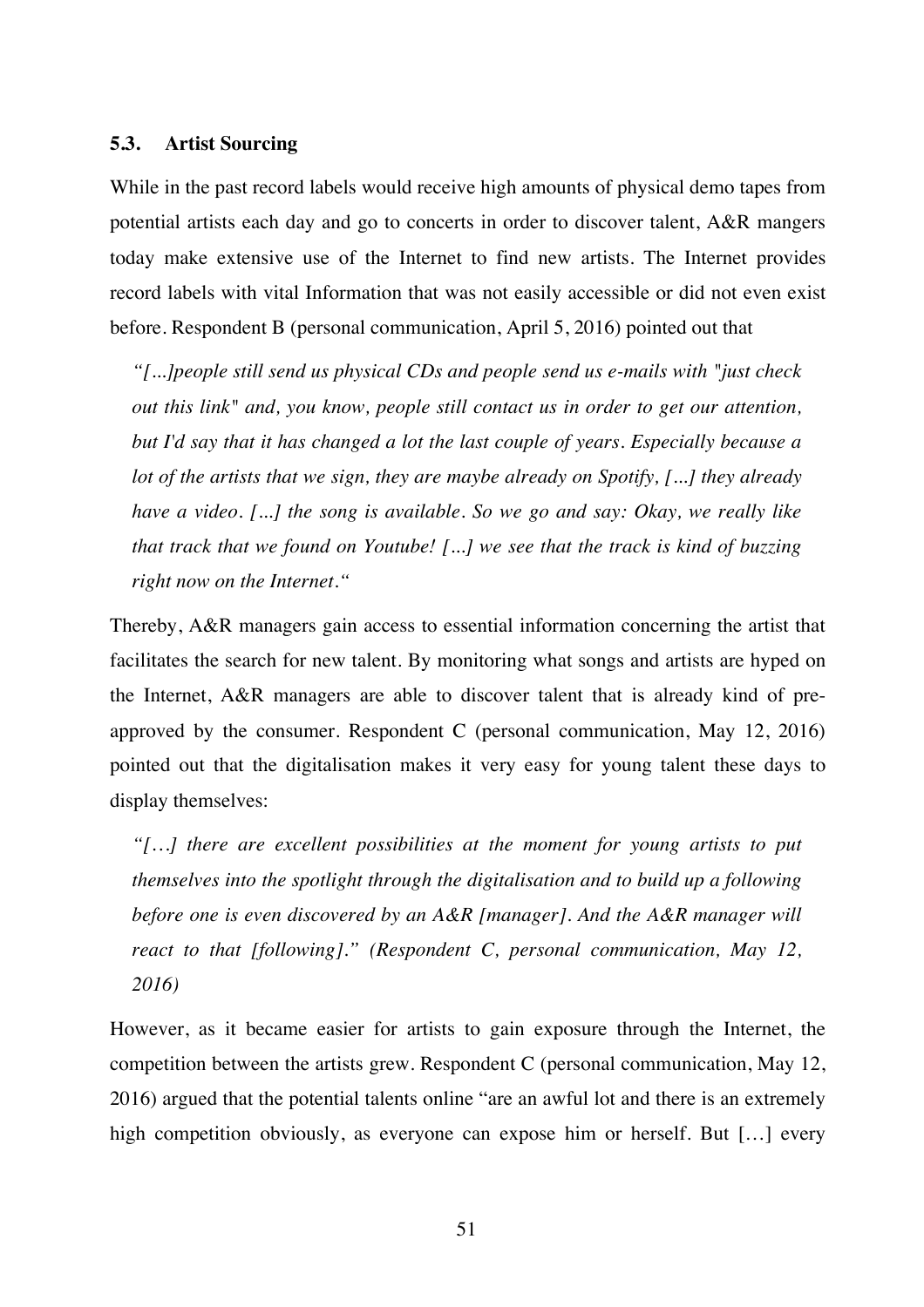### 5.3. Artist Sourcing

While in the past record labels would receive high amounts of physical demo tapes from potential artists each day and go to concerts in order to discover talent, A&R mangers today make extensive use of the Internet to find new artists. The Internet provides record labels with vital Information that was not easily accessible or did not even exist before. Respondent B (personal communication, April 5, 2016) pointed out that

> *"[...]people still send us physical CDs and people send us e-mails with "just check out this link" and, you know, people still contact us in order to get our attention, but I'd say that it has changed a lot the last couple of years. Especially because a lot of the artists that we sign, they are maybe already on Spotify, [...] they already have a video. [...] the song is available. So we go and say: Okay, we really like that track that we found on Youtube! [...] we see that the track is kind of buzzing right now on the Internet."*

Thereby, A&R managers gain access to essential information concerning the artist that facilitates the search for new talent. By monitoring what songs and artists are hyped on the Internet, A&R managers are able to discover talent that is already kind of pre-approved by the consumer. Respondent C (personal communication, May 12, 2016) pointed out that the digitalisation makes it very easy for young talent these days to display themselves:

> *"[…] there are excellent possibilities at the moment for young artists to put themselves into the spotlight through the digitalisation and to build up a following before one is even discovered by an A&R [manager]. And the A&R manager will react to that [following]." (Respondent C, personal communication, May 12, 2016)*

However, as it became easier for artists to gain exposure through the Internet, the competition between the artists grew. Respondent C (personal communication, May 12, 2016) argued that the potential talents online "are an awful lot and there is an extremely high competition obviously, as everyone can expose him or herself. But […] every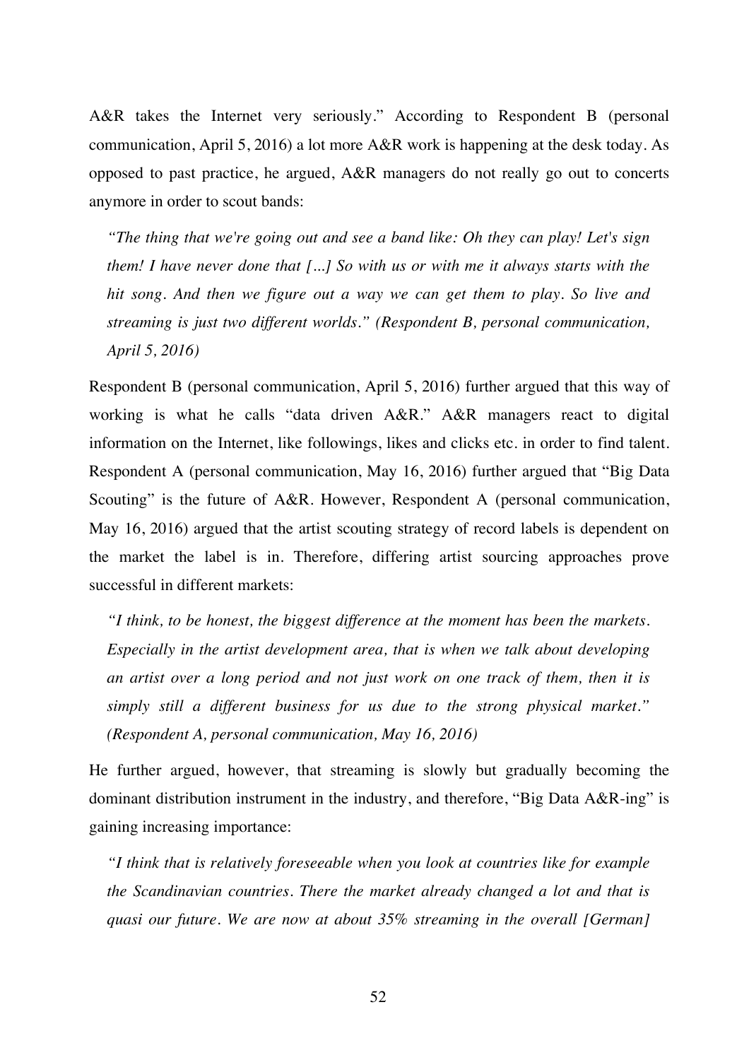A&R takes the Internet very seriously." According to Respondent B (personal communication, April 5, 2016) a lot more A&R work is happening at the desk today. As opposed to past practice, he argued, A&R managers do not really go out to concerts anymore in order to scout bands:

> *"The thing that we're going out and see a band like: Oh they can play! Let's sign them! I have never done that [...] So with us or with me it always starts with the hit song. And then we figure out a way we can get them to play. So live and streaming is just two different worlds." (Respondent B, personal communication, April 5, 2016)*

Respondent B (personal communication, April 5, 2016) further argued that this way of working is what he calls "data driven A&R." A&R managers react to digital information on the Internet, like followings, likes and clicks etc. in order to find talent. Respondent A (personal communication, May 16, 2016) further argued that "Big Data Scouting" is the future of A&R. However, Respondent A (personal communication, May 16, 2016) argued that the artist scouting strategy of record labels is dependent on the market the label is in. Therefore, differing artist sourcing approaches prove successful in different markets:

> *"I think, to be honest, the biggest difference at the moment has been the markets. Especially in the artist development area, that is when we talk about developing an artist over a long period and not just work on one track of them, then it is simply still a different business for us due to the strong physical market." (Respondent A, personal communication, May 16, 2016)*

He further argued, however, that streaming is slowly but gradually becoming the dominant distribution instrument in the industry, and therefore, "Big Data A&R-ing" is gaining increasing importance:

> *"I think that is relatively foreseeable when you look at countries like for example the Scandinavian countries. There the market already changed a lot and that is quasi our future. We are now at about 35% streaming in the overall [German]*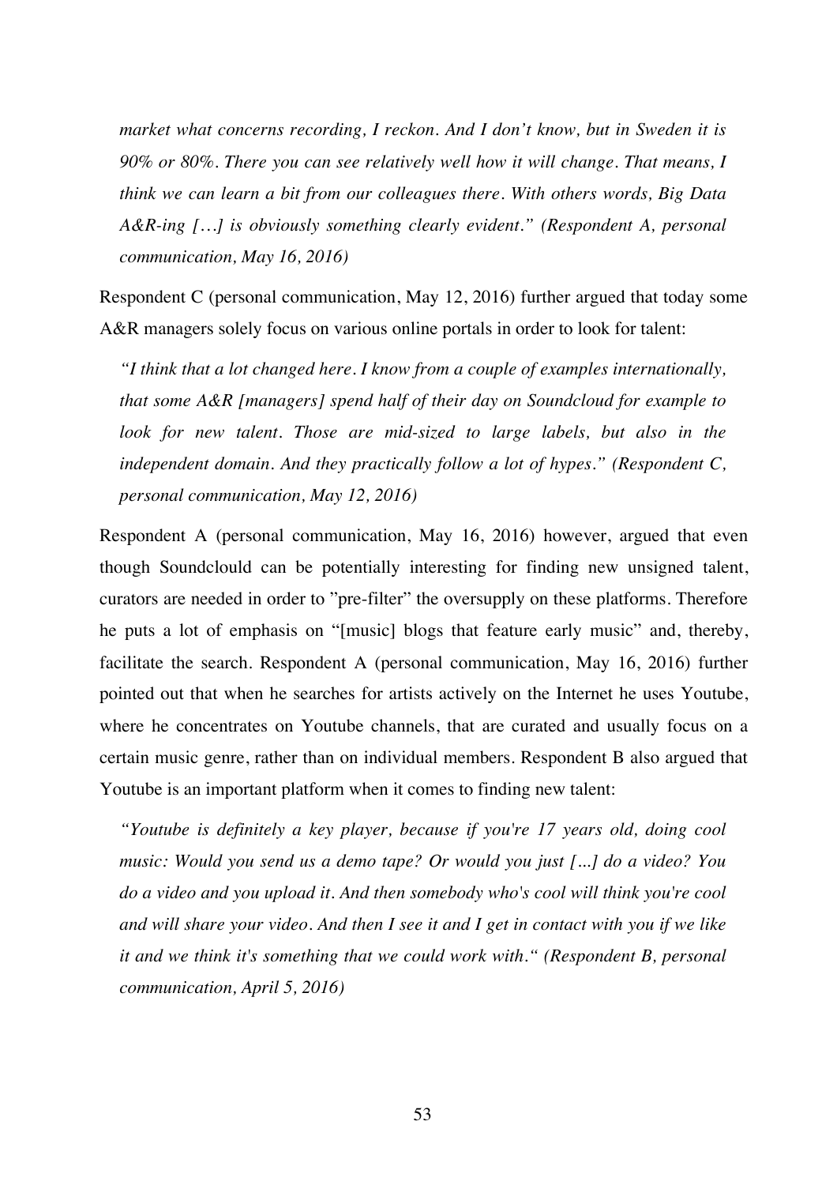*market what concerns recording, I reckon. And I don't know, but in Sweden it is 90% or 80%. There you can see relatively well how it will change. That means, I think we can learn a bit from our colleagues there. With others words, Big Data A&R-ing […] is obviously something clearly evident." (Respondent A, personal communication, May 16, 2016)*

Respondent C (personal communication, May 12, 2016) further argued that today some A&R managers solely focus on various online portals in order to look for talent:

> *"I think that a lot changed here. I know from a couple of examples internationally, that some A&R [managers] spend half of their day on Soundcloud for example to look for new talent. Those are mid-sized to large labels, but also in the independent domain. And they practically follow a lot of hypes." (Respondent C, personal communication, May 12, 2016)*

Respondent A (personal communication, May 16, 2016) however, argued that even though Soundclould can be potentially interesting for finding new unsigned talent, curators are needed in order to "pre-filter" the oversupply on these platforms. Therefore he puts a lot of emphasis on "[music] blogs that feature early music" and, thereby, facilitate the search. Respondent A (personal communication, May 16, 2016) further pointed out that when he searches for artists actively on the Internet he uses Youtube, where he concentrates on Youtube channels, that are curated and usually focus on a certain music genre, rather than on individual members. Respondent B also argued that Youtube is an important platform when it comes to finding new talent:

> *"Youtube is definitely a key player, because if you're 17 years old, doing cool music: Would you send us a demo tape? Or would you just [...] do a video? You do a video and you upload it. And then somebody who's cool will think you're cool and will share your video. And then I see it and I get in contact with you if we like it and we think it's something that we could work with." (Respondent B, personal communication, April 5, 2016)*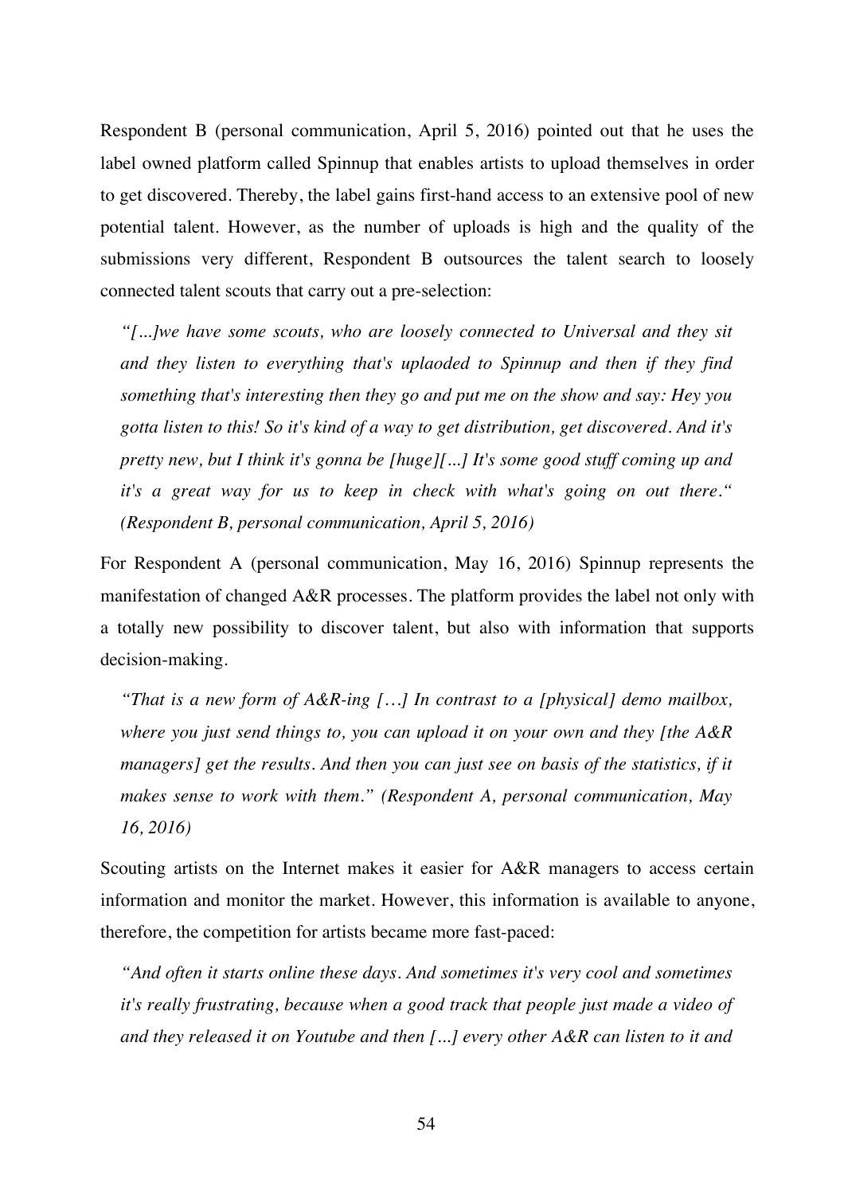Respondent B (personal communication, April 5, 2016) pointed out that he uses the label owned platform called Spinnup that enables artists to upload themselves in order to get discovered. Thereby, the label gains first-hand access to an extensive pool of new potential talent. However, as the number of uploads is high and the quality of the submissions very different, Respondent B outsources the talent search to loosely connected talent scouts that carry out a pre-selection:

> *"[...]we have some scouts, who are loosely connected to Universal and they sit and they listen to everything that's uplaoded to Spinnup and then if they find something that's interesting then they go and put me on the show and say: Hey you gotta listen to this! So it's kind of a way to get distribution, get discovered. And it's pretty new, but I think it's gonna be [huge][...] It's some good stuff coming up and it's a great way for us to keep in check with what's going on out there." (Respondent B, personal communication, April 5, 2016)*

For Respondent A (personal communication, May 16, 2016) Spinnup represents the manifestation of changed A&R processes. The platform provides the label not only with a totally new possibility to discover talent, but also with information that supports decision-making.

> *"That is a new form of A&R-ing […] In contrast to a [physical] demo mailbox, where you just send things to, you can upload it on your own and they [the A&R managers] get the results. And then you can just see on basis of the statistics, if it makes sense to work with them." (Respondent A, personal communication, May 16, 2016)*

Scouting artists on the Internet makes it easier for A&R managers to access certain information and monitor the market. However, this information is available to anyone, therefore, the competition for artists became more fast-paced:

> *"And often it starts online these days. And sometimes it's very cool and sometimes it's really frustrating, because when a good track that people just made a video of and they released it on Youtube and then [...] every other A&R can listen to it and*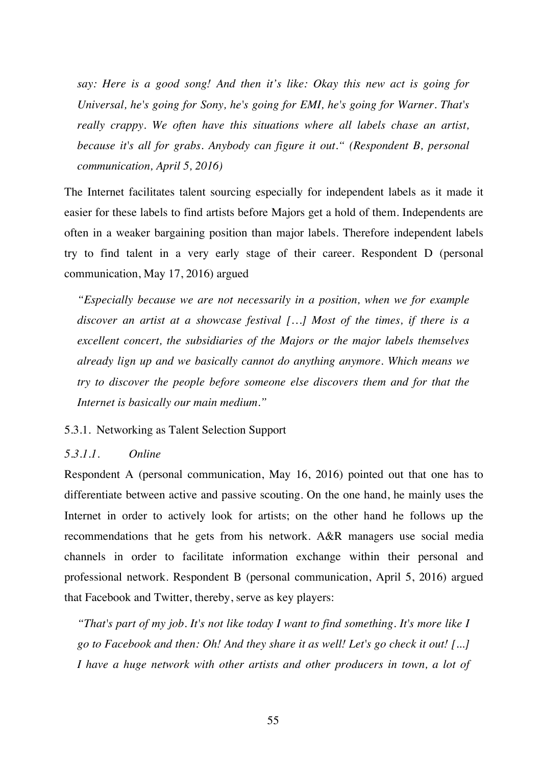*say: Here is a good song! And then it's like: Okay this new act is going for Universal, he's going for Sony, he's going for EMI, he's going for Warner. That's really crappy. We often have this situations where all labels chase an artist, because it's all for grabs. Anybody can figure it out.“ (Respondent B, personal communication, April 5, 2016)*

The Internet facilitates talent sourcing especially for independent labels as it made it easier for these labels to find artists before Majors get a hold of them. Independents are often in a weaker bargaining position than major labels. Therefore independent labels try to find talent in a very early stage of their career. Respondent D (personal communication, May 17, 2016) argued

*"Especially because we are not necessarily in a position, when we for example discover an artist at a showcase festival […] Most of the times, if there is a excellent concert, the subsidiaries of the Majors or the major labels themselves already lign up and we basically cannot do anything anymore. Which means we try to discover the people before someone else discovers them and for that the Internet is basically our main medium."*

### 5.3.1. Networking as Talent Selection Support

#### *5.3.1.1. Online*

Respondent A (personal communication, May 16, 2016) pointed out that one has to differentiate between active and passive scouting. On the one hand, he mainly uses the Internet in order to actively look for artists; on the other hand he follows up the recommendations that he gets from his network. A&R managers use social media channels in order to facilitate information exchange within their personal and professional network. Respondent B (personal communication, April 5, 2016) argued that Facebook and Twitter, thereby, serve as key players:

*"That's part of my job. It's not like today I want to find something. It's more like I go to Facebook and then: Oh! And they share it as well! Let's go check it out! [...] I have a huge network with other artists and other producers in town, a lot of*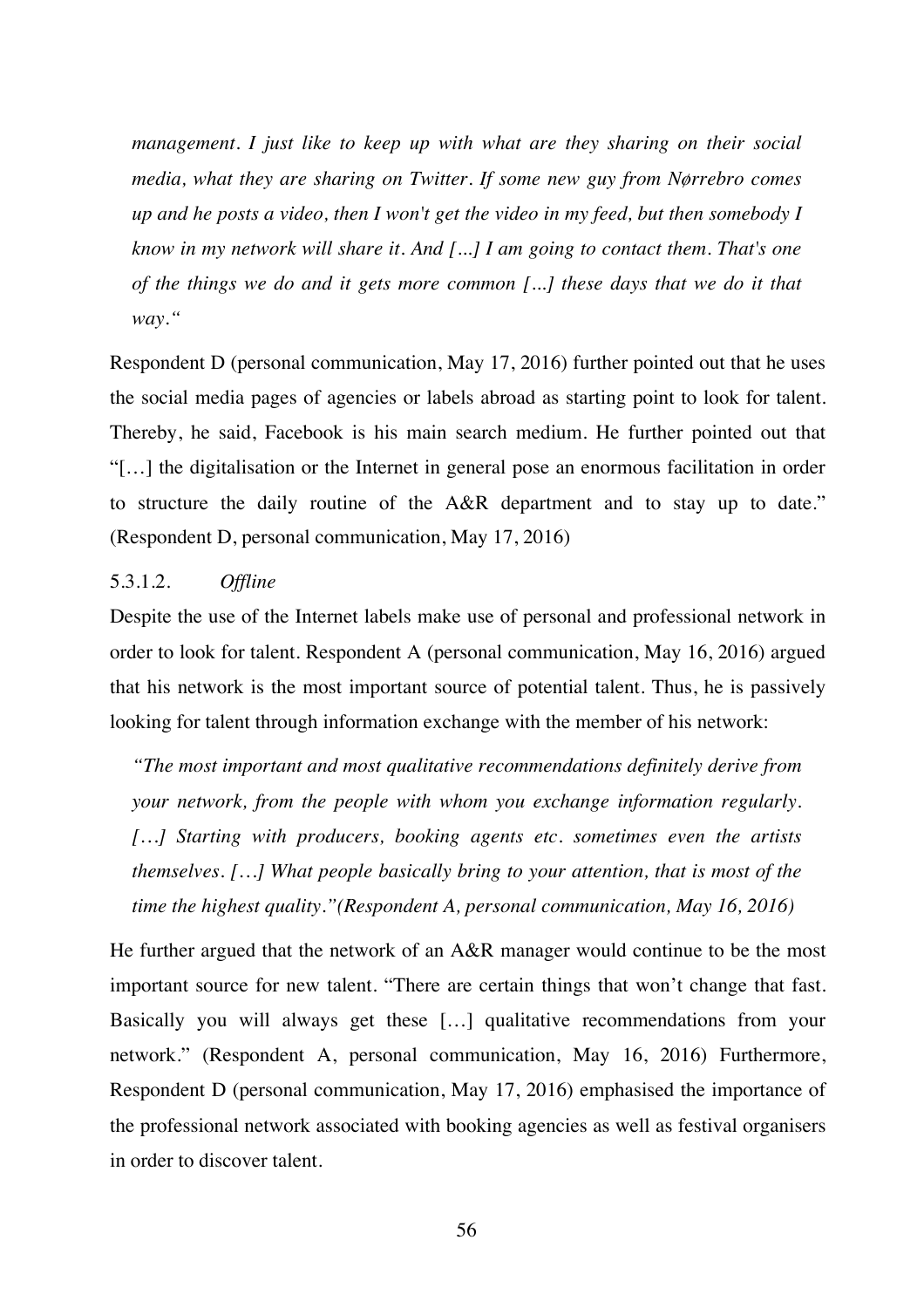*management. I just like to keep up with what are they sharing on their social media, what they are sharing on Twitter. If some new guy from Nørrebro comes up and he posts a video, then I won't get the video in my feed, but then somebody I know in my network will share it. And [...] I am going to contact them. That's one of the things we do and it gets more common [...] these days that we do it that way."*

Respondent D (personal communication, May 17, 2016) further pointed out that he uses the social media pages of agencies or labels abroad as starting point to look for talent. Thereby, he said, Facebook is his main search medium. He further pointed out that "[…] the digitalisation or the Internet in general pose an enormous facilitation in order to structure the daily routine of the A&R department and to stay up to date." (Respondent D, personal communication, May 17, 2016)

#### 5.3.1.2. *Offline*

Despite the use of the Internet labels make use of personal and professional network in order to look for talent. Respondent A (personal communication, May 16, 2016) argued that his network is the most important source of potential talent. Thus, he is passively looking for talent through information exchange with the member of his network:

*"The most important and most qualitative recommendations definitely derive from your network, from the people with whom you exchange information regularly. […] Starting with producers, booking agents etc. sometimes even the artists themselves. […] What people basically bring to your attention, that is most of the time the highest quality."(Respondent A, personal communication, May 16, 2016)*

He further argued that the network of an A&R manager would continue to be the most important source for new talent. "There are certain things that won't change that fast. Basically you will always get these […] qualitative recommendations from your network." (Respondent A, personal communication, May 16, 2016) Furthermore, Respondent D (personal communication, May 17, 2016) emphasised the importance of the professional network associated with booking agencies as well as festival organisers in order to discover talent.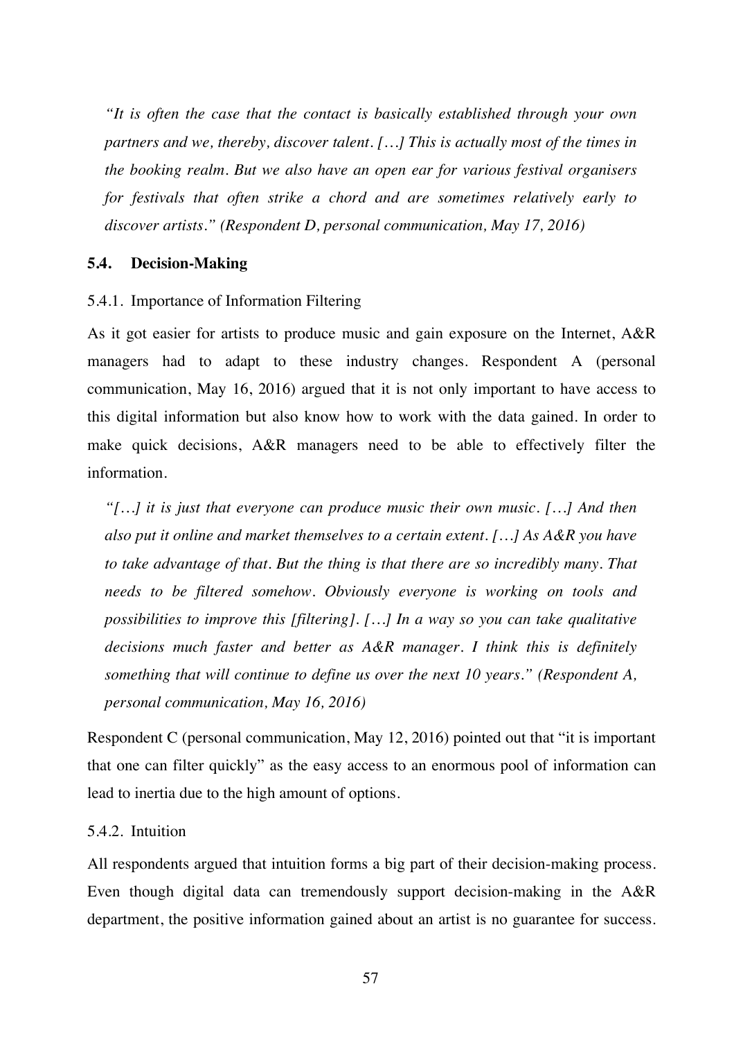*"It is often the case that the contact is basically established through your own partners and we, thereby, discover talent. […] This is actually most of the times in the booking realm. But we also have an open ear for various festival organisers for festivals that often strike a chord and are sometimes relatively early to discover artists." (Respondent D, personal communication, May 17, 2016)*

## 5.4. Decision-Making

### 5.4.1. Importance of Information Filtering

As it got easier for artists to produce music and gain exposure on the Internet, A&R managers had to adapt to these industry changes. Respondent A (personal communication, May 16, 2016) argued that it is not only important to have access to this digital information but also know how to work with the data gained. In order to make quick decisions, A&R managers need to be able to effectively filter the information.

*"[…] it is just that everyone can produce music their own music. […] And then also put it online and market themselves to a certain extent. […] As A&R you have to take advantage of that. But the thing is that there are so incredibly many. That needs to be filtered somehow. Obviously everyone is working on tools and possibilities to improve this [filtering]. […] In a way so you can take qualitative decisions much faster and better as A&R manager. I think this is definitely something that will continue to define us over the next 10 years." (Respondent A, personal communication, May 16, 2016)*

Respondent C (personal communication, May 12, 2016) pointed out that "it is important that one can filter quickly" as the easy access to an enormous pool of information can lead to inertia due to the high amount of options.

### 5.4.2. Intuition

All respondents argued that intuition forms a big part of their decision-making process. Even though digital data can tremendously support decision-making in the A&R department, the positive information gained about an artist is no guarantee for success.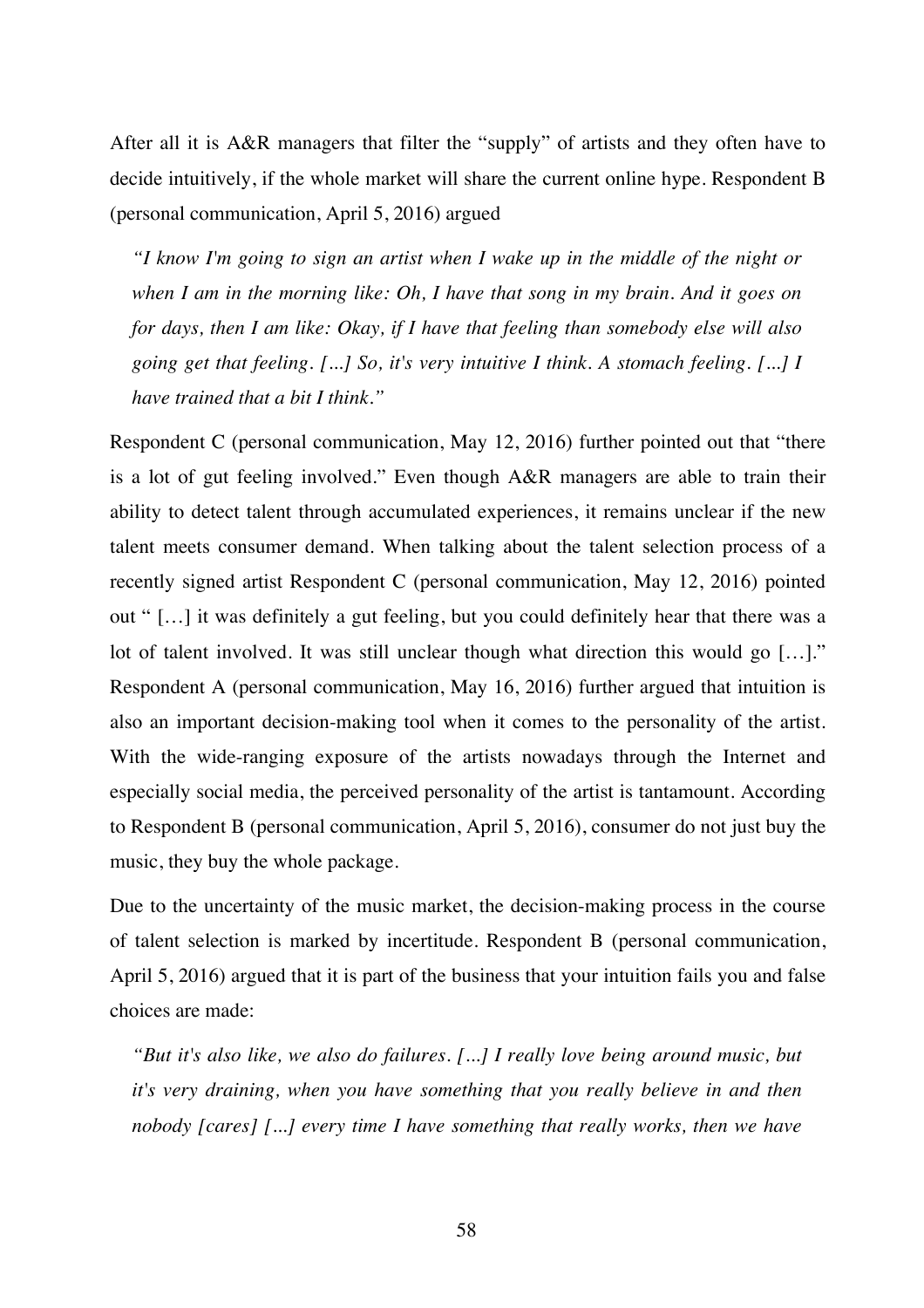After all it is A&R managers that filter the "supply" of artists and they often have to decide intuitively, if the whole market will share the current online hype. Respondent B (personal communication, April 5, 2016) argued

> *"I know I'm going to sign an artist when I wake up in the middle of the night or when I am in the morning like: Oh, I have that song in my brain. And it goes on for days, then I am like: Okay, if I have that feeling than somebody else will also going get that feeling. [...] So, it's very intuitive I think. A stomach feeling. [...] I have trained that a bit I think."*

Respondent C (personal communication, May 12, 2016) further pointed out that "there is a lot of gut feeling involved." Even though A&R managers are able to train their ability to detect talent through accumulated experiences, it remains unclear if the new talent meets consumer demand. When talking about the talent selection process of a recently signed artist Respondent C (personal communication, May 12, 2016) pointed out " […] it was definitely a gut feeling, but you could definitely hear that there was a lot of talent involved. It was still unclear though what direction this would go […]." Respondent A (personal communication, May 16, 2016) further argued that intuition is also an important decision-making tool when it comes to the personality of the artist. With the wide-ranging exposure of the artists nowadays through the Internet and especially social media, the perceived personality of the artist is tantamount. According to Respondent B (personal communication, April 5, 2016), consumer do not just buy the music, they buy the whole package.

Due to the uncertainty of the music market, the decision-making process in the course of talent selection is marked by incertitude. Respondent B (personal communication, April 5, 2016) argued that it is part of the business that your intuition fails you and false choices are made:

> *"But it's also like, we also do failures. [...] I really love being around music, but it's very draining, when you have something that you really believe in and then nobody [cares] [...] every time I have something that really works, then we have*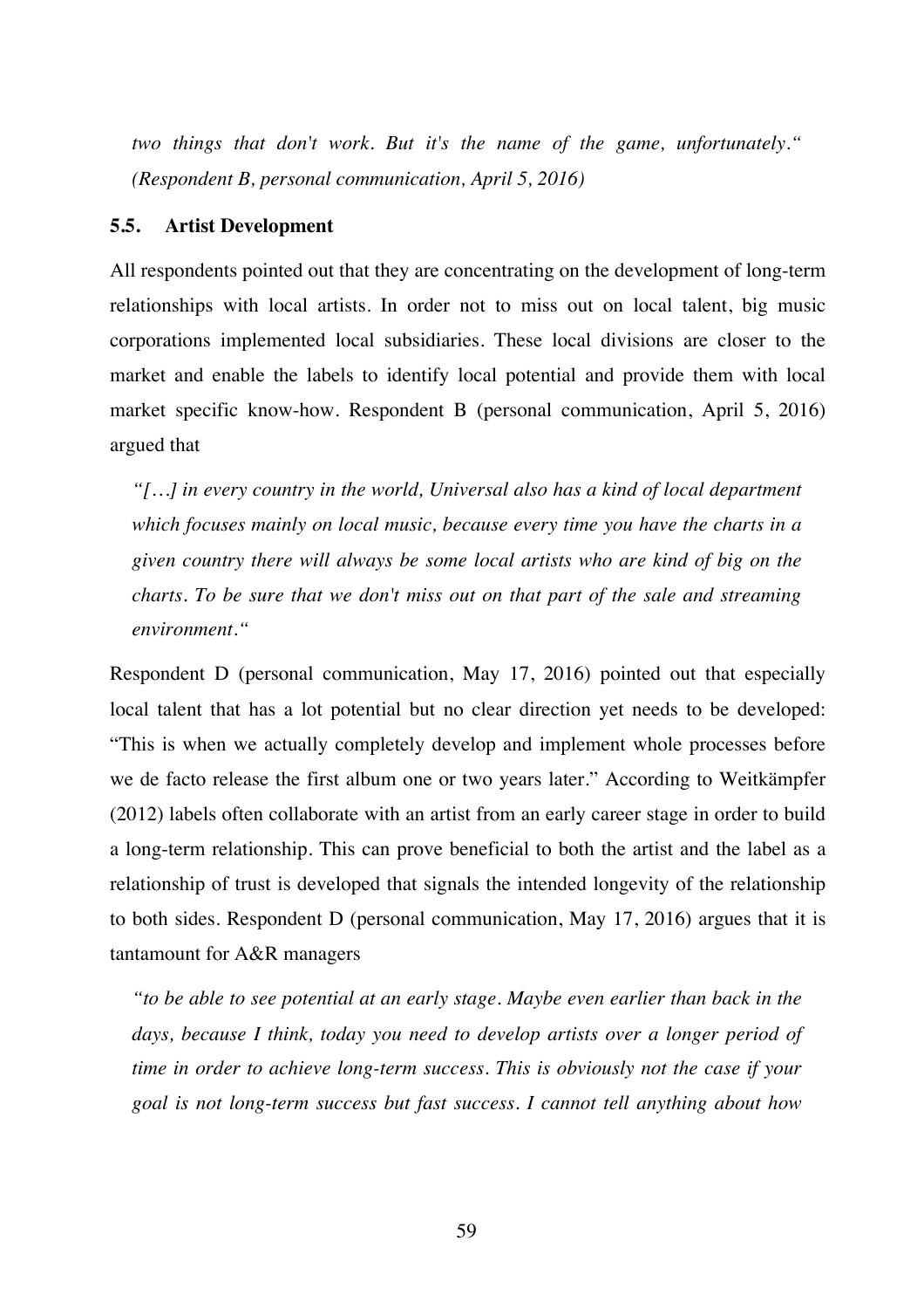*two things that don't work. But it's the name of the game, unfortunately.“ (Respondent B, personal communication, April 5, 2016)*

### 5.5. Artist Development

All respondents pointed out that they are concentrating on the development of long-term relationships with local artists. In order not to miss out on local talent, big music corporations implemented local subsidiaries. These local divisions are closer to the market and enable the labels to identify local potential and provide them with local market specific know-how. Respondent B (personal communication, April 5, 2016) argued that

> *“[…] in every country in the world, Universal also has a kind of local department which focuses mainly on local music, because every time you have the charts in a given country there will always be some local artists who are kind of big on the charts. To be sure that we don't miss out on that part of the sale and streaming environment.“*

Respondent D (personal communication, May 17, 2016) pointed out that especially local talent that has a lot potential but no clear direction yet needs to be developed: “This is when we actually completely develop and implement whole processes before we de facto release the first album one or two years later.” According to Weitkämpfer (2012) labels often collaborate with an artist from an early career stage in order to build a long-term relationship. This can prove beneficial to both the artist and the label as a relationship of trust is developed that signals the intended longevity of the relationship to both sides. Respondent D (personal communication, May 17, 2016) argues that it is tantamount for A&R managers

> *“to be able to see potential at an early stage. Maybe even earlier than back in the days, because I think, today you need to develop artists over a longer period of time in order to achieve long-term success. This is obviously not the case if your goal is not long-term success but fast success. I cannot tell anything about how*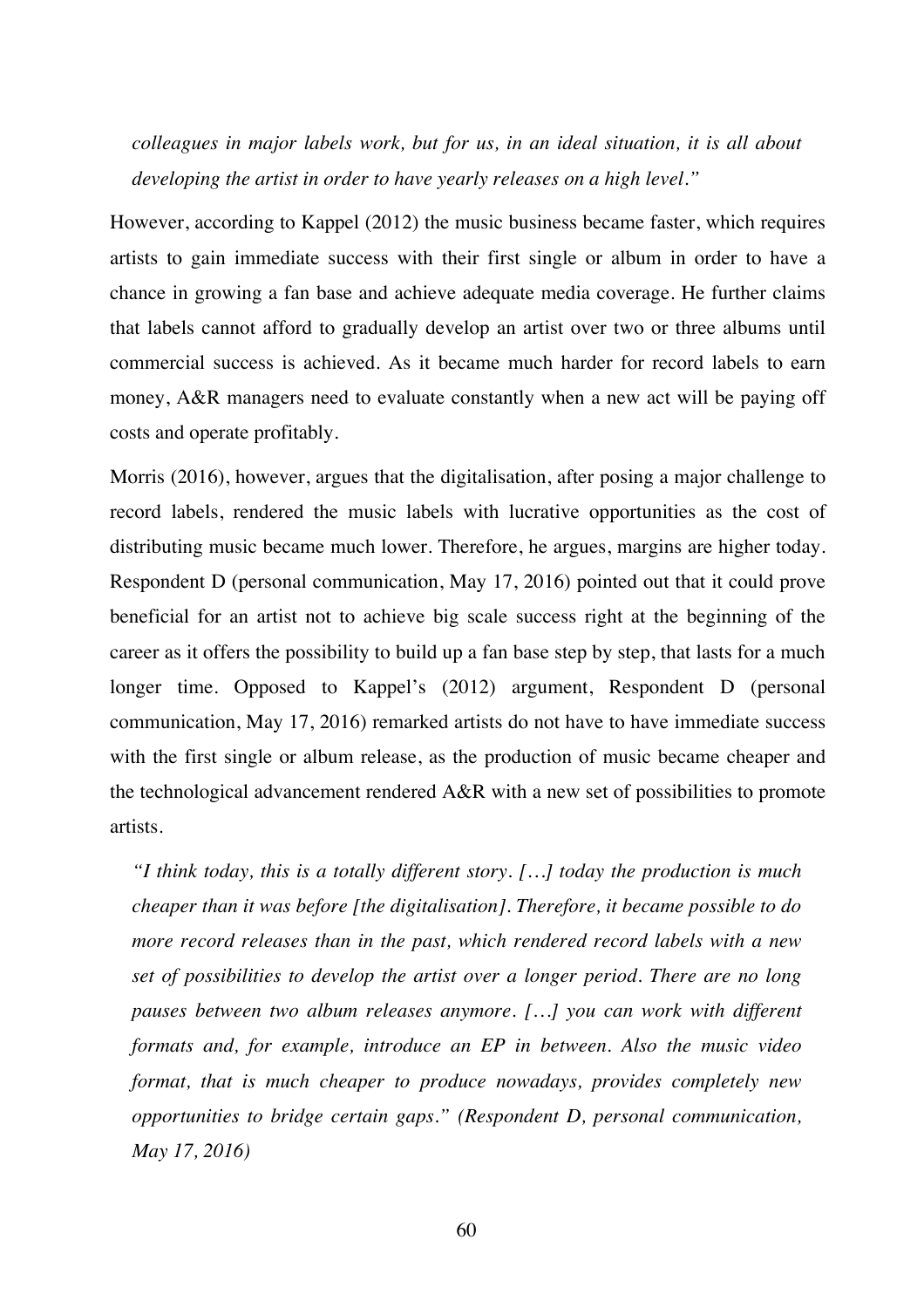*colleagues in major labels work, but for us, in an ideal situation, it is all about developing the artist in order to have yearly releases on a high level."*

However, according to Kappel (2012) the music business became faster, which requires artists to gain immediate success with their first single or album in order to have a chance in growing a fan base and achieve adequate media coverage. He further claims that labels cannot afford to gradually develop an artist over two or three albums until commercial success is achieved. As it became much harder for record labels to earn money, A&R managers need to evaluate constantly when a new act will be paying off costs and operate profitably.

Morris (2016), however, argues that the digitalisation, after posing a major challenge to record labels, rendered the music labels with lucrative opportunities as the cost of distributing music became much lower. Therefore, he argues, margins are higher today. Respondent D (personal communication, May 17, 2016) pointed out that it could prove beneficial for an artist not to achieve big scale success right at the beginning of the career as it offers the possibility to build up a fan base step by step, that lasts for a much longer time. Opposed to Kappel's (2012) argument, Respondent D (personal communication, May 17, 2016) remarked artists do not have to have immediate success with the first single or album release, as the production of music became cheaper and the technological advancement rendered A&R with a new set of possibilities to promote artists.

> *"I think today, this is a totally different story. […] today the production is much cheaper than it was before [the digitalisation]. Therefore, it became possible to do more record releases than in the past, which rendered record labels with a new set of possibilities to develop the artist over a longer period. There are no long pauses between two album releases anymore. […] you can work with different formats and, for example, introduce an EP in between. Also the music video format, that is much cheaper to produce nowadays, provides completely new opportunities to bridge certain gaps." (Respondent D, personal communication, May 17, 2016)*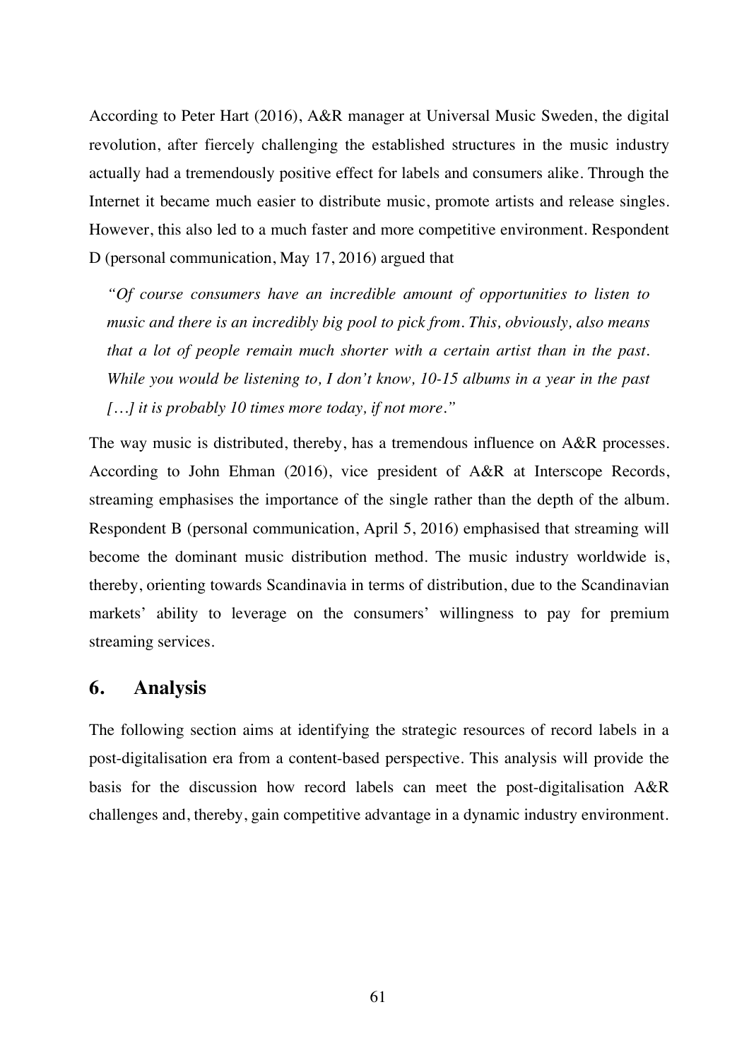According to Peter Hart (2016), A&R manager at Universal Music Sweden, the digital revolution, after fiercely challenging the established structures in the music industry actually had a tremendously positive effect for labels and consumers alike. Through the Internet it became much easier to distribute music, promote artists and release singles. However, this also led to a much faster and more competitive environment. Respondent D (personal communication, May 17, 2016) argued that

> *"Of course consumers have an incredible amount of opportunities to listen to music and there is an incredibly big pool to pick from. This, obviously, also means that a lot of people remain much shorter with a certain artist than in the past. While you would be listening to, I don't know, 10-15 albums in a year in the past […] it is probably 10 times more today, if not more."*

The way music is distributed, thereby, has a tremendous influence on A&R processes. According to John Ehman (2016), vice president of A&R at Interscope Records, streaming emphasises the importance of the single rather than the depth of the album. Respondent B (personal communication, April 5, 2016) emphasised that streaming will become the dominant music distribution method. The music industry worldwide is, thereby, orienting towards Scandinavia in terms of distribution, due to the Scandinavian markets' ability to leverage on the consumers' willingness to pay for premium streaming services.

# 6. Analysis

The following section aims at identifying the strategic resources of record labels in a post-digitalisation era from a content-based perspective. This analysis will provide the basis for the discussion how record labels can meet the post-digitalisation A&R challenges and, thereby, gain competitive advantage in a dynamic industry environment.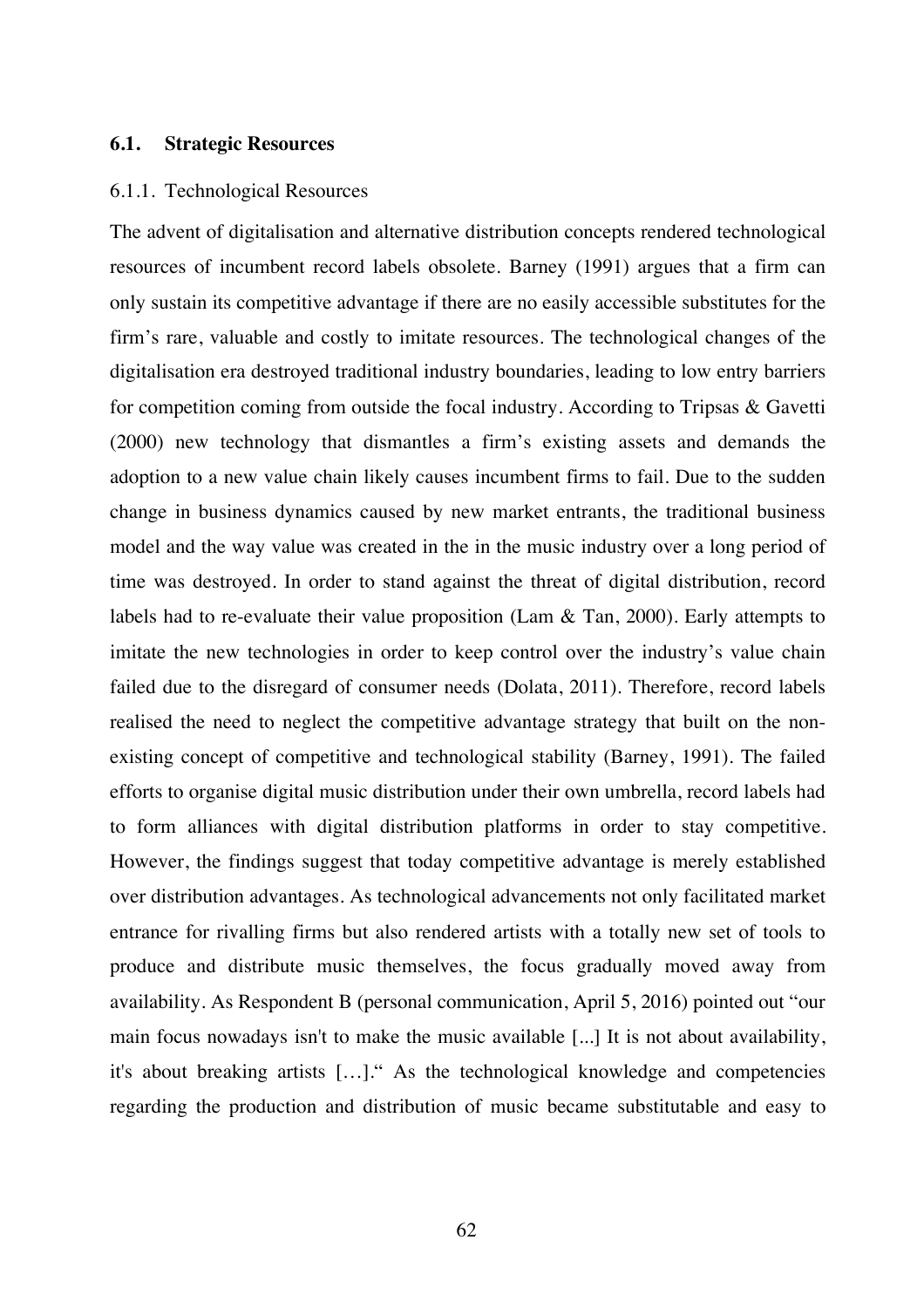## 6.1. Strategic Resources

### 6.1.1. Technological Resources

The advent of digitalisation and alternative distribution concepts rendered technological resources of incumbent record labels obsolete. Barney (1991) argues that a firm can only sustain its competitive advantage if there are no easily accessible substitutes for the firm's rare, valuable and costly to imitate resources. The technological changes of the digitalisation era destroyed traditional industry boundaries, leading to low entry barriers for competition coming from outside the focal industry. According to Tripsas & Gavetti (2000) new technology that dismantles a firm's existing assets and demands the adoption to a new value chain likely causes incumbent firms to fail. Due to the sudden change in business dynamics caused by new market entrants, the traditional business model and the way value was created in the in the music industry over a long period of time was destroyed. In order to stand against the threat of digital distribution, record labels had to re-evaluate their value proposition (Lam & Tan, 2000). Early attempts to imitate the new technologies in order to keep control over the industry's value chain failed due to the disregard of consumer needs (Dolata, 2011). Therefore, record labels realised the need to neglect the competitive advantage strategy that built on the non-existing concept of competitive and technological stability (Barney, 1991). The failed efforts to organise digital music distribution under their own umbrella, record labels had to form alliances with digital distribution platforms in order to stay competitive. However, the findings suggest that today competitive advantage is merely established over distribution advantages. As technological advancements not only facilitated market entrance for rivalling firms but also rendered artists with a totally new set of tools to produce and distribute music themselves, the focus gradually moved away from availability. As Respondent B (personal communication, April 5, 2016) pointed out "our main focus nowadays isn't to make the music available [...] It is not about availability, it's about breaking artists […]." As the technological knowledge and competencies regarding the production and distribution of music became substitutable and easy to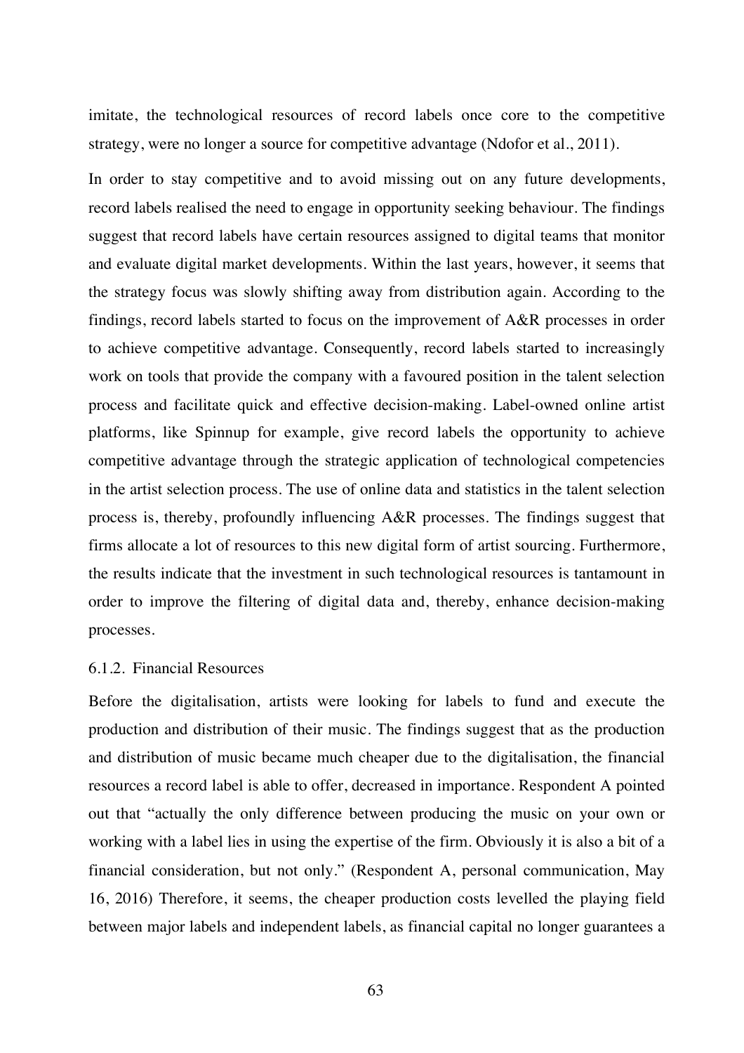imitate, the technological resources of record labels once core to the competitive strategy, were no longer a source for competitive advantage (Ndofor et al., 2011).

In order to stay competitive and to avoid missing out on any future developments, record labels realised the need to engage in opportunity seeking behaviour. The findings suggest that record labels have certain resources assigned to digital teams that monitor and evaluate digital market developments. Within the last years, however, it seems that the strategy focus was slowly shifting away from distribution again. According to the findings, record labels started to focus on the improvement of A&R processes in order to achieve competitive advantage. Consequently, record labels started to increasingly work on tools that provide the company with a favoured position in the talent selection process and facilitate quick and effective decision-making. Label-owned online artist platforms, like Spinnup for example, give record labels the opportunity to achieve competitive advantage through the strategic application of technological competencies in the artist selection process. The use of online data and statistics in the talent selection process is, thereby, profoundly influencing A&R processes. The findings suggest that firms allocate a lot of resources to this new digital form of artist sourcing. Furthermore, the results indicate that the investment in such technological resources is tantamount in order to improve the filtering of digital data and, thereby, enhance decision-making processes.

### 6.1.2. Financial Resources

Before the digitalisation, artists were looking for labels to fund and execute the production and distribution of their music. The findings suggest that as the production and distribution of music became much cheaper due to the digitalisation, the financial resources a record label is able to offer, decreased in importance. Respondent A pointed out that "actually the only difference between producing the music on your own or working with a label lies in using the expertise of the firm. Obviously it is also a bit of a financial consideration, but not only." (Respondent A, personal communication, May 16, 2016) Therefore, it seems, the cheaper production costs levelled the playing field between major labels and independent labels, as financial capital no longer guarantees a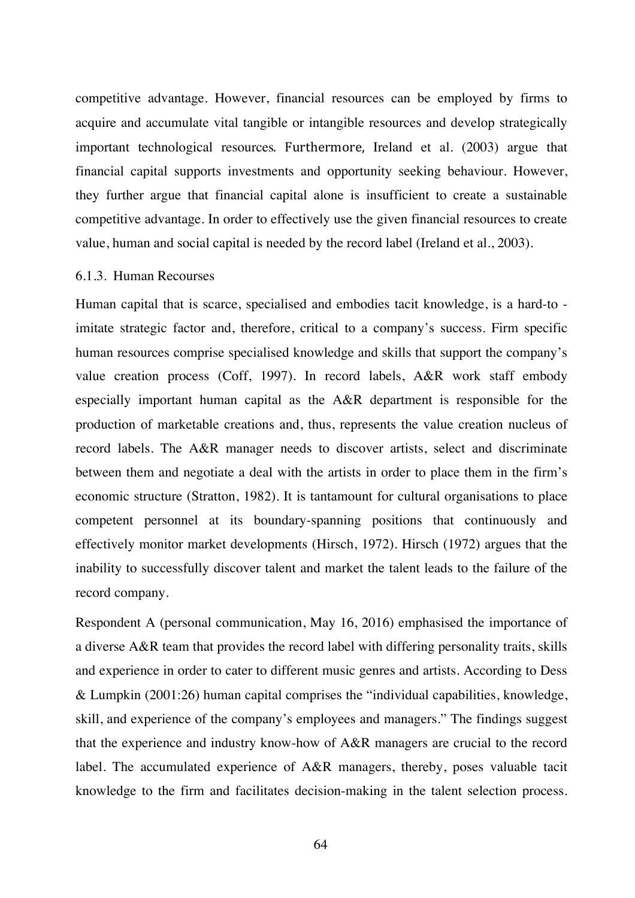competitive advantage. However, financial resources can be employed by firms to acquire and accumulate vital tangible or intangible resources and develop strategically important technological resources. Furthermore, Ireland et al. (2003) argue that financial capital supports investments and opportunity seeking behaviour. However, they further argue that financial capital alone is insufficient to create a sustainable competitive advantage. In order to effectively use the given financial resources to create value, human and social capital is needed by the record label (Ireland et al., 2003).

### 6.1.3. Human Recourses

Human capital that is scarce, specialised and embodies tacit knowledge, is a hard-to - imitate strategic factor and, therefore, critical to a company's success. Firm specific human resources comprise specialised knowledge and skills that support the company's value creation process (Coff, 1997). In record labels, A&R work staff embody especially important human capital as the A&R department is responsible for the production of marketable creations and, thus, represents the value creation nucleus of record labels. The A&R manager needs to discover artists, select and discriminate between them and negotiate a deal with the artists in order to place them in the firm's economic structure (Stratton, 1982). It is tantamount for cultural organisations to place competent personnel at its boundary-spanning positions that continuously and effectively monitor market developments (Hirsch, 1972). Hirsch (1972) argues that the inability to successfully discover talent and market the talent leads to the failure of the record company.

Respondent A (personal communication, May 16, 2016) emphasised the importance of a diverse A&R team that provides the record label with differing personality traits, skills and experience in order to cater to different music genres and artists. According to Dess & Lumpkin (2001:26) human capital comprises the "individual capabilities, knowledge, skill, and experience of the company's employees and managers." The findings suggest that the experience and industry know-how of A&R managers are crucial to the record label. The accumulated experience of A&R managers, thereby, poses valuable tacit knowledge to the firm and facilitates decision-making in the talent selection process.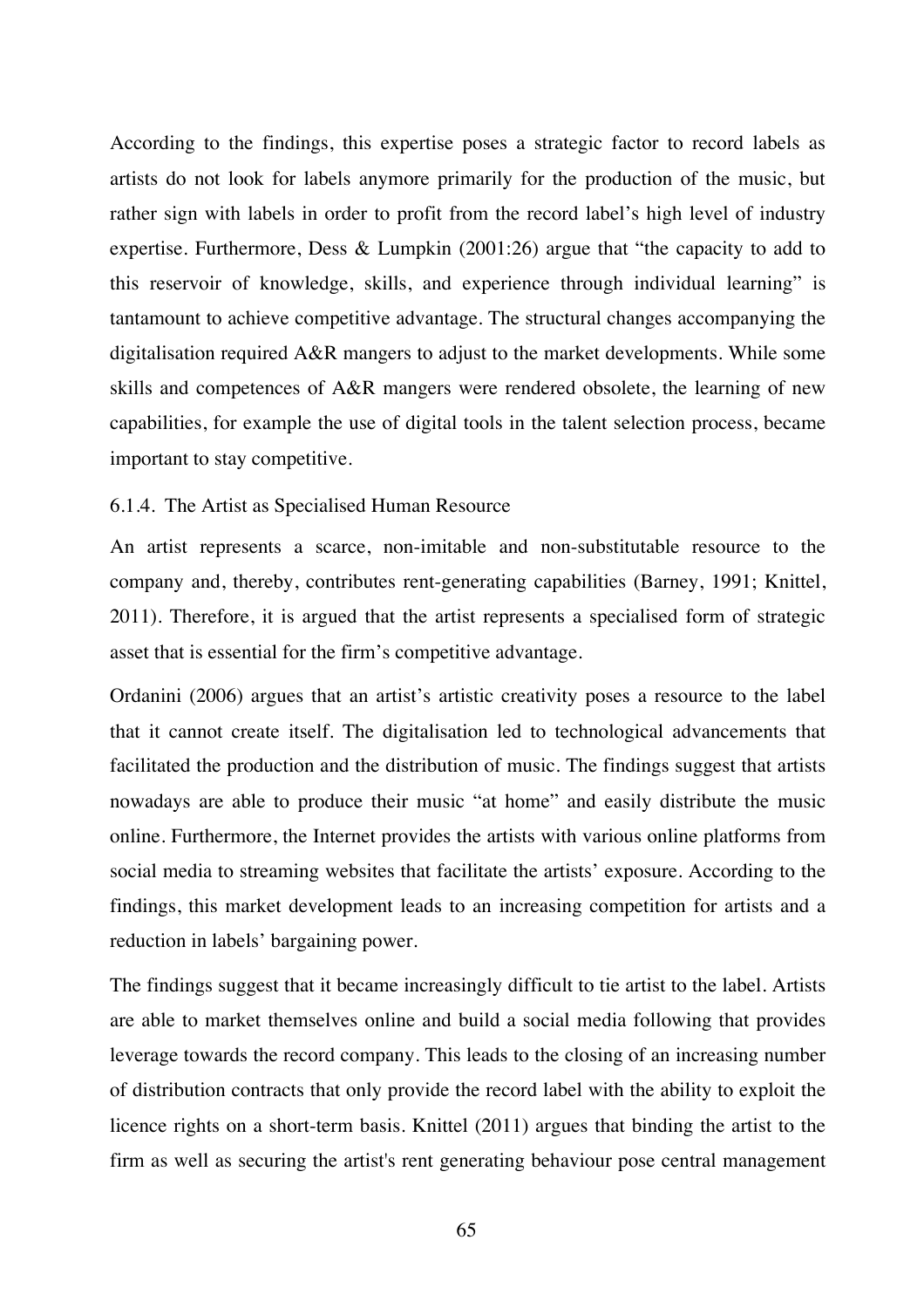According to the findings, this expertise poses a strategic factor to record labels as artists do not look for labels anymore primarily for the production of the music, but rather sign with labels in order to profit from the record label's high level of industry expertise. Furthermore, Dess & Lumpkin (2001:26) argue that "the capacity to add to this reservoir of knowledge, skills, and experience through individual learning" is tantamount to achieve competitive advantage. The structural changes accompanying the digitalisation required A&R mangers to adjust to the market developments. While some skills and competences of A&R mangers were rendered obsolete, the learning of new capabilities, for example the use of digital tools in the talent selection process, became important to stay competitive.

#### 6.1.4. The Artist as Specialised Human Resource

An artist represents a scarce, non-imitable and non-substitutable resource to the company and, thereby, contributes rent-generating capabilities (Barney, 1991; Knittel, 2011). Therefore, it is argued that the artist represents a specialised form of strategic asset that is essential for the firm's competitive advantage.

Ordanini (2006) argues that an artist's artistic creativity poses a resource to the label that it cannot create itself. The digitalisation led to technological advancements that facilitated the production and the distribution of music. The findings suggest that artists nowadays are able to produce their music "at home" and easily distribute the music online. Furthermore, the Internet provides the artists with various online platforms from social media to streaming websites that facilitate the artists' exposure. According to the findings, this market development leads to an increasing competition for artists and a reduction in labels' bargaining power.

The findings suggest that it became increasingly difficult to tie artist to the label. Artists are able to market themselves online and build a social media following that provides leverage towards the record company. This leads to the closing of an increasing number of distribution contracts that only provide the record label with the ability to exploit the licence rights on a short-term basis. Knittel (2011) argues that binding the artist to the firm as well as securing the artist's rent generating behaviour pose central management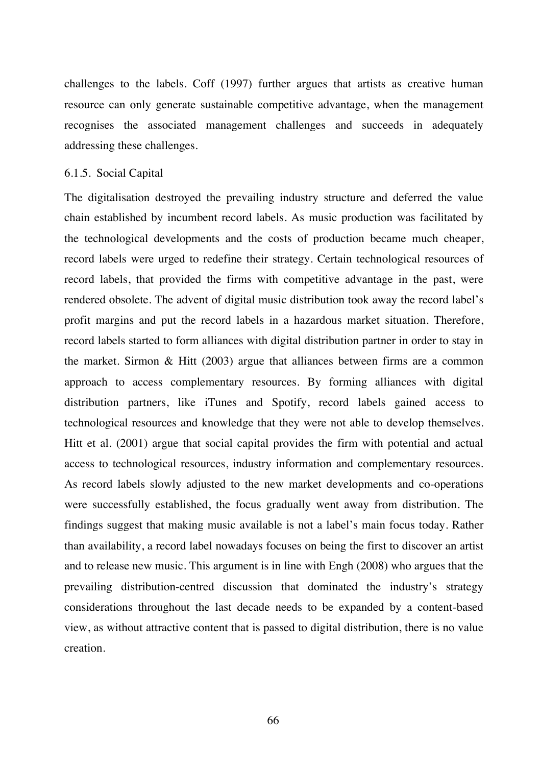challenges to the labels. Coff (1997) further argues that artists as creative human resource can only generate sustainable competitive advantage, when the management recognises the associated management challenges and succeeds in adequately addressing these challenges.

### 6.1.5. Social Capital

The digitalisation destroyed the prevailing industry structure and deferred the value chain established by incumbent record labels. As music production was facilitated by the technological developments and the costs of production became much cheaper, record labels were urged to redefine their strategy. Certain technological resources of record labels, that provided the firms with competitive advantage in the past, were rendered obsolete. The advent of digital music distribution took away the record label's profit margins and put the record labels in a hazardous market situation. Therefore, record labels started to form alliances with digital distribution partner in order to stay in the market. Sirmon & Hitt (2003) argue that alliances between firms are a common approach to access complementary resources. By forming alliances with digital distribution partners, like iTunes and Spotify, record labels gained access to technological resources and knowledge that they were not able to develop themselves. Hitt et al. (2001) argue that social capital provides the firm with potential and actual access to technological resources, industry information and complementary resources. As record labels slowly adjusted to the new market developments and co-operations were successfully established, the focus gradually went away from distribution. The findings suggest that making music available is not a label's main focus today. Rather than availability, a record label nowadays focuses on being the first to discover an artist and to release new music. This argument is in line with Engh (2008) who argues that the prevailing distribution-centred discussion that dominated the industry's strategy considerations throughout the last decade needs to be expanded by a content-based view, as without attractive content that is passed to digital distribution, there is no value creation.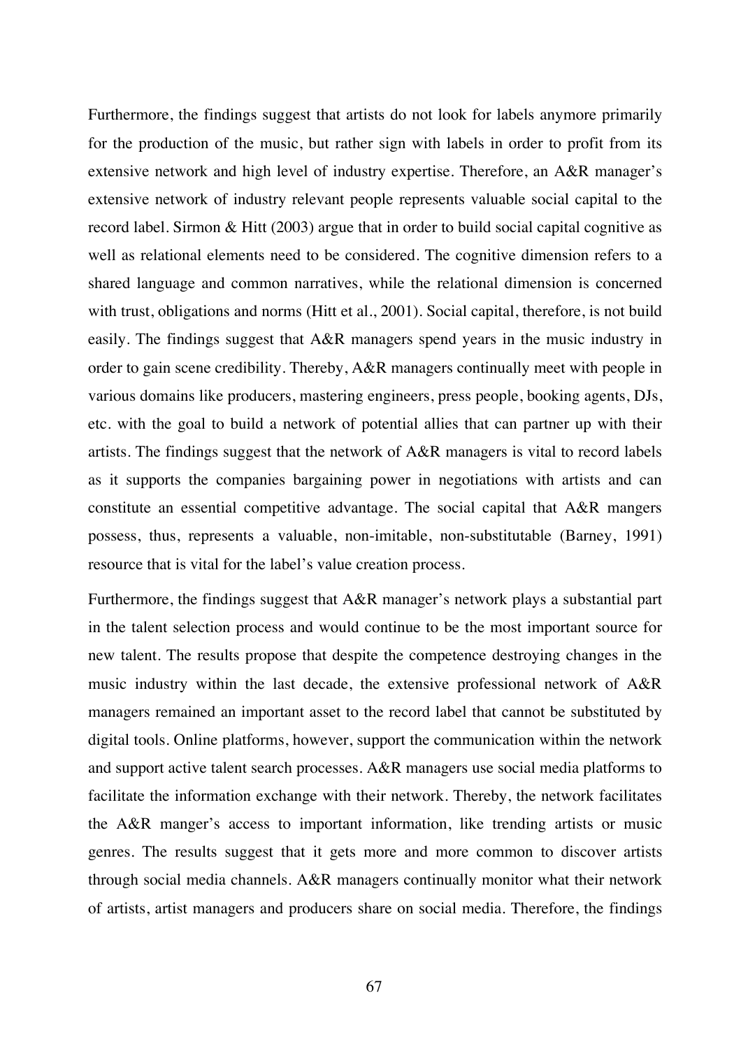Furthermore, the findings suggest that artists do not look for labels anymore primarily for the production of the music, but rather sign with labels in order to profit from its extensive network and high level of industry expertise. Therefore, an A&R manager's extensive network of industry relevant people represents valuable social capital to the record label. Sirmon & Hitt (2003) argue that in order to build social capital cognitive as well as relational elements need to be considered. The cognitive dimension refers to a shared language and common narratives, while the relational dimension is concerned with trust, obligations and norms (Hitt et al., 2001). Social capital, therefore, is not build easily. The findings suggest that A&R managers spend years in the music industry in order to gain scene credibility. Thereby, A&R managers continually meet with people in various domains like producers, mastering engineers, press people, booking agents, DJs, etc. with the goal to build a network of potential allies that can partner up with their artists. The findings suggest that the network of A&R managers is vital to record labels as it supports the companies bargaining power in negotiations with artists and can constitute an essential competitive advantage. The social capital that A&R mangers possess, thus, represents a valuable, non-imitable, non-substitutable (Barney, 1991) resource that is vital for the label's value creation process.

Furthermore, the findings suggest that A&R manager's network plays a substantial part in the talent selection process and would continue to be the most important source for new talent. The results propose that despite the competence destroying changes in the music industry within the last decade, the extensive professional network of A&R managers remained an important asset to the record label that cannot be substituted by digital tools. Online platforms, however, support the communication within the network and support active talent search processes. A&R managers use social media platforms to facilitate the information exchange with their network. Thereby, the network facilitates the A&R manger's access to important information, like trending artists or music genres. The results suggest that it gets more and more common to discover artists through social media channels. A&R managers continually monitor what their network of artists, artist managers and producers share on social media. Therefore, the findings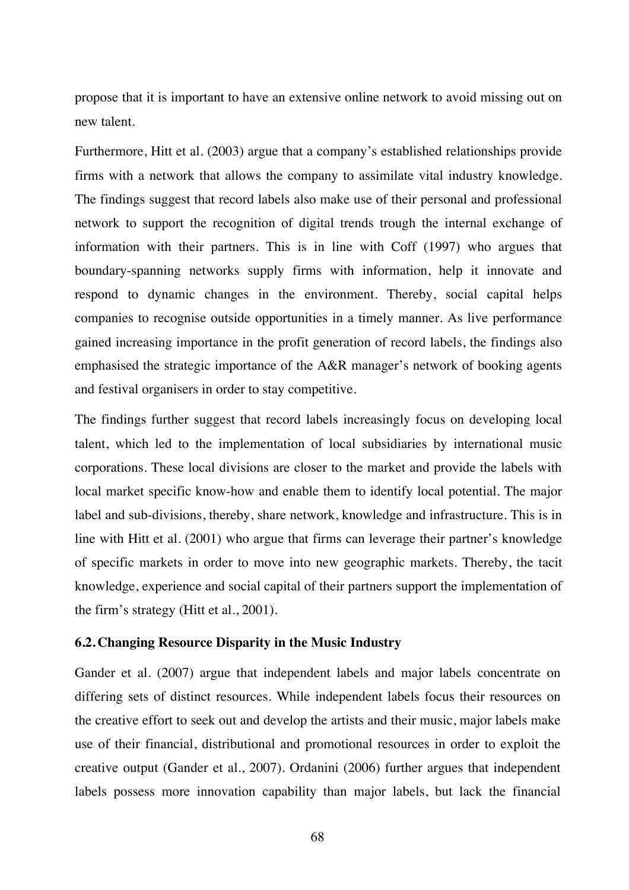propose that it is important to have an extensive online network to avoid missing out on new talent.

Furthermore, Hitt et al. (2003) argue that a company's established relationships provide firms with a network that allows the company to assimilate vital industry knowledge. The findings suggest that record labels also make use of their personal and professional network to support the recognition of digital trends trough the internal exchange of information with their partners. This is in line with Coff (1997) who argues that boundary-spanning networks supply firms with information, help it innovate and respond to dynamic changes in the environment. Thereby, social capital helps companies to recognise outside opportunities in a timely manner. As live performance gained increasing importance in the profit generation of record labels, the findings also emphasised the strategic importance of the A&R manager's network of booking agents and festival organisers in order to stay competitive.

The findings further suggest that record labels increasingly focus on developing local talent, which led to the implementation of local subsidiaries by international music corporations. These local divisions are closer to the market and provide the labels with local market specific know-how and enable them to identify local potential. The major label and sub-divisions, thereby, share network, knowledge and infrastructure. This is in line with Hitt et al. (2001) who argue that firms can leverage their partner's knowledge of specific markets in order to move into new geographic markets. Thereby, the tacit knowledge, experience and social capital of their partners support the implementation of the firm's strategy (Hitt et al., 2001).

### 6.2. Changing Resource Disparity in the Music Industry

Gander et al. (2007) argue that independent labels and major labels concentrate on differing sets of distinct resources. While independent labels focus their resources on the creative effort to seek out and develop the artists and their music, major labels make use of their financial, distributional and promotional resources in order to exploit the creative output (Gander et al., 2007). Ordanini (2006) further argues that independent labels possess more innovation capability than major labels, but lack the financial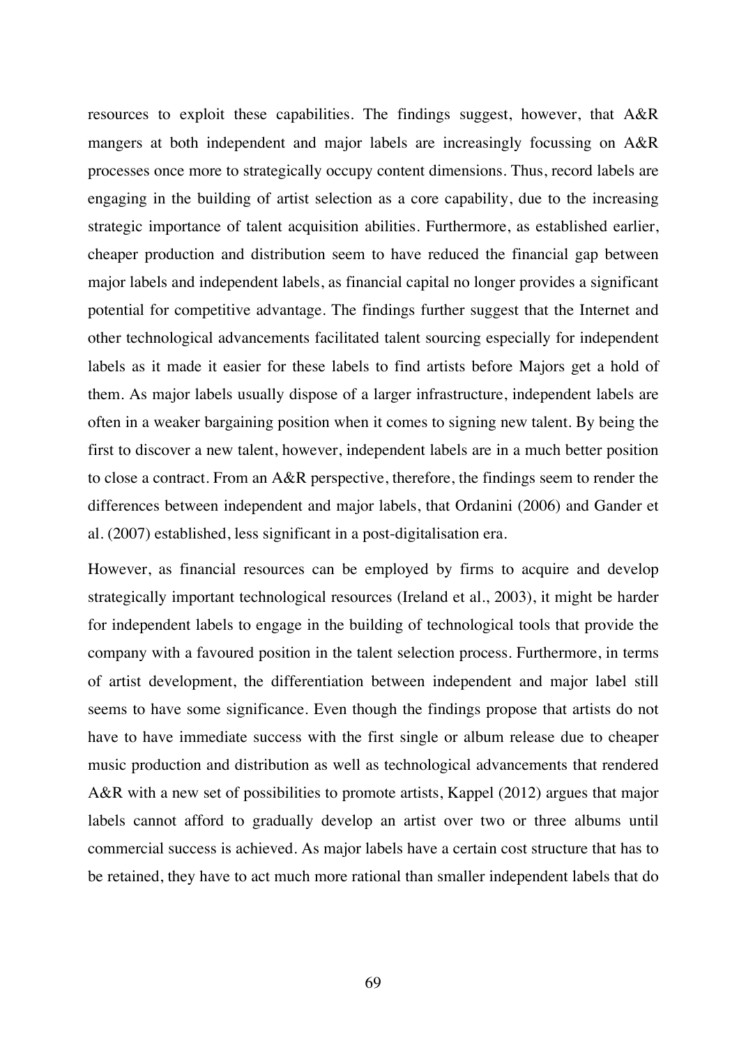resources to exploit these capabilities. The findings suggest, however, that A&R mangers at both independent and major labels are increasingly focussing on A&R processes once more to strategically occupy content dimensions. Thus, record labels are engaging in the building of artist selection as a core capability, due to the increasing strategic importance of talent acquisition abilities. Furthermore, as established earlier, cheaper production and distribution seem to have reduced the financial gap between major labels and independent labels, as financial capital no longer provides a significant potential for competitive advantage. The findings further suggest that the Internet and other technological advancements facilitated talent sourcing especially for independent labels as it made it easier for these labels to find artists before Majors get a hold of them. As major labels usually dispose of a larger infrastructure, independent labels are often in a weaker bargaining position when it comes to signing new talent. By being the first to discover a new talent, however, independent labels are in a much better position to close a contract. From an A&R perspective, therefore, the findings seem to render the differences between independent and major labels, that Ordanini (2006) and Gander et al. (2007) established, less significant in a post-digitalisation era.

However, as financial resources can be employed by firms to acquire and develop strategically important technological resources (Ireland et al., 2003), it might be harder for independent labels to engage in the building of technological tools that provide the company with a favoured position in the talent selection process. Furthermore, in terms of artist development, the differentiation between independent and major label still seems to have some significance. Even though the findings propose that artists do not have to have immediate success with the first single or album release due to cheaper music production and distribution as well as technological advancements that rendered A&R with a new set of possibilities to promote artists, Kappel (2012) argues that major labels cannot afford to gradually develop an artist over two or three albums until commercial success is achieved. As major labels have a certain cost structure that has to be retained, they have to act much more rational than smaller independent labels that do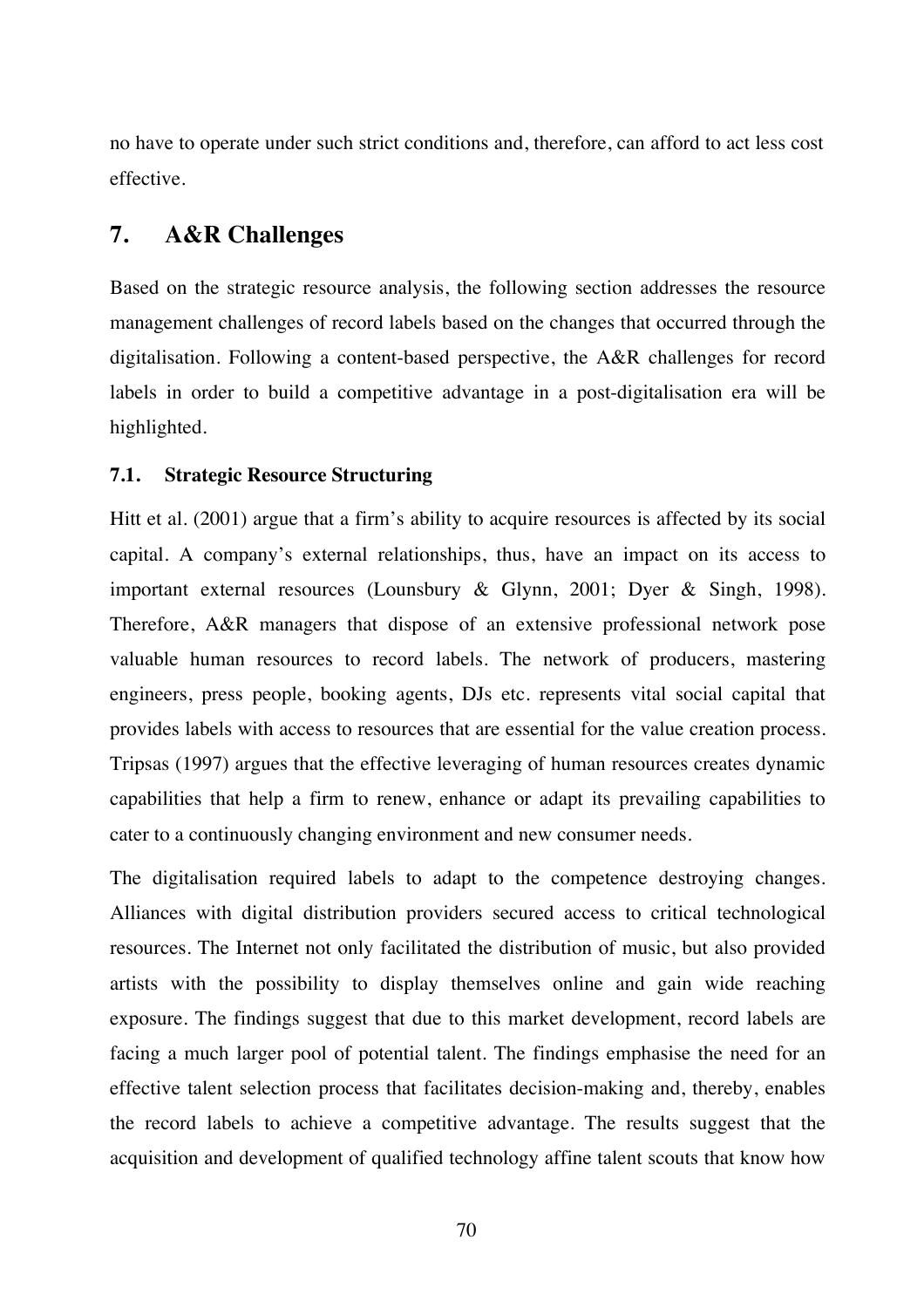no have to operate under such strict conditions and, therefore, can afford to act less cost effective.

## 7. A&R Challenges

Based on the strategic resource analysis, the following section addresses the resource management challenges of record labels based on the changes that occurred through the digitalisation. Following a content-based perspective, the A&R challenges for record labels in order to build a competitive advantage in a post-digitalisation era will be highlighted.

### 7.1. Strategic Resource Structuring

Hitt et al. (2001) argue that a firm's ability to acquire resources is affected by its social capital. A company's external relationships, thus, have an impact on its access to important external resources (Lounsbury & Glynn, 2001; Dyer & Singh, 1998). Therefore, A&R managers that dispose of an extensive professional network pose valuable human resources to record labels. The network of producers, mastering engineers, press people, booking agents, DJs etc. represents vital social capital that provides labels with access to resources that are essential for the value creation process. Tripsas (1997) argues that the effective leveraging of human resources creates dynamic capabilities that help a firm to renew, enhance or adapt its prevailing capabilities to cater to a continuously changing environment and new consumer needs.

The digitalisation required labels to adapt to the competence destroying changes. Alliances with digital distribution providers secured access to critical technological resources. The Internet not only facilitated the distribution of music, but also provided artists with the possibility to display themselves online and gain wide reaching exposure. The findings suggest that due to this market development, record labels are facing a much larger pool of potential talent. The findings emphasise the need for an effective talent selection process that facilitates decision-making and, thereby, enables the record labels to achieve a competitive advantage. The results suggest that the acquisition and development of qualified technology affine talent scouts that know how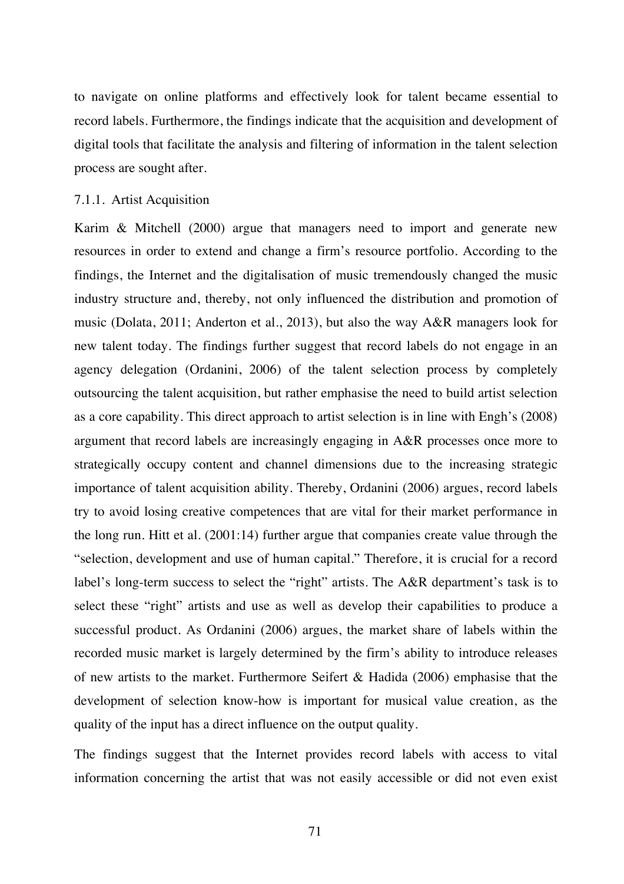to navigate on online platforms and effectively look for talent became essential to record labels. Furthermore, the findings indicate that the acquisition and development of digital tools that facilitate the analysis and filtering of information in the talent selection process are sought after.

### 7.1.1. Artist Acquisition

Karim & Mitchell (2000) argue that managers need to import and generate new resources in order to extend and change a firm's resource portfolio. According to the findings, the Internet and the digitalisation of music tremendously changed the music industry structure and, thereby, not only influenced the distribution and promotion of music (Dolata, 2011; Anderton et al., 2013), but also the way A&R managers look for new talent today. The findings further suggest that record labels do not engage in an agency delegation (Ordanini, 2006) of the talent selection process by completely outsourcing the talent acquisition, but rather emphasise the need to build artist selection as a core capability. This direct approach to artist selection is in line with Engh's (2008) argument that record labels are increasingly engaging in A&R processes once more to strategically occupy content and channel dimensions due to the increasing strategic importance of talent acquisition ability. Thereby, Ordanini (2006) argues, record labels try to avoid losing creative competences that are vital for their market performance in the long run. Hitt et al. (2001:14) further argue that companies create value through the "selection, development and use of human capital." Therefore, it is crucial for a record label's long-term success to select the "right" artists. The A&R department's task is to select these "right" artists and use as well as develop their capabilities to produce a successful product. As Ordanini (2006) argues, the market share of labels within the recorded music market is largely determined by the firm's ability to introduce releases of new artists to the market. Furthermore Seifert & Hadida (2006) emphasise that the development of selection know-how is important for musical value creation, as the quality of the input has a direct influence on the output quality.

The findings suggest that the Internet provides record labels with access to vital information concerning the artist that was not easily accessible or did not even exist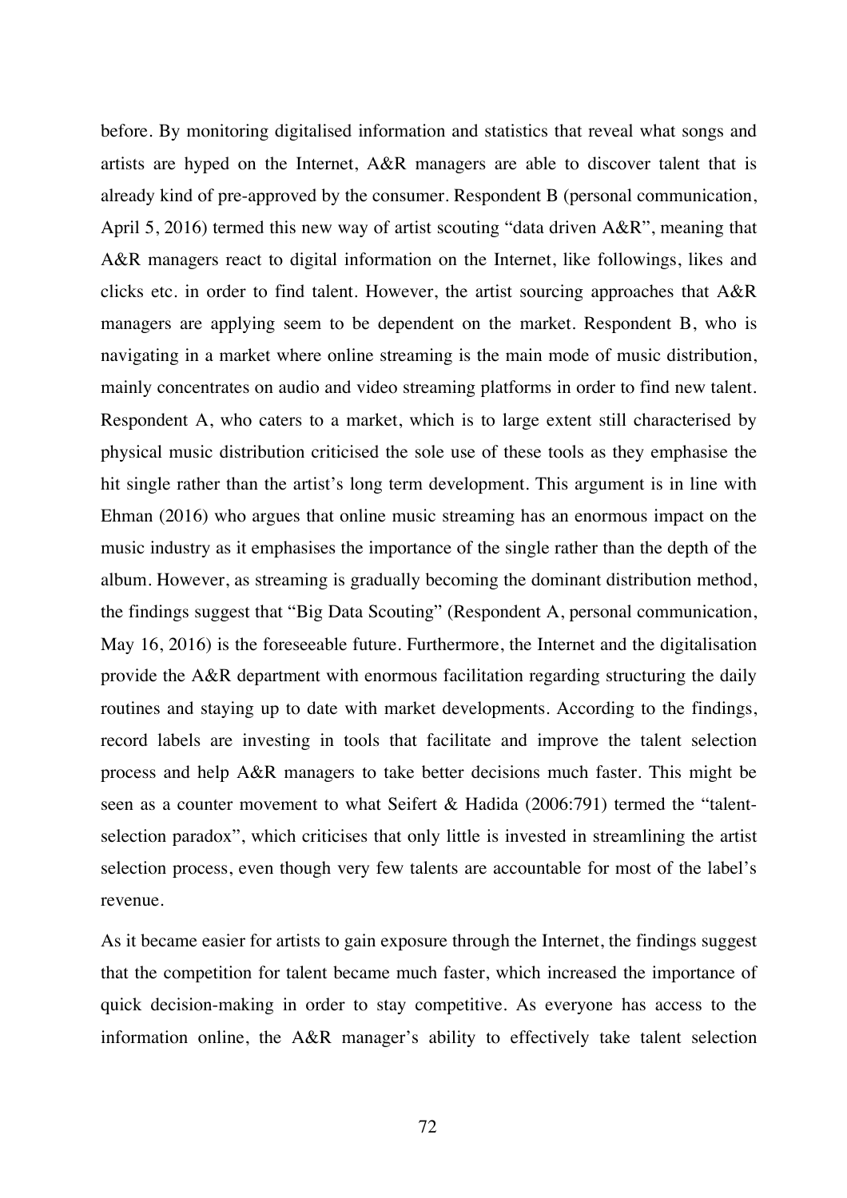before. By monitoring digitalised information and statistics that reveal what songs and artists are hyped on the Internet, A&R managers are able to discover talent that is already kind of pre-approved by the consumer. Respondent B (personal communication, April 5, 2016) termed this new way of artist scouting "data driven A&R", meaning that A&R managers react to digital information on the Internet, like followings, likes and clicks etc. in order to find talent. However, the artist sourcing approaches that A&R managers are applying seem to be dependent on the market. Respondent B, who is navigating in a market where online streaming is the main mode of music distribution, mainly concentrates on audio and video streaming platforms in order to find new talent. Respondent A, who caters to a market, which is to large extent still characterised by physical music distribution criticised the sole use of these tools as they emphasise the hit single rather than the artist's long term development. This argument is in line with Ehman (2016) who argues that online music streaming has an enormous impact on the music industry as it emphasises the importance of the single rather than the depth of the album. However, as streaming is gradually becoming the dominant distribution method, the findings suggest that "Big Data Scouting" (Respondent A, personal communication, May 16, 2016) is the foreseeable future. Furthermore, the Internet and the digitalisation provide the A&R department with enormous facilitation regarding structuring the daily routines and staying up to date with market developments. According to the findings, record labels are investing in tools that facilitate and improve the talent selection process and help A&R managers to take better decisions much faster. This might be seen as a counter movement to what Seifert & Hadida (2006:791) termed the "talent-selection paradox", which criticises that only little is invested in streamlining the artist selection process, even though very few talents are accountable for most of the label's revenue.

As it became easier for artists to gain exposure through the Internet, the findings suggest that the competition for talent became much faster, which increased the importance of quick decision-making in order to stay competitive. As everyone has access to the information online, the A&R manager's ability to effectively take talent selection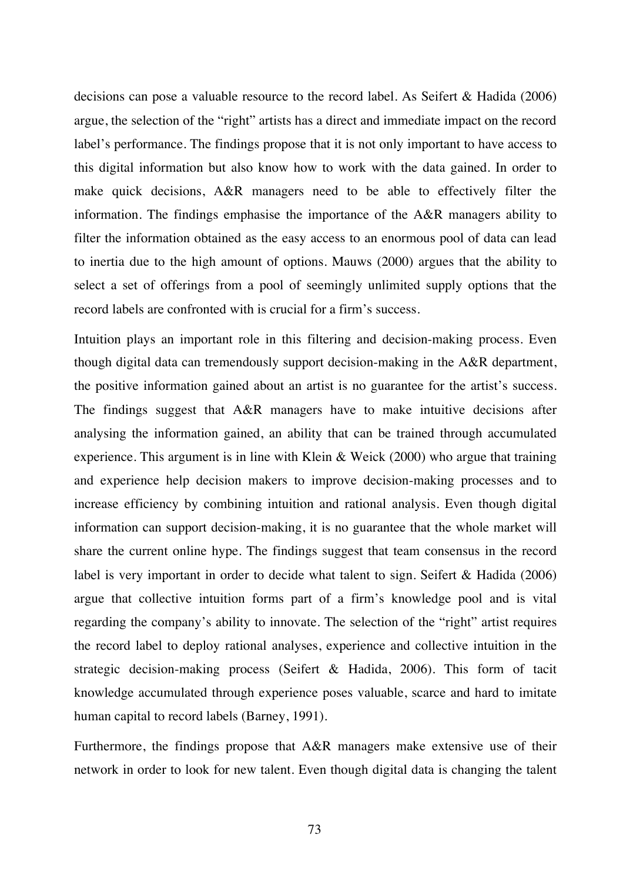decisions can pose a valuable resource to the record label. As Seifert & Hadida (2006) argue, the selection of the "right" artists has a direct and immediate impact on the record label's performance. The findings propose that it is not only important to have access to this digital information but also know how to work with the data gained. In order to make quick decisions, A&R managers need to be able to effectively filter the information. The findings emphasise the importance of the A&R managers ability to filter the information obtained as the easy access to an enormous pool of data can lead to inertia due to the high amount of options. Mauws (2000) argues that the ability to select a set of offerings from a pool of seemingly unlimited supply options that the record labels are confronted with is crucial for a firm's success.

Intuition plays an important role in this filtering and decision-making process. Even though digital data can tremendously support decision-making in the A&R department, the positive information gained about an artist is no guarantee for the artist's success. The findings suggest that A&R managers have to make intuitive decisions after analysing the information gained, an ability that can be trained through accumulated experience. This argument is in line with Klein & Weick (2000) who argue that training and experience help decision makers to improve decision-making processes and to increase efficiency by combining intuition and rational analysis. Even though digital information can support decision-making, it is no guarantee that the whole market will share the current online hype. The findings suggest that team consensus in the record label is very important in order to decide what talent to sign. Seifert & Hadida (2006) argue that collective intuition forms part of a firm's knowledge pool and is vital regarding the company's ability to innovate. The selection of the "right" artist requires the record label to deploy rational analyses, experience and collective intuition in the strategic decision-making process (Seifert & Hadida, 2006). This form of tacit knowledge accumulated through experience poses valuable, scarce and hard to imitate human capital to record labels (Barney, 1991).

Furthermore, the findings propose that A&R managers make extensive use of their network in order to look for new talent. Even though digital data is changing the talent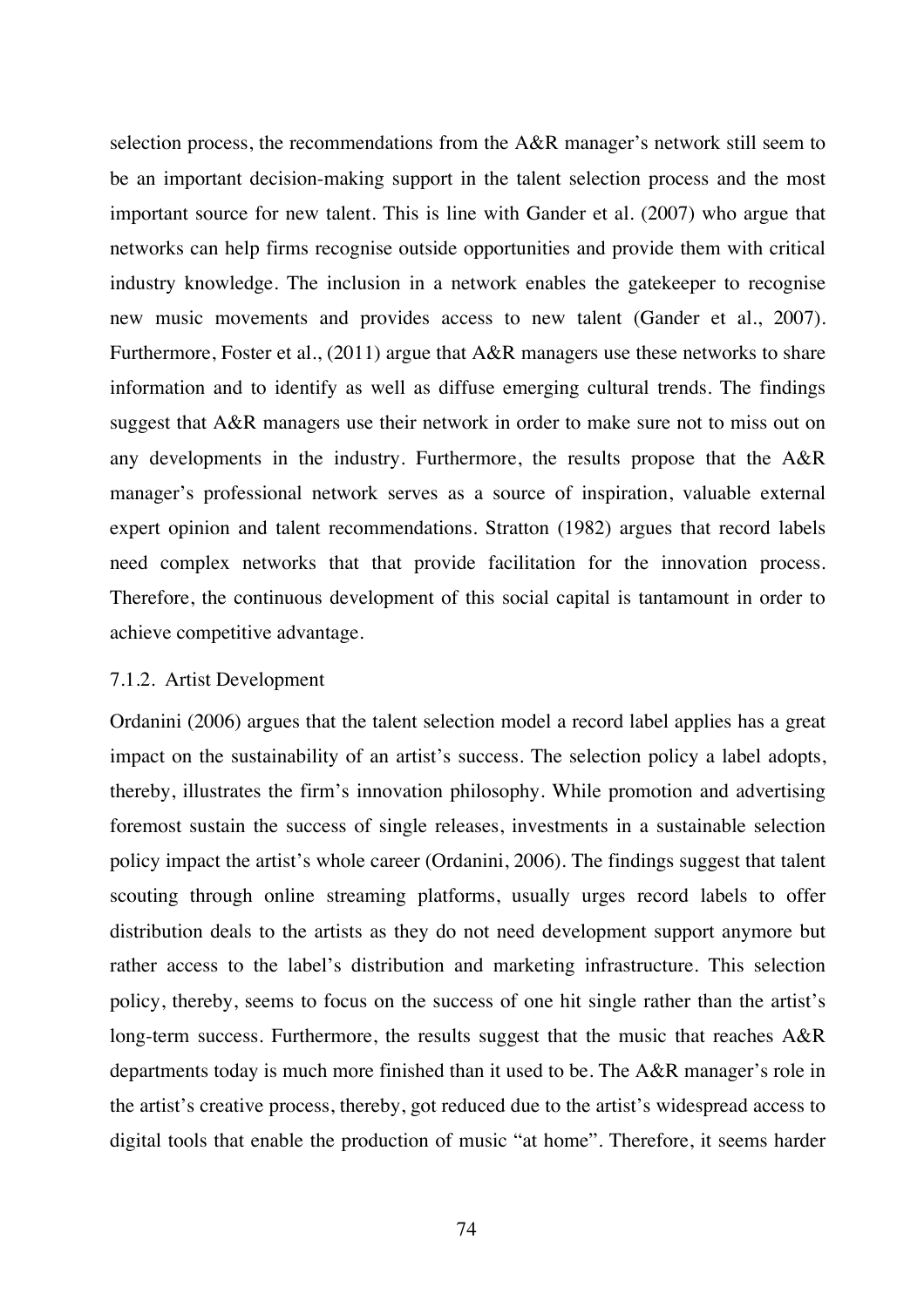selection process, the recommendations from the A&R manager's network still seem to be an important decision-making support in the talent selection process and the most important source for new talent. This is line with Gander et al. (2007) who argue that networks can help firms recognise outside opportunities and provide them with critical industry knowledge. The inclusion in a network enables the gatekeeper to recognise new music movements and provides access to new talent (Gander et al., 2007). Furthermore, Foster et al., (2011) argue that A&R managers use these networks to share information and to identify as well as diffuse emerging cultural trends. The findings suggest that A&R managers use their network in order to make sure not to miss out on any developments in the industry. Furthermore, the results propose that the A&R manager's professional network serves as a source of inspiration, valuable external expert opinion and talent recommendations. Stratton (1982) argues that record labels need complex networks that that provide facilitation for the innovation process. Therefore, the continuous development of this social capital is tantamount in order to achieve competitive advantage.

### 7.1.2. Artist Development

Ordanini (2006) argues that the talent selection model a record label applies has a great impact on the sustainability of an artist's success. The selection policy a label adopts, thereby, illustrates the firm's innovation philosophy. While promotion and advertising foremost sustain the success of single releases, investments in a sustainable selection policy impact the artist's whole career (Ordanini, 2006). The findings suggest that talent scouting through online streaming platforms, usually urges record labels to offer distribution deals to the artists as they do not need development support anymore but rather access to the label's distribution and marketing infrastructure. This selection policy, thereby, seems to focus on the success of one hit single rather than the artist's long-term success. Furthermore, the results suggest that the music that reaches A&R departments today is much more finished than it used to be. The A&R manager's role in the artist's creative process, thereby, got reduced due to the artist's widespread access to digital tools that enable the production of music "at home". Therefore, it seems harder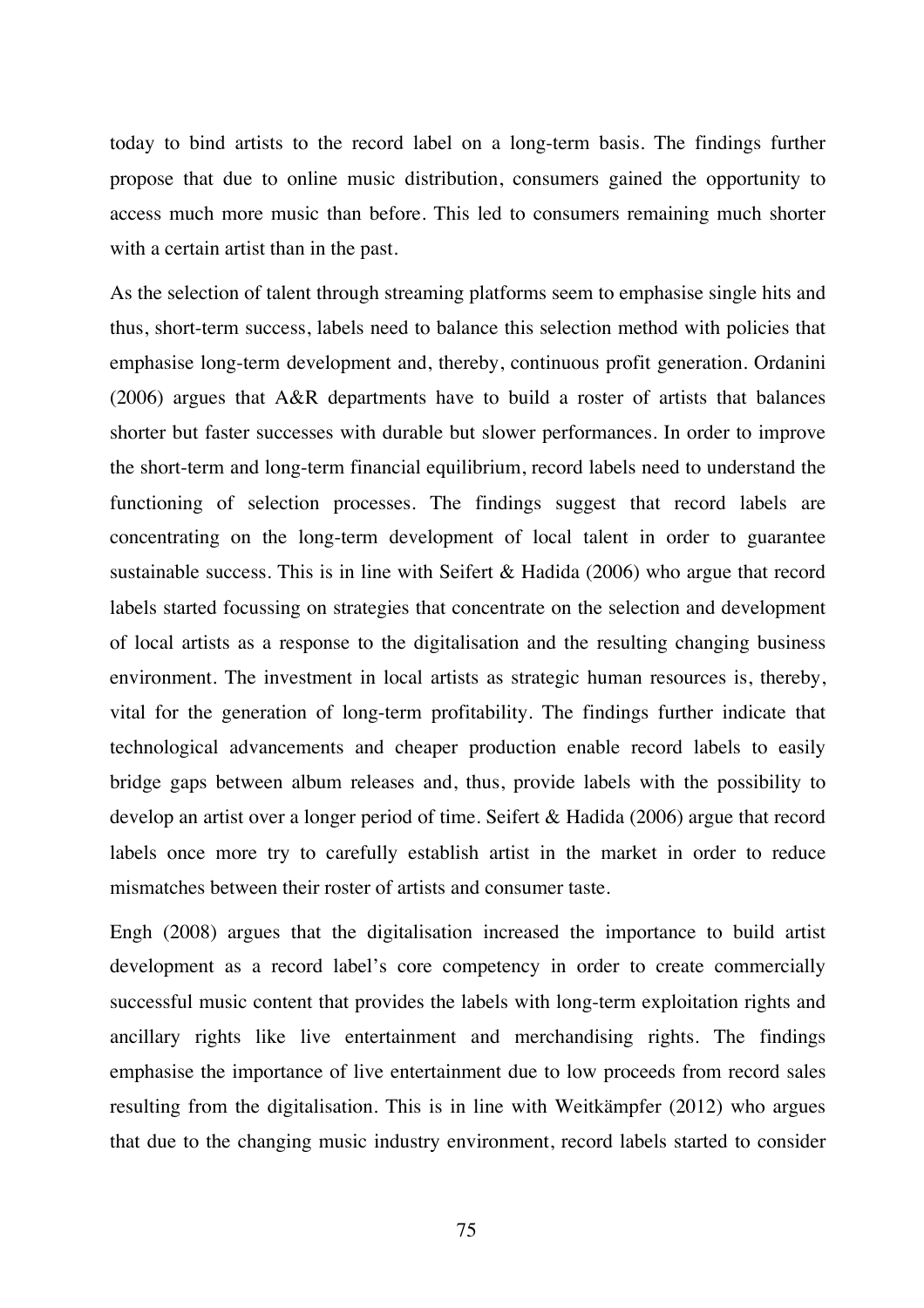today to bind artists to the record label on a long-term basis. The findings further propose that due to online music distribution, consumers gained the opportunity to access much more music than before. This led to consumers remaining much shorter with a certain artist than in the past.

As the selection of talent through streaming platforms seem to emphasise single hits and thus, short-term success, labels need to balance this selection method with policies that emphasise long-term development and, thereby, continuous profit generation. Ordanini (2006) argues that A&R departments have to build a roster of artists that balances shorter but faster successes with durable but slower performances. In order to improve the short-term and long-term financial equilibrium, record labels need to understand the functioning of selection processes. The findings suggest that record labels are concentrating on the long-term development of local talent in order to guarantee sustainable success. This is in line with Seifert & Hadida (2006) who argue that record labels started focussing on strategies that concentrate on the selection and development of local artists as a response to the digitalisation and the resulting changing business environment. The investment in local artists as strategic human resources is, thereby, vital for the generation of long-term profitability. The findings further indicate that technological advancements and cheaper production enable record labels to easily bridge gaps between album releases and, thus, provide labels with the possibility to develop an artist over a longer period of time. Seifert & Hadida (2006) argue that record labels once more try to carefully establish artist in the market in order to reduce mismatches between their roster of artists and consumer taste.

Engh (2008) argues that the digitalisation increased the importance to build artist development as a record label's core competency in order to create commercially successful music content that provides the labels with long-term exploitation rights and ancillary rights like live entertainment and merchandising rights. The findings emphasise the importance of live entertainment due to low proceeds from record sales resulting from the digitalisation. This is in line with Weitkämpfer (2012) who argues that due to the changing music industry environment, record labels started to consider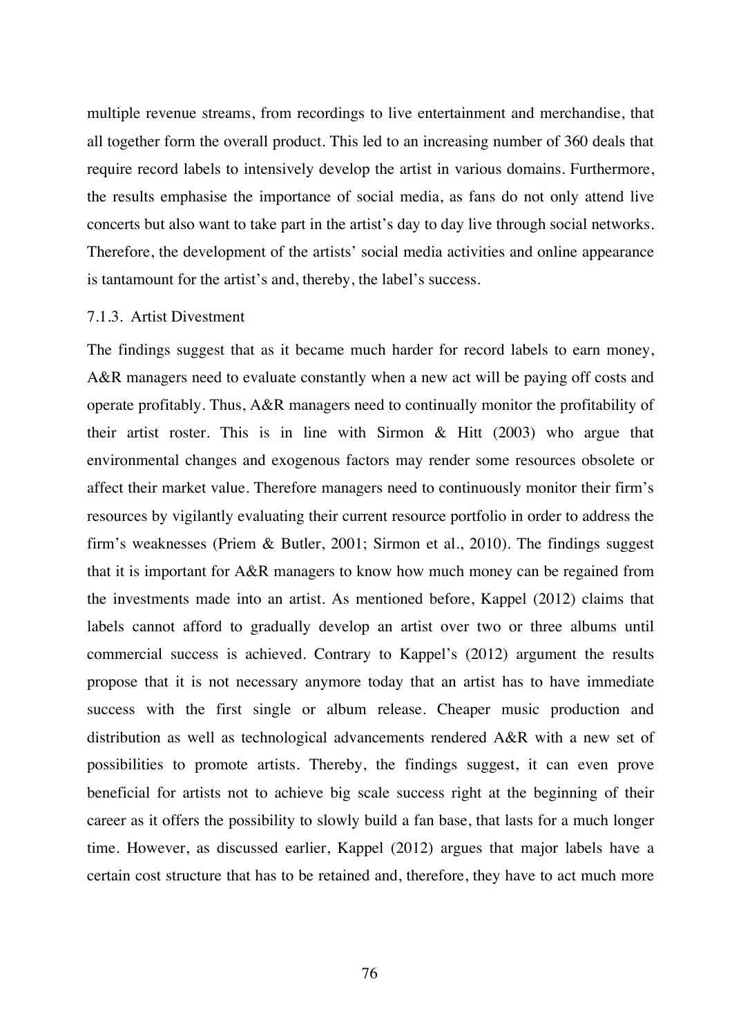multiple revenue streams, from recordings to live entertainment and merchandise, that all together form the overall product. This led to an increasing number of 360 deals that require record labels to intensively develop the artist in various domains. Furthermore, the results emphasise the importance of social media, as fans do not only attend live concerts but also want to take part in the artist's day to day live through social networks. Therefore, the development of the artists' social media activities and online appearance is tantamount for the artist's and, thereby, the label's success.

### 7.1.3. Artist Divestment

The findings suggest that as it became much harder for record labels to earn money, A&R managers need to evaluate constantly when a new act will be paying off costs and operate profitably. Thus, A&R managers need to continually monitor the profitability of their artist roster. This is in line with Sirmon & Hitt (2003) who argue that environmental changes and exogenous factors may render some resources obsolete or affect their market value. Therefore managers need to continuously monitor their firm's resources by vigilantly evaluating their current resource portfolio in order to address the firm's weaknesses (Priem & Butler, 2001; Sirmon et al., 2010). The findings suggest that it is important for A&R managers to know how much money can be regained from the investments made into an artist. As mentioned before, Kappel (2012) claims that labels cannot afford to gradually develop an artist over two or three albums until commercial success is achieved. Contrary to Kappel's (2012) argument the results propose that it is not necessary anymore today that an artist has to have immediate success with the first single or album release. Cheaper music production and distribution as well as technological advancements rendered A&R with a new set of possibilities to promote artists. Thereby, the findings suggest, it can even prove beneficial for artists not to achieve big scale success right at the beginning of their career as it offers the possibility to slowly build a fan base, that lasts for a much longer time. However, as discussed earlier, Kappel (2012) argues that major labels have a certain cost structure that has to be retained and, therefore, they have to act much more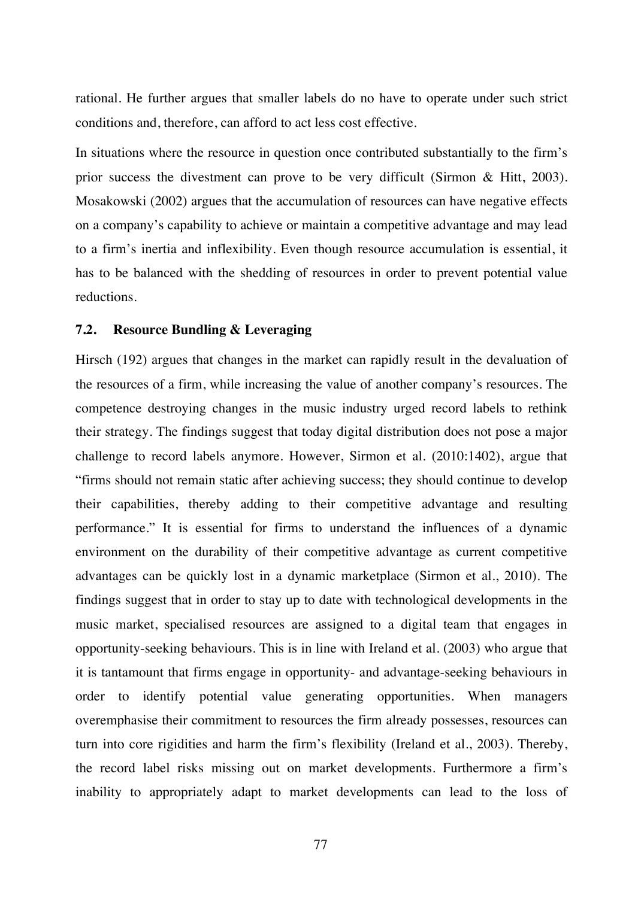rational. He further argues that smaller labels do no have to operate under such strict conditions and, therefore, can afford to act less cost effective.

In situations where the resource in question once contributed substantially to the firm's prior success the divestment can prove to be very difficult (Sirmon & Hitt, 2003). Mosakowski (2002) argues that the accumulation of resources can have negative effects on a company's capability to achieve or maintain a competitive advantage and may lead to a firm's inertia and inflexibility. Even though resource accumulation is essential, it has to be balanced with the shedding of resources in order to prevent potential value reductions.

### 7.2. Resource Bundling & Leveraging

Hirsch (192) argues that changes in the market can rapidly result in the devaluation of the resources of a firm, while increasing the value of another company's resources. The competence destroying changes in the music industry urged record labels to rethink their strategy. The findings suggest that today digital distribution does not pose a major challenge to record labels anymore. However, Sirmon et al. (2010:1402), argue that "firms should not remain static after achieving success; they should continue to develop their capabilities, thereby adding to their competitive advantage and resulting performance." It is essential for firms to understand the influences of a dynamic environment on the durability of their competitive advantage as current competitive advantages can be quickly lost in a dynamic marketplace (Sirmon et al., 2010). The findings suggest that in order to stay up to date with technological developments in the music market, specialised resources are assigned to a digital team that engages in opportunity-seeking behaviours. This is in line with Ireland et al. (2003) who argue that it is tantamount that firms engage in opportunity- and advantage-seeking behaviours in order to identify potential value generating opportunities. When managers overemphasise their commitment to resources the firm already possesses, resources can turn into core rigidities and harm the firm's flexibility (Ireland et al., 2003). Thereby, the record label risks missing out on market developments. Furthermore a firm's inability to appropriately adapt to market developments can lead to the loss of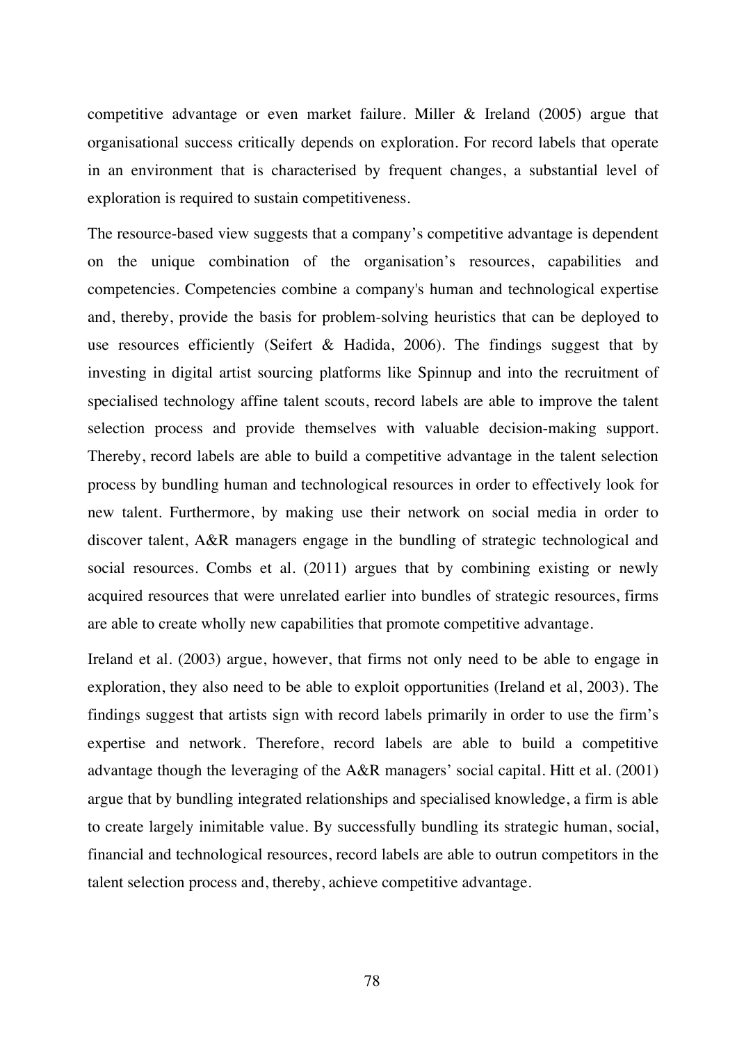competitive advantage or even market failure. Miller & Ireland (2005) argue that organisational success critically depends on exploration. For record labels that operate in an environment that is characterised by frequent changes, a substantial level of exploration is required to sustain competitiveness.

The resource-based view suggests that a company's competitive advantage is dependent on the unique combination of the organisation's resources, capabilities and competencies. Competencies combine a company's human and technological expertise and, thereby, provide the basis for problem-solving heuristics that can be deployed to use resources efficiently (Seifert & Hadida, 2006). The findings suggest that by investing in digital artist sourcing platforms like Spinnup and into the recruitment of specialised technology affine talent scouts, record labels are able to improve the talent selection process and provide themselves with valuable decision-making support. Thereby, record labels are able to build a competitive advantage in the talent selection process by bundling human and technological resources in order to effectively look for new talent. Furthermore, by making use their network on social media in order to discover talent, A&R managers engage in the bundling of strategic technological and social resources. Combs et al. (2011) argues that by combining existing or newly acquired resources that were unrelated earlier into bundles of strategic resources, firms are able to create wholly new capabilities that promote competitive advantage.

Ireland et al. (2003) argue, however, that firms not only need to be able to engage in exploration, they also need to be able to exploit opportunities (Ireland et al, 2003). The findings suggest that artists sign with record labels primarily in order to use the firm's expertise and network. Therefore, record labels are able to build a competitive advantage though the leveraging of the A&R managers' social capital. Hitt et al. (2001) argue that by bundling integrated relationships and specialised knowledge, a firm is able to create largely inimitable value. By successfully bundling its strategic human, social, financial and technological resources, record labels are able to outrun competitors in the talent selection process and, thereby, achieve competitive advantage.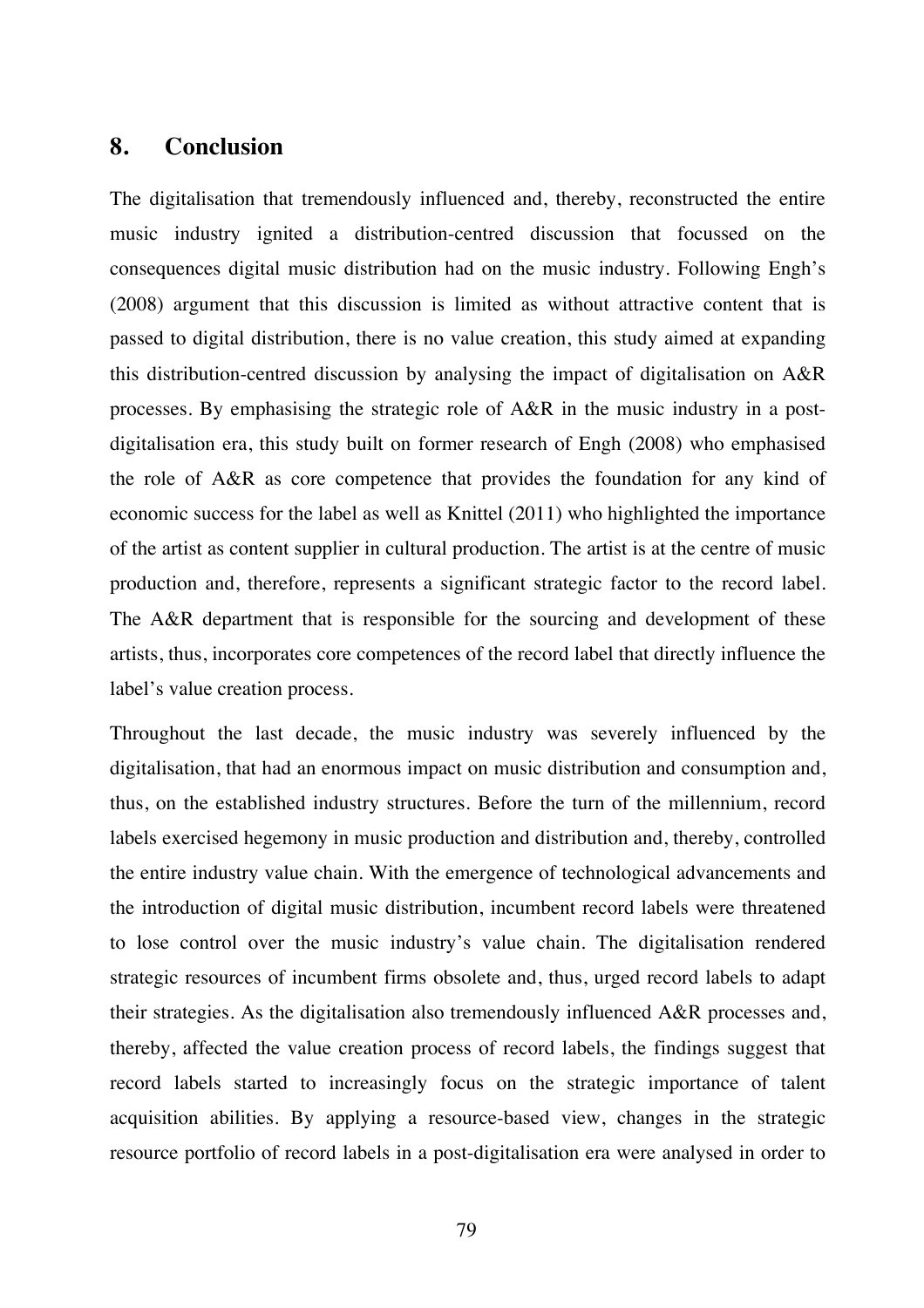## 8. Conclusion

The digitalisation that tremendously influenced and, thereby, reconstructed the entire music industry ignited a distribution-centred discussion that focussed on the consequences digital music distribution had on the music industry. Following Engh's (2008) argument that this discussion is limited as without attractive content that is passed to digital distribution, there is no value creation, this study aimed at expanding this distribution-centred discussion by analysing the impact of digitalisation on A&R processes. By emphasising the strategic role of A&R in the music industry in a post-digitalisation era, this study built on former research of Engh (2008) who emphasised the role of A&R as core competence that provides the foundation for any kind of economic success for the label as well as Knittel (2011) who highlighted the importance of the artist as content supplier in cultural production. The artist is at the centre of music production and, therefore, represents a significant strategic factor to the record label. The A&R department that is responsible for the sourcing and development of these artists, thus, incorporates core competences of the record label that directly influence the label's value creation process.

Throughout the last decade, the music industry was severely influenced by the digitalisation, that had an enormous impact on music distribution and consumption and, thus, on the established industry structures. Before the turn of the millennium, record labels exercised hegemony in music production and distribution and, thereby, controlled the entire industry value chain. With the emergence of technological advancements and the introduction of digital music distribution, incumbent record labels were threatened to lose control over the music industry's value chain. The digitalisation rendered strategic resources of incumbent firms obsolete and, thus, urged record labels to adapt their strategies. As the digitalisation also tremendously influenced A&R processes and, thereby, affected the value creation process of record labels, the findings suggest that record labels started to increasingly focus on the strategic importance of talent acquisition abilities. By applying a resource-based view, changes in the strategic resource portfolio of record labels in a post-digitalisation era were analysed in order to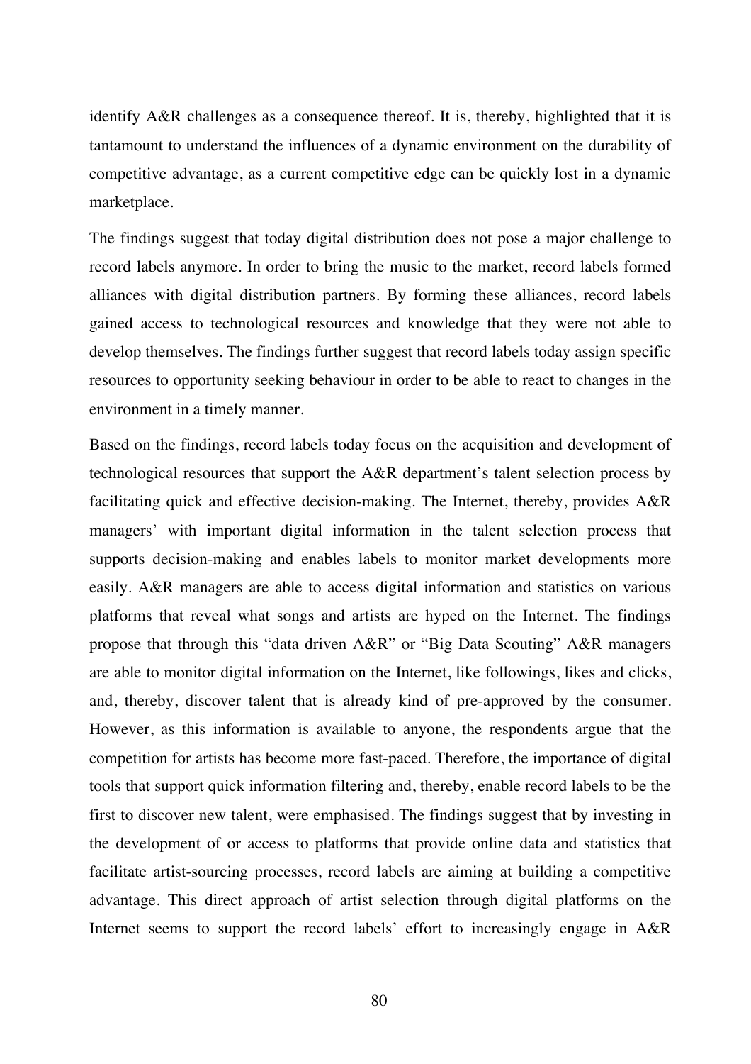identify A&R challenges as a consequence thereof. It is, thereby, highlighted that it is tantamount to understand the influences of a dynamic environment on the durability of competitive advantage, as a current competitive edge can be quickly lost in a dynamic marketplace.

The findings suggest that today digital distribution does not pose a major challenge to record labels anymore. In order to bring the music to the market, record labels formed alliances with digital distribution partners. By forming these alliances, record labels gained access to technological resources and knowledge that they were not able to develop themselves. The findings further suggest that record labels today assign specific resources to opportunity seeking behaviour in order to be able to react to changes in the environment in a timely manner.

Based on the findings, record labels today focus on the acquisition and development of technological resources that support the A&R department's talent selection process by facilitating quick and effective decision-making. The Internet, thereby, provides A&R managers' with important digital information in the talent selection process that supports decision-making and enables labels to monitor market developments more easily. A&R managers are able to access digital information and statistics on various platforms that reveal what songs and artists are hyped on the Internet. The findings propose that through this "data driven A&R" or "Big Data Scouting" A&R managers are able to monitor digital information on the Internet, like followings, likes and clicks, and, thereby, discover talent that is already kind of pre-approved by the consumer. However, as this information is available to anyone, the respondents argue that the competition for artists has become more fast-paced. Therefore, the importance of digital tools that support quick information filtering and, thereby, enable record labels to be the first to discover new talent, were emphasised. The findings suggest that by investing in the development of or access to platforms that provide online data and statistics that facilitate artist-sourcing processes, record labels are aiming at building a competitive advantage. This direct approach of artist selection through digital platforms on the Internet seems to support the record labels' effort to increasingly engage in A&R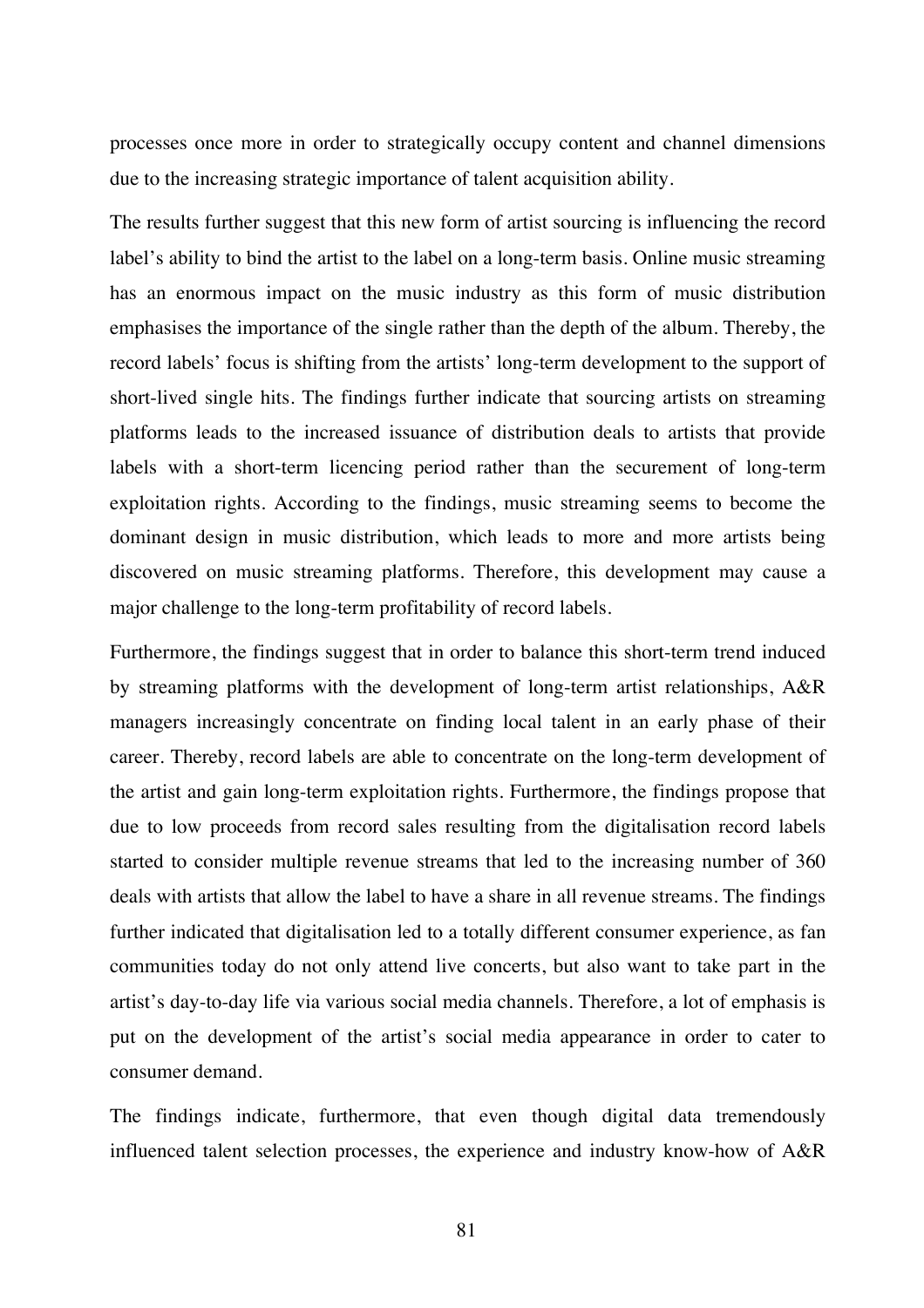processes once more in order to strategically occupy content and channel dimensions due to the increasing strategic importance of talent acquisition ability.

The results further suggest that this new form of artist sourcing is influencing the record label's ability to bind the artist to the label on a long-term basis. Online music streaming has an enormous impact on the music industry as this form of music distribution emphasises the importance of the single rather than the depth of the album. Thereby, the record labels' focus is shifting from the artists' long-term development to the support of short-lived single hits. The findings further indicate that sourcing artists on streaming platforms leads to the increased issuance of distribution deals to artists that provide labels with a short-term licencing period rather than the securement of long-term exploitation rights. According to the findings, music streaming seems to become the dominant design in music distribution, which leads to more and more artists being discovered on music streaming platforms. Therefore, this development may cause a major challenge to the long-term profitability of record labels.

Furthermore, the findings suggest that in order to balance this short-term trend induced by streaming platforms with the development of long-term artist relationships, A&R managers increasingly concentrate on finding local talent in an early phase of their career. Thereby, record labels are able to concentrate on the long-term development of the artist and gain long-term exploitation rights. Furthermore, the findings propose that due to low proceeds from record sales resulting from the digitalisation record labels started to consider multiple revenue streams that led to the increasing number of 360 deals with artists that allow the label to have a share in all revenue streams. The findings further indicated that digitalisation led to a totally different consumer experience, as fan communities today do not only attend live concerts, but also want to take part in the artist's day-to-day life via various social media channels. Therefore, a lot of emphasis is put on the development of the artist's social media appearance in order to cater to consumer demand.

The findings indicate, furthermore, that even though digital data tremendously influenced talent selection processes, the experience and industry know-how of A&R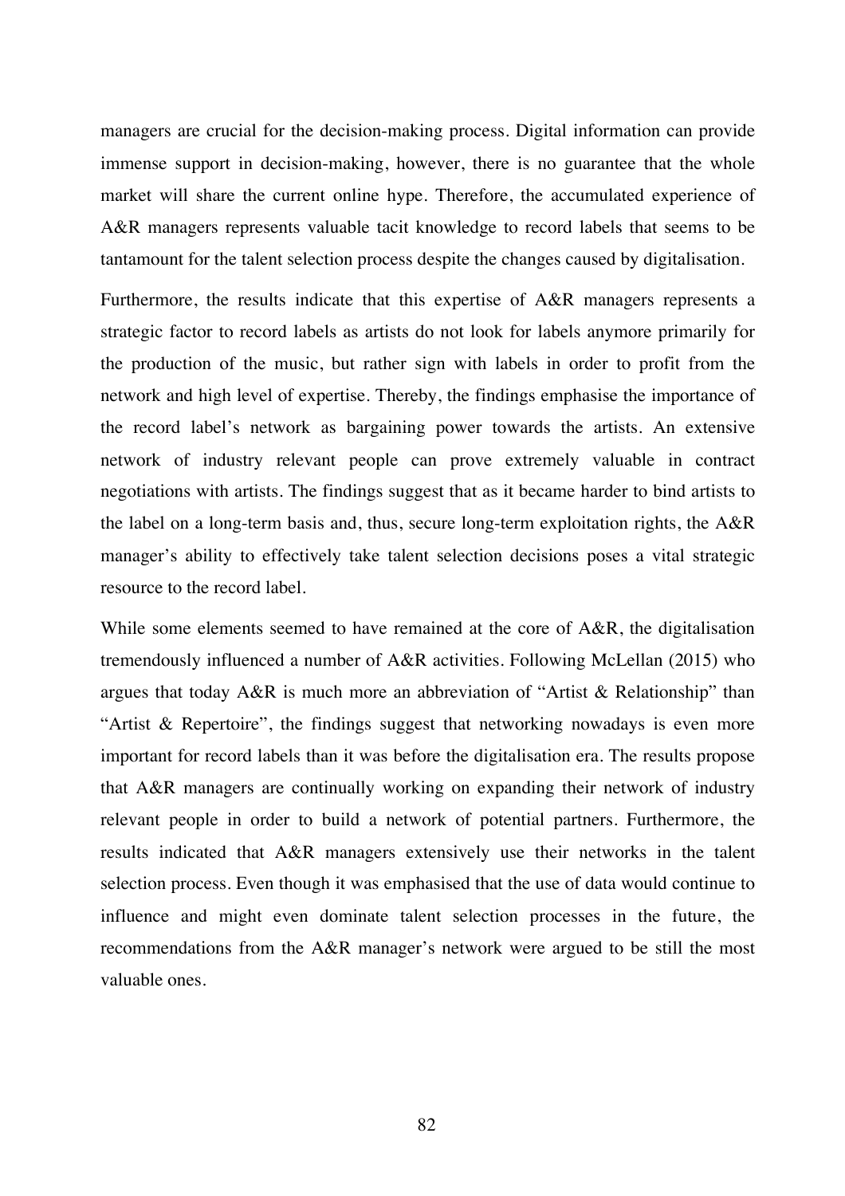managers are crucial for the decision-making process. Digital information can provide immense support in decision-making, however, there is no guarantee that the whole market will share the current online hype. Therefore, the accumulated experience of A&R managers represents valuable tacit knowledge to record labels that seems to be tantamount for the talent selection process despite the changes caused by digitalisation.

Furthermore, the results indicate that this expertise of A&R managers represents a strategic factor to record labels as artists do not look for labels anymore primarily for the production of the music, but rather sign with labels in order to profit from the network and high level of expertise. Thereby, the findings emphasise the importance of the record label's network as bargaining power towards the artists. An extensive network of industry relevant people can prove extremely valuable in contract negotiations with artists. The findings suggest that as it became harder to bind artists to the label on a long-term basis and, thus, secure long-term exploitation rights, the A&R manager's ability to effectively take talent selection decisions poses a vital strategic resource to the record label.

While some elements seemed to have remained at the core of A&R, the digitalisation tremendously influenced a number of A&R activities. Following McLellan (2015) who argues that today A&R is much more an abbreviation of "Artist & Relationship" than "Artist & Repertoire", the findings suggest that networking nowadays is even more important for record labels than it was before the digitalisation era. The results propose that A&R managers are continually working on expanding their network of industry relevant people in order to build a network of potential partners. Furthermore, the results indicated that A&R managers extensively use their networks in the talent selection process. Even though it was emphasised that the use of data would continue to influence and might even dominate talent selection processes in the future, the recommendations from the A&R manager's network were argued to be still the most valuable ones.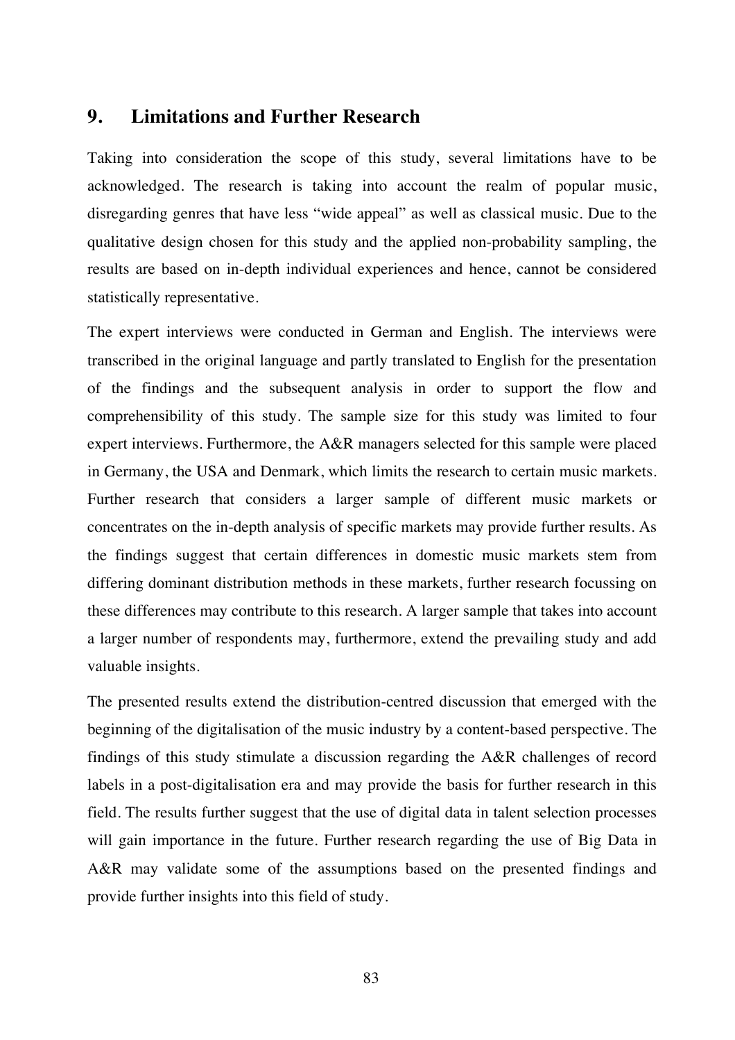## 9. Limitations and Further Research

Taking into consideration the scope of this study, several limitations have to be acknowledged. The research is taking into account the realm of popular music, disregarding genres that have less "wide appeal" as well as classical music. Due to the qualitative design chosen for this study and the applied non-probability sampling, the results are based on in-depth individual experiences and hence, cannot be considered statistically representative.

The expert interviews were conducted in German and English. The interviews were transcribed in the original language and partly translated to English for the presentation of the findings and the subsequent analysis in order to support the flow and comprehensibility of this study. The sample size for this study was limited to four expert interviews. Furthermore, the A&R managers selected for this sample were placed in Germany, the USA and Denmark, which limits the research to certain music markets. Further research that considers a larger sample of different music markets or concentrates on the in-depth analysis of specific markets may provide further results. As the findings suggest that certain differences in domestic music markets stem from differing dominant distribution methods in these markets, further research focussing on these differences may contribute to this research. A larger sample that takes into account a larger number of respondents may, furthermore, extend the prevailing study and add valuable insights.

The presented results extend the distribution-centred discussion that emerged with the beginning of the digitalisation of the music industry by a content-based perspective. The findings of this study stimulate a discussion regarding the A&R challenges of record labels in a post-digitalisation era and may provide the basis for further research in this field. The results further suggest that the use of digital data in talent selection processes will gain importance in the future. Further research regarding the use of Big Data in A&R may validate some of the assumptions based on the presented findings and provide further insights into this field of study.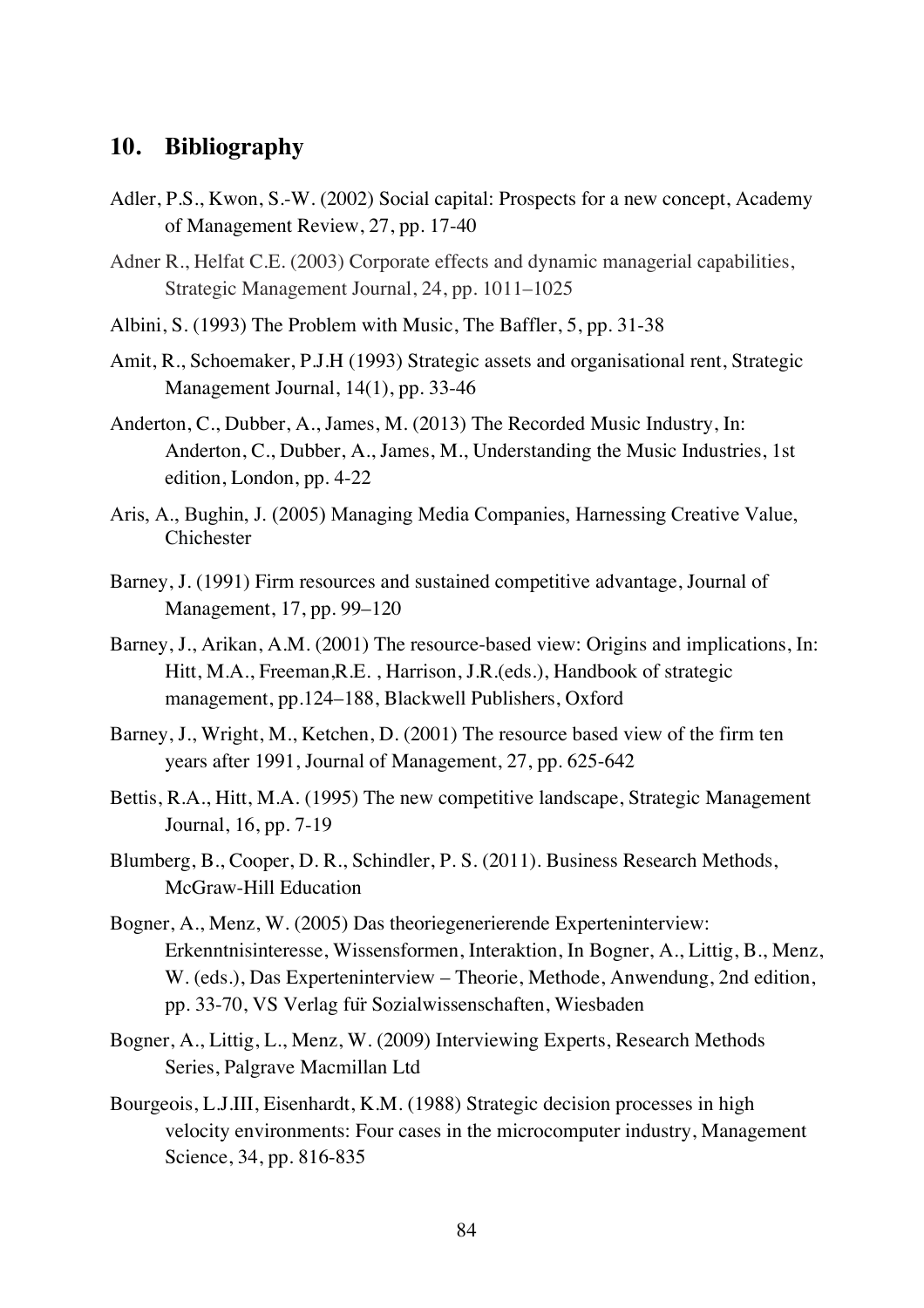## 10. Bibliography

Adler, P.S., Kwon, S.-W. (2002) Social capital: Prospects for a new concept, Academy of Management Review, 27, pp. 17-40

Adner R., Helfat C.E. (2003) Corporate effects and dynamic managerial capabilities, Strategic Management Journal, 24, pp. 1011–1025

Albini, S. (1993) The Problem with Music, The Baffler, 5, pp. 31-38

Amit, R., Schoemaker, P.J.H (1993) Strategic assets and organisational rent, Strategic Management Journal, 14(1), pp. 33-46

Anderton, C., Dubber, A., James, M. (2013) The Recorded Music Industry, In: Anderton, C., Dubber, A., James, M., Understanding the Music Industries, 1st edition, London, pp. 4-22

Aris, A., Bughin, J. (2005) Managing Media Companies, Harnessing Creative Value, Chichester

Barney, J. (1991) Firm resources and sustained competitive advantage, Journal of Management, 17, pp. 99–120

Barney, J., Arikan, A.M. (2001) The resource-based view: Origins and implications, In: Hitt, M.A., Freeman,R.E. , Harrison, J.R.(eds.), Handbook of strategic management, pp.124–188, Blackwell Publishers, Oxford

Barney, J., Wright, M., Ketchen, D. (2001) The resource based view of the firm ten years after 1991, Journal of Management, 27, pp. 625-642

Bettis, R.A., Hitt, M.A. (1995) The new competitive landscape, Strategic Management Journal, 16, pp. 7-19

Blumberg, B., Cooper, D. R., Schindler, P. S. (2011). Business Research Methods, McGraw-Hill Education

Bogner, A., Menz, W. (2005) Das theoriegenerierende Experteninterview: Erkenntnisinteresse, Wissensformen, Interaktion, In Bogner, A., Littig, B., Menz, W. (eds.), Das Experteninterview – Theorie, Methode, Anwendung, 2nd edition, pp. 33-70, VS Verlag für Sozialwissenschaften, Wiesbaden

Bogner, A., Littig, L., Menz, W. (2009) Interviewing Experts, Research Methods Series, Palgrave Macmillan Ltd

Bourgeois, L.J.III, Eisenhardt, K.M. (1988) Strategic decision processes in high velocity environments: Four cases in the microcomputer industry, Management Science, 34, pp. 816-835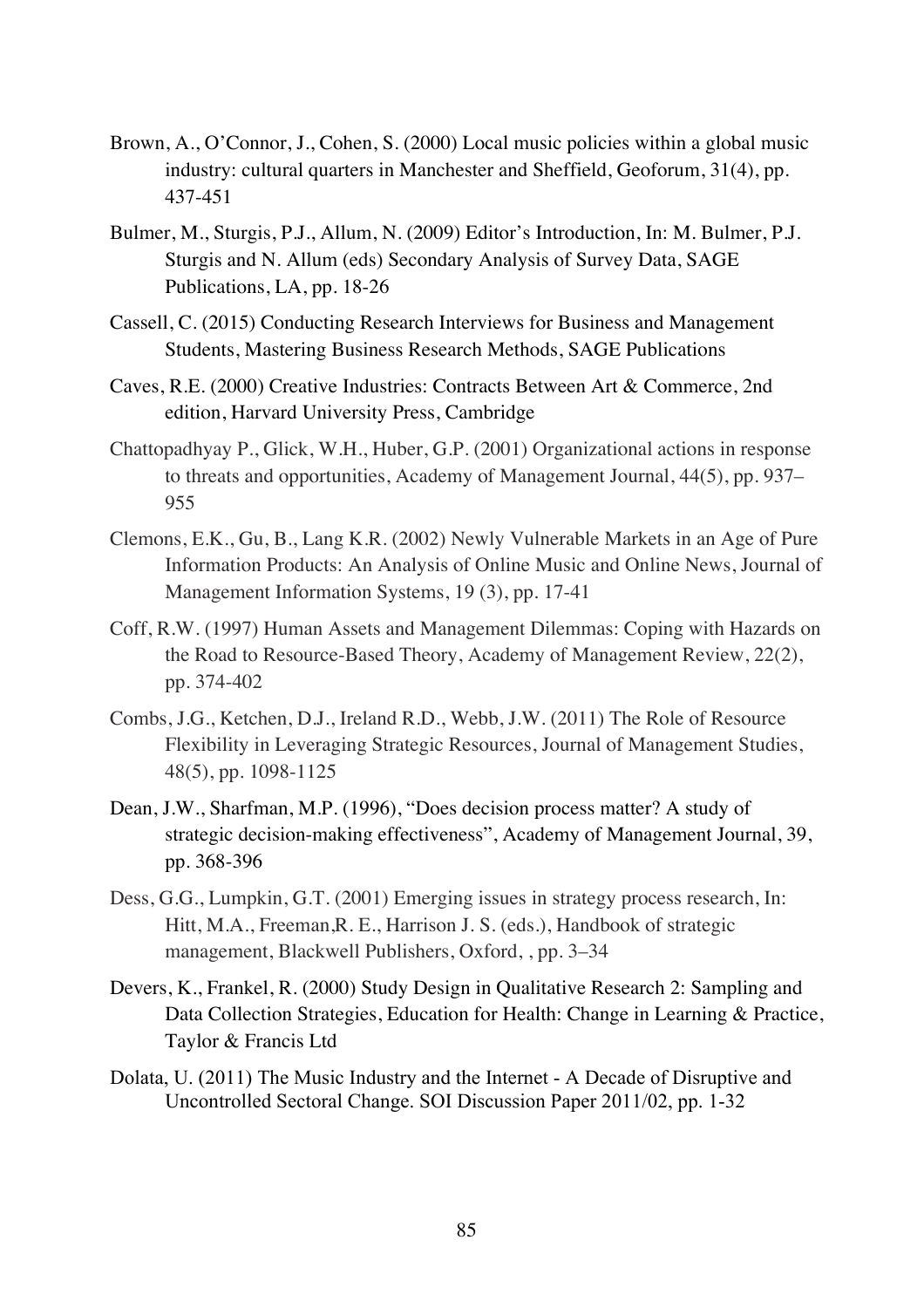Brown, A., O'Connor, J., Cohen, S. (2000) Local music policies within a global music industry: cultural quarters in Manchester and Sheffield, Geoforum, 31(4), pp. 437-451

Bulmer, M., Sturgis, P.J., Allum, N. (2009) Editor's Introduction, In: M. Bulmer, P.J. Sturgis and N. Allum (eds) Secondary Analysis of Survey Data, SAGE Publications, LA, pp. 18-26

Cassell, C. (2015) Conducting Research Interviews for Business and Management Students, Mastering Business Research Methods, SAGE Publications

Caves, R.E. (2000) Creative Industries: Contracts Between Art & Commerce, 2nd edition, Harvard University Press, Cambridge

Chattopadhyay P., Glick, W.H., Huber, G.P. (2001) Organizational actions in response to threats and opportunities, Academy of Management Journal, 44(5), pp. 937–955

Clemons, E.K., Gu, B., Lang K.R. (2002) Newly Vulnerable Markets in an Age of Pure Information Products: An Analysis of Online Music and Online News, Journal of Management Information Systems, 19 (3), pp. 17-41

Coff, R.W. (1997) Human Assets and Management Dilemmas: Coping with Hazards on the Road to Resource-Based Theory, Academy of Management Review, 22(2), pp. 374-402

Combs, J.G., Ketchen, D.J., Ireland R.D., Webb, J.W. (2011) The Role of Resource Flexibility in Leveraging Strategic Resources, Journal of Management Studies, 48(5), pp. 1098-1125

Dean, J.W., Sharfman, M.P. (1996), "Does decision process matter? A study of strategic decision-making effectiveness", Academy of Management Journal, 39, pp. 368-396

Dess, G.G., Lumpkin, G.T. (2001) Emerging issues in strategy process research, In: Hitt, M.A., Freeman,R. E., Harrison J. S. (eds.), Handbook of strategic management, Blackwell Publishers, Oxford, , pp. 3–34

Devers, K., Frankel, R. (2000) Study Design in Qualitative Research 2: Sampling and Data Collection Strategies, Education for Health: Change in Learning & Practice, Taylor & Francis Ltd

Dolata, U. (2011) The Music Industry and the Internet - A Decade of Disruptive and Uncontrolled Sectoral Change. SOI Discussion Paper 2011/02, pp. 1-32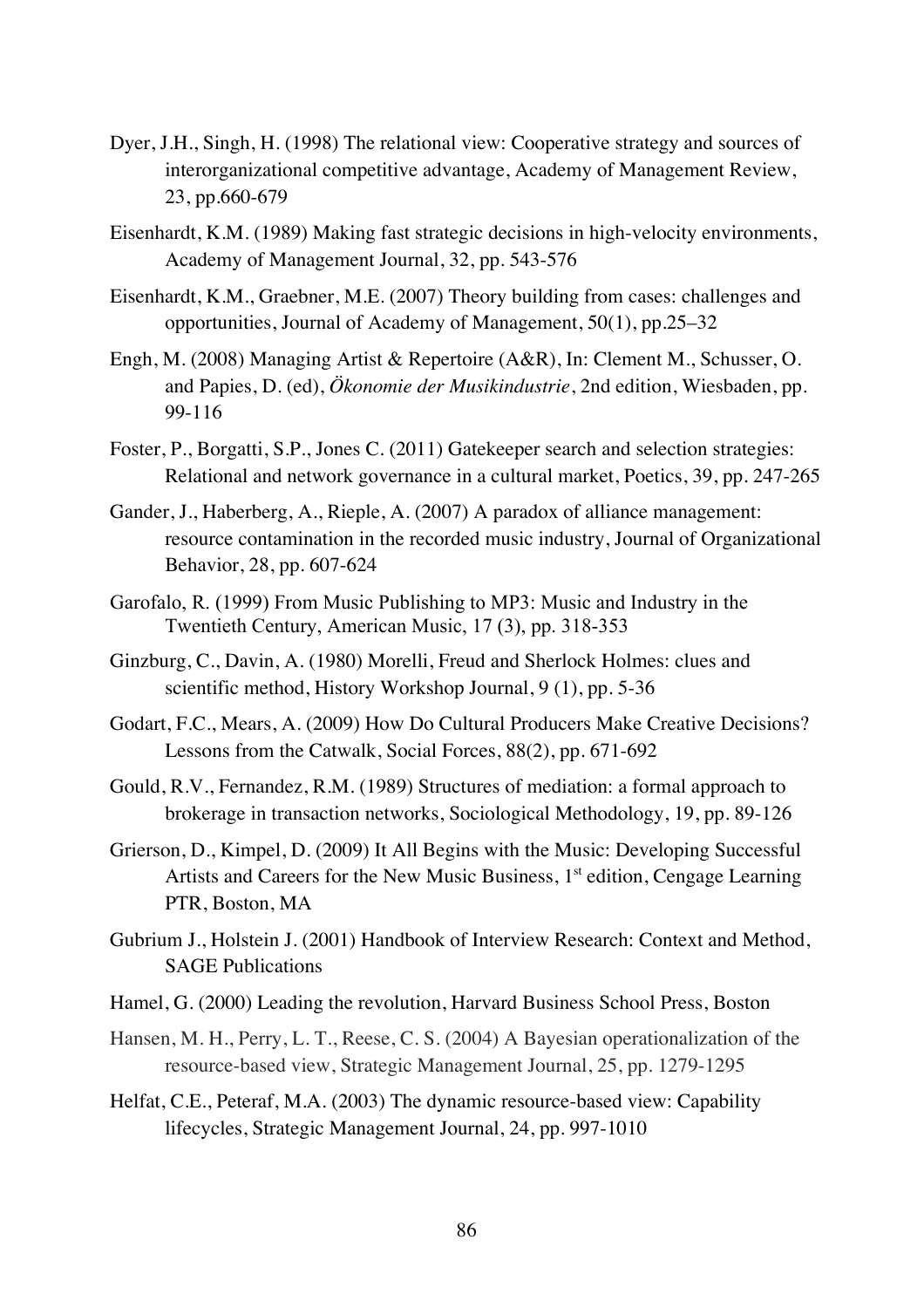Dyer, J.H., Singh, H. (1998) The relational view: Cooperative strategy and sources of interorganizational competitive advantage, Academy of Management Review, 23, pp.660-679

Eisenhardt, K.M. (1989) Making fast strategic decisions in high-velocity environments, Academy of Management Journal, 32, pp. 543-576

Eisenhardt, K.M., Graebner, M.E. (2007) Theory building from cases: challenges and opportunities, Journal of Academy of Management, 50(1), pp.25–32

Engh, M. (2008) Managing Artist & Repertoire (A&R), In: Clement M., Schusser, O. and Papies, D. (ed), *Ökonomie der Musikindustrie*, 2nd edition, Wiesbaden, pp. 99-116

Foster, P., Borgatti, S.P., Jones C. (2011) Gatekeeper search and selection strategies: Relational and network governance in a cultural market, Poetics, 39, pp. 247-265

Gander, J., Haberberg, A., Rieple, A. (2007) A paradox of alliance management: resource contamination in the recorded music industry, Journal of Organizational Behavior, 28, pp. 607-624

Garofalo, R. (1999) From Music Publishing to MP3: Music and Industry in the Twentieth Century, American Music, 17 (3), pp. 318-353

Ginzburg, C., Davin, A. (1980) Morelli, Freud and Sherlock Holmes: clues and scientific method, History Workshop Journal, 9 (1), pp. 5-36

Godart, F.C., Mears, A. (2009) How Do Cultural Producers Make Creative Decisions? Lessons from the Catwalk, Social Forces, 88(2), pp. 671-692

Gould, R.V., Fernandez, R.M. (1989) Structures of mediation: a formal approach to brokerage in transaction networks, Sociological Methodology, 19, pp. 89-126

Grierson, D., Kimpel, D. (2009) It All Begins with the Music: Developing Successful Artists and Careers for the New Music Business, 1st edition, Cengage Learning PTR, Boston, MA

Gubrium J., Holstein J. (2001) Handbook of Interview Research: Context and Method, SAGE Publications

Hamel, G. (2000) Leading the revolution, Harvard Business School Press, Boston

Hansen, M. H., Perry, L. T., Reese, C. S. (2004) A Bayesian operationalization of the resource-based view, Strategic Management Journal, 25, pp. 1279-1295

Helfat, C.E., Peteraf, M.A. (2003) The dynamic resource-based view: Capability lifecycles, Strategic Management Journal, 24, pp. 997-1010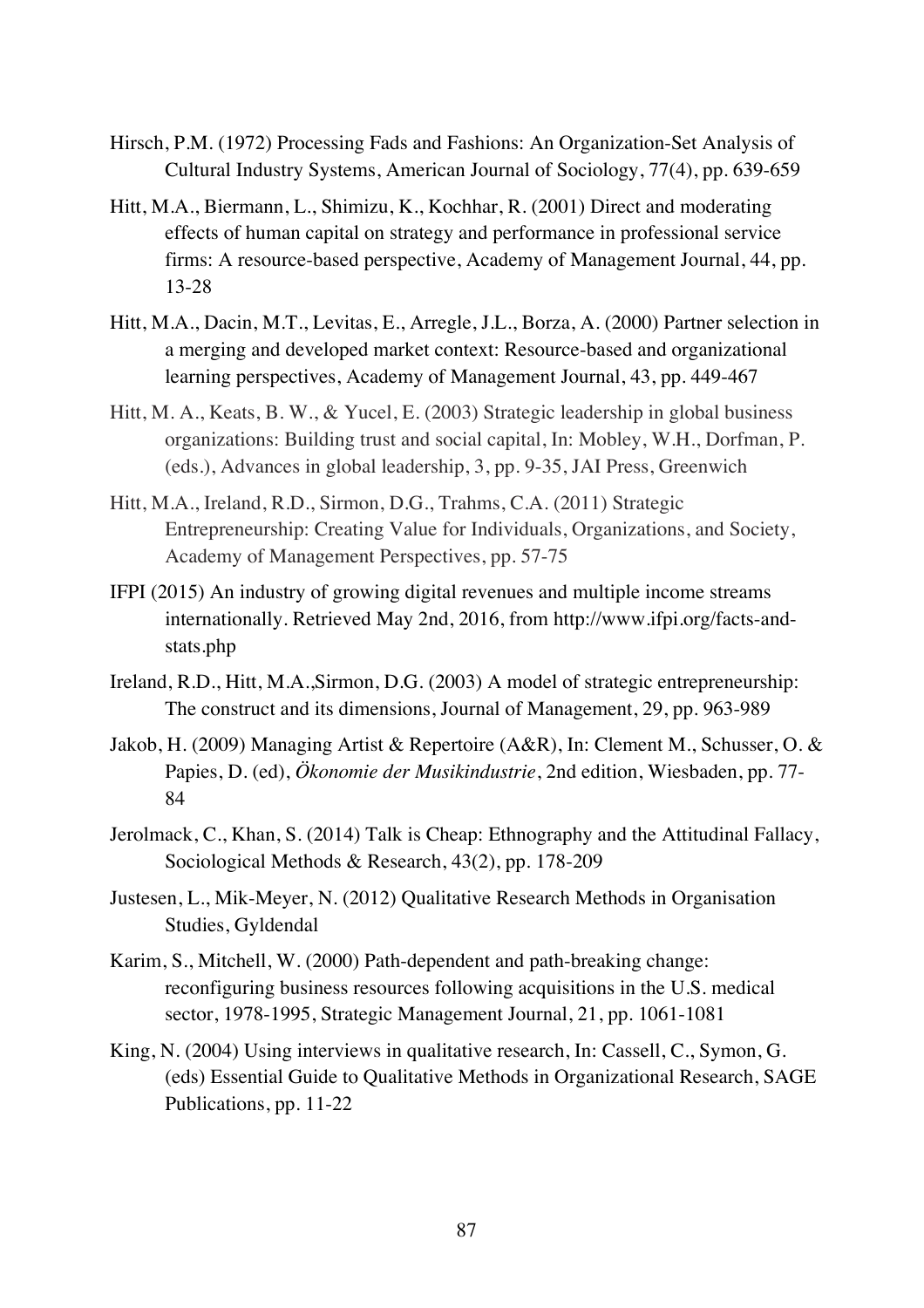Hirsch, P.M. (1972) Processing Fads and Fashions: An Organization-Set Analysis of Cultural Industry Systems, American Journal of Sociology, 77(4), pp. 639-659

Hitt, M.A., Biermann, L., Shimizu, K., Kochhar, R. (2001) Direct and moderating effects of human capital on strategy and performance in professional service firms: A resource-based perspective, Academy of Management Journal, 44, pp. 13-28

Hitt, M.A., Dacin, M.T., Levitas, E., Arregle, J.L., Borza, A. (2000) Partner selection in a merging and developed market context: Resource-based and organizational learning perspectives, Academy of Management Journal, 43, pp. 449-467

Hitt, M. A., Keats, B. W., & Yucel, E. (2003) Strategic leadership in global business organizations: Building trust and social capital, In: Mobley, W.H., Dorfman, P. (eds.), Advances in global leadership, 3, pp. 9-35, JAI Press, Greenwich

Hitt, M.A., Ireland, R.D., Sirmon, D.G., Trahms, C.A. (2011) Strategic Entrepreneurship: Creating Value for Individuals, Organizations, and Society, Academy of Management Perspectives, pp. 57-75

IFPI (2015) An industry of growing digital revenues and multiple income streams internationally. Retrieved May 2nd, 2016, from http://www.ifpi.org/facts-and-stats.php

Ireland, R.D., Hitt, M.A.,Sirmon, D.G. (2003) A model of strategic entrepreneurship: The construct and its dimensions, Journal of Management, 29, pp. 963-989

Jakob, H. (2009) Managing Artist & Repertoire (A&R), In: Clement M., Schusser, O. & Papies, D. (ed), *Ökonomie der Musikindustrie*, 2nd edition, Wiesbaden, pp. 77-84

Jerolmack, C., Khan, S. (2014) Talk is Cheap: Ethnography and the Attitudinal Fallacy, Sociological Methods & Research, 43(2), pp. 178-209

Justesen, L., Mik-Meyer, N. (2012) Qualitative Research Methods in Organisation Studies, Gyldendal

Karim, S., Mitchell, W. (2000) Path-dependent and path-breaking change: reconfiguring business resources following acquisitions in the U.S. medical sector, 1978-1995, Strategic Management Journal, 21, pp. 1061-1081

King, N. (2004) Using interviews in qualitative research, In: Cassell, C., Symon, G. (eds) Essential Guide to Qualitative Methods in Organizational Research, SAGE Publications, pp. 11-22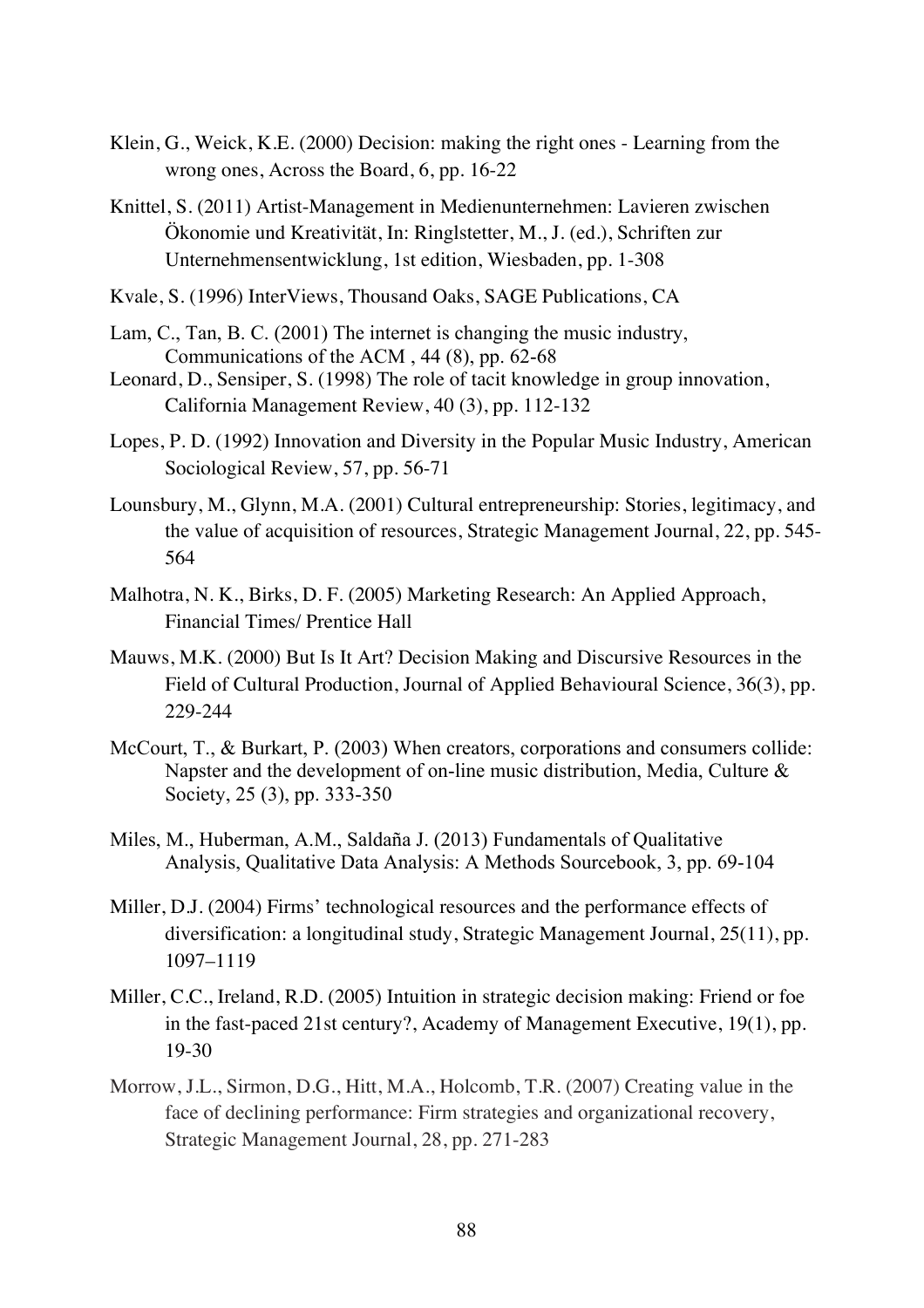Klein, G., Weick, K.E. (2000) Decision: making the right ones - Learning from the wrong ones, Across the Board, 6, pp. 16-22

Knittel, S. (2011) Artist-Management in Medienunternehmen: Lavieren zwischen Ökonomie und Kreativität, In: Ringlstetter, M., J. (ed.), Schriften zur Unternehmensentwicklung, 1st edition, Wiesbaden, pp. 1-308

Kvale, S. (1996) InterViews, Thousand Oaks, SAGE Publications, CA

Lam, C., Tan, B. C. (2001) The internet is changing the music industry, Communications of the ACM , 44 (8), pp. 62-68

Leonard, D., Sensiper, S. (1998) The role of tacit knowledge in group innovation, California Management Review, 40 (3), pp. 112-132

Lopes, P. D. (1992) Innovation and Diversity in the Popular Music Industry, American Sociological Review, 57, pp. 56-71

Lounsbury, M., Glynn, M.A. (2001) Cultural entrepreneurship: Stories, legitimacy, and the value of acquisition of resources, Strategic Management Journal, 22, pp. 545-564

Malhotra, N. K., Birks, D. F. (2005) Marketing Research: An Applied Approach, Financial Times/ Prentice Hall

Mauws, M.K. (2000) But Is It Art? Decision Making and Discursive Resources in the Field of Cultural Production, Journal of Applied Behavioural Science, 36(3), pp. 229-244

McCourt, T., & Burkart, P. (2003) When creators, corporations and consumers collide: Napster and the development of on-line music distribution, Media, Culture & Society, 25 (3), pp. 333-350

Miles, M., Huberman, A.M., Saldaña J. (2013) Fundamentals of Qualitative Analysis, Qualitative Data Analysis: A Methods Sourcebook, 3, pp. 69-104

Miller, D.J. (2004) Firms' technological resources and the performance effects of diversification: a longitudinal study, Strategic Management Journal, 25(11), pp. 1097–1119

Miller, C.C., Ireland, R.D. (2005) Intuition in strategic decision making: Friend or foe in the fast-paced 21st century?, Academy of Management Executive, 19(1), pp. 19-30

Morrow, J.L., Sirmon, D.G., Hitt, M.A., Holcomb, T.R. (2007) Creating value in the face of declining performance: Firm strategies and organizational recovery, Strategic Management Journal, 28, pp. 271-283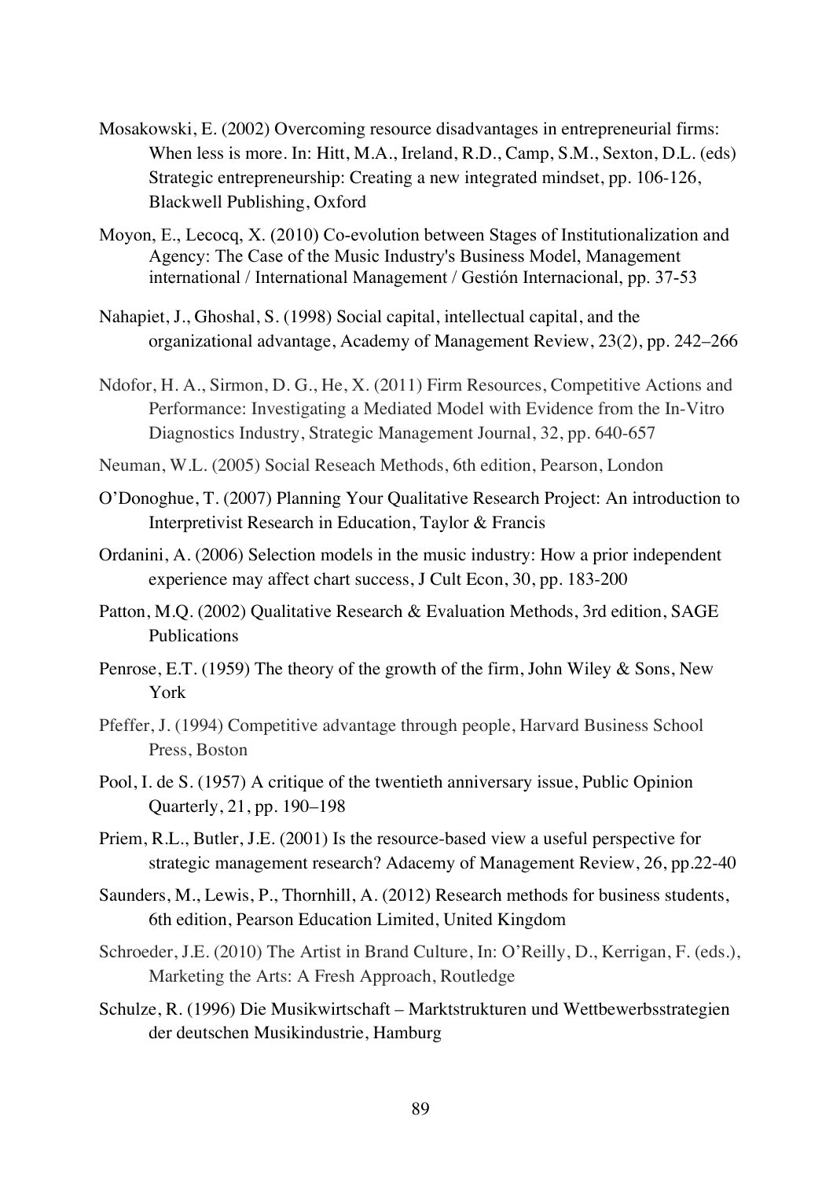Mosakowski, E. (2002) Overcoming resource disadvantages in entrepreneurial firms: When less is more. In: Hitt, M.A., Ireland, R.D., Camp, S.M., Sexton, D.L. (eds) Strategic entrepreneurship: Creating a new integrated mindset, pp. 106-126, Blackwell Publishing, Oxford

Moyon, E., Lecocq, X. (2010) Co-evolution between Stages of Institutionalization and Agency: The Case of the Music Industry's Business Model, Management international / International Management / Gestión Internacional, pp. 37-53

Nahapiet, J., Ghoshal, S. (1998) Social capital, intellectual capital, and the organizational advantage, Academy of Management Review, 23(2), pp. 242–266

Ndofor, H. A., Sirmon, D. G., He, X. (2011) Firm Resources, Competitive Actions and Performance: Investigating a Mediated Model with Evidence from the In-Vitro Diagnostics Industry, Strategic Management Journal, 32, pp. 640-657

Neuman, W.L. (2005) Social Reseach Methods, 6th edition, Pearson, London

O'Donoghue, T. (2007) Planning Your Qualitative Research Project: An introduction to Interpretivist Research in Education, Taylor & Francis

Ordanini, A. (2006) Selection models in the music industry: How a prior independent experience may affect chart success, J Cult Econ, 30, pp. 183-200

Patton, M.Q. (2002) Qualitative Research & Evaluation Methods, 3rd edition, SAGE Publications

Penrose, E.T. (1959) The theory of the growth of the firm, John Wiley & Sons, New York

Pfeffer, J. (1994) Competitive advantage through people, Harvard Business School Press, Boston

Pool, I. de S. (1957) A critique of the twentieth anniversary issue, Public Opinion Quarterly, 21, pp. 190–198

Priem, R.L., Butler, J.E. (2001) Is the resource-based view a useful perspective for strategic management research? Adacemy of Management Review, 26, pp.22-40

Saunders, M., Lewis, P., Thornhill, A. (2012) Research methods for business students, 6th edition, Pearson Education Limited, United Kingdom

Schroeder, J.E. (2010) The Artist in Brand Culture, In: O'Reilly, D., Kerrigan, F. (eds.), Marketing the Arts: A Fresh Approach, Routledge

Schulze, R. (1996) Die Musikwirtschaft – Marktstrukturen und Wettbewerbsstrategien der deutschen Musikindustrie, Hamburg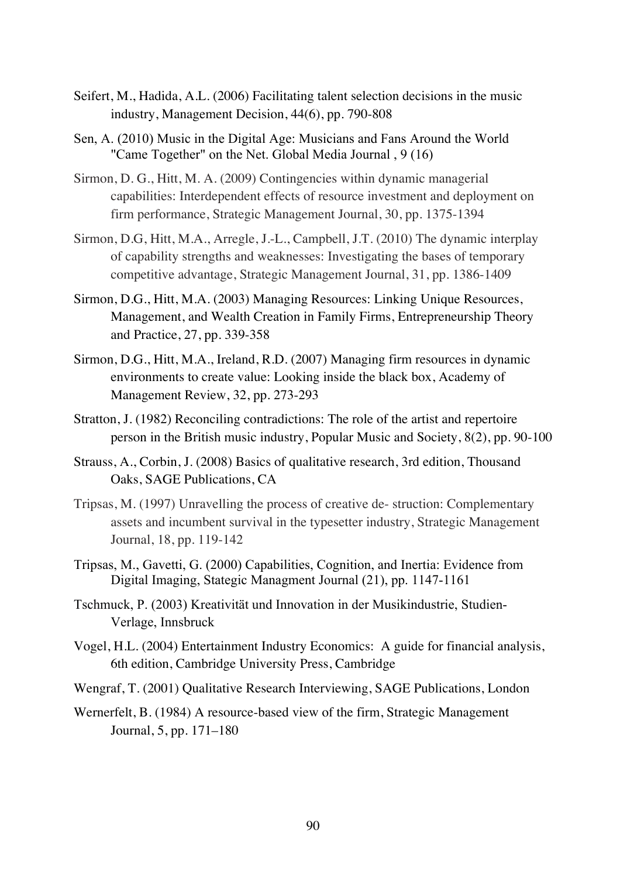Seifert, M., Hadida, A.L. (2006) Facilitating talent selection decisions in the music industry, Management Decision, 44(6), pp. 790-808

Sen, A. (2010) Music in the Digital Age: Musicians and Fans Around the World "Came Together" on the Net. Global Media Journal , 9 (16)

Sirmon, D. G., Hitt, M. A. (2009) Contingencies within dynamic managerial capabilities: Interdependent effects of resource investment and deployment on firm performance, Strategic Management Journal, 30, pp. 1375-1394

Sirmon, D.G, Hitt, M.A., Arregle, J.-L., Campbell, J.T. (2010) The dynamic interplay of capability strengths and weaknesses: Investigating the bases of temporary competitive advantage, Strategic Management Journal, 31, pp. 1386-1409

Sirmon, D.G., Hitt, M.A. (2003) Managing Resources: Linking Unique Resources, Management, and Wealth Creation in Family Firms, Entrepreneurship Theory and Practice, 27, pp. 339-358

Sirmon, D.G., Hitt, M.A., Ireland, R.D. (2007) Managing firm resources in dynamic environments to create value: Looking inside the black box, Academy of Management Review, 32, pp. 273-293

Stratton, J. (1982) Reconciling contradictions: The role of the artist and repertoire person in the British music industry, Popular Music and Society, 8(2), pp. 90-100

Strauss, A., Corbin, J. (2008) Basics of qualitative research, 3rd edition, Thousand Oaks, SAGE Publications, CA

Tripsas, M. (1997) Unravelling the process of creative de- struction: Complementary assets and incumbent survival in the typesetter industry, Strategic Management Journal, 18, pp. 119-142

Tripsas, M., Gavetti, G. (2000) Capabilities, Cognition, and Inertia: Evidence from Digital Imaging, Stategic Managment Journal (21), pp. 1147-1161

Tschmuck, P. (2003) Kreativität und Innovation in der Musikindustrie, Studien-Verlage, Innsbruck

Vogel, H.L. (2004) Entertainment Industry Economics: A guide for financial analysis, 6th edition, Cambridge University Press, Cambridge

Wengraf, T. (2001) Qualitative Research Interviewing, SAGE Publications, London

Wernerfelt, B. (1984) A resource-based view of the firm, Strategic Management Journal, 5, pp. 171–180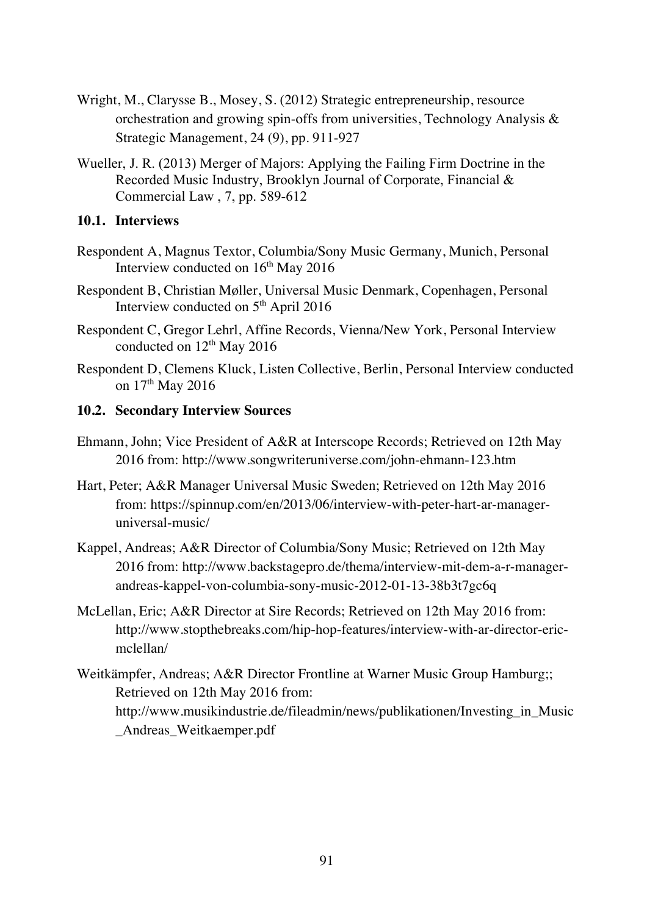Wright, M., Clarysse B., Mosey, S. (2012) Strategic entrepreneurship, resource orchestration and growing spin-offs from universities, Technology Analysis & Strategic Management, 24 (9), pp. 911-927

Wueller, J. R. (2013) Merger of Majors: Applying the Failing Firm Doctrine in the Recorded Music Industry, Brooklyn Journal of Corporate, Financial & Commercial Law , 7, pp. 589-612

### 10.1. Interviews

Respondent A, Magnus Textor, Columbia/Sony Music Germany, Munich, Personal Interview conducted on 16th May 2016

Respondent B, Christian Møller, Universal Music Denmark, Copenhagen, Personal Interview conducted on 5th April 2016

Respondent C, Gregor Lehrl, Affine Records, Vienna/New York, Personal Interview conducted on 12th May 2016

Respondent D, Clemens Kluck, Listen Collective, Berlin, Personal Interview conducted on 17th May 2016

### 10.2. Secondary Interview Sources

Ehmann, John; Vice President of A&R at Interscope Records; Retrieved on 12th May 2016 from: http://www.songwriteruniverse.com/john-ehmann-123.htm

Hart, Peter; A&R Manager Universal Music Sweden; Retrieved on 12th May 2016 from: https://spinnup.com/en/2013/06/interview-with-peter-hart-ar-manager-universal-music/

Kappel, Andreas; A&R Director of Columbia/Sony Music; Retrieved on 12th May 2016 from: http://www.backstagepro.de/thema/interview-mit-dem-a-r-manager-andreas-kappel-von-columbia-sony-music-2012-01-13-38b3t7gc6q

McLellan, Eric; A&R Director at Sire Records; Retrieved on 12th May 2016 from: http://www.stopthebreaks.com/hip-hop-features/interview-with-ar-director-eric-mclellan/

Weitkämpfer, Andreas; A&R Director Frontline at Warner Music Group Hamburg;; Retrieved on 12th May 2016 from: http://www.musikindustrie.de/fileadmin/news/publikationen/Investing_in_Music_Andreas_Weitkaemper.pdf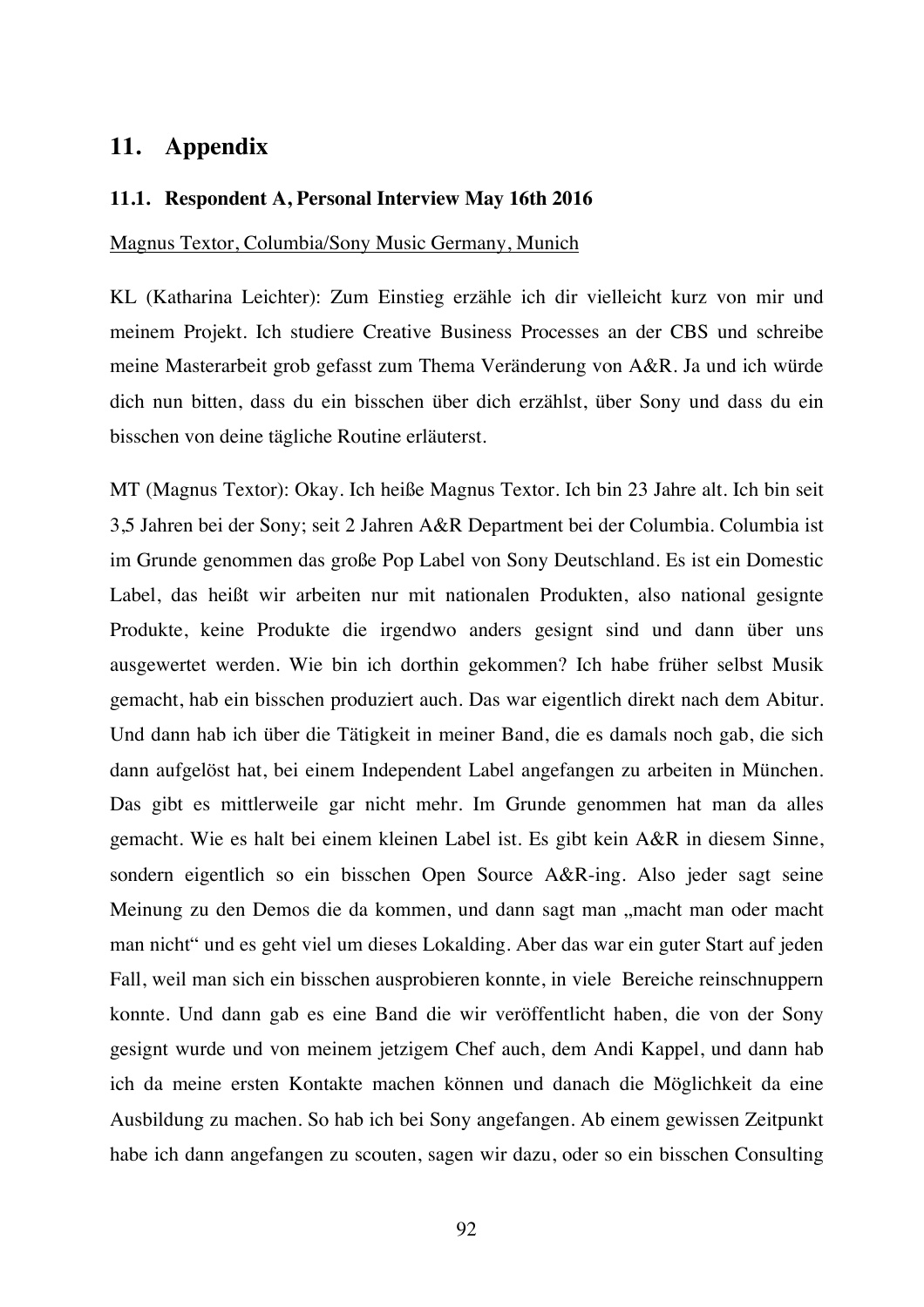# 11. Appendix

## 11.1. Respondent A, Personal Interview May 16th 2016

Magnus Textor, Columbia/Sony Music Germany, Munich

KL (Katharina Leichter): Zum Einstieg erzähle ich dir vielleicht kurz von mir und meinem Projekt. Ich studiere Creative Business Processes an der CBS und schreibe meine Masterarbeit grob gefasst zum Thema Veränderung von A&R. Ja und ich würde dich nun bitten, dass du ein bisschen über dich erzählst, über Sony und dass du ein bisschen von deine tägliche Routine erläuterst.

MT (Magnus Textor): Okay. Ich heiße Magnus Textor. Ich bin 23 Jahre alt. Ich bin seit 3,5 Jahren bei der Sony; seit 2 Jahren A&R Department bei der Columbia. Columbia ist im Grunde genommen das große Pop Label von Sony Deutschland. Es ist ein Domestic Label, das heißt wir arbeiten nur mit nationalen Produkten, also national gesignte Produkte, keine Produkte die irgendwo anders gesignt sind und dann über uns ausgewertet werden. Wie bin ich dorthin gekommen? Ich habe früher selbst Musik gemacht, hab ein bisschen produziert auch. Das war eigentlich direkt nach dem Abitur. Und dann hab ich über die Tätigkeit in meiner Band, die es damals noch gab, die sich dann aufgelöst hat, bei einem Independent Label angefangen zu arbeiten in München. Das gibt es mittlerweile gar nicht mehr. Im Grunde genommen hat man da alles gemacht. Wie es halt bei einem kleinen Label ist. Es gibt kein A&R in diesem Sinne, sondern eigentlich so ein bisschen Open Source A&R-ing. Also jeder sagt seine Meinung zu den Demos die da kommen, und dann sagt man „macht man oder macht man nicht" und es geht viel um dieses Lokalding. Aber das war ein guter Start auf jeden Fall, weil man sich ein bisschen ausprobieren konnte, in viele Bereiche reinschnuppern konnte. Und dann gab es eine Band die wir veröffentlicht haben, die von der Sony gesignt wurde und von meinem jetzigem Chef auch, dem Andi Kappel, und dann hab ich da meine ersten Kontakte machen können und danach die Möglichkeit da eine Ausbildung zu machen. So hab ich bei Sony angefangen. Ab einem gewissen Zeitpunkt habe ich dann angefangen zu scouten, sagen wir dazu, oder so ein bisschen Consulting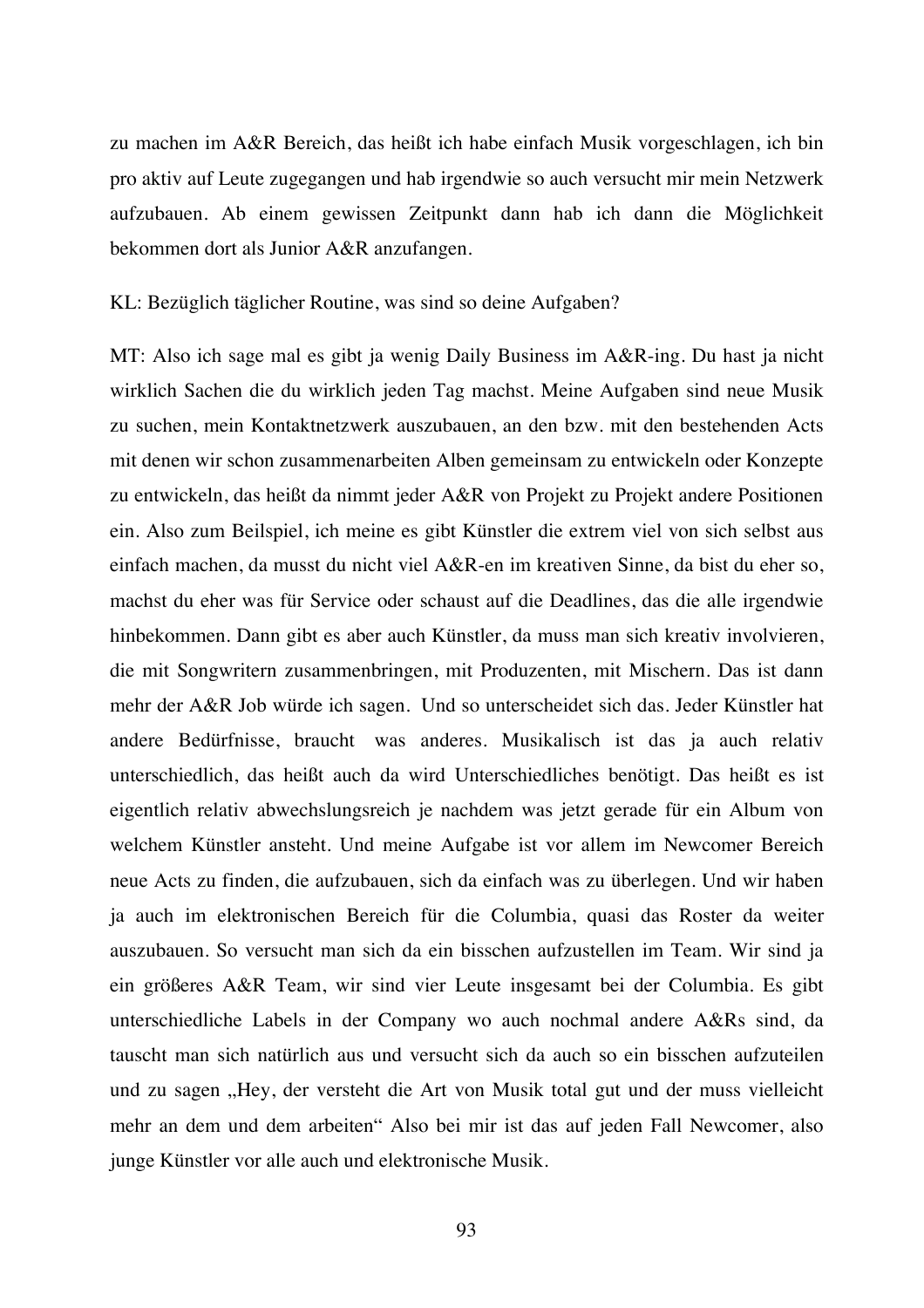zu machen im A&R Bereich, das heißt ich habe einfach Musik vorgeschlagen, ich bin pro aktiv auf Leute zugegangen und hab irgendwie so auch versucht mir mein Netzwerk aufzubauen. Ab einem gewissen Zeitpunkt dann hab ich dann die Möglichkeit bekommen dort als Junior A&R anzufangen.

KL: Bezüglich täglicher Routine, was sind so deine Aufgaben?

MT: Also ich sage mal es gibt ja wenig Daily Business im A&R-ing. Du hast ja nicht wirklich Sachen die du wirklich jeden Tag machst. Meine Aufgaben sind neue Musik zu suchen, mein Kontaktnetzwerk auszubauen, an den bzw. mit den bestehenden Acts mit denen wir schon zusammenarbeiten Alben gemeinsam zu entwickeln oder Konzepte zu entwickeln, das heißt da nimmt jeder A&R von Projekt zu Projekt andere Positionen ein. Also zum Beilspiel, ich meine es gibt Künstler die extrem viel von sich selbst aus einfach machen, da musst du nicht viel A&R-en im kreativen Sinne, da bist du eher so, machst du eher was für Service oder schaust auf die Deadlines, das die alle irgendwie hinbekommen. Dann gibt es aber auch Künstler, da muss man sich kreativ involvieren, die mit Songwritern zusammenbringen, mit Produzenten, mit Mischern. Das ist dann mehr der A&R Job würde ich sagen. Und so unterscheidet sich das. Jeder Künstler hat andere Bedürfnisse, braucht was anderes. Musikalisch ist das ja auch relativ unterschiedlich, das heißt auch da wird Unterschiedliches benötigt. Das heißt es ist eigentlich relativ abwechslungsreich je nachdem was jetzt gerade für ein Album von welchem Künstler ansteht. Und meine Aufgabe ist vor allem im Newcomer Bereich neue Acts zu finden, die aufzubauen, sich da einfach was zu überlegen. Und wir haben ja auch im elektronischen Bereich für die Columbia, quasi das Roster da weiter auszubauen. So versucht man sich da ein bisschen aufzustellen im Team. Wir sind ja ein größeres A&R Team, wir sind vier Leute insgesamt bei der Columbia. Es gibt unterschiedliche Labels in der Company wo auch nochmal andere A&Rs sind, da tauscht man sich natürlich aus und versucht sich da auch so ein bisschen aufzuteilen und zu sagen „Hey, der versteht die Art von Musik total gut und der muss vielleicht mehr an dem und dem arbeiten" Also bei mir ist das auf jeden Fall Newcomer, also junge Künstler vor alle auch und elektronische Musik.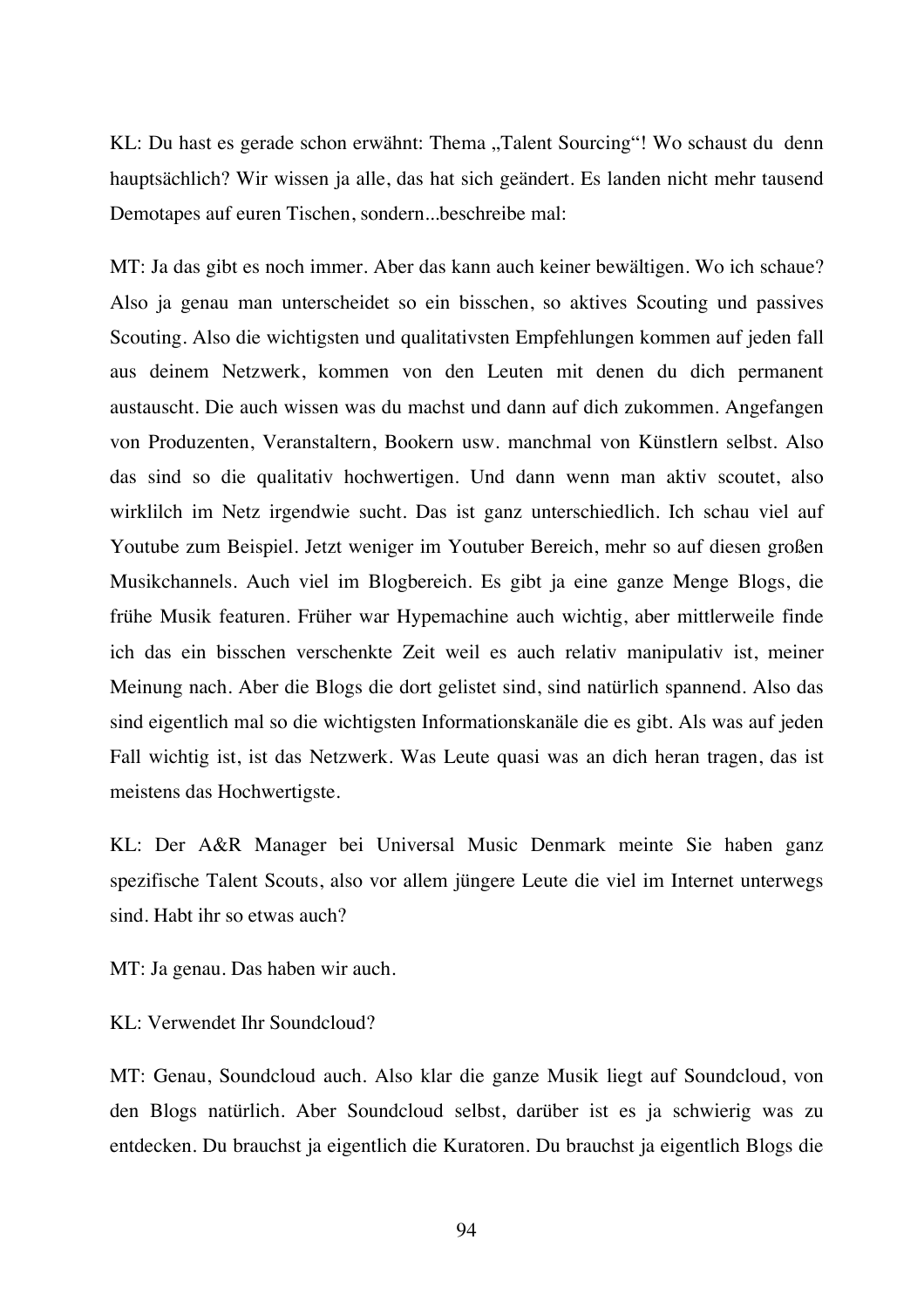KL: Du hast es gerade schon erwähnt: Thema „Talent Sourcing“! Wo schaust du denn hauptsächlich? Wir wissen ja alle, das hat sich geändert. Es landen nicht mehr tausend Demotapes auf euren Tischen, sondern...beschreibe mal:

MT: Ja das gibt es noch immer. Aber das kann auch keiner bewältigen. Wo ich schaue? Also ja genau man unterscheidet so ein bisschen, so aktives Scouting und passives Scouting. Also die wichtigsten und qualitativsten Empfehlungen kommen auf jeden fall aus deinem Netzwerk, kommen von den Leuten mit denen du dich permanent austauscht. Die auch wissen was du machst und dann auf dich zukommen. Angefangen von Produzenten, Veranstaltern, Bookern usw. manchmal von Künstlern selbst. Also das sind so die qualitativ hochwertigen. Und dann wenn man aktiv scoutet, also wirklilch im Netz irgendwie sucht. Das ist ganz unterschiedlich. Ich schau viel auf Youtube zum Beispiel. Jetzt weniger im Youtuber Bereich, mehr so auf diesen großen Musikchannels. Auch viel im Blogbereich. Es gibt ja eine ganze Menge Blogs, die frühe Musik featuren. Früher war Hypemachine auch wichtig, aber mittlerweile finde ich das ein bisschen verschenkte Zeit weil es auch relativ manipulativ ist, meiner Meinung nach. Aber die Blogs die dort gelistet sind, sind natürlich spannend. Also das sind eigentlich mal so die wichtigsten Informationskanäle die es gibt. Als was auf jeden Fall wichtig ist, ist das Netzwerk. Was Leute quasi was an dich heran tragen, das ist meistens das Hochwertigste.

KL: Der A&R Manager bei Universal Music Denmark meinte Sie haben ganz spezifische Talent Scouts, also vor allem jüngere Leute die viel im Internet unterwegs sind. Habt ihr so etwas auch?

MT: Ja genau. Das haben wir auch.

KL: Verwendet Ihr Soundcloud?

MT: Genau, Soundcloud auch. Also klar die ganze Musik liegt auf Soundcloud, von den Blogs natürlich. Aber Soundcloud selbst, darüber ist es ja schwierig was zu entdecken. Du brauchst ja eigentlich die Kuratoren. Du brauchst ja eigentlich Blogs die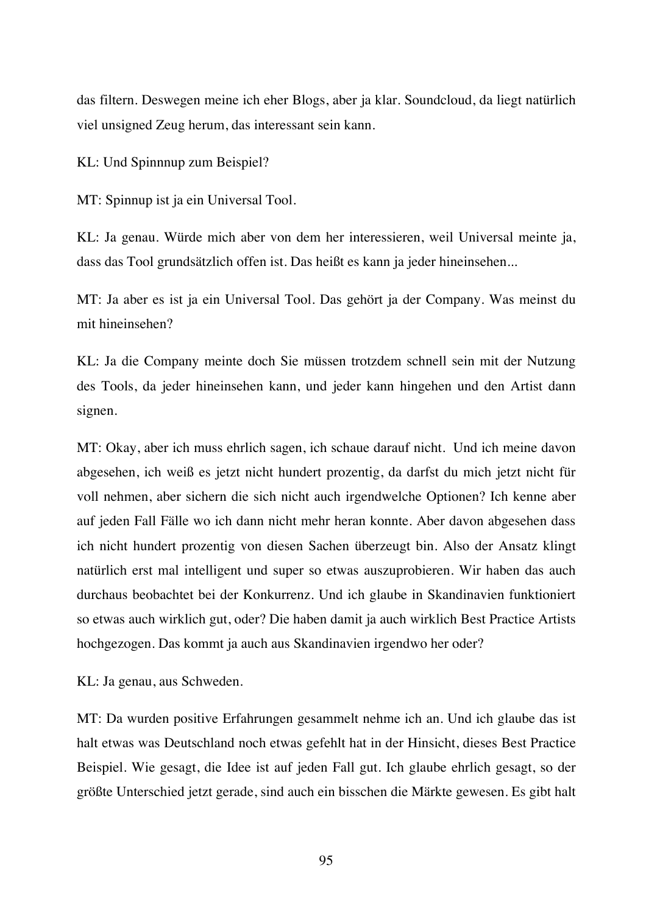das filtern. Deswegen meine ich eher Blogs, aber ja klar. Soundcloud, da liegt natürlich viel unsigned Zeug herum, das interessant sein kann.

KL: Und Spinnnup zum Beispiel?

MT: Spinnup ist ja ein Universal Tool.

KL: Ja genau. Würde mich aber von dem her interessieren, weil Universal meinte ja, dass das Tool grundsätzlich offen ist. Das heißt es kann ja jeder hineinsehen...

MT: Ja aber es ist ja ein Universal Tool. Das gehört ja der Company. Was meinst du mit hineinsehen?

KL: Ja die Company meinte doch Sie müssen trotzdem schnell sein mit der Nutzung des Tools, da jeder hineinsehen kann, und jeder kann hingehen und den Artist dann signen.

MT: Okay, aber ich muss ehrlich sagen, ich schaue darauf nicht. Und ich meine davon abgesehen, ich weiß es jetzt nicht hundert prozentig, da darfst du mich jetzt nicht für voll nehmen, aber sichern die sich nicht auch irgendwelche Optionen? Ich kenne aber auf jeden Fall Fälle wo ich dann nicht mehr heran konnte. Aber davon abgesehen dass ich nicht hundert prozentig von diesen Sachen überzeugt bin. Also der Ansatz klingt natürlich erst mal intelligent und super so etwas auszuprobieren. Wir haben das auch durchaus beobachtet bei der Konkurrenz. Und ich glaube in Skandinavien funktioniert so etwas auch wirklich gut, oder? Die haben damit ja auch wirklich Best Practice Artists hochgezogen. Das kommt ja auch aus Skandinavien irgendwo her oder?

KL: Ja genau, aus Schweden.

MT: Da wurden positive Erfahrungen gesammelt nehme ich an. Und ich glaube das ist halt etwas was Deutschland noch etwas gefehlt hat in der Hinsicht, dieses Best Practice Beispiel. Wie gesagt, die Idee ist auf jeden Fall gut. Ich glaube ehrlich gesagt, so der größte Unterschied jetzt gerade, sind auch ein bisschen die Märkte gewesen. Es gibt halt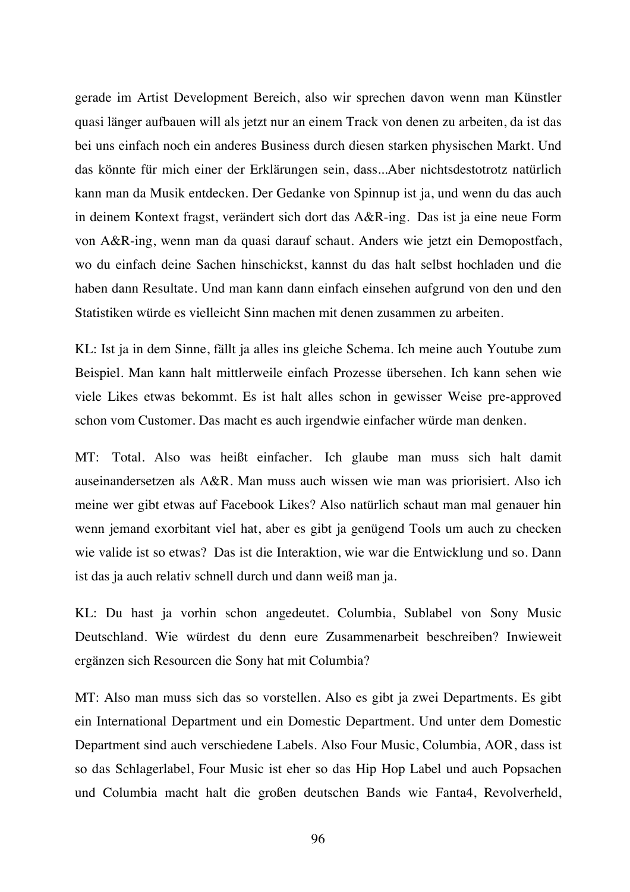gerade im Artist Development Bereich, also wir sprechen davon wenn man Künstler quasi länger aufbauen will als jetzt nur an einem Track von denen zu arbeiten, da ist das bei uns einfach noch ein anderes Business durch diesen starken physischen Markt. Und das könnte für mich einer der Erklärungen sein, dass...Aber nichtsdestotrotz natürlich kann man da Musik entdecken. Der Gedanke von Spinnup ist ja, und wenn du das auch in deinem Kontext fragst, verändert sich dort das A&R-ing. Das ist ja eine neue Form von A&R-ing, wenn man da quasi darauf schaut. Anders wie jetzt ein Demopostfach, wo du einfach deine Sachen hinschickst, kannst du das halt selbst hochladen und die haben dann Resultate. Und man kann dann einfach einsehen aufgrund von den und den Statistiken würde es vielleicht Sinn machen mit denen zusammen zu arbeiten.

KL: Ist ja in dem Sinne, fällt ja alles ins gleiche Schema. Ich meine auch Youtube zum Beispiel. Man kann halt mittlerweile einfach Prozesse übersehen. Ich kann sehen wie viele Likes etwas bekommt. Es ist halt alles schon in gewisser Weise pre-approved schon vom Customer. Das macht es auch irgendwie einfacher würde man denken.

MT: Total. Also was heißt einfacher. Ich glaube man muss sich halt damit auseinandersetzen als A&R. Man muss auch wissen wie man was priorisiert. Also ich meine wer gibt etwas auf Facebook Likes? Also natürlich schaut man mal genauer hin wenn jemand exorbitant viel hat, aber es gibt ja genügend Tools um auch zu checken wie valide ist so etwas? Das ist die Interaktion, wie war die Entwicklung und so. Dann ist das ja auch relativ schnell durch und dann weiß man ja.

KL: Du hast ja vorhin schon angedeutet. Columbia, Sublabel von Sony Music Deutschland. Wie würdest du denn eure Zusammenarbeit beschreiben? Inwieweit ergänzen sich Resourcen die Sony hat mit Columbia?

MT: Also man muss sich das so vorstellen. Also es gibt ja zwei Departments. Es gibt ein International Department und ein Domestic Department. Und unter dem Domestic Department sind auch verschiedene Labels. Also Four Music, Columbia, AOR, dass ist so das Schlagerlabel, Four Music ist eher so das Hip Hop Label und auch Popsachen und Columbia macht halt die großen deutschen Bands wie Fanta4, Revolverheld,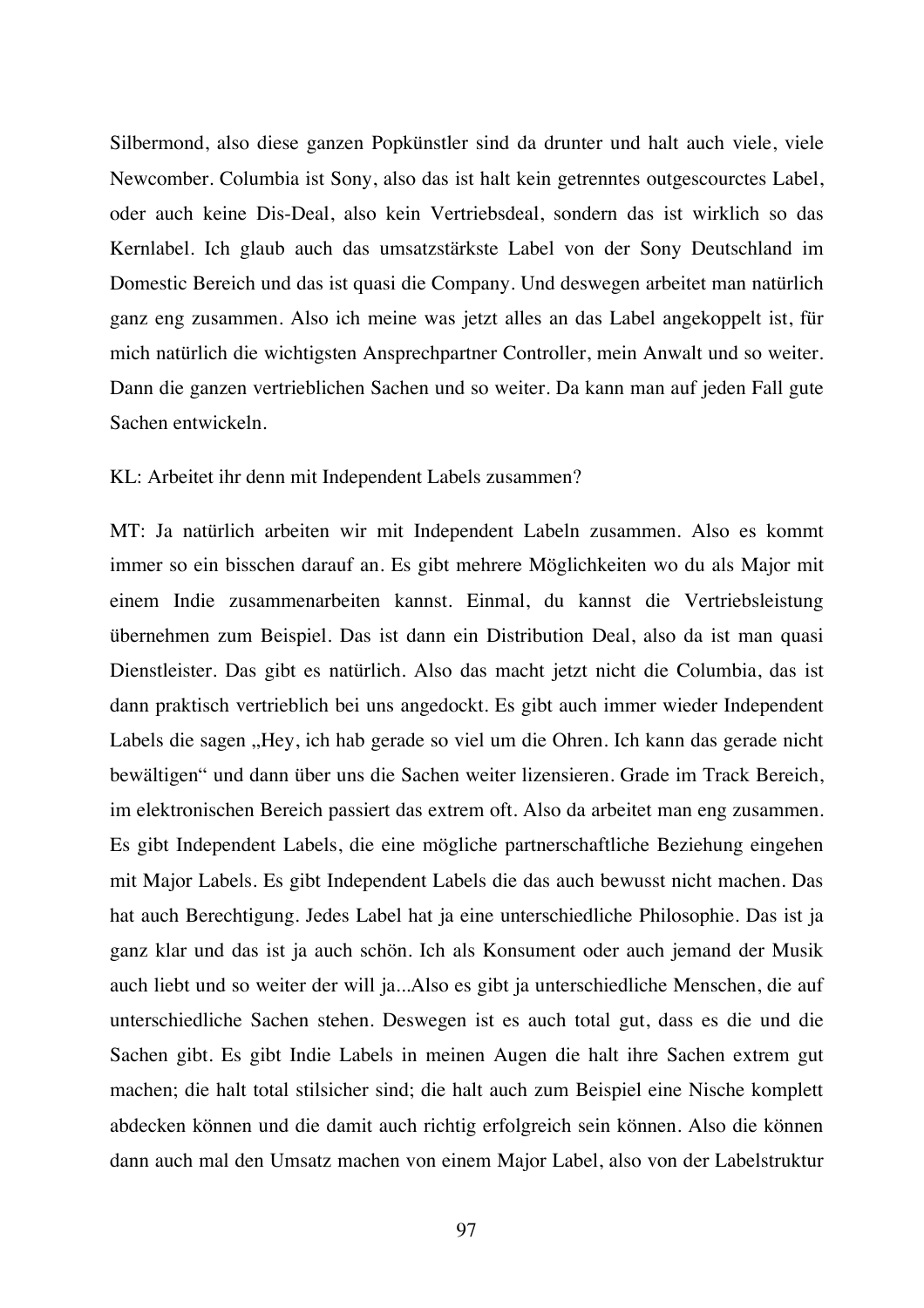Silbermond, also diese ganzen Popkünstler sind da drunter und halt auch viele, viele Newcomber. Columbia ist Sony, also das ist halt kein getrenntes outgescourctes Label, oder auch keine Dis-Deal, also kein Vertriebsdeal, sondern das ist wirklich so das Kernlabel. Ich glaub auch das umsatzstärkste Label von der Sony Deutschland im Domestic Bereich und das ist quasi die Company. Und deswegen arbeitet man natürlich ganz eng zusammen. Also ich meine was jetzt alles an das Label angekoppelt ist, für mich natürlich die wichtigsten Ansprechpartner Controller, mein Anwalt und so weiter. Dann die ganzen vertrieblichen Sachen und so weiter. Da kann man auf jeden Fall gute Sachen entwickeln.

KL: Arbeitet ihr denn mit Independent Labels zusammen?

MT: Ja natürlich arbeiten wir mit Independent Labeln zusammen. Also es kommt immer so ein bisschen darauf an. Es gibt mehrere Möglichkeiten wo du als Major mit einem Indie zusammenarbeiten kannst. Einmal, du kannst die Vertriebsleistung übernehmen zum Beispiel. Das ist dann ein Distribution Deal, also da ist man quasi Dienstleister. Das gibt es natürlich. Also das macht jetzt nicht die Columbia, das ist dann praktisch vertrieblich bei uns angedockt. Es gibt auch immer wieder Independent Labels die sagen „Hey, ich hab gerade so viel um die Ohren. Ich kann das gerade nicht bewältigen" und dann über uns die Sachen weiter lizensieren. Grade im Track Bereich, im elektronischen Bereich passiert das extrem oft. Also da arbeitet man eng zusammen. Es gibt Independent Labels, die eine mögliche partnerschaftliche Beziehung eingehen mit Major Labels. Es gibt Independent Labels die das auch bewusst nicht machen. Das hat auch Berechtigung. Jedes Label hat ja eine unterschiedliche Philosophie. Das ist ja ganz klar und das ist ja auch schön. Ich als Konsument oder auch jemand der Musik auch liebt und so weiter der will ja...Also es gibt ja unterschiedliche Menschen, die auf unterschiedliche Sachen stehen. Deswegen ist es auch total gut, dass es die und die Sachen gibt. Es gibt Indie Labels in meinen Augen die halt ihre Sachen extrem gut machen; die halt total stilsicher sind; die halt auch zum Beispiel eine Nische komplett abdecken können und die damit auch richtig erfolgreich sein können. Also die können dann auch mal den Umsatz machen von einem Major Label, also von der Labelstruktur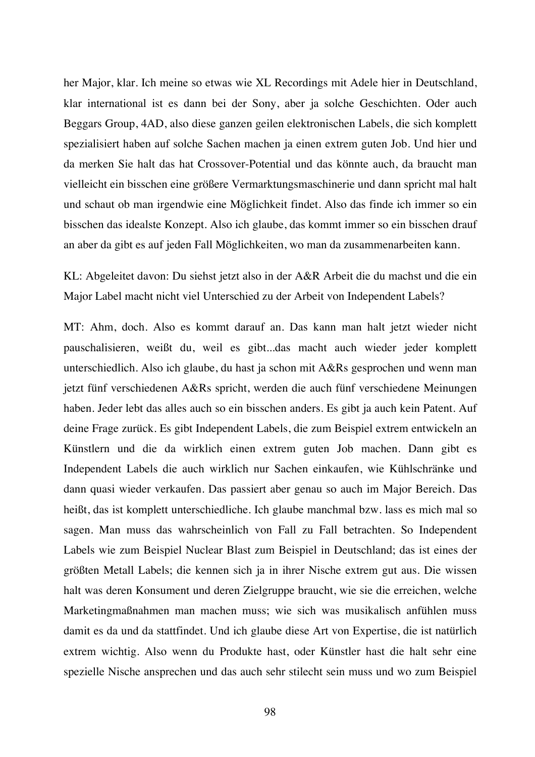her Major, klar. Ich meine so etwas wie XL Recordings mit Adele hier in Deutschland, klar international ist es dann bei der Sony, aber ja solche Geschichten. Oder auch Beggars Group, 4AD, also diese ganzen geilen elektronischen Labels, die sich komplett spezialisiert haben auf solche Sachen machen ja einen extrem guten Job. Und hier und da merken Sie halt das hat Crossover-Potential und das könnte auch, da braucht man vielleicht ein bisschen eine größere Vermarktungsmaschinerie und dann spricht mal halt und schaut ob man irgendwie eine Möglichkeit findet. Also das finde ich immer so ein bisschen das idealste Konzept. Also ich glaube, das kommt immer so ein bisschen drauf an aber da gibt es auf jeden Fall Möglichkeiten, wo man da zusammenarbeiten kann.

KL: Abgeleitet davon: Du siehst jetzt also in der A&R Arbeit die du machst und die ein Major Label macht nicht viel Unterschied zu der Arbeit von Independent Labels?

MT: Ahm, doch. Also es kommt darauf an. Das kann man halt jetzt wieder nicht pauschalisieren, weißt du, weil es gibt...das macht auch wieder jeder komplett unterschiedlich. Also ich glaube, du hast ja schon mit A&Rs gesprochen und wenn man jetzt fünf verschiedenen A&Rs spricht, werden die auch fünf verschiedene Meinungen haben. Jeder lebt das alles auch so ein bisschen anders. Es gibt ja auch kein Patent. Auf deine Frage zurück. Es gibt Independent Labels, die zum Beispiel extrem entwickeln an Künstlern und die da wirklich einen extrem guten Job machen. Dann gibt es Independent Labels die auch wirklich nur Sachen einkaufen, wie Kühlschränke und dann quasi wieder verkaufen. Das passiert aber genau so auch im Major Bereich. Das heißt, das ist komplett unterschiedliche. Ich glaube manchmal bzw. lass es mich mal so sagen. Man muss das wahrscheinlich von Fall zu Fall betrachten. So Independent Labels wie zum Beispiel Nuclear Blast zum Beispiel in Deutschland; das ist eines der größten Metall Labels; die kennen sich ja in ihrer Nische extrem gut aus. Die wissen halt was deren Konsument und deren Zielgruppe braucht, wie sie die erreichen, welche Marketingmaßnahmen man machen muss; wie sich was musikalisch anfühlen muss damit es da und da stattfindet. Und ich glaube diese Art von Expertise, die ist natürlich extrem wichtig. Also wenn du Produkte hast, oder Künstler hast die halt sehr eine spezielle Nische ansprechen und das auch sehr stilecht sein muss und wo zum Beispiel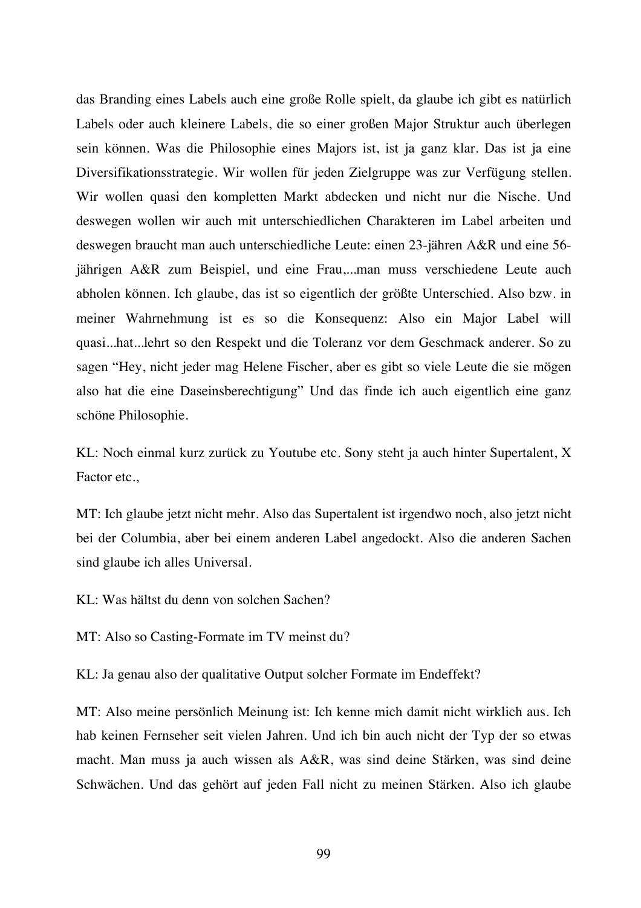das Branding eines Labels auch eine große Rolle spielt, da glaube ich gibt es natürlich Labels oder auch kleinere Labels, die so einer großen Major Struktur auch überlegen sein können. Was die Philosophie eines Majors ist, ist ja ganz klar. Das ist ja eine Diversifikationsstrategie. Wir wollen für jeden Zielgruppe was zur Verfügung stellen. Wir wollen quasi den kompletten Markt abdecken und nicht nur die Nische. Und deswegen wollen wir auch mit unterschiedlichen Charakteren im Label arbeiten und deswegen braucht man auch unterschiedliche Leute: einen 23-jähren A&R und eine 56-jährigen A&R zum Beispiel, und eine Frau,...man muss verschiedene Leute auch abholen können. Ich glaube, das ist so eigentlich der größte Unterschied. Also bzw. in meiner Wahrnehmung ist es so die Konsequenz: Also ein Major Label will quasi...hat...lehrt so den Respekt und die Toleranz vor dem Geschmack anderer. So zu sagen "Hey, nicht jeder mag Helene Fischer, aber es gibt so viele Leute die sie mögen also hat die eine Daseinsberechtigung" Und das finde ich auch eigentlich eine ganz schöne Philosophie.

KL: Noch einmal kurz zurück zu Youtube etc. Sony steht ja auch hinter Supertalent, X Factor etc.,

MT: Ich glaube jetzt nicht mehr. Also das Supertalent ist irgendwo noch, also jetzt nicht bei der Columbia, aber bei einem anderen Label angedockt. Also die anderen Sachen sind glaube ich alles Universal.

KL: Was hältst du denn von solchen Sachen?

MT: Also so Casting-Formate im TV meinst du?

KL: Ja genau also der qualitative Output solcher Formate im Endeffekt?

MT: Also meine persönlich Meinung ist: Ich kenne mich damit nicht wirklich aus. Ich hab keinen Fernseher seit vielen Jahren. Und ich bin auch nicht der Typ der so etwas macht. Man muss ja auch wissen als A&R, was sind deine Stärken, was sind deine Schwächen. Und das gehört auf jeden Fall nicht zu meinen Stärken. Also ich glaube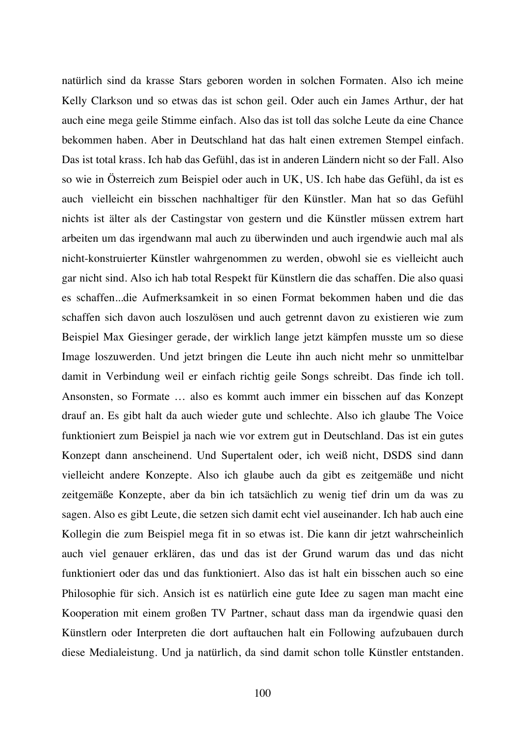natürlich sind da krasse Stars geboren worden in solchen Formaten. Also ich meine Kelly Clarkson und so etwas das ist schon geil. Oder auch ein James Arthur, der hat auch eine mega geile Stimme einfach. Also das ist toll das solche Leute da eine Chance bekommen haben. Aber in Deutschland hat das halt einen extremen Stempel einfach. Das ist total krass. Ich hab das Gefühl, das ist in anderen Ländern nicht so der Fall. Also so wie in Österreich zum Beispiel oder auch in UK, US. Ich habe das Gefühl, da ist es auch vielleicht ein bisschen nachhaltiger für den Künstler. Man hat so das Gefühl nichts ist älter als der Castingstar von gestern und die Künstler müssen extrem hart arbeiten um das irgendwann mal auch zu überwinden und auch irgendwie auch mal als nicht-konstruierter Künstler wahrgenommen zu werden, obwohl sie es vielleicht auch gar nicht sind. Also ich hab total Respekt für Künstlern die das schaffen. Die also quasi es schaffen...die Aufmerksamkeit in so einen Format bekommen haben und die das schaffen sich davon auch loszulösen und auch getrennt davon zu existieren wie zum Beispiel Max Giesinger gerade, der wirklich lange jetzt kämpfen musste um so diese Image loszuwerden. Und jetzt bringen die Leute ihn auch nicht mehr so unmittelbar damit in Verbindung weil er einfach richtig geile Songs schreibt. Das finde ich toll. Ansonsten, so Formate … also es kommt auch immer ein bisschen auf das Konzept drauf an. Es gibt halt da auch wieder gute und schlechte. Also ich glaube The Voice funktioniert zum Beispiel ja nach wie vor extrem gut in Deutschland. Das ist ein gutes Konzept dann anscheinend. Und Supertalent oder, ich weiß nicht, DSDS sind dann vielleicht andere Konzepte. Also ich glaube auch da gibt es zeitgemäße und nicht zeitgemäße Konzepte, aber da bin ich tatsächlich zu wenig tief drin um da was zu sagen. Also es gibt Leute, die setzen sich damit echt viel auseinander. Ich hab auch eine Kollegin die zum Beispiel mega fit in so etwas ist. Die kann dir jetzt wahrscheinlich auch viel genauer erklären, das und das ist der Grund warum das und das nicht funktioniert oder das und das funktioniert. Also das ist halt ein bisschen auch so eine Philosophie für sich. Ansich ist es natürlich eine gute Idee zu sagen man macht eine Kooperation mit einem großen TV Partner, schaut dass man da irgendwie quasi den Künstlern oder Interpreten die dort auftauchen halt ein Following aufzubauen durch diese Medialeistung. Und ja natürlich, da sind damit schon tolle Künstler entstanden.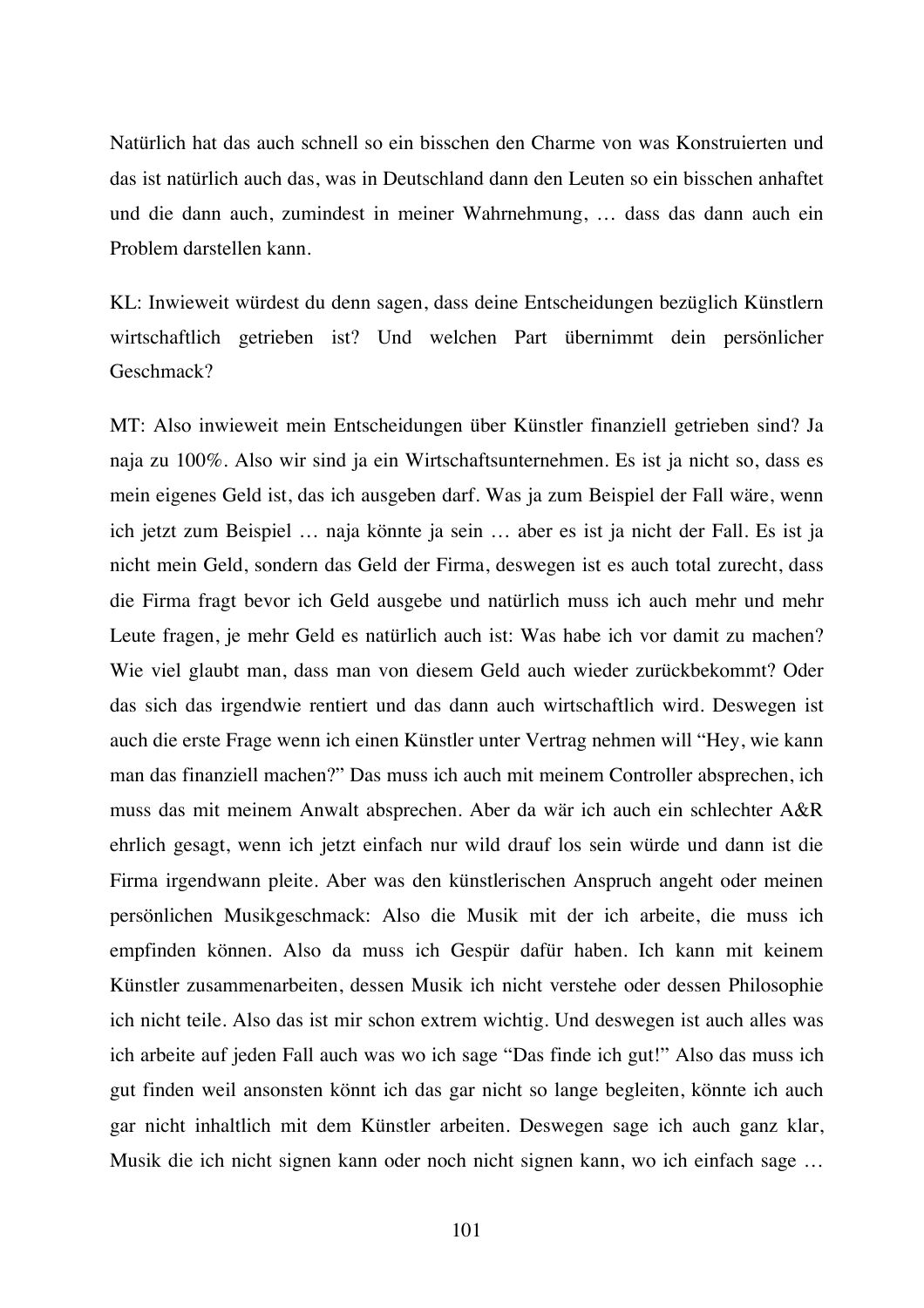Natürlich hat das auch schnell so ein bisschen den Charme von was Konstruierten und das ist natürlich auch das, was in Deutschland dann den Leuten so ein bisschen anhaftet und die dann auch, zumindest in meiner Wahrnehmung, … dass das dann auch ein Problem darstellen kann.

KL: Inwieweit würdest du denn sagen, dass deine Entscheidungen bezüglich Künstlern wirtschaftlich getrieben ist? Und welchen Part übernimmt dein persönlicher Geschmack?

MT: Also inwieweit mein Entscheidungen über Künstler finanziell getrieben sind? Ja naja zu 100%. Also wir sind ja ein Wirtschaftsunternehmen. Es ist ja nicht so, dass es mein eigenes Geld ist, das ich ausgeben darf. Was ja zum Beispiel der Fall wäre, wenn ich jetzt zum Beispiel … naja könnte ja sein … aber es ist ja nicht der Fall. Es ist ja nicht mein Geld, sondern das Geld der Firma, deswegen ist es auch total zurecht, dass die Firma fragt bevor ich Geld ausgebe und natürlich muss ich auch mehr und mehr Leute fragen, je mehr Geld es natürlich auch ist: Was habe ich vor damit zu machen? Wie viel glaubt man, dass man von diesem Geld auch wieder zurückbekommt? Oder das sich das irgendwie rentiert und das dann auch wirtschaftlich wird. Deswegen ist auch die erste Frage wenn ich einen Künstler unter Vertrag nehmen will "Hey, wie kann man das finanziell machen?" Das muss ich auch mit meinem Controller absprechen, ich muss das mit meinem Anwalt absprechen. Aber da wär ich auch ein schlechter A&R ehrlich gesagt, wenn ich jetzt einfach nur wild drauf los sein würde und dann ist die Firma irgendwann pleite. Aber was den künstlerischen Anspruch angeht oder meinen persönlichen Musikgeschmack: Also die Musik mit der ich arbeite, die muss ich empfinden können. Also da muss ich Gespür dafür haben. Ich kann mit keinem Künstler zusammenarbeiten, dessen Musik ich nicht verstehe oder dessen Philosophie ich nicht teile. Also das ist mir schon extrem wichtig. Und deswegen ist auch alles was ich arbeite auf jeden Fall auch was wo ich sage "Das finde ich gut!" Also das muss ich gut finden weil ansonsten könnt ich das gar nicht so lange begleiten, könnte ich auch gar nicht inhaltlich mit dem Künstler arbeiten. Deswegen sage ich auch ganz klar, Musik die ich nicht signen kann oder noch nicht signen kann, wo ich einfach sage …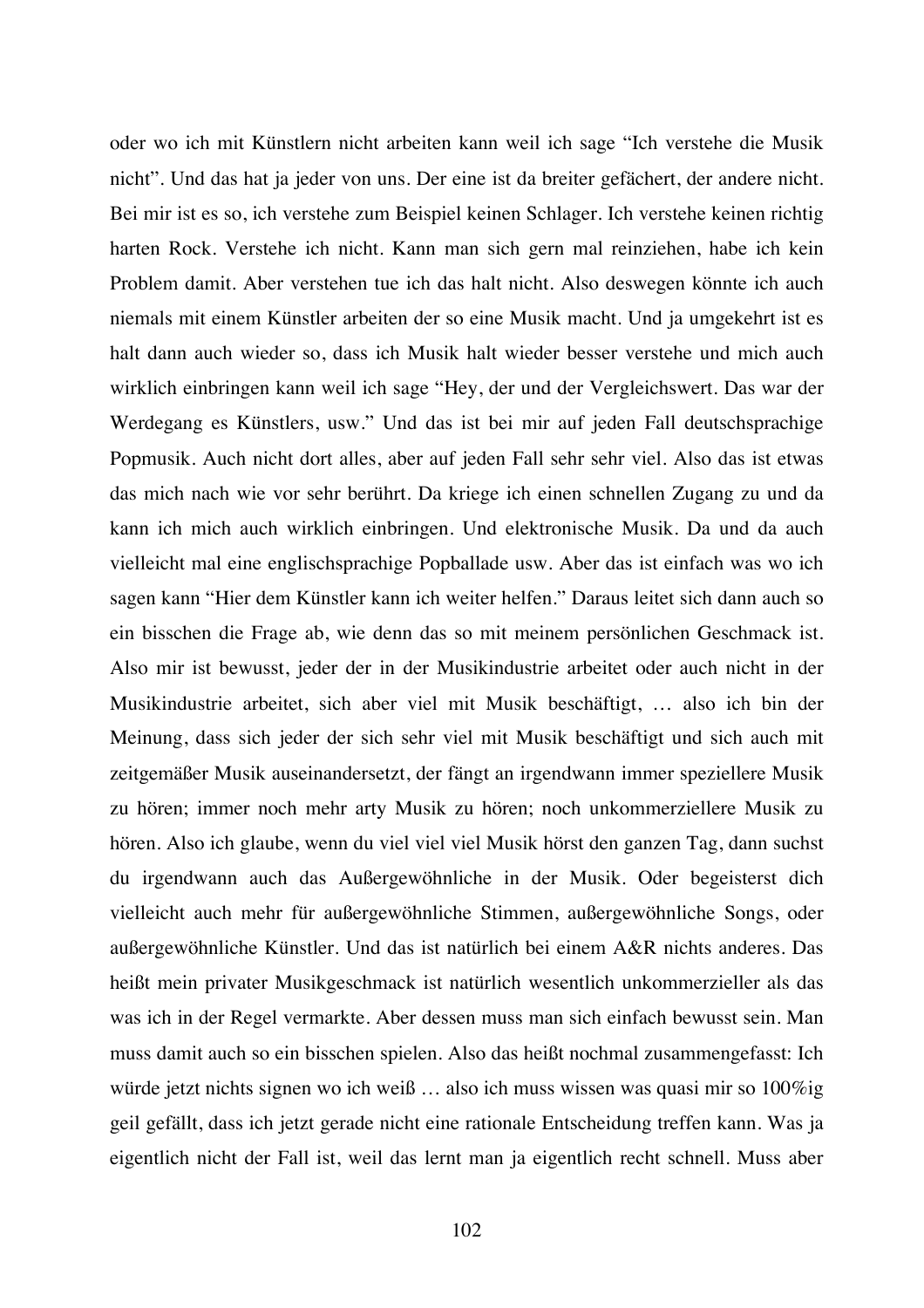oder wo ich mit Künstlern nicht arbeiten kann weil ich sage "Ich verstehe die Musik nicht". Und das hat ja jeder von uns. Der eine ist da breiter gefächert, der andere nicht. Bei mir ist es so, ich verstehe zum Beispiel keinen Schlager. Ich verstehe keinen richtig harten Rock. Verstehe ich nicht. Kann man sich gern mal reinziehen, habe ich kein Problem damit. Aber verstehen tue ich das halt nicht. Also deswegen könnte ich auch niemals mit einem Künstler arbeiten der so eine Musik macht. Und ja umgekehrt ist es halt dann auch wieder so, dass ich Musik halt wieder besser verstehe und mich auch wirklich einbringen kann weil ich sage "Hey, der und der Vergleichswert. Das war der Werdegang es Künstlers, usw." Und das ist bei mir auf jeden Fall deutschsprachige Popmusik. Auch nicht dort alles, aber auf jeden Fall sehr sehr viel. Also das ist etwas das mich nach wie vor sehr berührt. Da kriege ich einen schnellen Zugang zu und da kann ich mich auch wirklich einbringen. Und elektronische Musik. Da und da auch vielleicht mal eine englischsprachige Popballade usw. Aber das ist einfach was wo ich sagen kann "Hier dem Künstler kann ich weiter helfen." Daraus leitet sich dann auch so ein bisschen die Frage ab, wie denn das so mit meinem persönlichen Geschmack ist. Also mir ist bewusst, jeder der in der Musikindustrie arbeitet oder auch nicht in der Musikindustrie arbeitet, sich aber viel mit Musik beschäftigt, … also ich bin der Meinung, dass sich jeder der sich sehr viel mit Musik beschäftigt und sich auch mit zeitgemäßer Musik auseinandersetzt, der fängt an irgendwann immer speziellere Musik zu hören; immer noch mehr arty Musik zu hören; noch unkommerziellere Musik zu hören. Also ich glaube, wenn du viel viel viel Musik hörst den ganzen Tag, dann suchst du irgendwann auch das Außergewöhnliche in der Musik. Oder begeisterst dich vielleicht auch mehr für außergewöhnliche Stimmen, außergewöhnliche Songs, oder außergewöhnliche Künstler. Und das ist natürlich bei einem A&R nichts anderes. Das heißt mein privater Musikgeschmack ist natürlich wesentlich unkommerzieller als das was ich in der Regel vermarkte. Aber dessen muss man sich einfach bewusst sein. Man muss damit auch so ein bisschen spielen. Also das heißt nochmal zusammengefasst: Ich würde jetzt nichts signen wo ich weiß … also ich muss wissen was quasi mir so 100%ig geil gefällt, dass ich jetzt gerade nicht eine rationale Entscheidung treffen kann. Was ja eigentlich nicht der Fall ist, weil das lernt man ja eigentlich recht schnell. Muss aber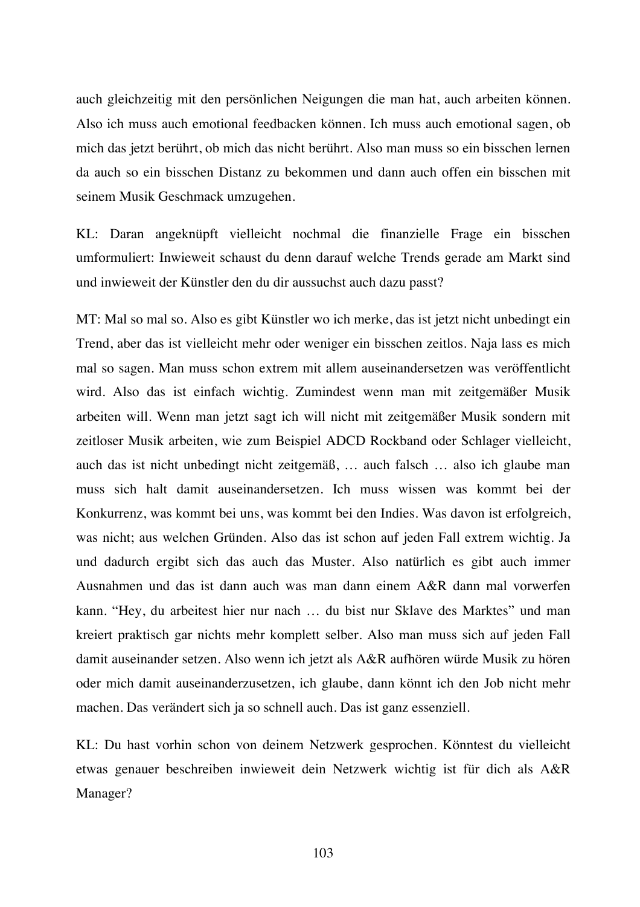auch gleichzeitig mit den persönlichen Neigungen die man hat, auch arbeiten können. Also ich muss auch emotional feedbacken können. Ich muss auch emotional sagen, ob mich das jetzt berührt, ob mich das nicht berührt. Also man muss so ein bisschen lernen da auch so ein bisschen Distanz zu bekommen und dann auch offen ein bisschen mit seinem Musik Geschmack umzugehen.

KL: Daran angeknüpft vielleicht nochmal die finanzielle Frage ein bisschen umformuliert: Inwieweit schaust du denn darauf welche Trends gerade am Markt sind und inwieweit der Künstler den du dir aussuchst auch dazu passt?

MT: Mal so mal so. Also es gibt Künstler wo ich merke, das ist jetzt nicht unbedingt ein Trend, aber das ist vielleicht mehr oder weniger ein bisschen zeitlos. Naja lass es mich mal so sagen. Man muss schon extrem mit allem auseinandersetzen was veröffentlicht wird. Also das ist einfach wichtig. Zumindest wenn man mit zeitgemäßer Musik arbeiten will. Wenn man jetzt sagt ich will nicht mit zeitgemäßer Musik sondern mit zeitloser Musik arbeiten, wie zum Beispiel ADCD Rockband oder Schlager vielleicht, auch das ist nicht unbedingt nicht zeitgemäß, … auch falsch … also ich glaube man muss sich halt damit auseinandersetzen. Ich muss wissen was kommt bei der Konkurrenz, was kommt bei uns, was kommt bei den Indies. Was davon ist erfolgreich, was nicht; aus welchen Gründen. Also das ist schon auf jeden Fall extrem wichtig. Ja und dadurch ergibt sich das auch das Muster. Also natürlich es gibt auch immer Ausnahmen und das ist dann auch was man dann einem A&R dann mal vorwerfen kann. "Hey, du arbeitest hier nur nach … du bist nur Sklave des Marktes" und man kreiert praktisch gar nichts mehr komplett selber. Also man muss sich auf jeden Fall damit auseinander setzen. Also wenn ich jetzt als A&R aufhören würde Musik zu hören oder mich damit auseinanderzusetzen, ich glaube, dann könnt ich den Job nicht mehr machen. Das verändert sich ja so schnell auch. Das ist ganz essenziell.

KL: Du hast vorhin schon von deinem Netzwerk gesprochen. Könntest du vielleicht etwas genauer beschreiben inwieweit dein Netzwerk wichtig ist für dich als A&R Manager?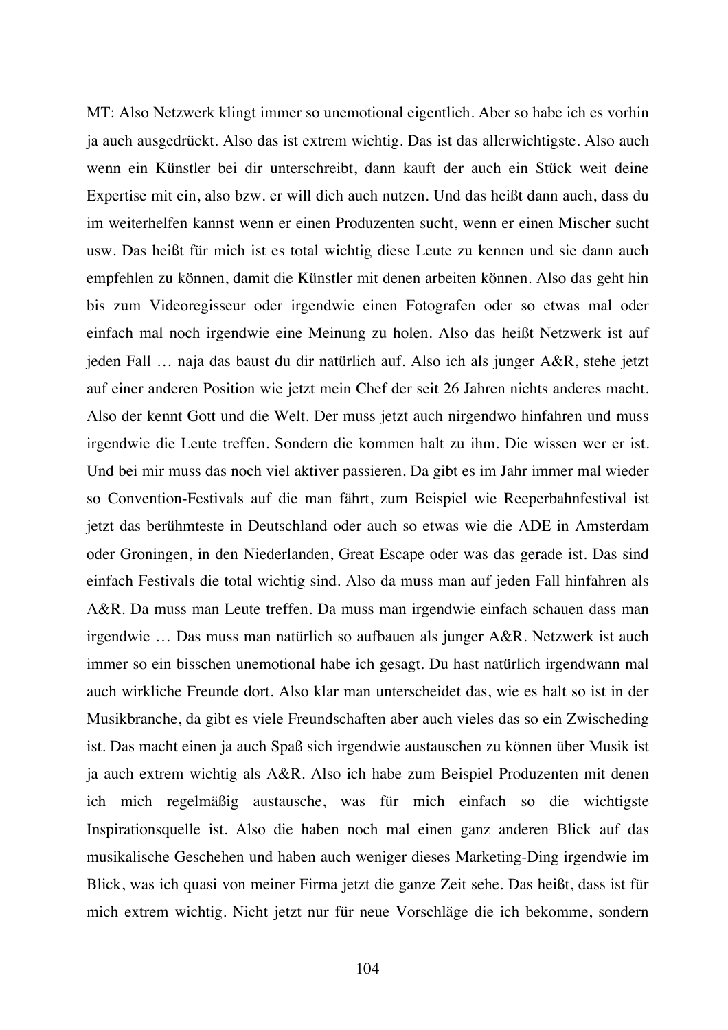MT: Also Netzwerk klingt immer so unemotional eigentlich. Aber so habe ich es vorhin ja auch ausgedrückt. Also das ist extrem wichtig. Das ist das allerwichtigste. Also auch wenn ein Künstler bei dir unterschreibt, dann kauft der auch ein Stück weit deine Expertise mit ein, also bzw. er will dich auch nutzen. Und das heißt dann auch, dass du im weiterhelfen kannst wenn er einen Produzenten sucht, wenn er einen Mischer sucht usw. Das heißt für mich ist es total wichtig diese Leute zu kennen und sie dann auch empfehlen zu können, damit die Künstler mit denen arbeiten können. Also das geht hin bis zum Videoregisseur oder irgendwie einen Fotografen oder so etwas mal oder einfach mal noch irgendwie eine Meinung zu holen. Also das heißt Netzwerk ist auf jeden Fall … naja das baust du dir natürlich auf. Also ich als junger A&R, stehe jetzt auf einer anderen Position wie jetzt mein Chef der seit 26 Jahren nichts anderes macht. Also der kennt Gott und die Welt. Der muss jetzt auch nirgendwo hinfahren und muss irgendwie die Leute treffen. Sondern die kommen halt zu ihm. Die wissen wer er ist. Und bei mir muss das noch viel aktiver passieren. Da gibt es im Jahr immer mal wieder so Convention-Festivals auf die man fährt, zum Beispiel wie Reeperbahnfestival ist jetzt das berühmteste in Deutschland oder auch so etwas wie die ADE in Amsterdam oder Groningen, in den Niederlanden, Great Escape oder was das gerade ist. Das sind einfach Festivals die total wichtig sind. Also da muss man auf jeden Fall hinfahren als A&R. Da muss man Leute treffen. Da muss man irgendwie einfach schauen dass man irgendwie … Das muss man natürlich so aufbauen als junger A&R. Netzwerk ist auch immer so ein bisschen unemotional habe ich gesagt. Du hast natürlich irgendwann mal auch wirkliche Freunde dort. Also klar man unterscheidet das, wie es halt so ist in der Musikbranche, da gibt es viele Freundschaften aber auch vieles das so ein Zwischeding ist. Das macht einen ja auch Spaß sich irgendwie austauschen zu können über Musik ist ja auch extrem wichtig als A&R. Also ich habe zum Beispiel Produzenten mit denen ich mich regelmäßig austausche, was für mich einfach so die wichtigste Inspirationsquelle ist. Also die haben noch mal einen ganz anderen Blick auf das musikalische Geschehen und haben auch weniger dieses Marketing-Ding irgendwie im Blick, was ich quasi von meiner Firma jetzt die ganze Zeit sehe. Das heißt, dass ist für mich extrem wichtig. Nicht jetzt nur für neue Vorschläge die ich bekomme, sondern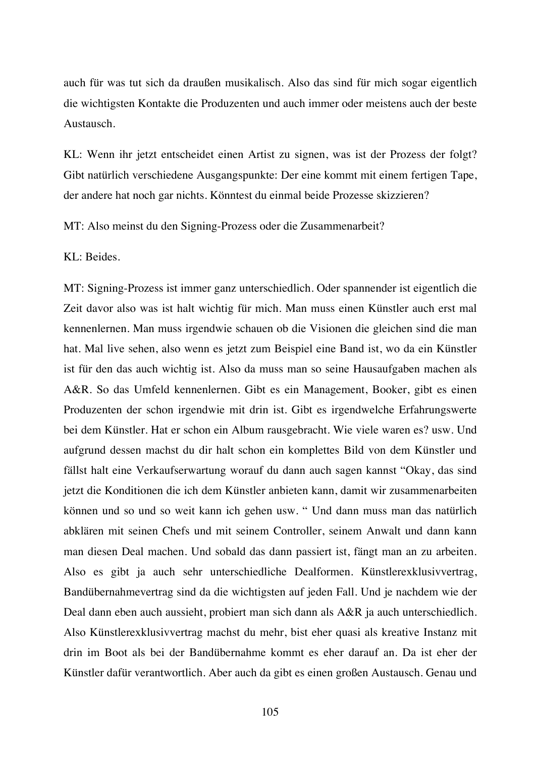auch für was tut sich da draußen musikalisch. Also das sind für mich sogar eigentlich die wichtigsten Kontakte die Produzenten und auch immer oder meistens auch der beste Austausch.

KL: Wenn ihr jetzt entscheidet einen Artist zu signen, was ist der Prozess der folgt? Gibt natürlich verschiedene Ausgangspunkte: Der eine kommt mit einem fertigen Tape, der andere hat noch gar nichts. Könntest du einmal beide Prozesse skizzieren?

MT: Also meinst du den Signing-Prozess oder die Zusammenarbeit?

KL: Beides.

MT: Signing-Prozess ist immer ganz unterschiedlich. Oder spannender ist eigentlich die Zeit davor also was ist halt wichtig für mich. Man muss einen Künstler auch erst mal kennenlernen. Man muss irgendwie schauen ob die Visionen die gleichen sind die man hat. Mal live sehen, also wenn es jetzt zum Beispiel eine Band ist, wo da ein Künstler ist für den das auch wichtig ist. Also da muss man so seine Hausaufgaben machen als A&R. So das Umfeld kennenlernen. Gibt es ein Management, Booker, gibt es einen Produzenten der schon irgendwie mit drin ist. Gibt es irgendwelche Erfahrungswerte bei dem Künstler. Hat er schon ein Album rausgebracht. Wie viele waren es? usw. Und aufgrund dessen machst du dir halt schon ein komplettes Bild von dem Künstler und fällst halt eine Verkaufserwartung worauf du dann auch sagen kannst "Okay, das sind jetzt die Konditionen die ich dem Künstler anbieten kann, damit wir zusammenarbeiten können und so und so weit kann ich gehen usw. " Und dann muss man das natürlich abklären mit seinen Chefs und mit seinem Controller, seinem Anwalt und dann kann man diesen Deal machen. Und sobald das dann passiert ist, fängt man an zu arbeiten. Also es gibt ja auch sehr unterschiedliche Dealformen. Künstlerexklusivvertrag, Bandübernahmevertrag sind da die wichtigsten auf jeden Fall. Und je nachdem wie der Deal dann eben auch aussieht, probiert man sich dann als A&R ja auch unterschiedlich. Also Künstlerexklusivvertrag machst du mehr, bist eher quasi als kreative Instanz mit drin im Boot als bei der Bandübernahme kommt es eher darauf an. Da ist eher der Künstler dafür verantwortlich. Aber auch da gibt es einen großen Austausch. Genau und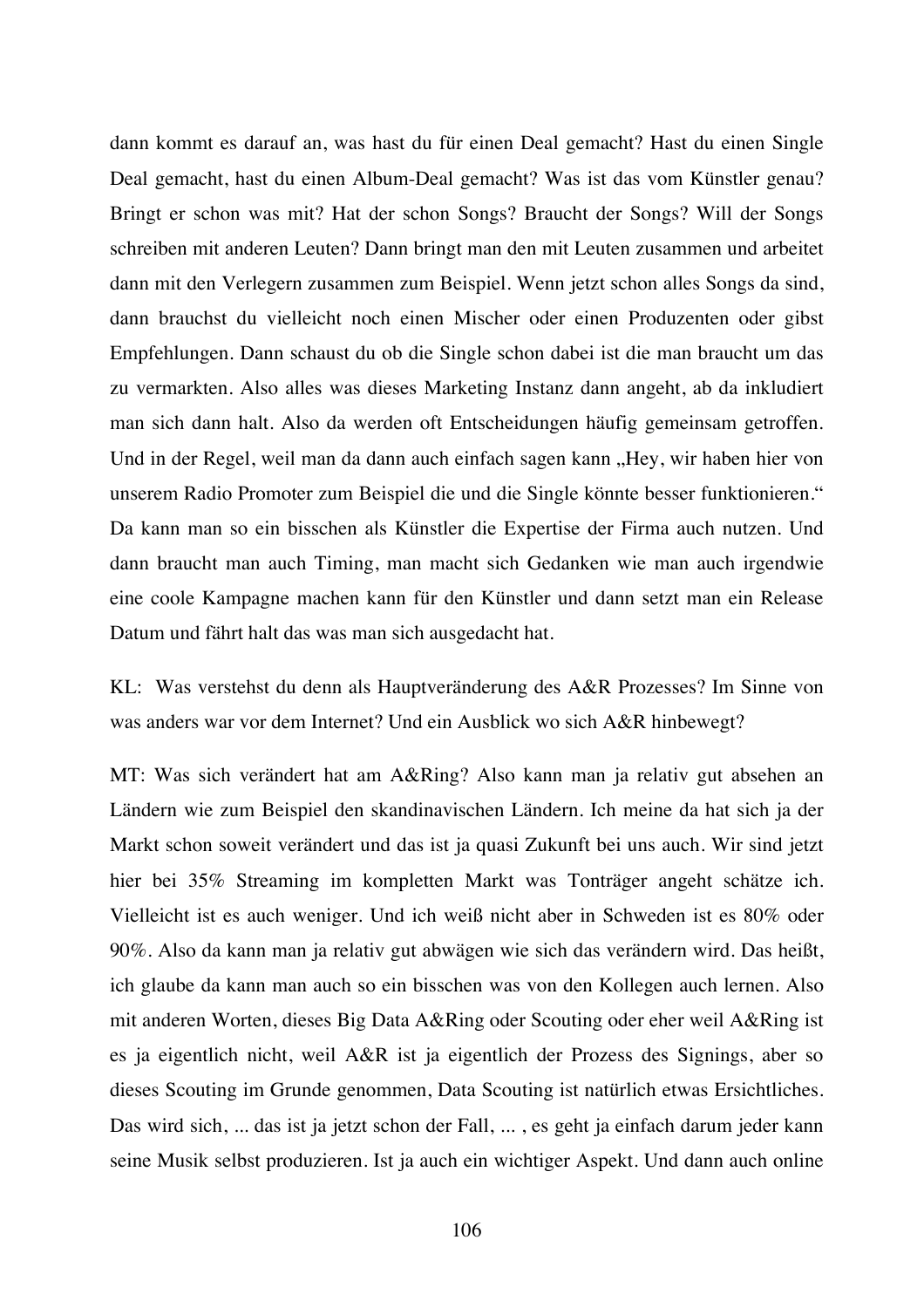dann kommt es darauf an, was hast du für einen Deal gemacht? Hast du einen Single Deal gemacht, hast du einen Album-Deal gemacht? Was ist das vom Künstler genau? Bringt er schon was mit? Hat der schon Songs? Braucht der Songs? Will der Songs schreiben mit anderen Leuten? Dann bringt man den mit Leuten zusammen und arbeitet dann mit den Verlegern zusammen zum Beispiel. Wenn jetzt schon alles Songs da sind, dann brauchst du vielleicht noch einen Mischer oder einen Produzenten oder gibst Empfehlungen. Dann schaust du ob die Single schon dabei ist die man braucht um das zu vermarkten. Also alles was dieses Marketing Instanz dann angeht, ab da inkludiert man sich dann halt. Also da werden oft Entscheidungen häufig gemeinsam getroffen. Und in der Regel, weil man da dann auch einfach sagen kann „Hey, wir haben hier von unserem Radio Promoter zum Beispiel die und die Single könnte besser funktionieren." Da kann man so ein bisschen als Künstler die Expertise der Firma auch nutzen. Und dann braucht man auch Timing, man macht sich Gedanken wie man auch irgendwie eine coole Kampagne machen kann für den Künstler und dann setzt man ein Release Datum und fährt halt das was man sich ausgedacht hat.

KL: Was verstehst du denn als Hauptveränderung des A&R Prozesses? Im Sinne von was anders war vor dem Internet? Und ein Ausblick wo sich A&R hinbewegt?

MT: Was sich verändert hat am A&Ring? Also kann man ja relativ gut absehen an Ländern wie zum Beispiel den skandinavischen Ländern. Ich meine da hat sich ja der Markt schon soweit verändert und das ist ja quasi Zukunft bei uns auch. Wir sind jetzt hier bei 35% Streaming im kompletten Markt was Tonträger angeht schätze ich. Vielleicht ist es auch weniger. Und ich weiß nicht aber in Schweden ist es 80% oder 90%. Also da kann man ja relativ gut abwägen wie sich das verändern wird. Das heißt, ich glaube da kann man auch so ein bisschen was von den Kollegen auch lernen. Also mit anderen Worten, dieses Big Data A&Ring oder Scouting oder eher weil A&Ring ist es ja eigentlich nicht, weil A&R ist ja eigentlich der Prozess des Signings, aber so dieses Scouting im Grunde genommen, Data Scouting ist natürlich etwas Ersichtliches. Das wird sich, ... das ist ja jetzt schon der Fall, ... , es geht ja einfach darum jeder kann seine Musik selbst produzieren. Ist ja auch ein wichtiger Aspekt. Und dann auch online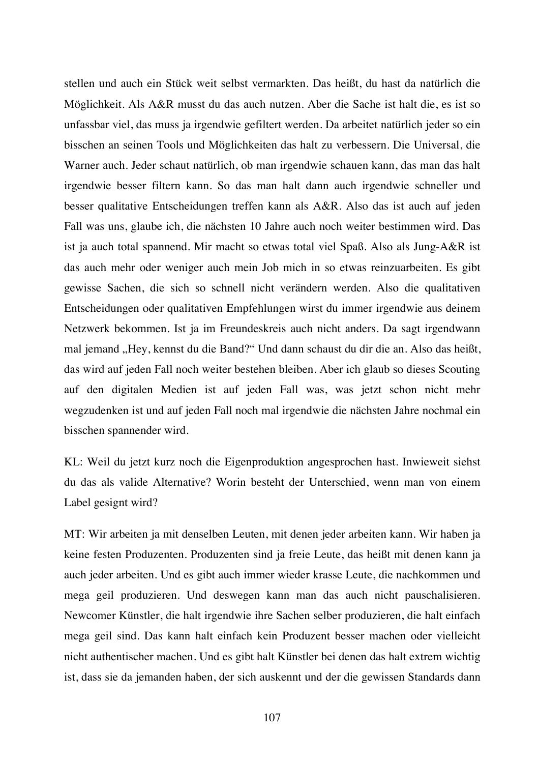stellen und auch ein Stück weit selbst vermarkten. Das heißt, du hast da natürlich die Möglichkeit. Als A&R musst du das auch nutzen. Aber die Sache ist halt die, es ist so unfassbar viel, das muss ja irgendwie gefiltert werden. Da arbeitet natürlich jeder so ein bisschen an seinen Tools und Möglichkeiten das halt zu verbessern. Die Universal, die Warner auch. Jeder schaut natürlich, ob man irgendwie schauen kann, das man das halt irgendwie besser filtern kann. So das man halt dann auch irgendwie schneller und besser qualitative Entscheidungen treffen kann als A&R. Also das ist auch auf jeden Fall was uns, glaube ich, die nächsten 10 Jahre auch noch weiter bestimmen wird. Das ist ja auch total spannend. Mir macht so etwas total viel Spaß. Also als Jung-A&R ist das auch mehr oder weniger auch mein Job mich in so etwas reinzuarbeiten. Es gibt gewisse Sachen, die sich so schnell nicht verändern werden. Also die qualitativen Entscheidungen oder qualitativen Empfehlungen wirst du immer irgendwie aus deinem Netzwerk bekommen. Ist ja im Freundeskreis auch nicht anders. Da sagt irgendwann mal jemand „Hey, kennst du die Band?" Und dann schaust du dir die an. Also das heißt, das wird auf jeden Fall noch weiter bestehen bleiben. Aber ich glaub so dieses Scouting auf den digitalen Medien ist auf jeden Fall was, was jetzt schon nicht mehr wegzudenken ist und auf jeden Fall noch mal irgendwie die nächsten Jahre nochmal ein bisschen spannender wird.

KL: Weil du jetzt kurz noch die Eigenproduktion angesprochen hast. Inwieweit siehst du das als valide Alternative? Worin besteht der Unterschied, wenn man von einem Label gesignt wird?

MT: Wir arbeiten ja mit denselben Leuten, mit denen jeder arbeiten kann. Wir haben ja keine festen Produzenten. Produzenten sind ja freie Leute, das heißt mit denen kann ja auch jeder arbeiten. Und es gibt auch immer wieder krasse Leute, die nachkommen und mega geil produzieren. Und deswegen kann man das auch nicht pauschalisieren. Newcomer Künstler, die halt irgendwie ihre Sachen selber produzieren, die halt einfach mega geil sind. Das kann halt einfach kein Produzent besser machen oder vielleicht nicht authentischer machen. Und es gibt halt Künstler bei denen das halt extrem wichtig ist, dass sie da jemanden haben, der sich auskennt und der die gewissen Standards dann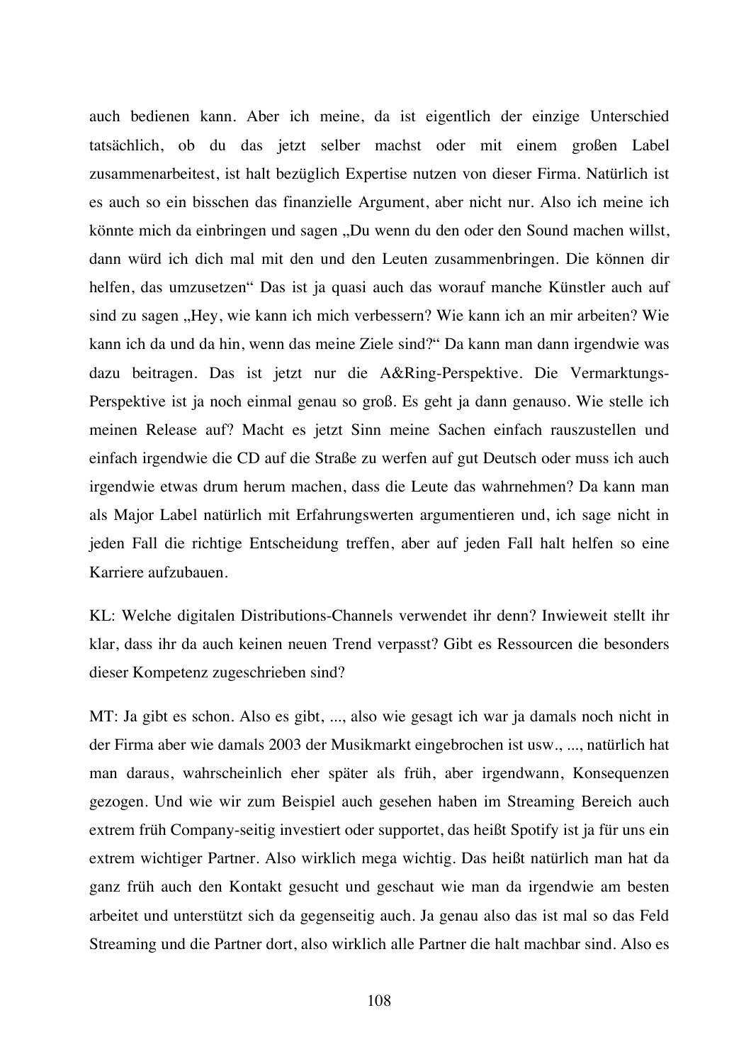auch bedienen kann. Aber ich meine, da ist eigentlich der einzige Unterschied tatsächlich, ob du das jetzt selber machst oder mit einem großen Label zusammenarbeitest, ist halt bezüglich Expertise nutzen von dieser Firma. Natürlich ist es auch so ein bisschen das finanzielle Argument, aber nicht nur. Also ich meine ich könnte mich da einbringen und sagen „Du wenn du den oder den Sound machen willst, dann würd ich dich mal mit den und den Leuten zusammenbringen. Die können dir helfen, das umzusetzen“ Das ist ja quasi auch das worauf manche Künstler auch auf sind zu sagen „Hey, wie kann ich mich verbessern? Wie kann ich an mir arbeiten? Wie kann ich da und da hin, wenn das meine Ziele sind?“ Da kann man dann irgendwie was dazu beitragen. Das ist jetzt nur die A&Ring-Perspektive. Die Vermarktungs-Perspektive ist ja noch einmal genau so groß. Es geht ja dann genauso. Wie stelle ich meinen Release auf? Macht es jetzt Sinn meine Sachen einfach rauszustellen und einfach irgendwie die CD auf die Straße zu werfen auf gut Deutsch oder muss ich auch irgendwie etwas drum herum machen, dass die Leute das wahrnehmen? Da kann man als Major Label natürlich mit Erfahrungswerten argumentieren und, ich sage nicht in jeden Fall die richtige Entscheidung treffen, aber auf jeden Fall halt helfen so eine Karriere aufzubauen.

KL: Welche digitalen Distributions-Channels verwendet ihr denn? Inwieweit stellt ihr klar, dass ihr da auch keinen neuen Trend verpasst? Gibt es Ressourcen die besonders dieser Kompetenz zugeschrieben sind?

MT: Ja gibt es schon. Also es gibt, ..., also wie gesagt ich war ja damals noch nicht in der Firma aber wie damals 2003 der Musikmarkt eingebrochen ist usw., ..., natürlich hat man daraus, wahrscheinlich eher später als früh, aber irgendwann, Konsequenzen gezogen. Und wie wir zum Beispiel auch gesehen haben im Streaming Bereich auch extrem früh Company-seitig investiert oder supportet, das heißt Spotify ist ja für uns ein extrem wichtiger Partner. Also wirklich mega wichtig. Das heißt natürlich man hat da ganz früh auch den Kontakt gesucht und geschaut wie man da irgendwie am besten arbeitet und unterstützt sich da gegenseitig auch. Ja genau also das ist mal so das Feld Streaming und die Partner dort, also wirklich alle Partner die halt machbar sind. Also es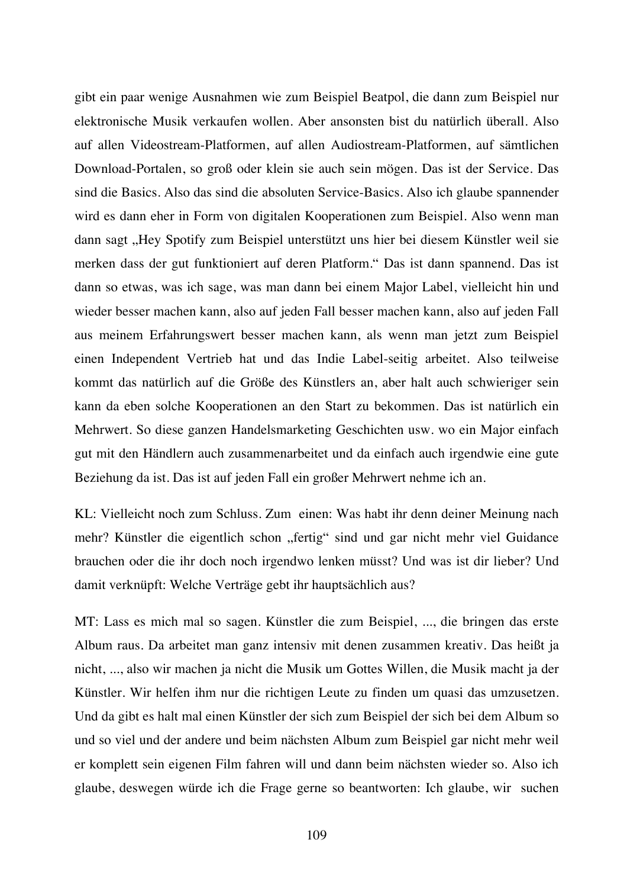gibt ein paar wenige Ausnahmen wie zum Beispiel Beatpol, die dann zum Beispiel nur elektronische Musik verkaufen wollen. Aber ansonsten bist du natürlich überall. Also auf allen Videostream-Platformen, auf allen Audiostream-Platformen, auf sämtlichen Download-Portalen, so groß oder klein sie auch sein mögen. Das ist der Service. Das sind die Basics. Also das sind die absoluten Service-Basics. Also ich glaube spannender wird es dann eher in Form von digitalen Kooperationen zum Beispiel. Also wenn man dann sagt „Hey Spotify zum Beispiel unterstützt uns hier bei diesem Künstler weil sie merken dass der gut funktioniert auf deren Platform." Das ist dann spannend. Das ist dann so etwas, was ich sage, was man dann bei einem Major Label, vielleicht hin und wieder besser machen kann, also auf jeden Fall besser machen kann, also auf jeden Fall aus meinem Erfahrungswert besser machen kann, als wenn man jetzt zum Beispiel einen Independent Vertrieb hat und das Indie Label-seitig arbeitet. Also teilweise kommt das natürlich auf die Größe des Künstlers an, aber halt auch schwieriger sein kann da eben solche Kooperationen an den Start zu bekommen. Das ist natürlich ein Mehrwert. So diese ganzen Handelsmarketing Geschichten usw. wo ein Major einfach gut mit den Händlern auch zusammenarbeitet und da einfach auch irgendwie eine gute Beziehung da ist. Das ist auf jeden Fall ein großer Mehrwert nehme ich an.

KL: Vielleicht noch zum Schluss. Zum einen: Was habt ihr denn deiner Meinung nach mehr? Künstler die eigentlich schon „fertig" sind und gar nicht mehr viel Guidance brauchen oder die ihr doch noch irgendwo lenken müsst? Und was ist dir lieber? Und damit verknüpft: Welche Verträge gebt ihr hauptsächlich aus?

MT: Lass es mich mal so sagen. Künstler die zum Beispiel, ..., die bringen das erste Album raus. Da arbeitet man ganz intensiv mit denen zusammen kreativ. Das heißt ja nicht, ..., also wir machen ja nicht die Musik um Gottes Willen, die Musik macht ja der Künstler. Wir helfen ihm nur die richtigen Leute zu finden um quasi das umzusetzen. Und da gibt es halt mal einen Künstler der sich zum Beispiel der sich bei dem Album so und so viel und der andere und beim nächsten Album zum Beispiel gar nicht mehr weil er komplett sein eigenen Film fahren will und dann beim nächsten wieder so. Also ich glaube, deswegen würde ich die Frage gerne so beantworten: Ich glaube, wir suchen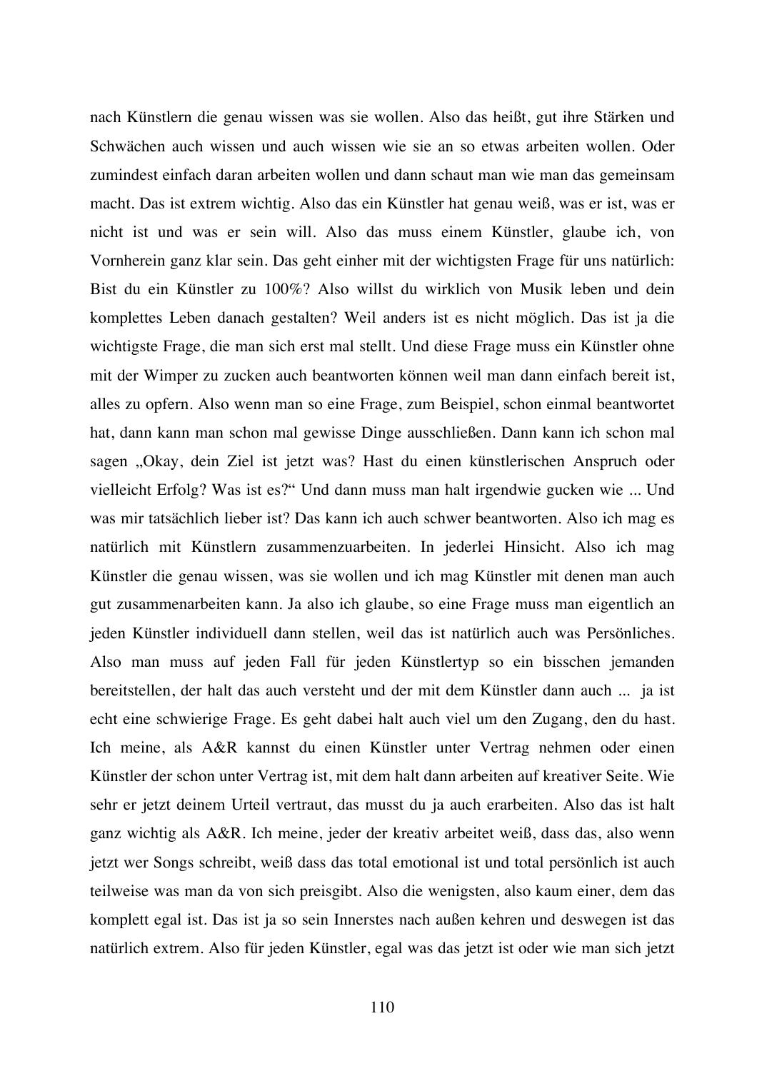nach Künstlern die genau wissen was sie wollen. Also das heißt, gut ihre Stärken und Schwächen auch wissen und auch wissen wie sie an so etwas arbeiten wollen. Oder zumindest einfach daran arbeiten wollen und dann schaut man wie man das gemeinsam macht. Das ist extrem wichtig. Also das ein Künstler hat genau weiß, was er ist, was er nicht ist und was er sein will. Also das muss einem Künstler, glaube ich, von Vornherein ganz klar sein. Das geht einher mit der wichtigsten Frage für uns natürlich: Bist du ein Künstler zu 100%? Also willst du wirklich von Musik leben und dein komplettes Leben danach gestalten? Weil anders ist es nicht möglich. Das ist ja die wichtigste Frage, die man sich erst mal stellt. Und diese Frage muss ein Künstler ohne mit der Wimper zu zucken auch beantworten können weil man dann einfach bereit ist, alles zu opfern. Also wenn man so eine Frage, zum Beispiel, schon einmal beantwortet hat, dann kann man schon mal gewisse Dinge ausschließen. Dann kann ich schon mal sagen „Okay, dein Ziel ist jetzt was? Hast du einen künstlerischen Anspruch oder vielleicht Erfolg? Was ist es?" Und dann muss man halt irgendwie gucken wie ... Und was mir tatsächlich lieber ist? Das kann ich auch schwer beantworten. Also ich mag es natürlich mit Künstlern zusammenzuarbeiten. In jederlei Hinsicht. Also ich mag Künstler die genau wissen, was sie wollen und ich mag Künstler mit denen man auch gut zusammenarbeiten kann. Ja also ich glaube, so eine Frage muss man eigentlich an jeden Künstler individuell dann stellen, weil das ist natürlich auch was Persönliches. Also man muss auf jeden Fall für jeden Künstlertyp so ein bisschen jemanden bereitstellen, der halt das auch versteht und der mit dem Künstler dann auch ... ja ist echt eine schwierige Frage. Es geht dabei halt auch viel um den Zugang, den du hast. Ich meine, als A&R kannst du einen Künstler unter Vertrag nehmen oder einen Künstler der schon unter Vertrag ist, mit dem halt dann arbeiten auf kreativer Seite. Wie sehr er jetzt deinem Urteil vertraut, das musst du ja auch erarbeiten. Also das ist halt ganz wichtig als A&R. Ich meine, jeder der kreativ arbeitet weiß, dass das, also wenn jetzt wer Songs schreibt, weiß dass das total emotional ist und total persönlich ist auch teilweise was man da von sich preisgibt. Also die wenigsten, also kaum einer, dem das komplett egal ist. Das ist ja so sein Innerstes nach außen kehren und deswegen ist das natürlich extrem. Also für jeden Künstler, egal was das jetzt ist oder wie man sich jetzt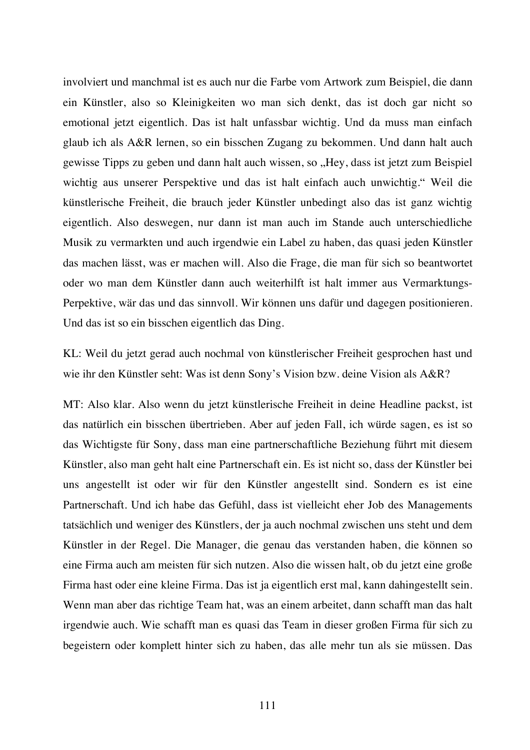involviert und manchmal ist es auch nur die Farbe vom Artwork zum Beispiel, die dann ein Künstler, also so Kleinigkeiten wo man sich denkt, das ist doch gar nicht so emotional jetzt eigentlich. Das ist halt unfassbar wichtig. Und da muss man einfach glaub ich als A&R lernen, so ein bisschen Zugang zu bekommen. Und dann halt auch gewisse Tipps zu geben und dann halt auch wissen, so „Hey, dass ist jetzt zum Beispiel wichtig aus unserer Perspektive und das ist halt einfach auch unwichtig." Weil die künstlerische Freiheit, die brauch jeder Künstler unbedingt also das ist ganz wichtig eigentlich. Also deswegen, nur dann ist man auch im Stande auch unterschiedliche Musik zu vermarkten und auch irgendwie ein Label zu haben, das quasi jeden Künstler das machen lässt, was er machen will. Also die Frage, die man für sich so beantwortet oder wo man dem Künstler dann auch weiterhilft ist halt immer aus Vermarktungs-Perpektive, wär das und das sinnvoll. Wir können uns dafür und dagegen positionieren. Und das ist so ein bisschen eigentlich das Ding.

KL: Weil du jetzt gerad auch nochmal von künstlerischer Freiheit gesprochen hast und wie ihr den Künstler seht: Was ist denn Sony's Vision bzw. deine Vision als A&R?

MT: Also klar. Also wenn du jetzt künstlerische Freiheit in deine Headline packst, ist das natürlich ein bisschen übertrieben. Aber auf jeden Fall, ich würde sagen, es ist so das Wichtigste für Sony, dass man eine partnerschaftliche Beziehung führt mit diesem Künstler, also man geht halt eine Partnerschaft ein. Es ist nicht so, dass der Künstler bei uns angestellt ist oder wir für den Künstler angestellt sind. Sondern es ist eine Partnerschaft. Und ich habe das Gefühl, dass ist vielleicht eher Job des Managements tatsächlich und weniger des Künstlers, der ja auch nochmal zwischen uns steht und dem Künstler in der Regel. Die Manager, die genau das verstanden haben, die können so eine Firma auch am meisten für sich nutzen. Also die wissen halt, ob du jetzt eine große Firma hast oder eine kleine Firma. Das ist ja eigentlich erst mal, kann dahingestellt sein. Wenn man aber das richtige Team hat, was an einem arbeitet, dann schafft man das halt irgendwie auch. Wie schafft man es quasi das Team in dieser großen Firma für sich zu begeistern oder komplett hinter sich zu haben, das alle mehr tun als sie müssen. Das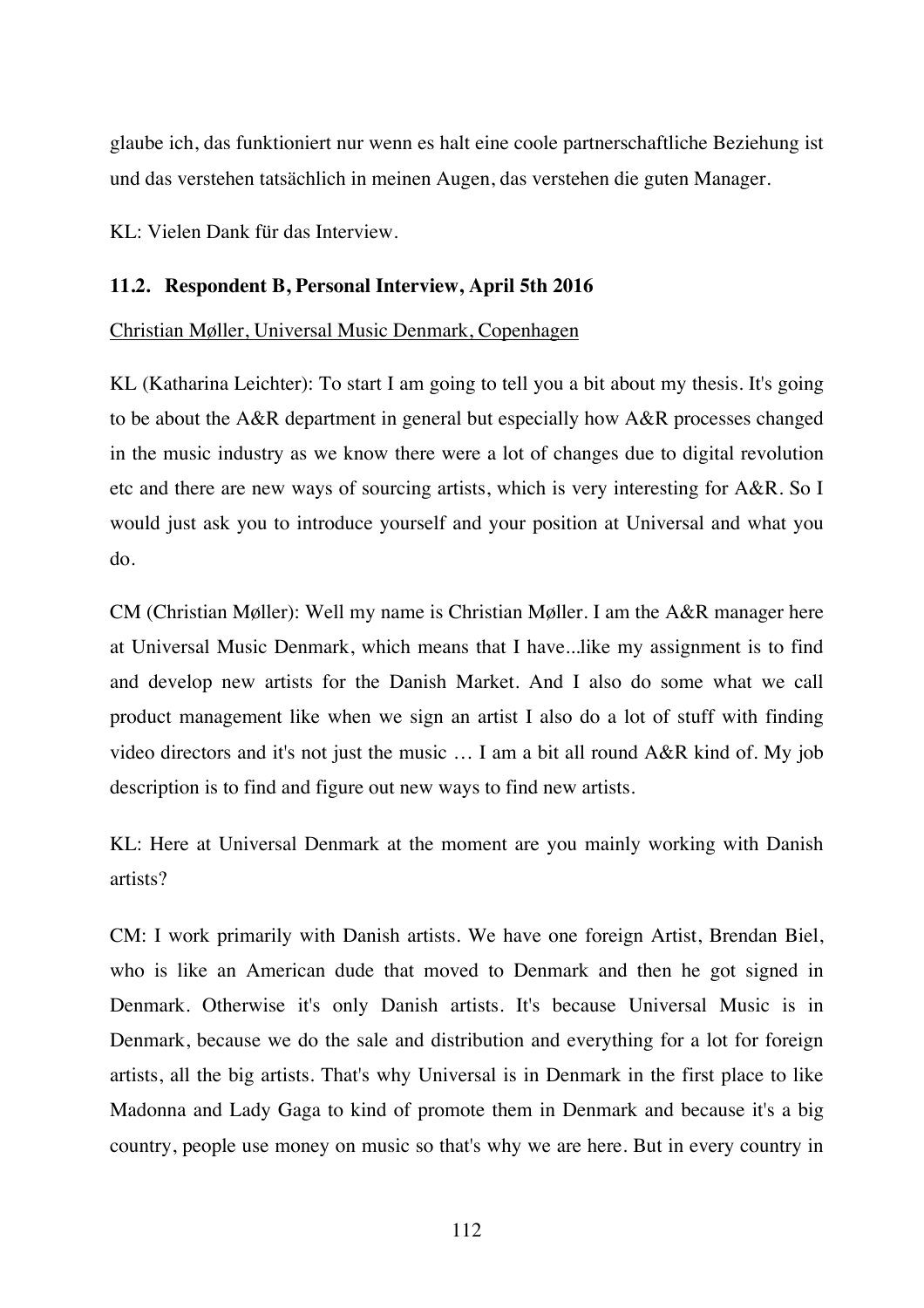glaube ich, das funktioniert nur wenn es halt eine coole partnerschaftliche Beziehung ist und das verstehen tatsächlich in meinen Augen, das verstehen die guten Manager.

KL: Vielen Dank für das Interview.

### 11.2. Respondent B, Personal Interview, April 5th 2016

Christian Møller, Universal Music Denmark, Copenhagen

KL (Katharina Leichter): To start I am going to tell you a bit about my thesis. It's going to be about the A&R department in general but especially how A&R processes changed in the music industry as we know there were a lot of changes due to digital revolution etc and there are new ways of sourcing artists, which is very interesting for A&R. So I would just ask you to introduce yourself and your position at Universal and what you do.

CM (Christian Møller): Well my name is Christian Møller. I am the A&R manager here at Universal Music Denmark, which means that I have...like my assignment is to find and develop new artists for the Danish Market. And I also do some what we call product management like when we sign an artist I also do a lot of stuff with finding video directors and it's not just the music … I am a bit all round A&R kind of. My job description is to find and figure out new ways to find new artists.

KL: Here at Universal Denmark at the moment are you mainly working with Danish artists?

CM: I work primarily with Danish artists. We have one foreign Artist, Brendan Biel, who is like an American dude that moved to Denmark and then he got signed in Denmark. Otherwise it's only Danish artists. It's because Universal Music is in Denmark, because we do the sale and distribution and everything for a lot for foreign artists, all the big artists. That's why Universal is in Denmark in the first place to like Madonna and Lady Gaga to kind of promote them in Denmark and because it's a big country, people use money on music so that's why we are here. But in every country in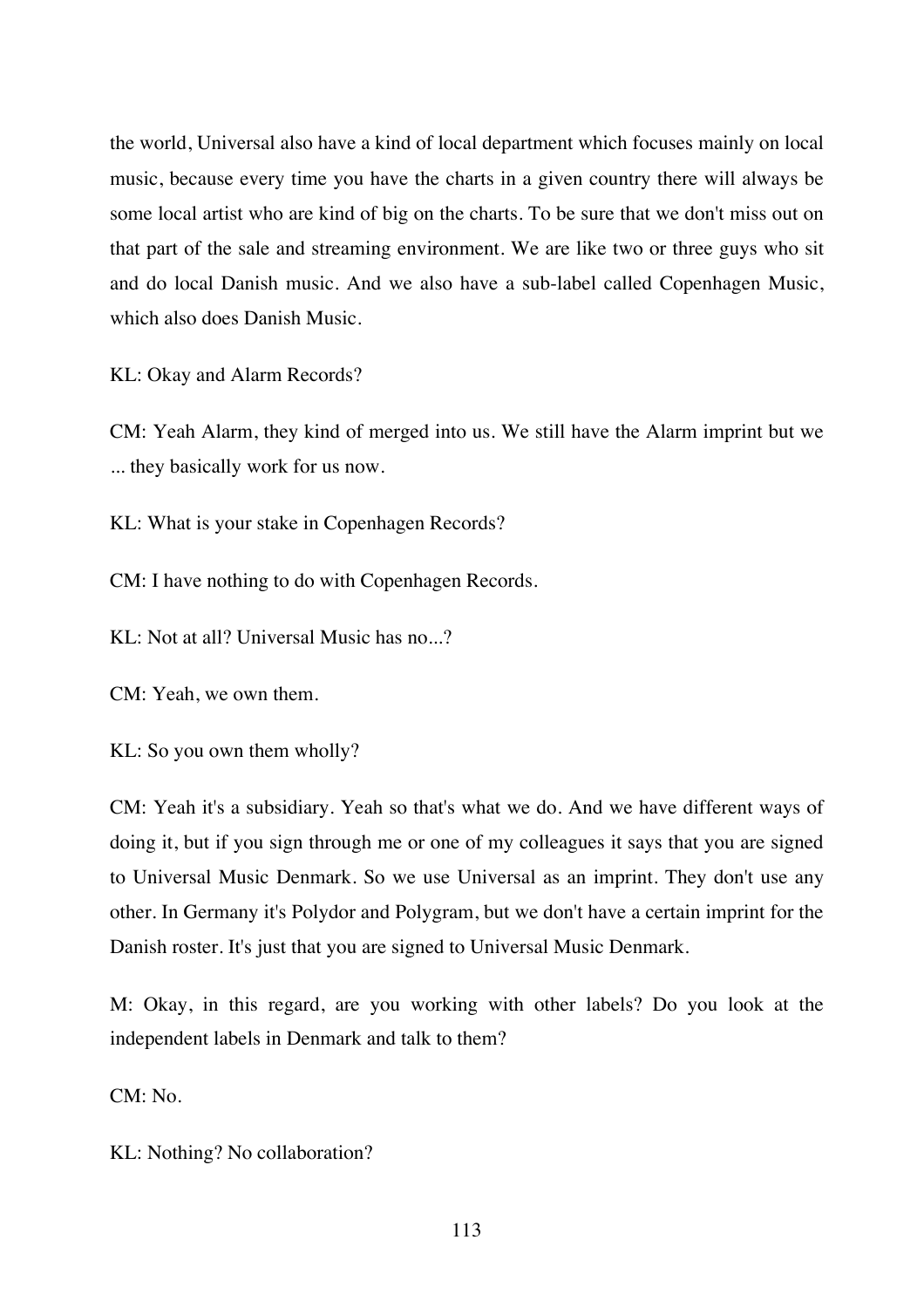the world, Universal also have a kind of local department which focuses mainly on local music, because every time you have the charts in a given country there will always be some local artist who are kind of big on the charts. To be sure that we don't miss out on that part of the sale and streaming environment. We are like two or three guys who sit and do local Danish music. And we also have a sub-label called Copenhagen Music, which also does Danish Music.

KL: Okay and Alarm Records?

CM: Yeah Alarm, they kind of merged into us. We still have the Alarm imprint but we ... they basically work for us now.

KL: What is your stake in Copenhagen Records?

CM: I have nothing to do with Copenhagen Records.

KL: Not at all? Universal Music has no...?

CM: Yeah, we own them.

KL: So you own them wholly?

CM: Yeah it's a subsidiary. Yeah so that's what we do. And we have different ways of doing it, but if you sign through me or one of my colleagues it says that you are signed to Universal Music Denmark. So we use Universal as an imprint. They don't use any other. In Germany it's Polydor and Polygram, but we don't have a certain imprint for the Danish roster. It's just that you are signed to Universal Music Denmark.

M: Okay, in this regard, are you working with other labels? Do you look at the independent labels in Denmark and talk to them?

CM: No.

KL: Nothing? No collaboration?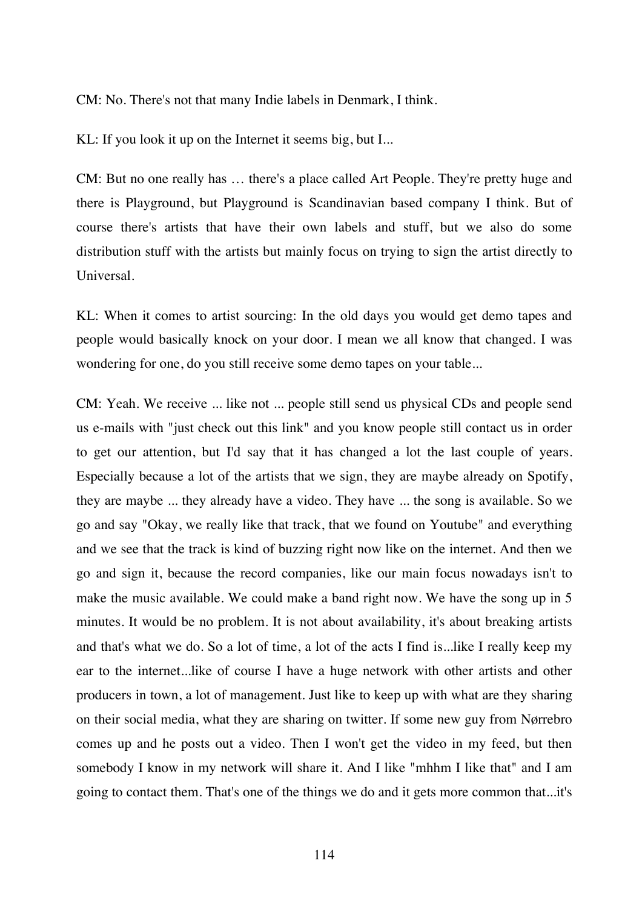CM: No. There's not that many Indie labels in Denmark, I think.

KL: If you look it up on the Internet it seems big, but I...

CM: But no one really has … there's a place called Art People. They're pretty huge and there is Playground, but Playground is Scandinavian based company I think. But of course there's artists that have their own labels and stuff, but we also do some distribution stuff with the artists but mainly focus on trying to sign the artist directly to Universal.

KL: When it comes to artist sourcing: In the old days you would get demo tapes and people would basically knock on your door. I mean we all know that changed. I was wondering for one, do you still receive some demo tapes on your table...

CM: Yeah. We receive ... like not ... people still send us physical CDs and people send us e-mails with "just check out this link" and you know people still contact us in order to get our attention, but I'd say that it has changed a lot the last couple of years. Especially because a lot of the artists that we sign, they are maybe already on Spotify, they are maybe ... they already have a video. They have ... the song is available. So we go and say "Okay, we really like that track, that we found on Youtube" and everything and we see that the track is kind of buzzing right now like on the internet. And then we go and sign it, because the record companies, like our main focus nowadays isn't to make the music available. We could make a band right now. We have the song up in 5 minutes. It would be no problem. It is not about availability, it's about breaking artists and that's what we do. So a lot of time, a lot of the acts I find is...like I really keep my ear to the internet...like of course I have a huge network with other artists and other producers in town, a lot of management. Just like to keep up with what are they sharing on their social media, what they are sharing on twitter. If some new guy from Nørrebro comes up and he posts out a video. Then I won't get the video in my feed, but then somebody I know in my network will share it. And I like "mhhm I like that" and I am going to contact them. That's one of the things we do and it gets more common that...it's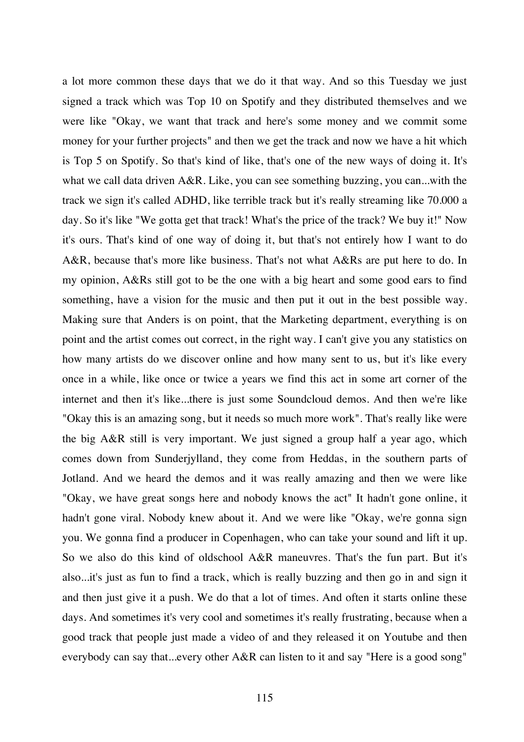a lot more common these days that we do it that way. And so this Tuesday we just signed a track which was Top 10 on Spotify and they distributed themselves and we were like "Okay, we want that track and here's some money and we commit some money for your further projects" and then we get the track and now we have a hit which is Top 5 on Spotify. So that's kind of like, that's one of the new ways of doing it. It's what we call data driven A&R. Like, you can see something buzzing, you can...with the track we sign it's called ADHD, like terrible track but it's really streaming like 70.000 a day. So it's like "We gotta get that track! What's the price of the track? We buy it!" Now it's ours. That's kind of one way of doing it, but that's not entirely how I want to do A&R, because that's more like business. That's not what A&Rs are put here to do. In my opinion, A&Rs still got to be the one with a big heart and some good ears to find something, have a vision for the music and then put it out in the best possible way. Making sure that Anders is on point, that the Marketing department, everything is on point and the artist comes out correct, in the right way. I can't give you any statistics on how many artists do we discover online and how many sent to us, but it's like every once in a while, like once or twice a years we find this act in some art corner of the internet and then it's like...there is just some Soundcloud demos. And then we're like "Okay this is an amazing song, but it needs so much more work". That's really like were the big A&R still is very important. We just signed a group half a year ago, which comes down from Sunderjylland, they come from Heddas, in the southern parts of Jotland. And we heard the demos and it was really amazing and then we were like "Okay, we have great songs here and nobody knows the act" It hadn't gone online, it hadn't gone viral. Nobody knew about it. And we were like "Okay, we're gonna sign you. We gonna find a producer in Copenhagen, who can take your sound and lift it up. So we also do this kind of oldschool A&R maneuvres. That's the fun part. But it's also...it's just as fun to find a track, which is really buzzing and then go in and sign it and then just give it a push. We do that a lot of times. And often it starts online these days. And sometimes it's very cool and sometimes it's really frustrating, because when a good track that people just made a video of and they released it on Youtube and then everybody can say that...every other A&R can listen to it and say "Here is a good song"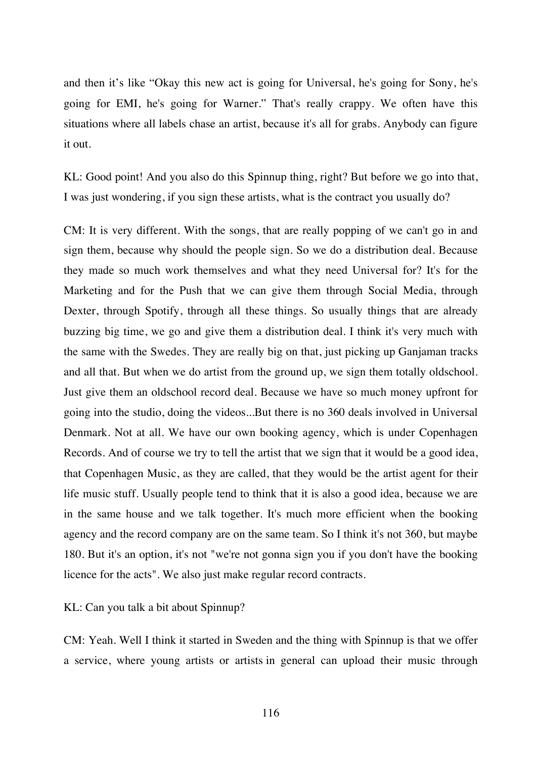and then it's like "Okay this new act is going for Universal, he's going for Sony, he's going for EMI, he's going for Warner." That's really crappy. We often have this situations where all labels chase an artist, because it's all for grabs. Anybody can figure it out.

KL: Good point! And you also do this Spinnup thing, right? But before we go into that, I was just wondering, if you sign these artists, what is the contract you usually do?

CM: It is very different. With the songs, that are really popping of we can't go in and sign them, because why should the people sign. So we do a distribution deal. Because they made so much work themselves and what they need Universal for? It's for the Marketing and for the Push that we can give them through Social Media, through Dexter, through Spotify, through all these things. So usually things that are already buzzing big time, we go and give them a distribution deal. I think it's very much with the same with the Swedes. They are really big on that, just picking up Ganjaman tracks and all that. But when we do artist from the ground up, we sign them totally oldschool. Just give them an oldschool record deal. Because we have so much money upfront for going into the studio, doing the videos...But there is no 360 deals involved in Universal Denmark. Not at all. We have our own booking agency, which is under Copenhagen Records. And of course we try to tell the artist that we sign that it would be a good idea, that Copenhagen Music, as they are called, that they would be the artist agent for their life music stuff. Usually people tend to think that it is also a good idea, because we are in the same house and we talk together. It's much more efficient when the booking agency and the record company are on the same team. So I think it's not 360, but maybe 180. But it's an option, it's not "we're not gonna sign you if you don't have the booking licence for the acts". We also just make regular record contracts.

KL: Can you talk a bit about Spinnup?

CM: Yeah. Well I think it started in Sweden and the thing with Spinnup is that we offer a service, where young artists or artists in general can upload their music through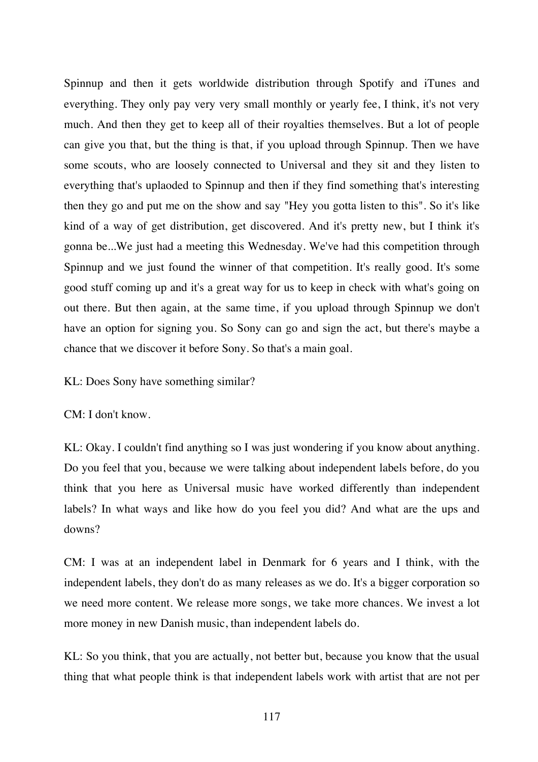Spinnup and then it gets worldwide distribution through Spotify and iTunes and everything. They only pay very very small monthly or yearly fee, I think, it's not very much. And then they get to keep all of their royalties themselves. But a lot of people can give you that, but the thing is that, if you upload through Spinnup. Then we have some scouts, who are loosely connected to Universal and they sit and they listen to everything that's uplaoded to Spinnup and then if they find something that's interesting then they go and put me on the show and say "Hey you gotta listen to this". So it's like kind of a way of get distribution, get discovered. And it's pretty new, but I think it's gonna be...We just had a meeting this Wednesday. We've had this competition through Spinnup and we just found the winner of that competition. It's really good. It's some good stuff coming up and it's a great way for us to keep in check with what's going on out there. But then again, at the same time, if you upload through Spinnup we don't have an option for signing you. So Sony can go and sign the act, but there's maybe a chance that we discover it before Sony. So that's a main goal.

KL: Does Sony have something similar?

CM: I don't know.

KL: Okay. I couldn't find anything so I was just wondering if you know about anything. Do you feel that you, because we were talking about independent labels before, do you think that you here as Universal music have worked differently than independent labels? In what ways and like how do you feel you did? And what are the ups and downs?

CM: I was at an independent label in Denmark for 6 years and I think, with the independent labels, they don't do as many releases as we do. It's a bigger corporation so we need more content. We release more songs, we take more chances. We invest a lot more money in new Danish music, than independent labels do.

KL: So you think, that you are actually, not better but, because you know that the usual thing that what people think is that independent labels work with artist that are not per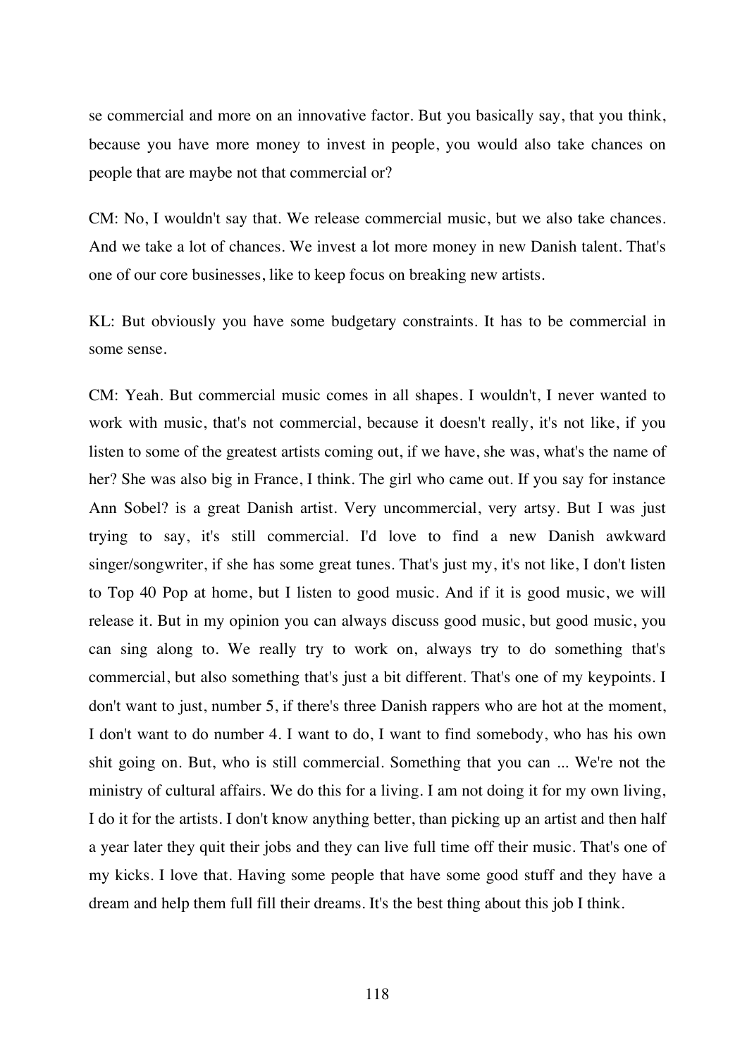se commercial and more on an innovative factor. But you basically say, that you think, because you have more money to invest in people, you would also take chances on people that are maybe not that commercial or?

CM: No, I wouldn't say that. We release commercial music, but we also take chances. And we take a lot of chances. We invest a lot more money in new Danish talent. That's one of our core businesses, like to keep focus on breaking new artists.

KL: But obviously you have some budgetary constraints. It has to be commercial in some sense.

CM: Yeah. But commercial music comes in all shapes. I wouldn't, I never wanted to work with music, that's not commercial, because it doesn't really, it's not like, if you listen to some of the greatest artists coming out, if we have, she was, what's the name of her? She was also big in France, I think. The girl who came out. If you say for instance Ann Sobel? is a great Danish artist. Very uncommercial, very artsy. But I was just trying to say, it's still commercial. I'd love to find a new Danish awkward singer/songwriter, if she has some great tunes. That's just my, it's not like, I don't listen to Top 40 Pop at home, but I listen to good music. And if it is good music, we will release it. But in my opinion you can always discuss good music, but good music, you can sing along to. We really try to work on, always try to do something that's commercial, but also something that's just a bit different. That's one of my keypoints. I don't want to just, number 5, if there's three Danish rappers who are hot at the moment, I don't want to do number 4. I want to do, I want to find somebody, who has his own shit going on. But, who is still commercial. Something that you can ... We're not the ministry of cultural affairs. We do this for a living. I am not doing it for my own living, I do it for the artists. I don't know anything better, than picking up an artist and then half a year later they quit their jobs and they can live full time off their music. That's one of my kicks. I love that. Having some people that have some good stuff and they have a dream and help them full fill their dreams. It's the best thing about this job I think.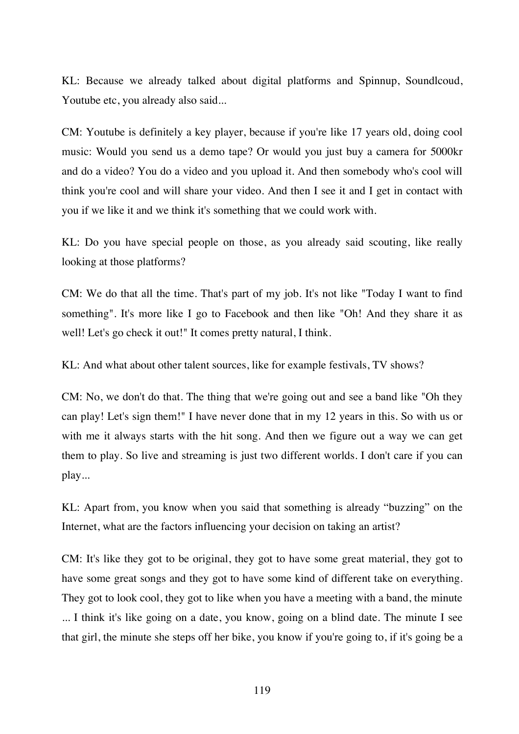KL: Because we already talked about digital platforms and Spinnup, Soundlcoud, Youtube etc, you already also said...

CM: Youtube is definitely a key player, because if you're like 17 years old, doing cool music: Would you send us a demo tape? Or would you just buy a camera for 5000kr and do a video? You do a video and you upload it. And then somebody who's cool will think you're cool and will share your video. And then I see it and I get in contact with you if we like it and we think it's something that we could work with.

KL: Do you have special people on those, as you already said scouting, like really looking at those platforms?

CM: We do that all the time. That's part of my job. It's not like "Today I want to find something". It's more like I go to Facebook and then like "Oh! And they share it as well! Let's go check it out!" It comes pretty natural, I think.

KL: And what about other talent sources, like for example festivals, TV shows?

CM: No, we don't do that. The thing that we're going out and see a band like "Oh they can play! Let's sign them!" I have never done that in my 12 years in this. So with us or with me it always starts with the hit song. And then we figure out a way we can get them to play. So live and streaming is just two different worlds. I don't care if you can play...

KL: Apart from, you know when you said that something is already "buzzing" on the Internet, what are the factors influencing your decision on taking an artist?

CM: It's like they got to be original, they got to have some great material, they got to have some great songs and they got to have some kind of different take on everything. They got to look cool, they got to like when you have a meeting with a band, the minute ... I think it's like going on a date, you know, going on a blind date. The minute I see that girl, the minute she steps off her bike, you know if you're going to, if it's going be a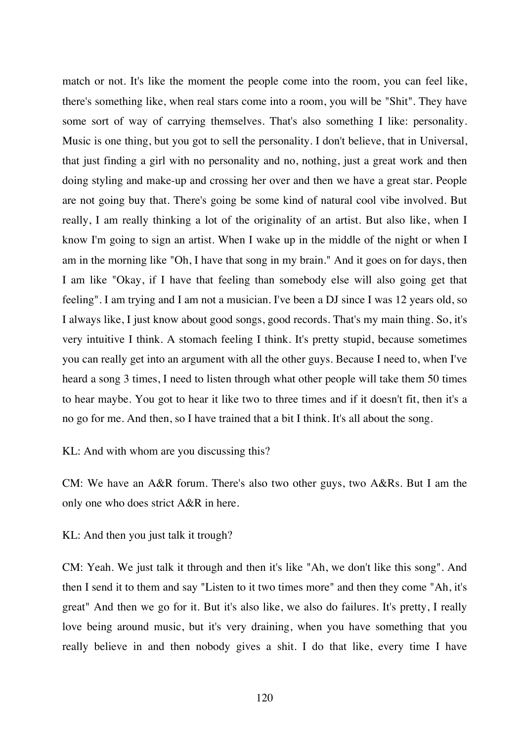match or not. It's like the moment the people come into the room, you can feel like, there's something like, when real stars come into a room, you will be "Shit". They have some sort of way of carrying themselves. That's also something I like: personality. Music is one thing, but you got to sell the personality. I don't believe, that in Universal, that just finding a girl with no personality and no, nothing, just a great work and then doing styling and make-up and crossing her over and then we have a great star. People are not going buy that. There's going be some kind of natural cool vibe involved. But really, I am really thinking a lot of the originality of an artist. But also like, when I know I'm going to sign an artist. When I wake up in the middle of the night or when I am in the morning like "Oh, I have that song in my brain." And it goes on for days, then I am like "Okay, if I have that feeling than somebody else will also going get that feeling". I am trying and I am not a musician. I've been a DJ since I was 12 years old, so I always like, I just know about good songs, good records. That's my main thing. So, it's very intuitive I think. A stomach feeling I think. It's pretty stupid, because sometimes you can really get into an argument with all the other guys. Because I need to, when I've heard a song 3 times, I need to listen through what other people will take them 50 times to hear maybe. You got to hear it like two to three times and if it doesn't fit, then it's a no go for me. And then, so I have trained that a bit I think. It's all about the song.

KL: And with whom are you discussing this?

CM: We have an A&R forum. There's also two other guys, two A&Rs. But I am the only one who does strict A&R in here.

KL: And then you just talk it trough?

CM: Yeah. We just talk it through and then it's like "Ah, we don't like this song". And then I send it to them and say "Listen to it two times more" and then they come "Ah, it's great" And then we go for it. But it's also like, we also do failures. It's pretty, I really love being around music, but it's very draining, when you have something that you really believe in and then nobody gives a shit. I do that like, every time I have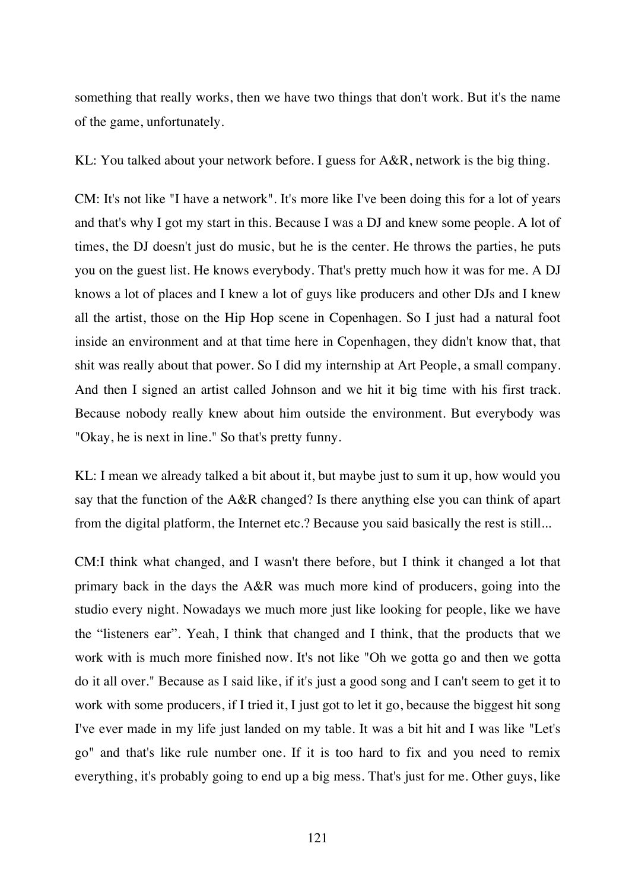something that really works, then we have two things that don't work. But it's the name of the game, unfortunately.

KL: You talked about your network before. I guess for A&R, network is the big thing.

CM: It's not like "I have a network". It's more like I've been doing this for a lot of years and that's why I got my start in this. Because I was a DJ and knew some people. A lot of times, the DJ doesn't just do music, but he is the center. He throws the parties, he puts you on the guest list. He knows everybody. That's pretty much how it was for me. A DJ knows a lot of places and I knew a lot of guys like producers and other DJs and I knew all the artist, those on the Hip Hop scene in Copenhagen. So I just had a natural foot inside an environment and at that time here in Copenhagen, they didn't know that, that shit was really about that power. So I did my internship at Art People, a small company. And then I signed an artist called Johnson and we hit it big time with his first track. Because nobody really knew about him outside the environment. But everybody was "Okay, he is next in line." So that's pretty funny.

KL: I mean we already talked a bit about it, but maybe just to sum it up, how would you say that the function of the A&R changed? Is there anything else you can think of apart from the digital platform, the Internet etc.? Because you said basically the rest is still...

CM:I think what changed, and I wasn't there before, but I think it changed a lot that primary back in the days the A&R was much more kind of producers, going into the studio every night. Nowadays we much more just like looking for people, like we have the "listeners ear". Yeah, I think that changed and I think, that the products that we work with is much more finished now. It's not like "Oh we gotta go and then we gotta do it all over." Because as I said like, if it's just a good song and I can't seem to get it to work with some producers, if I tried it, I just got to let it go, because the biggest hit song I've ever made in my life just landed on my table. It was a bit hit and I was like "Let's go" and that's like rule number one. If it is too hard to fix and you need to remix everything, it's probably going to end up a big mess. That's just for me. Other guys, like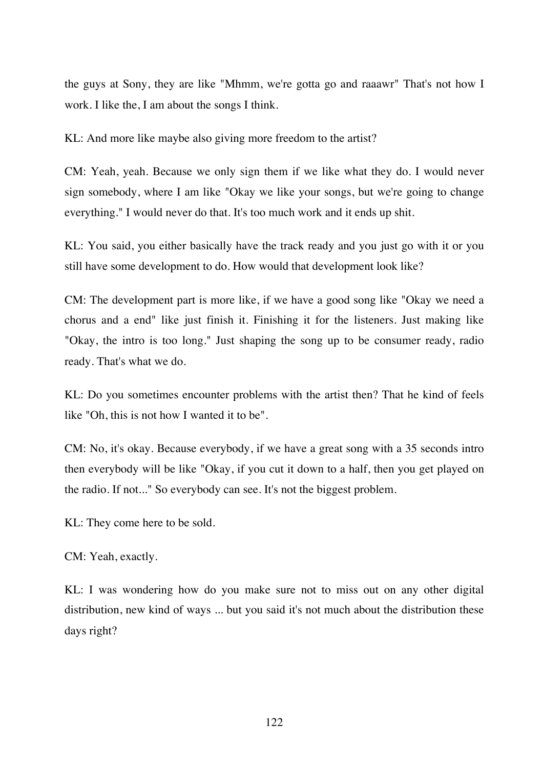the guys at Sony, they are like "Mhmm, we're gotta go and raaawr" That's not how I work. I like the, I am about the songs I think.

KL: And more like maybe also giving more freedom to the artist?

CM: Yeah, yeah. Because we only sign them if we like what they do. I would never sign somebody, where I am like "Okay we like your songs, but we're going to change everything." I would never do that. It's too much work and it ends up shit.

KL: You said, you either basically have the track ready and you just go with it or you still have some development to do. How would that development look like?

CM: The development part is more like, if we have a good song like "Okay we need a chorus and a end" like just finish it. Finishing it for the listeners. Just making like "Okay, the intro is too long." Just shaping the song up to be consumer ready, radio ready. That's what we do.

KL: Do you sometimes encounter problems with the artist then? That he kind of feels like "Oh, this is not how I wanted it to be".

CM: No, it's okay. Because everybody, if we have a great song with a 35 seconds intro then everybody will be like "Okay, if you cut it down to a half, then you get played on the radio. If not..." So everybody can see. It's not the biggest problem.

KL: They come here to be sold.

CM: Yeah, exactly.

KL: I was wondering how do you make sure not to miss out on any other digital distribution, new kind of ways ... but you said it's not much about the distribution these days right?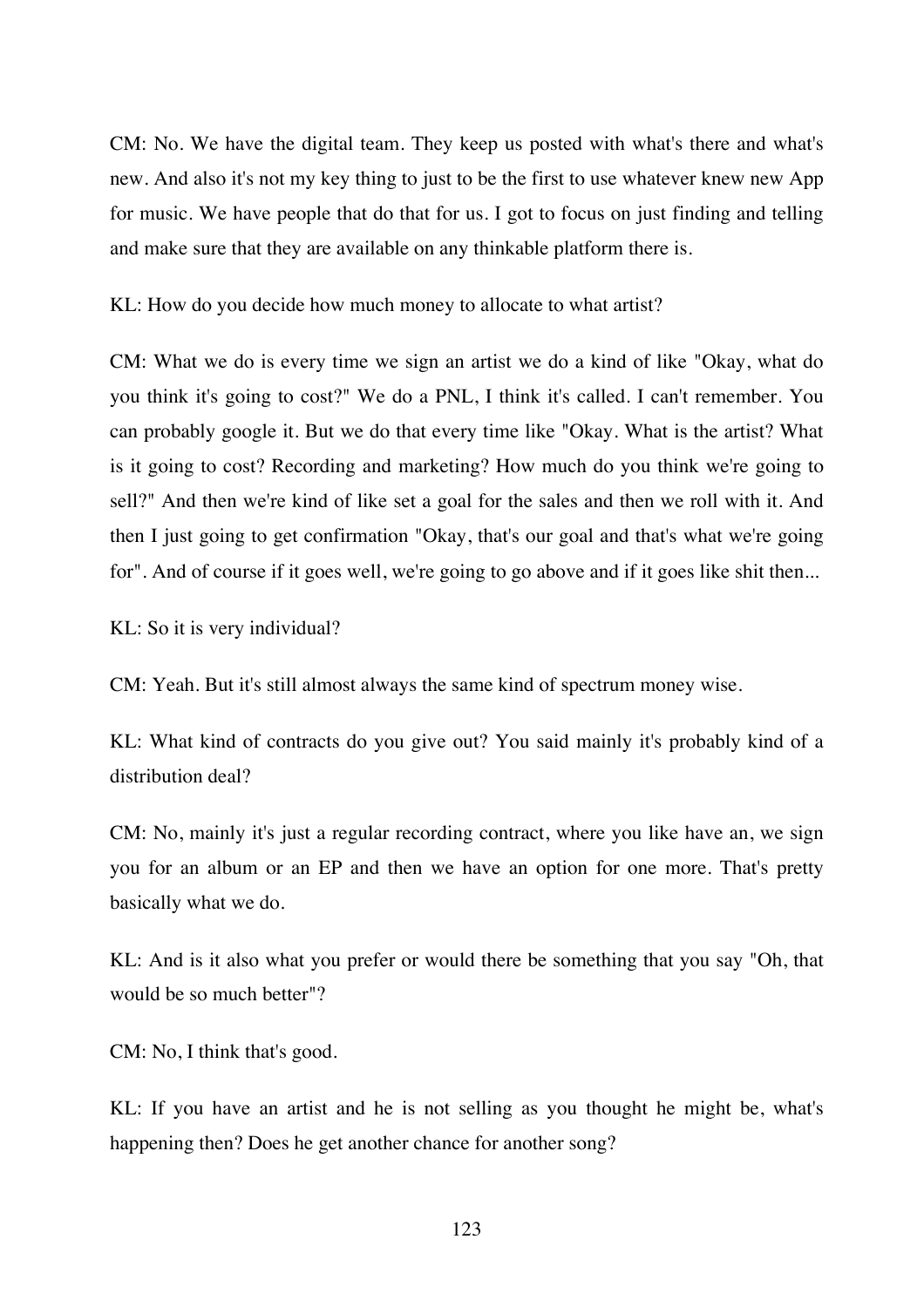CM: No. We have the digital team. They keep us posted with what's there and what's new. And also it's not my key thing to just to be the first to use whatever knew new App for music. We have people that do that for us. I got to focus on just finding and telling and make sure that they are available on any thinkable platform there is.

KL: How do you decide how much money to allocate to what artist?

CM: What we do is every time we sign an artist we do a kind of like "Okay, what do you think it's going to cost?" We do a PNL, I think it's called. I can't remember. You can probably google it. But we do that every time like "Okay. What is the artist? What is it going to cost? Recording and marketing? How much do you think we're going to sell?" And then we're kind of like set a goal for the sales and then we roll with it. And then I just going to get confirmation "Okay, that's our goal and that's what we're going for". And of course if it goes well, we're going to go above and if it goes like shit then...

KL: So it is very individual?

CM: Yeah. But it's still almost always the same kind of spectrum money wise.

KL: What kind of contracts do you give out? You said mainly it's probably kind of a distribution deal?

CM: No, mainly it's just a regular recording contract, where you like have an, we sign you for an album or an EP and then we have an option for one more. That's pretty basically what we do.

KL: And is it also what you prefer or would there be something that you say "Oh, that would be so much better"?

CM: No, I think that's good.

KL: If you have an artist and he is not selling as you thought he might be, what's happening then? Does he get another chance for another song?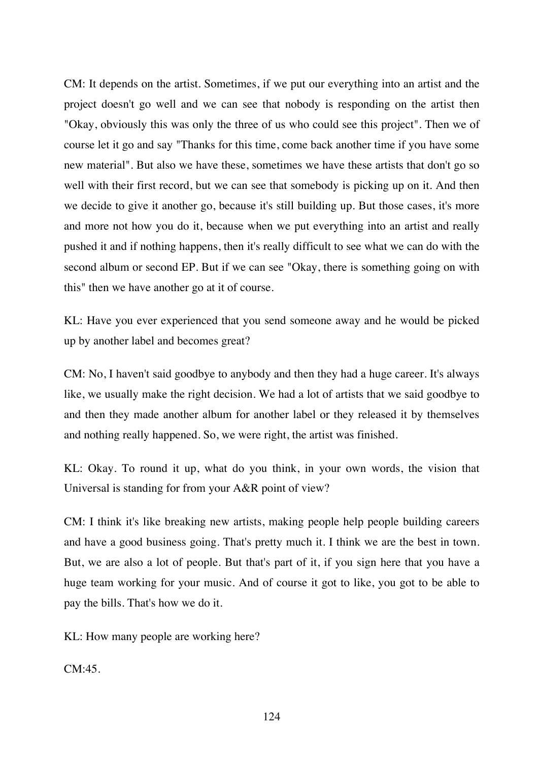CM: It depends on the artist. Sometimes, if we put our everything into an artist and the project doesn't go well and we can see that nobody is responding on the artist then "Okay, obviously this was only the three of us who could see this project". Then we of course let it go and say "Thanks for this time, come back another time if you have some new material". But also we have these, sometimes we have these artists that don't go so well with their first record, but we can see that somebody is picking up on it. And then we decide to give it another go, because it's still building up. But those cases, it's more and more not how you do it, because when we put everything into an artist and really pushed it and if nothing happens, then it's really difficult to see what we can do with the second album or second EP. But if we can see "Okay, there is something going on with this" then we have another go at it of course.

KL: Have you ever experienced that you send someone away and he would be picked up by another label and becomes great?

CM: No, I haven't said goodbye to anybody and then they had a huge career. It's always like, we usually make the right decision. We had a lot of artists that we said goodbye to and then they made another album for another label or they released it by themselves and nothing really happened. So, we were right, the artist was finished.

KL: Okay. To round it up, what do you think, in your own words, the vision that Universal is standing for from your A&R point of view?

CM: I think it's like breaking new artists, making people help people building careers and have a good business going. That's pretty much it. I think we are the best in town. But, we are also a lot of people. But that's part of it, if you sign here that you have a huge team working for your music. And of course it got to like, you got to be able to pay the bills. That's how we do it.

KL: How many people are working here?

CM:45.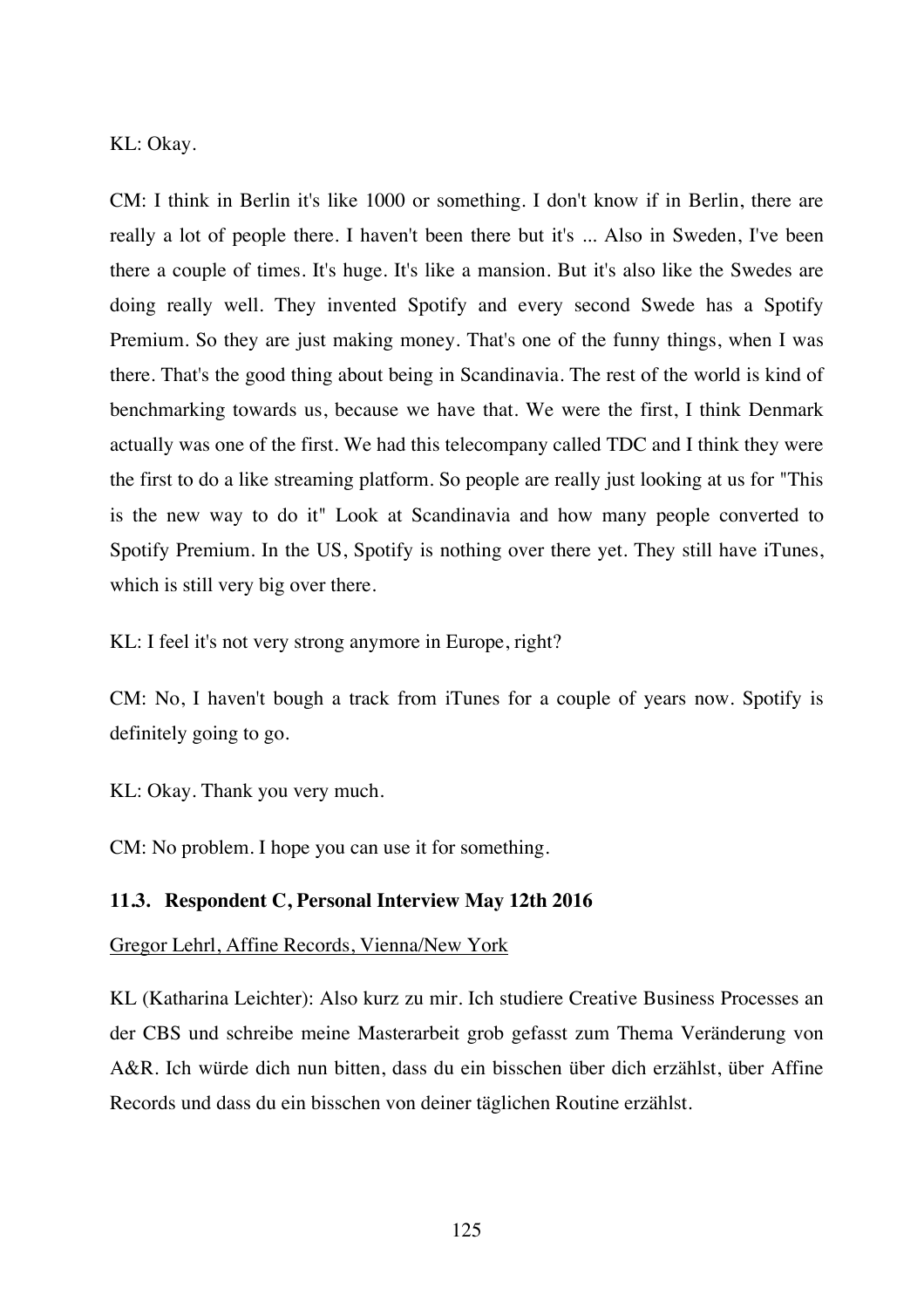KL: Okay.

CM: I think in Berlin it's like 1000 or something. I don't know if in Berlin, there are really a lot of people there. I haven't been there but it's ... Also in Sweden, I've been there a couple of times. It's huge. It's like a mansion. But it's also like the Swedes are doing really well. They invented Spotify and every second Swede has a Spotify Premium. So they are just making money. That's one of the funny things, when I was there. That's the good thing about being in Scandinavia. The rest of the world is kind of benchmarking towards us, because we have that. We were the first, I think Denmark actually was one of the first. We had this telecompany called TDC and I think they were the first to do a like streaming platform. So people are really just looking at us for "This is the new way to do it" Look at Scandinavia and how many people converted to Spotify Premium. In the US, Spotify is nothing over there yet. They still have iTunes, which is still very big over there.

KL: I feel it's not very strong anymore in Europe, right?

CM: No, I haven't bough a track from iTunes for a couple of years now. Spotify is definitely going to go.

KL: Okay. Thank you very much.

CM: No problem. I hope you can use it for something.

### 11.3. Respondent C, Personal Interview May 12th 2016

<u>Gregor Lehrl, Affine Records, Vienna/New York</u>

KL (Katharina Leichter): Also kurz zu mir. Ich studiere Creative Business Processes an der CBS und schreibe meine Masterarbeit grob gefasst zum Thema Veränderung von A&R. Ich würde dich nun bitten, dass du ein bisschen über dich erzählst, über Affine Records und dass du ein bisschen von deiner täglichen Routine erzählst.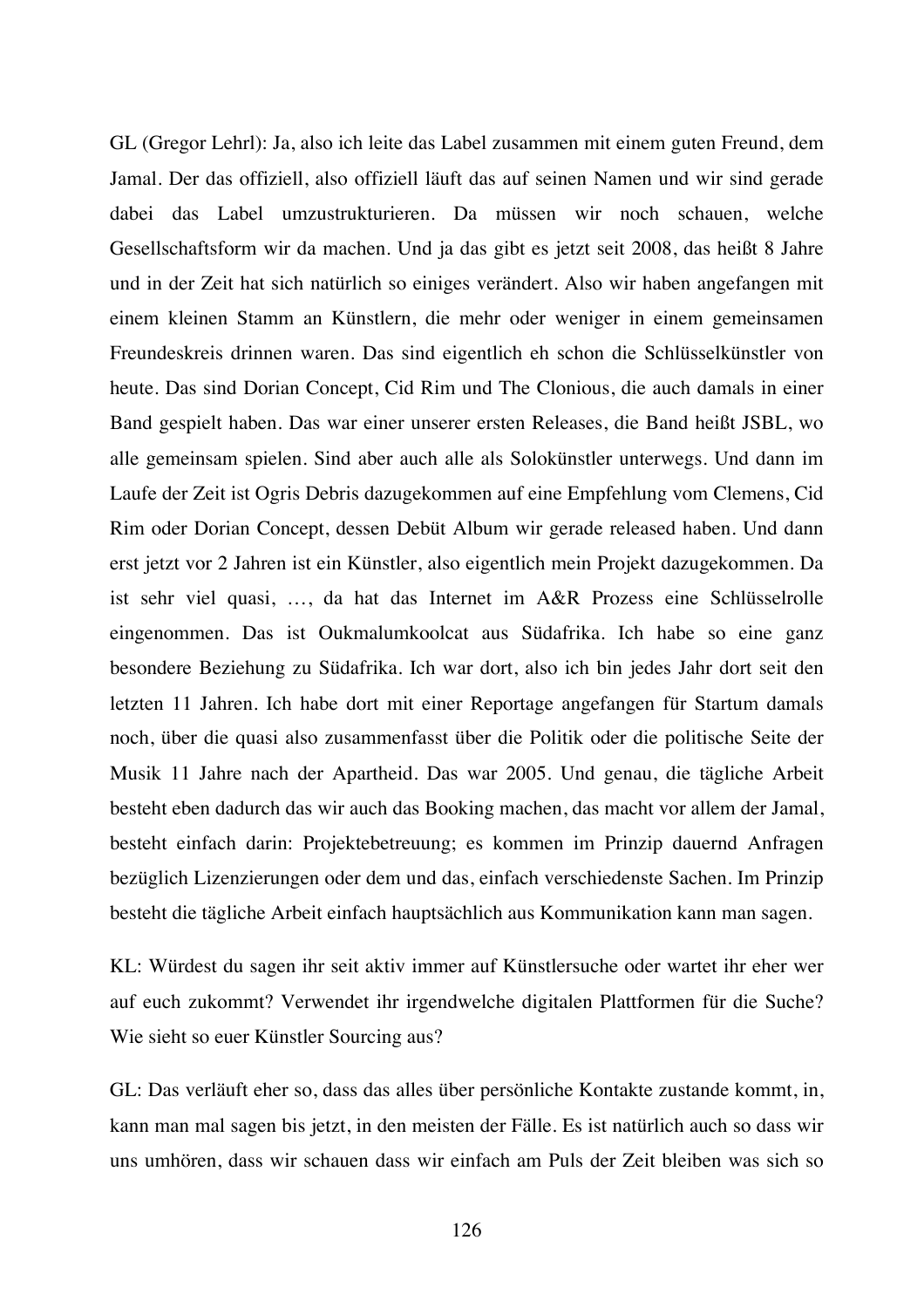GL (Gregor Lehrl): Ja, also ich leite das Label zusammen mit einem guten Freund, dem Jamal. Der das offiziell, also offiziell läuft das auf seinen Namen und wir sind gerade dabei das Label umzustrukturieren. Da müssen wir noch schauen, welche Gesellschaftsform wir da machen. Und ja das gibt es jetzt seit 2008, das heißt 8 Jahre und in der Zeit hat sich natürlich so einiges verändert. Also wir haben angefangen mit einem kleinen Stamm an Künstlern, die mehr oder weniger in einem gemeinsamen Freundeskreis drinnen waren. Das sind eigentlich eh schon die Schlüsselkünstler von heute. Das sind Dorian Concept, Cid Rim und The Clonious, die auch damals in einer Band gespielt haben. Das war einer unserer ersten Releases, die Band heißt JSBL, wo alle gemeinsam spielen. Sind aber auch alle als Solokünstler unterwegs. Und dann im Laufe der Zeit ist Ogris Debris dazugekommen auf eine Empfehlung vom Clemens, Cid Rim oder Dorian Concept, dessen Debüt Album wir gerade released haben. Und dann erst jetzt vor 2 Jahren ist ein Künstler, also eigentlich mein Projekt dazugekommen. Da ist sehr viel quasi, …, da hat das Internet im A&R Prozess eine Schlüsselrolle eingenommen. Das ist Oukmalumkoolcat aus Südafrika. Ich habe so eine ganz besondere Beziehung zu Südafrika. Ich war dort, also ich bin jedes Jahr dort seit den letzten 11 Jahren. Ich habe dort mit einer Reportage angefangen für Startum damals noch, über die quasi also zusammenfasst über die Politik oder die politische Seite der Musik 11 Jahre nach der Apartheid. Das war 2005. Und genau, die tägliche Arbeit besteht eben dadurch das wir auch das Booking machen, das macht vor allem der Jamal, besteht einfach darin: Projektebetreuung; es kommen im Prinzip dauernd Anfragen bezüglich Lizenzierungen oder dem und das, einfach verschiedenste Sachen. Im Prinzip besteht die tägliche Arbeit einfach hauptsächlich aus Kommunikation kann man sagen.

KL: Würdest du sagen ihr seit aktiv immer auf Künstlersuche oder wartet ihr eher wer auf euch zukommt? Verwendet ihr irgendwelche digitalen Plattformen für die Suche? Wie sieht so euer Künstler Sourcing aus?

GL: Das verläuft eher so, dass das alles über persönliche Kontakte zustande kommt, in, kann man mal sagen bis jetzt, in den meisten der Fälle. Es ist natürlich auch so dass wir uns umhören, dass wir schauen dass wir einfach am Puls der Zeit bleiben was sich so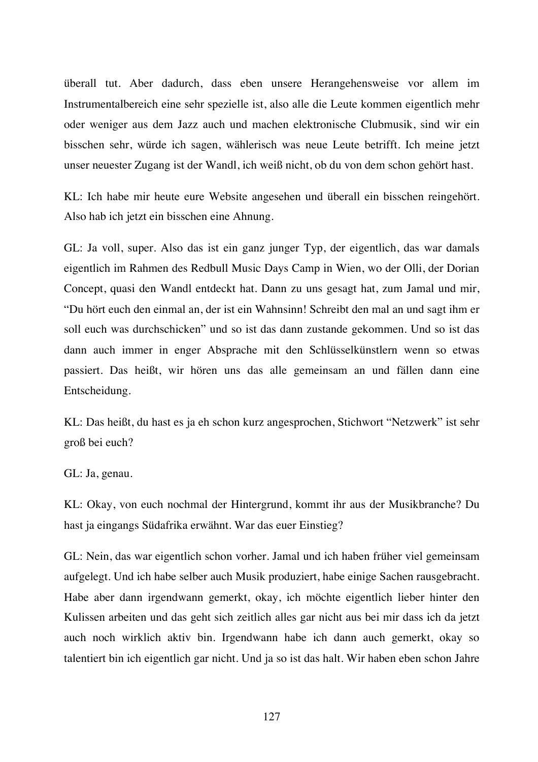überall tut. Aber dadurch, dass eben unsere Herangehensweise vor allem im Instrumentalbereich eine sehr spezielle ist, also alle die Leute kommen eigentlich mehr oder weniger aus dem Jazz auch und machen elektronische Clubmusik, sind wir ein bisschen sehr, würde ich sagen, wählerisch was neue Leute betrifft. Ich meine jetzt unser neuester Zugang ist der Wandl, ich weiß nicht, ob du von dem schon gehört hast.

KL: Ich habe mir heute eure Website angesehen und überall ein bisschen reingehört. Also hab ich jetzt ein bisschen eine Ahnung.

GL: Ja voll, super. Also das ist ein ganz junger Typ, der eigentlich, das war damals eigentlich im Rahmen des Redbull Music Days Camp in Wien, wo der Olli, der Dorian Concept, quasi den Wandl entdeckt hat. Dann zu uns gesagt hat, zum Jamal und mir, "Du hört euch den einmal an, der ist ein Wahnsinn! Schreibt den mal an und sagt ihm er soll euch was durchschicken" und so ist das dann zustande gekommen. Und so ist das dann auch immer in enger Absprache mit den Schlüsselkünstlern wenn so etwas passiert. Das heißt, wir hören uns das alle gemeinsam an und fällen dann eine Entscheidung.

KL: Das heißt, du hast es ja eh schon kurz angesprochen, Stichwort "Netzwerk" ist sehr groß bei euch?

GL: Ja, genau.

KL: Okay, von euch nochmal der Hintergrund, kommt ihr aus der Musikbranche? Du hast ja eingangs Südafrika erwähnt. War das euer Einstieg?

GL: Nein, das war eigentlich schon vorher. Jamal und ich haben früher viel gemeinsam aufgelegt. Und ich habe selber auch Musik produziert, habe einige Sachen rausgebracht. Habe aber dann irgendwann gemerkt, okay, ich möchte eigentlich lieber hinter den Kulissen arbeiten und das geht sich zeitlich alles gar nicht aus bei mir dass ich da jetzt auch noch wirklich aktiv bin. Irgendwann habe ich dann auch gemerkt, okay so talentiert bin ich eigentlich gar nicht. Und ja so ist das halt. Wir haben eben schon Jahre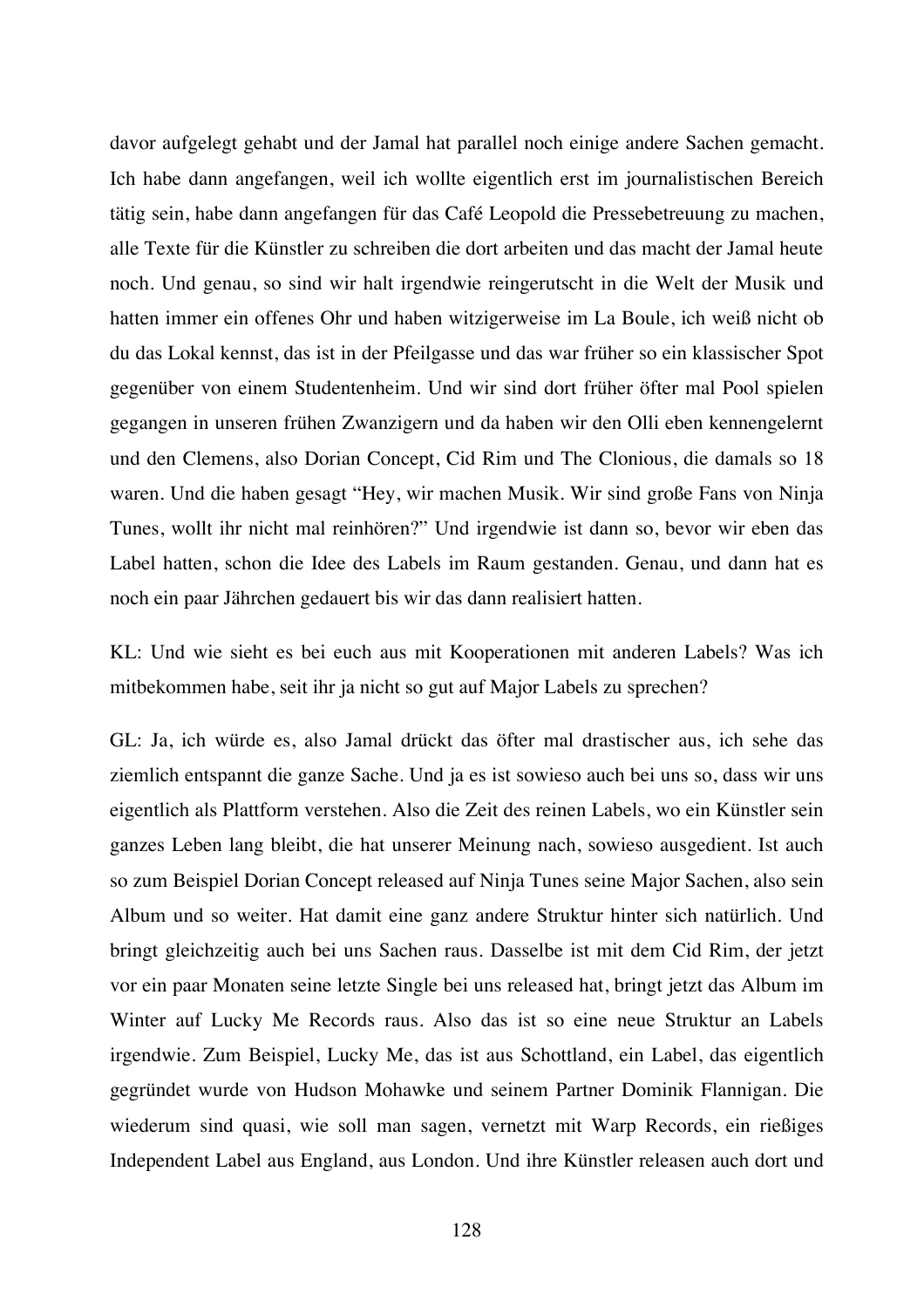davor aufgelegt gehabt und der Jamal hat parallel noch einige andere Sachen gemacht. Ich habe dann angefangen, weil ich wollte eigentlich erst im journalistischen Bereich tätig sein, habe dann angefangen für das Café Leopold die Pressebetreuung zu machen, alle Texte für die Künstler zu schreiben die dort arbeiten und das macht der Jamal heute noch. Und genau, so sind wir halt irgendwie reingerutscht in die Welt der Musik und hatten immer ein offenes Ohr und haben witzigerweise im La Boule, ich weiß nicht ob du das Lokal kennst, das ist in der Pfeilgasse und das war früher so ein klassischer Spot gegenüber von einem Studentenheim. Und wir sind dort früher öfter mal Pool spielen gegangen in unseren frühen Zwanzigern und da haben wir den Olli eben kennengelernt und den Clemens, also Dorian Concept, Cid Rim und The Clonious, die damals so 18 waren. Und die haben gesagt "Hey, wir machen Musik. Wir sind große Fans von Ninja Tunes, wollt ihr nicht mal reinhören?" Und irgendwie ist dann so, bevor wir eben das Label hatten, schon die Idee des Labels im Raum gestanden. Genau, und dann hat es noch ein paar Jährchen gedauert bis wir das dann realisiert hatten.

KL: Und wie sieht es bei euch aus mit Kooperationen mit anderen Labels? Was ich mitbekommen habe, seit ihr ja nicht so gut auf Major Labels zu sprechen?

GL: Ja, ich würde es, also Jamal drückt das öfter mal drastischer aus, ich sehe das ziemlich entspannt die ganze Sache. Und ja es ist sowieso auch bei uns so, dass wir uns eigentlich als Plattform verstehen. Also die Zeit des reinen Labels, wo ein Künstler sein ganzes Leben lang bleibt, die hat unserer Meinung nach, sowieso ausgedient. Ist auch so zum Beispiel Dorian Concept released auf Ninja Tunes seine Major Sachen, also sein Album und so weiter. Hat damit eine ganz andere Struktur hinter sich natürlich. Und bringt gleichzeitig auch bei uns Sachen raus. Dasselbe ist mit dem Cid Rim, der jetzt vor ein paar Monaten seine letzte Single bei uns released hat, bringt jetzt das Album im Winter auf Lucky Me Records raus. Also das ist so eine neue Struktur an Labels irgendwie. Zum Beispiel, Lucky Me, das ist aus Schottland, ein Label, das eigentlich gegründet wurde von Hudson Mohawke und seinem Partner Dominik Flannigan. Die wiederum sind quasi, wie soll man sagen, vernetzt mit Warp Records, ein rießiges Independent Label aus England, aus London. Und ihre Künstler releasen auch dort und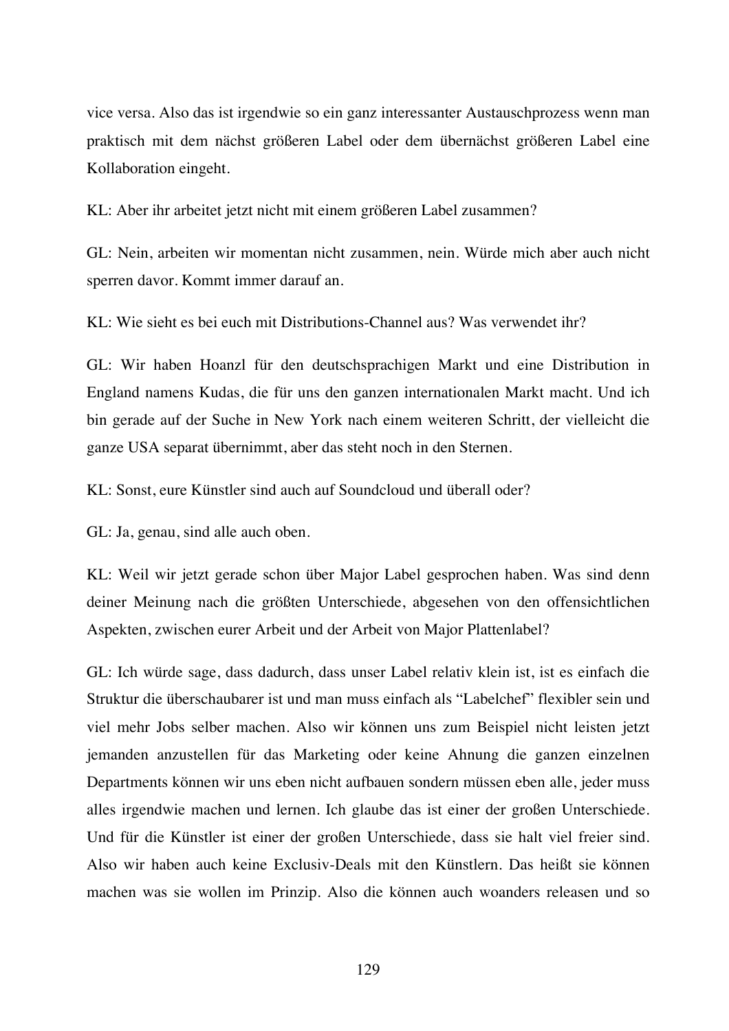vice versa. Also das ist irgendwie so ein ganz interessanter Austauschprozess wenn man praktisch mit dem nächst größeren Label oder dem übernächst größeren Label eine Kollaboration eingeht.

KL: Aber ihr arbeitet jetzt nicht mit einem größeren Label zusammen?

GL: Nein, arbeiten wir momentan nicht zusammen, nein. Würde mich aber auch nicht sperren davor. Kommt immer darauf an.

KL: Wie sieht es bei euch mit Distributions-Channel aus? Was verwendet ihr?

GL: Wir haben Hoanzl für den deutschsprachigen Markt und eine Distribution in England namens Kudas, die für uns den ganzen internationalen Markt macht. Und ich bin gerade auf der Suche in New York nach einem weiteren Schritt, der vielleicht die ganze USA separat übernimmt, aber das steht noch in den Sternen.

KL: Sonst, eure Künstler sind auch auf Soundcloud und überall oder?

GL: Ja, genau, sind alle auch oben.

KL: Weil wir jetzt gerade schon über Major Label gesprochen haben. Was sind denn deiner Meinung nach die größten Unterschiede, abgesehen von den offensichtlichen Aspekten, zwischen eurer Arbeit und der Arbeit von Major Plattenlabel?

GL: Ich würde sage, dass dadurch, dass unser Label relativ klein ist, ist es einfach die Struktur die überschaubarer ist und man muss einfach als "Labelchef" flexibler sein und viel mehr Jobs selber machen. Also wir können uns zum Beispiel nicht leisten jetzt jemanden anzustellen für das Marketing oder keine Ahnung die ganzen einzelnen Departments können wir uns eben nicht aufbauen sondern müssen eben alle, jeder muss alles irgendwie machen und lernen. Ich glaube das ist einer der großen Unterschiede. Und für die Künstler ist einer der großen Unterschiede, dass sie halt viel freier sind. Also wir haben auch keine Exclusiv-Deals mit den Künstlern. Das heißt sie können machen was sie wollen im Prinzip. Also die können auch woanders releasen und so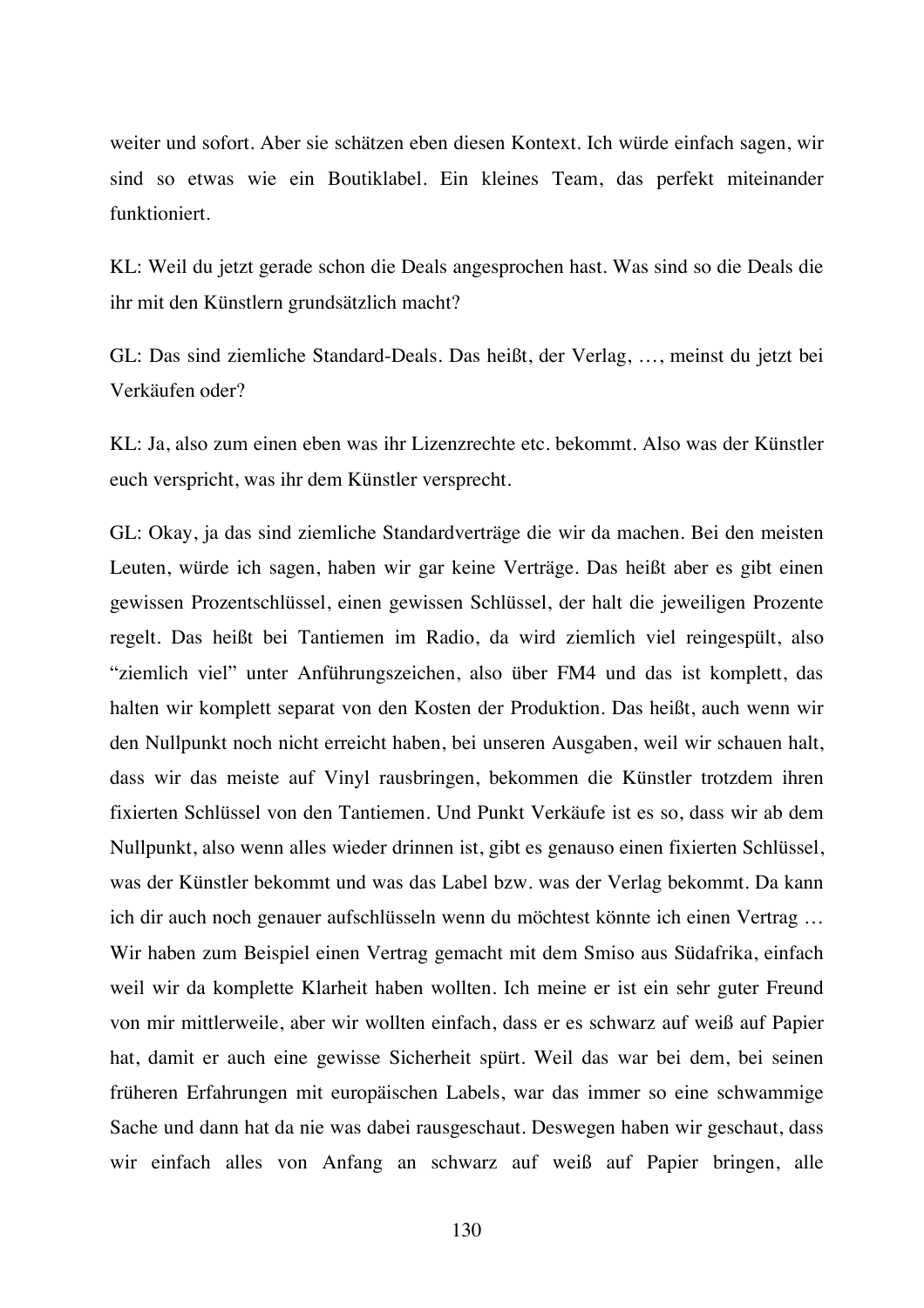weiter und sofort. Aber sie schätzen eben diesen Kontext. Ich würde einfach sagen, wir sind so etwas wie ein Boutiklabel. Ein kleines Team, das perfekt miteinander funktioniert.

KL: Weil du jetzt gerade schon die Deals angesprochen hast. Was sind so die Deals die ihr mit den Künstlern grundsätzlich macht?

GL: Das sind ziemliche Standard-Deals. Das heißt, der Verlag, …, meinst du jetzt bei Verkäufen oder?

KL: Ja, also zum einen eben was ihr Lizenzrechte etc. bekommt. Also was der Künstler euch verspricht, was ihr dem Künstler versprecht.

GL: Okay, ja das sind ziemliche Standardverträge die wir da machen. Bei den meisten Leuten, würde ich sagen, haben wir gar keine Verträge. Das heißt aber es gibt einen gewissen Prozentschlüssel, einen gewissen Schlüssel, der halt die jeweiligen Prozente regelt. Das heißt bei Tantiemen im Radio, da wird ziemlich viel reingespült, also "ziemlich viel" unter Anführungszeichen, also über FM4 und das ist komplett, das halten wir komplett separat von den Kosten der Produktion. Das heißt, auch wenn wir den Nullpunkt noch nicht erreicht haben, bei unseren Ausgaben, weil wir schauen halt, dass wir das meiste auf Vinyl rausbringen, bekommen die Künstler trotzdem ihren fixierten Schlüssel von den Tantiemen. Und Punkt Verkäufe ist es so, dass wir ab dem Nullpunkt, also wenn alles wieder drinnen ist, gibt es genauso einen fixierten Schlüssel, was der Künstler bekommt und was das Label bzw. was der Verlag bekommt. Da kann ich dir auch noch genauer aufschlüsseln wenn du möchtest könnte ich einen Vertrag … Wir haben zum Beispiel einen Vertrag gemacht mit dem Smiso aus Südafrika, einfach weil wir da komplette Klarheit haben wollten. Ich meine er ist ein sehr guter Freund von mir mittlerweile, aber wir wollten einfach, dass er es schwarz auf weiß auf Papier hat, damit er auch eine gewisse Sicherheit spürt. Weil das war bei dem, bei seinen früheren Erfahrungen mit europäischen Labels, war das immer so eine schwammige Sache und dann hat da nie was dabei rausgeschaut. Deswegen haben wir geschaut, dass wir einfach alles von Anfang an schwarz auf weiß auf Papier bringen, alle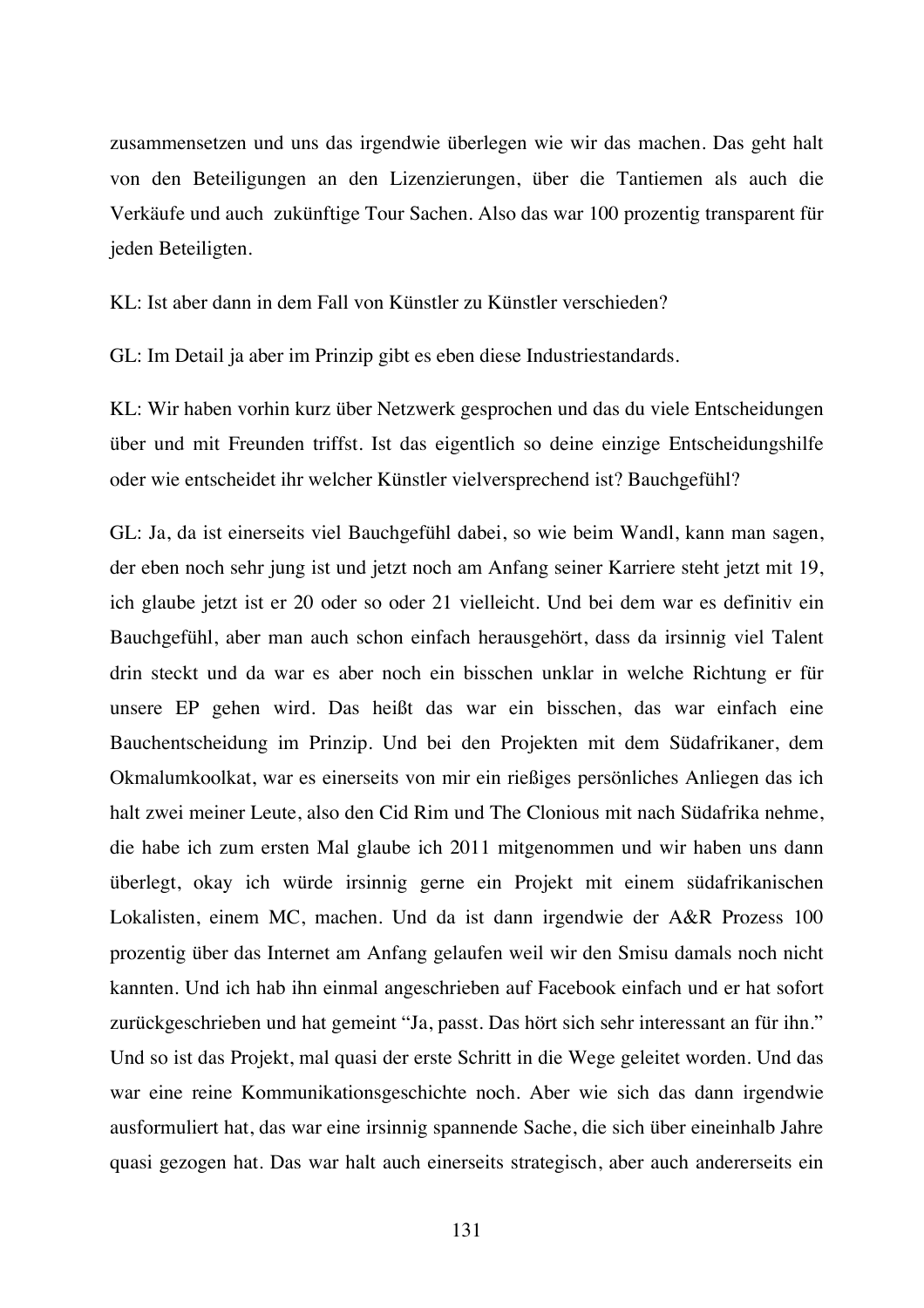zusammensetzen und uns das irgendwie überlegen wie wir das machen. Das geht halt von den Beteiligungen an den Lizenzierungen, über die Tantiemen als auch die Verkäufe und auch  zukünftige Tour Sachen. Also das war 100 prozentig transparent für jeden Beteiligten.

KL: Ist aber dann in dem Fall von Künstler zu Künstler verschieden?

GL: Im Detail ja aber im Prinzip gibt es eben diese Industriestandards.

KL: Wir haben vorhin kurz über Netzwerk gesprochen und das du viele Entscheidungen über und mit Freunden triffst. Ist das eigentlich so deine einzige Entscheidungshilfe oder wie entscheidet ihr welcher Künstler vielversprechend ist? Bauchgefühl?

GL: Ja, da ist einerseits viel Bauchgefühl dabei, so wie beim Wandl, kann man sagen, der eben noch sehr jung ist und jetzt noch am Anfang seiner Karriere steht jetzt mit 19, ich glaube jetzt ist er 20 oder so oder 21 vielleicht. Und bei dem war es definitiv ein Bauchgefühl, aber man auch schon einfach herausgehört, dass da irsinnig viel Talent drin steckt und da war es aber noch ein bisschen unklar in welche Richtung er für unsere EP gehen wird. Das heißt das war ein bisschen, das war einfach eine Bauchentscheidung im Prinzip. Und bei den Projekten mit dem Südafrikaner, dem Okmalumkoolkat, war es einerseits von mir ein rießiges persönliches Anliegen das ich halt zwei meiner Leute, also den Cid Rim und The Clonious mit nach Südafrika nehme, die habe ich zum ersten Mal glaube ich 2011 mitgenommen und wir haben uns dann überlegt, okay ich würde irsinnig gerne ein Projekt mit einem südafrikanischen Lokalisten, einem MC, machen. Und da ist dann irgendwie der A&R Prozess 100 prozentig über das Internet am Anfang gelaufen weil wir den Smisu damals noch nicht kannten. Und ich hab ihn einmal angeschrieben auf Facebook einfach und er hat sofort zurückgeschrieben und hat gemeint "Ja, passt. Das hört sich sehr interessant an für ihn." Und so ist das Projekt, mal quasi der erste Schritt in die Wege geleitet worden. Und das war eine reine Kommunikationsgeschichte noch. Aber wie sich das dann irgendwie ausformuliert hat, das war eine irsinnig spannende Sache, die sich über eineinhalb Jahre quasi gezogen hat. Das war halt auch einerseits strategisch, aber auch andererseits ein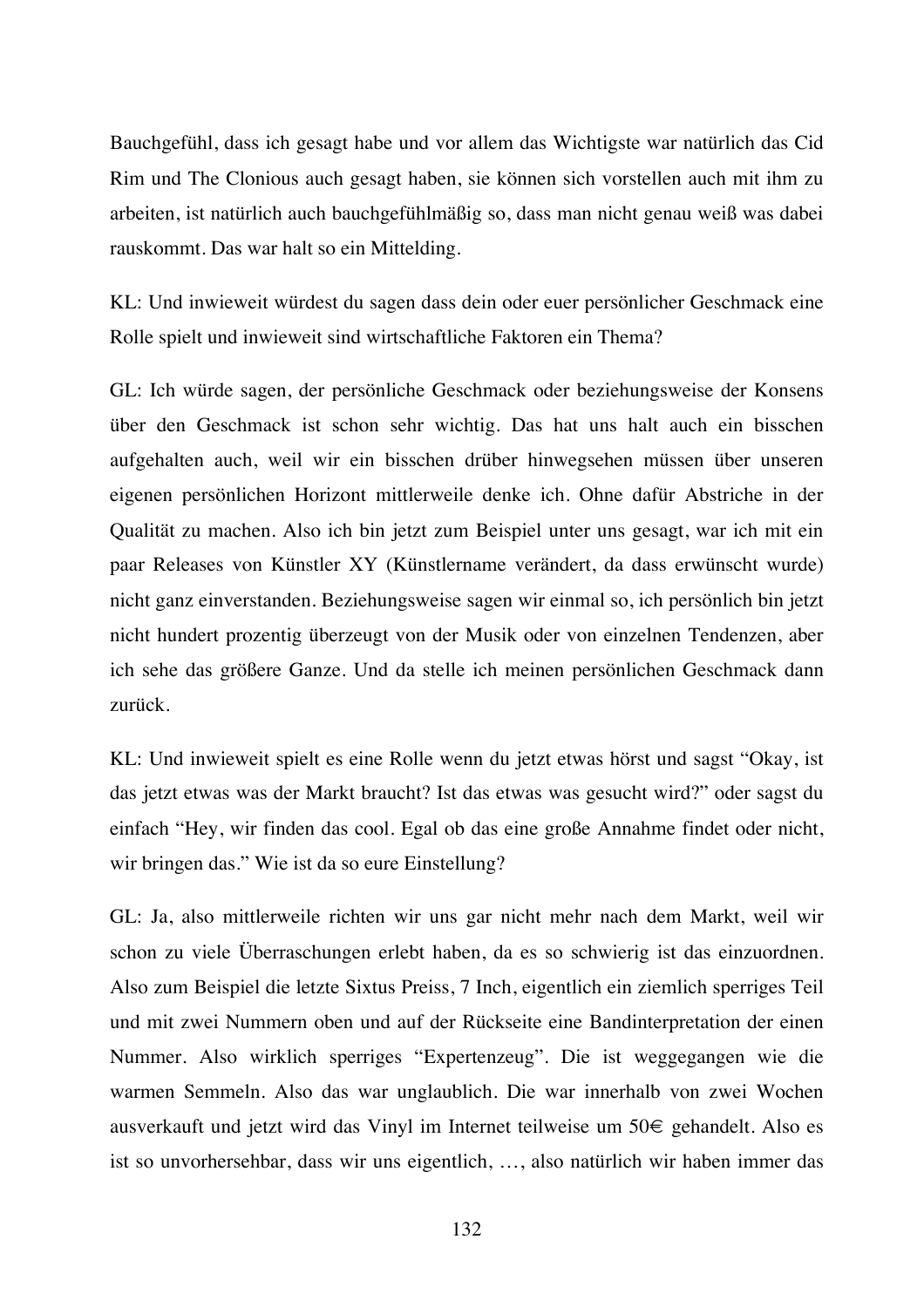Bauchgefühl, dass ich gesagt habe und vor allem das Wichtigste war natürlich das Cid Rim und The Clonious auch gesagt haben, sie können sich vorstellen auch mit ihm zu arbeiten, ist natürlich auch bauchgefühlmäßig so, dass man nicht genau weiß was dabei rauskommt. Das war halt so ein Mittelding.

KL: Und inwieweit würdest du sagen dass dein oder euer persönlicher Geschmack eine Rolle spielt und inwieweit sind wirtschaftliche Faktoren ein Thema?

GL: Ich würde sagen, der persönliche Geschmack oder beziehungsweise der Konsens über den Geschmack ist schon sehr wichtig. Das hat uns halt auch ein bisschen aufgehalten auch, weil wir ein bisschen drüber hinwegsehen müssen über unseren eigenen persönlichen Horizont mittlerweile denke ich. Ohne dafür Abstriche in der Qualität zu machen. Also ich bin jetzt zum Beispiel unter uns gesagt, war ich mit ein paar Releases von Künstler XY (Künstlername verändert, da dass erwünscht wurde) nicht ganz einverstanden. Beziehungsweise sagen wir einmal so, ich persönlich bin jetzt nicht hundert prozentig überzeugt von der Musik oder von einzelnen Tendenzen, aber ich sehe das größere Ganze. Und da stelle ich meinen persönlichen Geschmack dann zurück.

KL: Und inwieweit spielt es eine Rolle wenn du jetzt etwas hörst und sagst “Okay, ist das jetzt etwas was der Markt braucht? Ist das etwas was gesucht wird?” oder sagst du einfach “Hey, wir finden das cool. Egal ob das eine große Annahme findet oder nicht, wir bringen das.” Wie ist da so eure Einstellung?

GL: Ja, also mittlerweile richten wir uns gar nicht mehr nach dem Markt, weil wir schon zu viele Überraschungen erlebt haben, da es so schwierig ist das einzuordnen. Also zum Beispiel die letzte Sixtus Preiss, 7 Inch, eigentlich ein ziemlich sperriges Teil und mit zwei Nummern oben und auf der Rückseite eine Bandinterpretation der einen Nummer. Also wirklich sperriges “Expertenzeug”. Die ist weggegangen wie die warmen Semmeln. Also das war unglaublich. Die war innerhalb von zwei Wochen ausverkauft und jetzt wird das Vinyl im Internet teilweise um 50€ gehandelt. Also es ist so unvorhersehbar, dass wir uns eigentlich, …, also natürlich wir haben immer das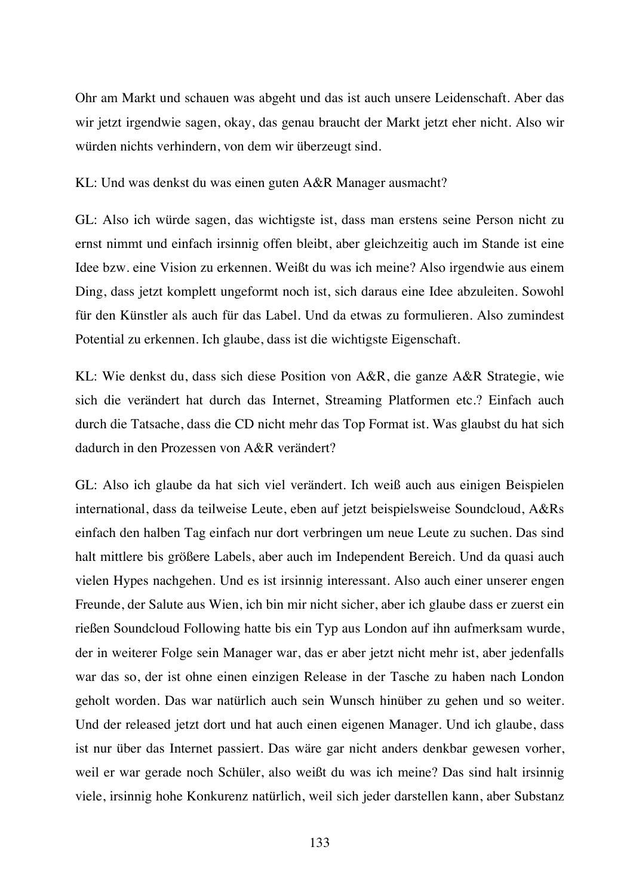Ohr am Markt und schauen was abgeht und das ist auch unsere Leidenschaft. Aber das wir jetzt irgendwie sagen, okay, das genau braucht der Markt jetzt eher nicht. Also wir würden nichts verhindern, von dem wir überzeugt sind.

KL: Und was denkst du was einen guten A&R Manager ausmacht?

GL: Also ich würde sagen, das wichtigste ist, dass man erstens seine Person nicht zu ernst nimmt und einfach irsinnig offen bleibt, aber gleichzeitig auch im Stande ist eine Idee bzw. eine Vision zu erkennen. Weißt du was ich meine? Also irgendwie aus einem Ding, dass jetzt komplett ungeformt noch ist, sich daraus eine Idee abzuleiten. Sowohl für den Künstler als auch für das Label. Und da etwas zu formulieren. Also zumindest Potential zu erkennen. Ich glaube, dass ist die wichtigste Eigenschaft.

KL: Wie denkst du, dass sich diese Position von A&R, die ganze A&R Strategie, wie sich die verändert hat durch das Internet, Streaming Platformen etc.? Einfach auch durch die Tatsache, dass die CD nicht mehr das Top Format ist. Was glaubst du hat sich dadurch in den Prozessen von A&R verändert?

GL: Also ich glaube da hat sich viel verändert. Ich weiß auch aus einigen Beispielen international, dass da teilweise Leute, eben auf jetzt beispielsweise Soundcloud, A&Rs einfach den halben Tag einfach nur dort verbringen um neue Leute zu suchen. Das sind halt mittlere bis größere Labels, aber auch im Independent Bereich. Und da quasi auch vielen Hypes nachgehen. Und es ist irsinnig interessant. Also auch einer unserer engen Freunde, der Salute aus Wien, ich bin mir nicht sicher, aber ich glaube dass er zuerst ein rießen Soundcloud Following hatte bis ein Typ aus London auf ihn aufmerksam wurde, der in weiterer Folge sein Manager war, das er aber jetzt nicht mehr ist, aber jedenfalls war das so, der ist ohne einen einzigen Release in der Tasche zu haben nach London geholt worden. Das war natürlich auch sein Wunsch hinüber zu gehen und so weiter. Und der released jetzt dort und hat auch einen eigenen Manager. Und ich glaube, dass ist nur über das Internet passiert. Das wäre gar nicht anders denkbar gewesen vorher, weil er war gerade noch Schüler, also weißt du was ich meine? Das sind halt irsinnig viele, irsinnig hohe Konkurenz natürlich, weil sich jeder darstellen kann, aber Substanz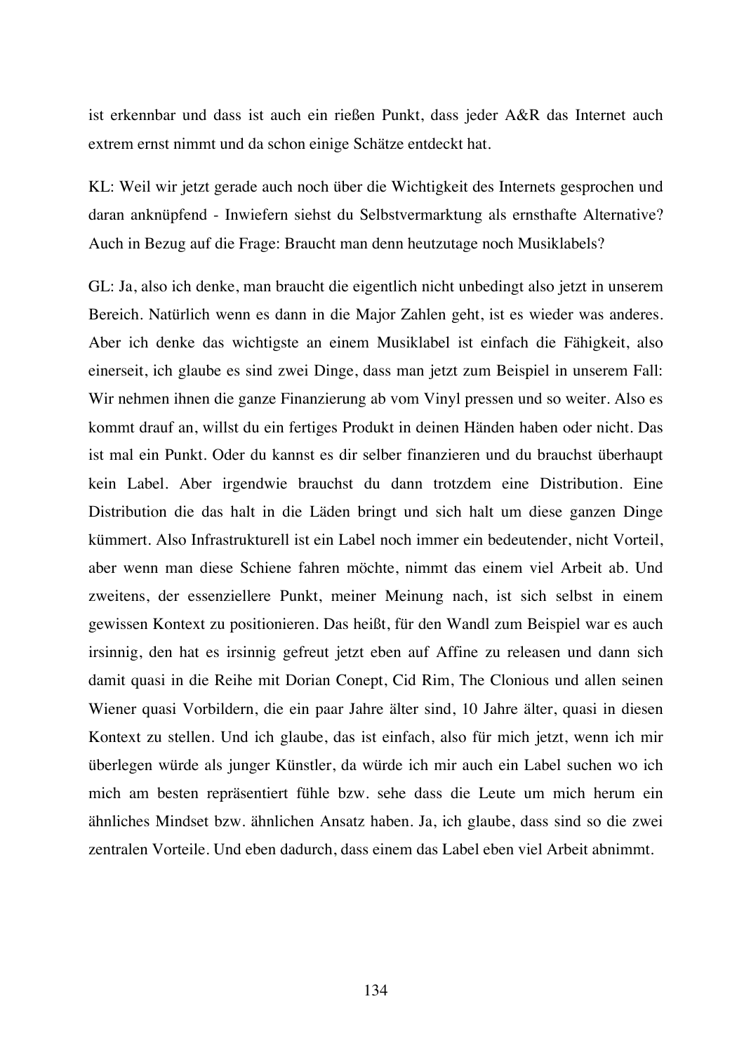ist erkennbar und dass ist auch ein rießen Punkt, dass jeder A&R das Internet auch extrem ernst nimmt und da schon einige Schätze entdeckt hat.

KL: Weil wir jetzt gerade auch noch über die Wichtigkeit des Internets gesprochen und daran anknüpfend - Inwiefern siehst du Selbstvermarktung als ernsthafte Alternative? Auch in Bezug auf die Frage: Braucht man denn heutzutage noch Musiklabels?

GL: Ja, also ich denke, man braucht die eigentlich nicht unbedingt also jetzt in unserem Bereich. Natürlich wenn es dann in die Major Zahlen geht, ist es wieder was anderes. Aber ich denke das wichtigste an einem Musiklabel ist einfach die Fähigkeit, also einerseit, ich glaube es sind zwei Dinge, dass man jetzt zum Beispiel in unserem Fall: Wir nehmen ihnen die ganze Finanzierung ab vom Vinyl pressen und so weiter. Also es kommt drauf an, willst du ein fertiges Produkt in deinen Händen haben oder nicht. Das ist mal ein Punkt. Oder du kannst es dir selber finanzieren und du brauchst überhaupt kein Label. Aber irgendwie brauchst du dann trotzdem eine Distribution. Eine Distribution die das halt in die Läden bringt und sich halt um diese ganzen Dinge kümmert. Also Infrastrukturell ist ein Label noch immer ein bedeutender, nicht Vorteil, aber wenn man diese Schiene fahren möchte, nimmt das einem viel Arbeit ab. Und zweitens, der essenziellere Punkt, meiner Meinung nach, ist sich selbst in einem gewissen Kontext zu positionieren. Das heißt, für den Wandl zum Beispiel war es auch irsinnig, den hat es irsinnig gefreut jetzt eben auf Affine zu releasen und dann sich damit quasi in die Reihe mit Dorian Conept, Cid Rim, The Clonious und allen seinen Wiener quasi Vorbildern, die ein paar Jahre älter sind, 10 Jahre älter, quasi in diesen Kontext zu stellen. Und ich glaube, das ist einfach, also für mich jetzt, wenn ich mir überlegen würde als junger Künstler, da würde ich mir auch ein Label suchen wo ich mich am besten repräsentiert fühle bzw. sehe dass die Leute um mich herum ein ähnliches Mindset bzw. ähnlichen Ansatz haben. Ja, ich glaube, dass sind so die zwei zentralen Vorteile. Und eben dadurch, dass einem das Label eben viel Arbeit abnimmt.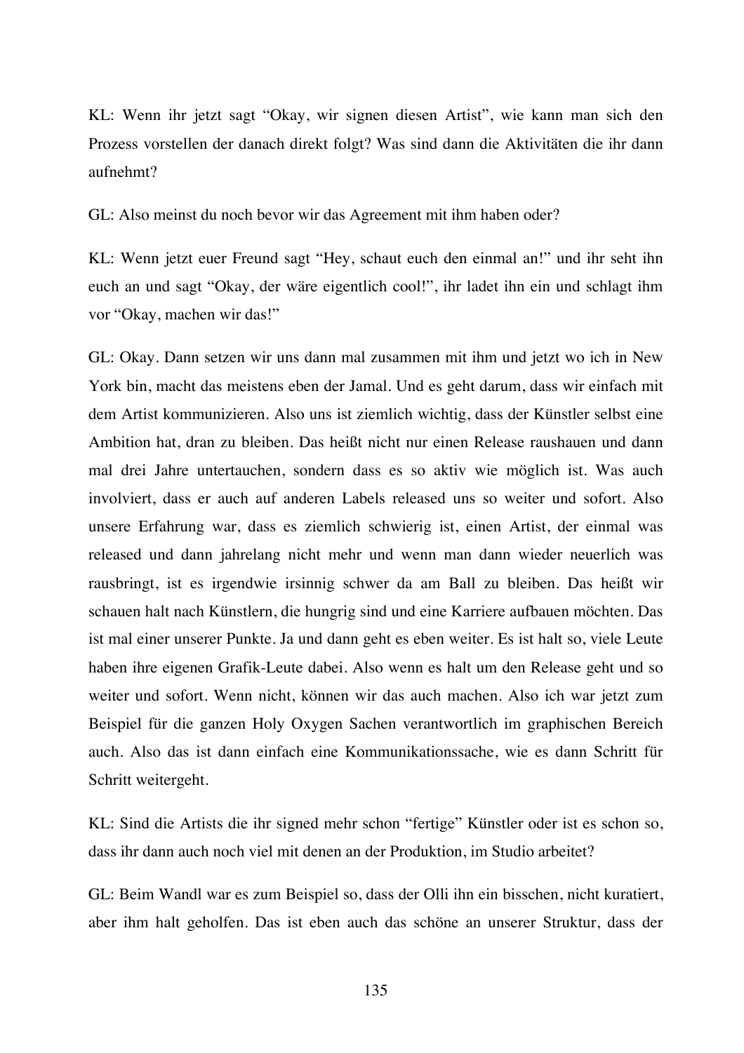KL: Wenn ihr jetzt sagt “Okay, wir signen diesen Artist”, wie kann man sich den Prozess vorstellen der danach direkt folgt? Was sind dann die Aktivitäten die ihr dann aufnehmt?

GL: Also meinst du noch bevor wir das Agreement mit ihm haben oder?

KL: Wenn jetzt euer Freund sagt “Hey, schaut euch den einmal an!” und ihr seht ihn euch an und sagt “Okay, der wäre eigentlich cool!”, ihr ladet ihn ein und schlagt ihm vor “Okay, machen wir das!”

GL: Okay. Dann setzen wir uns dann mal zusammen mit ihm und jetzt wo ich in New York bin, macht das meistens eben der Jamal. Und es geht darum, dass wir einfach mit dem Artist kommunizieren. Also uns ist ziemlich wichtig, dass der Künstler selbst eine Ambition hat, dran zu bleiben. Das heißt nicht nur einen Release raushauen und dann mal drei Jahre untertauchen, sondern dass es so aktiv wie möglich ist. Was auch involviert, dass er auch auf anderen Labels released uns so weiter und sofort. Also unsere Erfahrung war, dass es ziemlich schwierig ist, einen Artist, der einmal was released und dann jahrelang nicht mehr und wenn man dann wieder neuerlich was rausbringt, ist es irgendwie irsinnig schwer da am Ball zu bleiben. Das heißt wir schauen halt nach Künstlern, die hungrig sind und eine Karriere aufbauen möchten. Das ist mal einer unserer Punkte. Ja und dann geht es eben weiter. Es ist halt so, viele Leute haben ihre eigenen Grafik-Leute dabei. Also wenn es halt um den Release geht und so weiter und sofort. Wenn nicht, können wir das auch machen. Also ich war jetzt zum Beispiel für die ganzen Holy Oxygen Sachen verantwortlich im graphischen Bereich auch. Also das ist dann einfach eine Kommunikationssache, wie es dann Schritt für Schritt weitergeht.

KL: Sind die Artists die ihr signed mehr schon “fertige” Künstler oder ist es schon so, dass ihr dann auch noch viel mit denen an der Produktion, im Studio arbeitet?

GL: Beim Wandl war es zum Beispiel so, dass der Olli ihn ein bisschen, nicht kuratiert, aber ihm halt geholfen. Das ist eben auch das schöne an unserer Struktur, dass der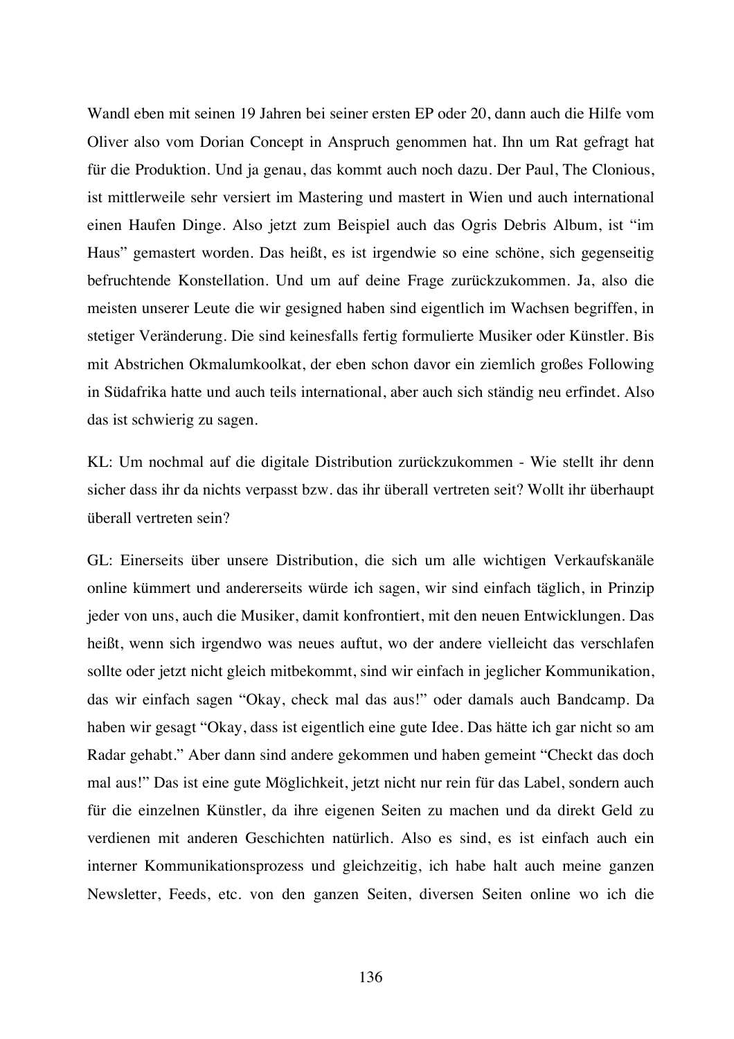Wandl eben mit seinen 19 Jahren bei seiner ersten EP oder 20, dann auch die Hilfe vom Oliver also vom Dorian Concept in Anspruch genommen hat. Ihn um Rat gefragt hat für die Produktion. Und ja genau, das kommt auch noch dazu. Der Paul, The Clonious, ist mittlerweile sehr versiert im Mastering und mastert in Wien und auch international einen Haufen Dinge. Also jetzt zum Beispiel auch das Ogris Debris Album, ist "im Haus" gemastert worden. Das heißt, es ist irgendwie so eine schöne, sich gegenseitig befruchtende Konstellation. Und um auf deine Frage zurückzukommen. Ja, also die meisten unserer Leute die wir gesigned haben sind eigentlich im Wachsen begriffen, in stetiger Veränderung. Die sind keinesfalls fertig formulierte Musiker oder Künstler. Bis mit Abstrichen Okmalumkoolkat, der eben schon davor ein ziemlich großes Following in Südafrika hatte und auch teils international, aber auch sich ständig neu erfindet. Also das ist schwierig zu sagen.

KL: Um nochmal auf die digitale Distribution zurückzukommen - Wie stellt ihr denn sicher dass ihr da nichts verpasst bzw. das ihr überall vertreten seit? Wollt ihr überhaupt überall vertreten sein?

GL: Einerseits über unsere Distribution, die sich um alle wichtigen Verkaufskanäle online kümmert und andererseits würde ich sagen, wir sind einfach täglich, in Prinzip jeder von uns, auch die Musiker, damit konfrontiert, mit den neuen Entwicklungen. Das heißt, wenn sich irgendwo was neues auftut, wo der andere vielleicht das verschlafen sollte oder jetzt nicht gleich mitbekommt, sind wir einfach in jeglicher Kommunikation, das wir einfach sagen "Okay, check mal das aus!" oder damals auch Bandcamp. Da haben wir gesagt "Okay, dass ist eigentlich eine gute Idee. Das hätte ich gar nicht so am Radar gehabt." Aber dann sind andere gekommen und haben gemeint "Checkt das doch mal aus!" Das ist eine gute Möglichkeit, jetzt nicht nur rein für das Label, sondern auch für die einzelnen Künstler, da ihre eigenen Seiten zu machen und da direkt Geld zu verdienen mit anderen Geschichten natürlich. Also es sind, es ist einfach auch ein interner Kommunikationsprozess und gleichzeitig, ich habe halt auch meine ganzen Newsletter, Feeds, etc. von den ganzen Seiten, diversen Seiten online wo ich die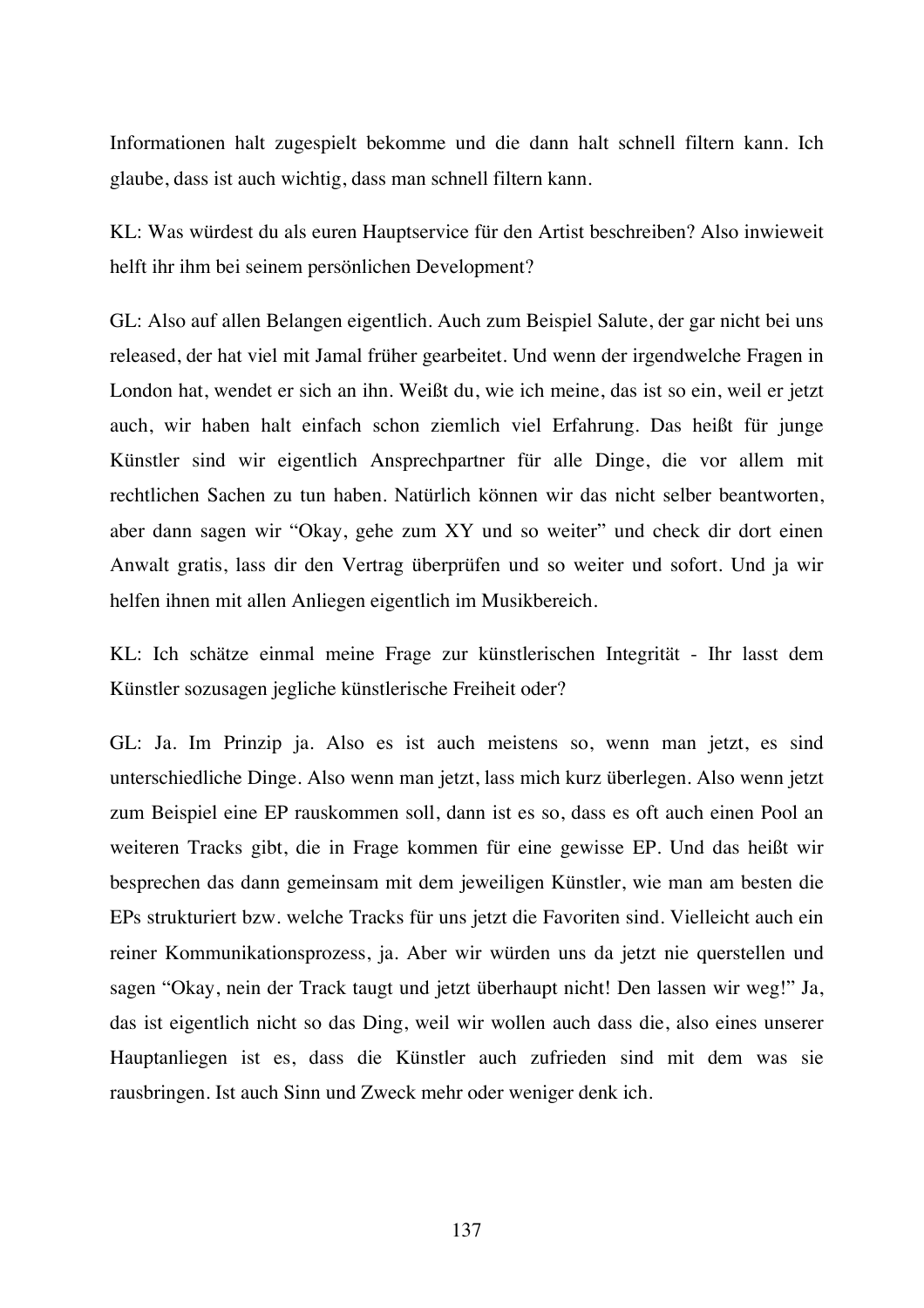Informationen halt zugespielt bekomme und die dann halt schnell filtern kann. Ich glaube, dass ist auch wichtig, dass man schnell filtern kann.

KL: Was würdest du als euren Hauptservice für den Artist beschreiben? Also inwieweit helft ihr ihm bei seinem persönlichen Development?

GL: Also auf allen Belangen eigentlich. Auch zum Beispiel Salute, der gar nicht bei uns released, der hat viel mit Jamal früher gearbeitet. Und wenn der irgendwelche Fragen in London hat, wendet er sich an ihn. Weißt du, wie ich meine, das ist so ein, weil er jetzt auch, wir haben halt einfach schon ziemlich viel Erfahrung. Das heißt für junge Künstler sind wir eigentlich Ansprechpartner für alle Dinge, die vor allem mit rechtlichen Sachen zu tun haben. Natürlich können wir das nicht selber beantworten, aber dann sagen wir "Okay, gehe zum XY und so weiter" und check dir dort einen Anwalt gratis, lass dir den Vertrag überprüfen und so weiter und sofort. Und ja wir helfen ihnen mit allen Anliegen eigentlich im Musikbereich.

KL: Ich schätze einmal meine Frage zur künstlerischen Integrität - Ihr lasst dem Künstler sozusagen jegliche künstlerische Freiheit oder?

GL: Ja. Im Prinzip ja. Also es ist auch meistens so, wenn man jetzt, es sind unterschiedliche Dinge. Also wenn man jetzt, lass mich kurz überlegen. Also wenn jetzt zum Beispiel eine EP rauskommen soll, dann ist es so, dass es oft auch einen Pool an weiteren Tracks gibt, die in Frage kommen für eine gewisse EP. Und das heißt wir besprechen das dann gemeinsam mit dem jeweiligen Künstler, wie man am besten die EPs strukturiert bzw. welche Tracks für uns jetzt die Favoriten sind. Vielleicht auch ein reiner Kommunikationsprozess, ja. Aber wir würden uns da jetzt nie querstellen und sagen "Okay, nein der Track taugt und jetzt überhaupt nicht! Den lassen wir weg!" Ja, das ist eigentlich nicht so das Ding, weil wir wollen auch dass die, also eines unserer Hauptanliegen ist es, dass die Künstler auch zufrieden sind mit dem was sie rausbringen. Ist auch Sinn und Zweck mehr oder weniger denk ich.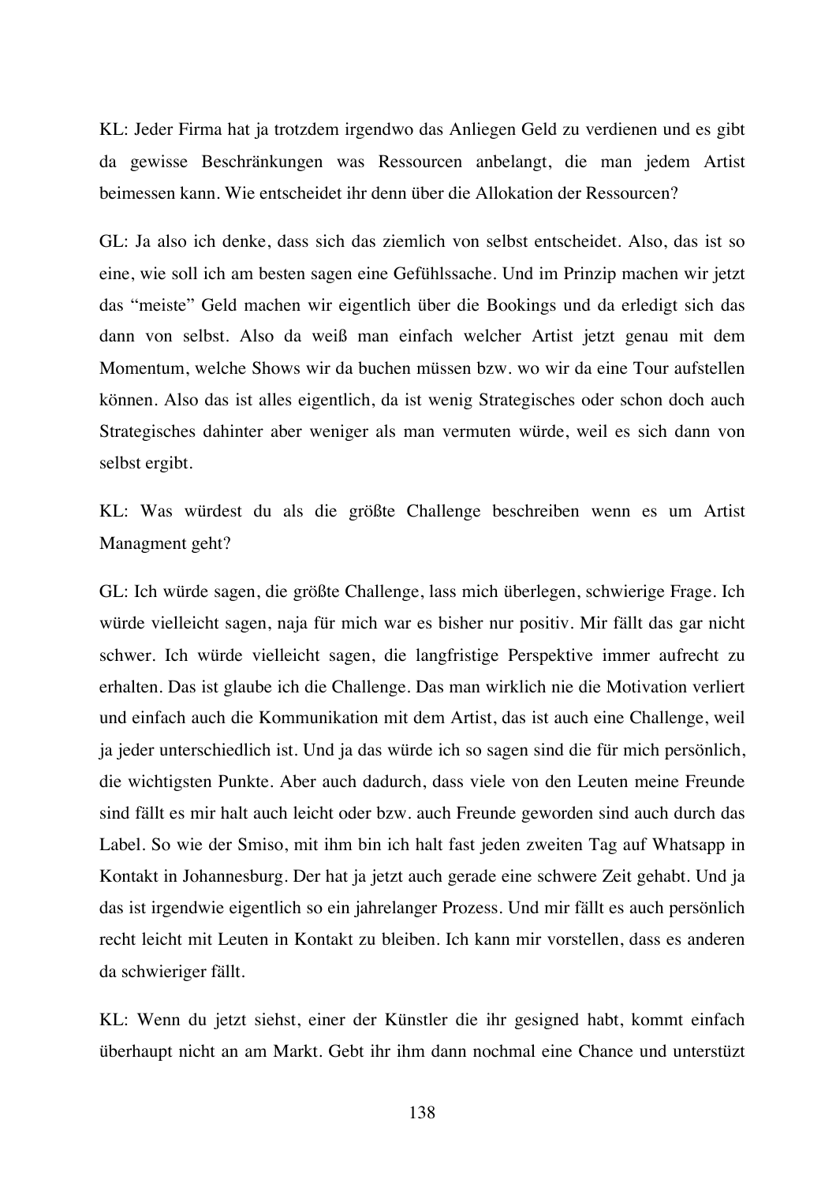KL: Jeder Firma hat ja trotzdem irgendwo das Anliegen Geld zu verdienen und es gibt da gewisse Beschränkungen was Ressourcen anbelangt, die man jedem Artist beimessen kann. Wie entscheidet ihr denn über die Allokation der Ressourcen?

GL: Ja also ich denke, dass sich das ziemlich von selbst entscheidet. Also, das ist so eine, wie soll ich am besten sagen eine Gefühlssache. Und im Prinzip machen wir jetzt das "meiste" Geld machen wir eigentlich über die Bookings und da erledigt sich das dann von selbst. Also da weiß man einfach welcher Artist jetzt genau mit dem Momentum, welche Shows wir da buchen müssen bzw. wo wir da eine Tour aufstellen können. Also das ist alles eigentlich, da ist wenig Strategisches oder schon doch auch Strategisches dahinter aber weniger als man vermuten würde, weil es sich dann von selbst ergibt.

KL: Was würdest du als die größte Challenge beschreiben wenn es um Artist Managment geht?

GL: Ich würde sagen, die größte Challenge, lass mich überlegen, schwierige Frage. Ich würde vielleicht sagen, naja für mich war es bisher nur positiv. Mir fällt das gar nicht schwer. Ich würde vielleicht sagen, die langfristige Perspektive immer aufrecht zu erhalten. Das ist glaube ich die Challenge. Das man wirklich nie die Motivation verliert und einfach auch die Kommunikation mit dem Artist, das ist auch eine Challenge, weil ja jeder unterschiedlich ist. Und ja das würde ich so sagen sind die für mich persönlich, die wichtigsten Punkte. Aber auch dadurch, dass viele von den Leuten meine Freunde sind fällt es mir halt auch leicht oder bzw. auch Freunde geworden sind auch durch das Label. So wie der Smiso, mit ihm bin ich halt fast jeden zweiten Tag auf Whatsapp in Kontakt in Johannesburg. Der hat ja jetzt auch gerade eine schwere Zeit gehabt. Und ja das ist irgendwie eigentlich so ein jahrelanger Prozess. Und mir fällt es auch persönlich recht leicht mit Leuten in Kontakt zu bleiben. Ich kann mir vorstellen, dass es anderen da schwieriger fällt.

KL: Wenn du jetzt siehst, einer der Künstler die ihr gesigned habt, kommt einfach überhaupt nicht an am Markt. Gebt ihr ihm dann nochmal eine Chance und unterstüzt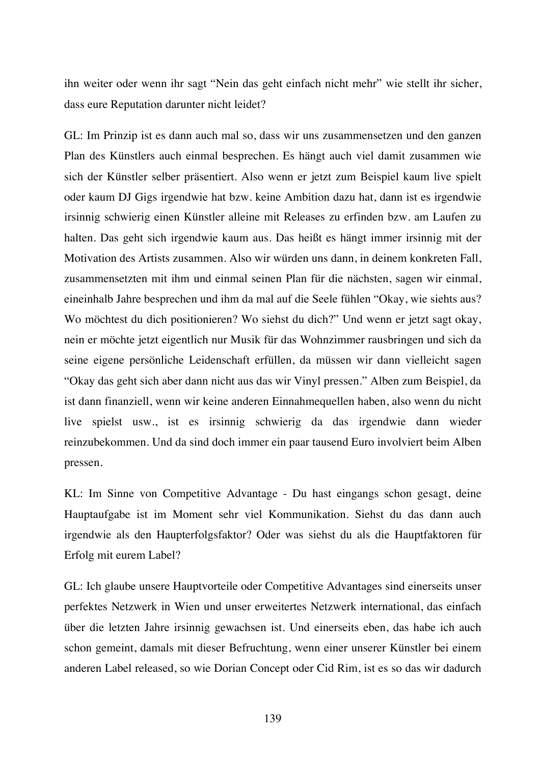ihn weiter oder wenn ihr sagt “Nein das geht einfach nicht mehr” wie stellt ihr sicher, dass eure Reputation darunter nicht leidet?

GL: Im Prinzip ist es dann auch mal so, dass wir uns zusammensetzen und den ganzen Plan des Künstlers auch einmal besprechen. Es hängt auch viel damit zusammen wie sich der Künstler selber präsentiert. Also wenn er jetzt zum Beispiel kaum live spielt oder kaum DJ Gigs irgendwie hat bzw. keine Ambition dazu hat, dann ist es irgendwie irsinnig schwierig einen Künstler alleine mit Releases zu erfinden bzw. am Laufen zu halten. Das geht sich irgendwie kaum aus. Das heißt es hängt immer irsinnig mit der Motivation des Artists zusammen. Also wir würden uns dann, in deinem konkreten Fall, zusammensetzten mit ihm und einmal seinen Plan für die nächsten, sagen wir einmal, eineinhalb Jahre besprechen und ihm da mal auf die Seele fühlen “Okay, wie siehts aus? Wo möchtest du dich positionieren? Wo siehst du dich?” Und wenn er jetzt sagt okay, nein er möchte jetzt eigentlich nur Musik für das Wohnzimmer rausbringen und sich da seine eigene persönliche Leidenschaft erfüllen, da müssen wir dann vielleicht sagen “Okay das geht sich aber dann nicht aus das wir Vinyl pressen.” Alben zum Beispiel, da ist dann finanziell, wenn wir keine anderen Einnahmequellen haben, also wenn du nicht live spielst usw., ist es irsinnig schwierig da das irgendwie dann wieder reinzubekommen. Und da sind doch immer ein paar tausend Euro involviert beim Alben pressen.

KL: Im Sinne von Competitive Advantage - Du hast eingangs schon gesagt, deine Hauptaufgabe ist im Moment sehr viel Kommunikation. Siehst du das dann auch irgendwie als den Haupterfolgsfaktor? Oder was siehst du als die Hauptfaktoren für Erfolg mit eurem Label?

GL: Ich glaube unsere Hauptvorteile oder Competitive Advantages sind einerseits unser perfektes Netzwerk in Wien und unser erweitertes Netzwerk international, das einfach über die letzten Jahre irsinnig gewachsen ist. Und einerseits eben, das habe ich auch schon gemeint, damals mit dieser Befruchtung, wenn einer unserer Künstler bei einem anderen Label released, so wie Dorian Concept oder Cid Rim, ist es so das wir dadurch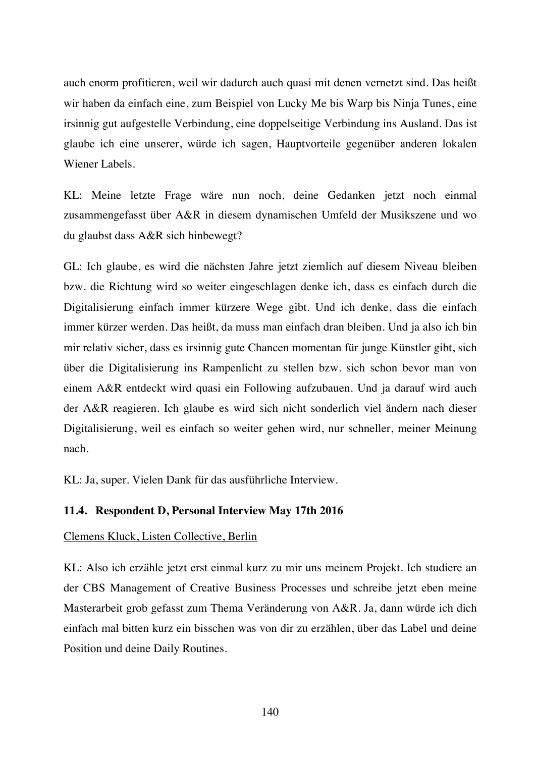auch enorm profitieren, weil wir dadurch auch quasi mit denen vernetzt sind. Das heißt wir haben da einfach eine, zum Beispiel von Lucky Me bis Warp bis Ninja Tunes, eine irsinnig gut aufgestelle Verbindung, eine doppelseitige Verbindung ins Ausland. Das ist glaube ich eine unserer, würde ich sagen, Hauptvorteile gegenüber anderen lokalen Wiener Labels.

KL: Meine letzte Frage wäre nun noch, deine Gedanken jetzt noch einmal zusammengefasst über A&R in diesem dynamischen Umfeld der Musikszene und wo du glaubst dass A&R sich hinbewegt?

GL: Ich glaube, es wird die nächsten Jahre jetzt ziemlich auf diesem Niveau bleiben bzw. die Richtung wird so weiter eingeschlagen denke ich, dass es einfach durch die Digitalisierung einfach immer kürzere Wege gibt. Und ich denke, dass die einfach immer kürzer werden. Das heißt, da muss man einfach dran bleiben. Und ja also ich bin mir relativ sicher, dass es irsinnig gute Chancen momentan für junge Künstler gibt, sich über die Digitalisierung ins Rampenlicht zu stellen bzw. sich schon bevor man von einem A&R entdeckt wird quasi ein Following aufzubauen. Und ja darauf wird auch der A&R reagieren. Ich glaube es wird sich nicht sonderlich viel ändern nach dieser Digitalisierung, weil es einfach so weiter gehen wird, nur schneller, meiner Meinung nach.

KL: Ja, super. Vielen Dank für das ausführliche Interview.

### 11.4. Respondent D, Personal Interview May 17th 2016

Clemens Kluck, Listen Collective, Berlin

KL: Also ich erzähle jetzt erst einmal kurz zu mir uns meinem Projekt. Ich studiere an der CBS Management of Creative Business Processes und schreibe jetzt eben meine Masterarbeit grob gefasst zum Thema Veränderung von A&R. Ja, dann würde ich dich einfach mal bitten kurz ein bisschen was von dir zu erzählen, über das Label und deine Position und deine Daily Routines.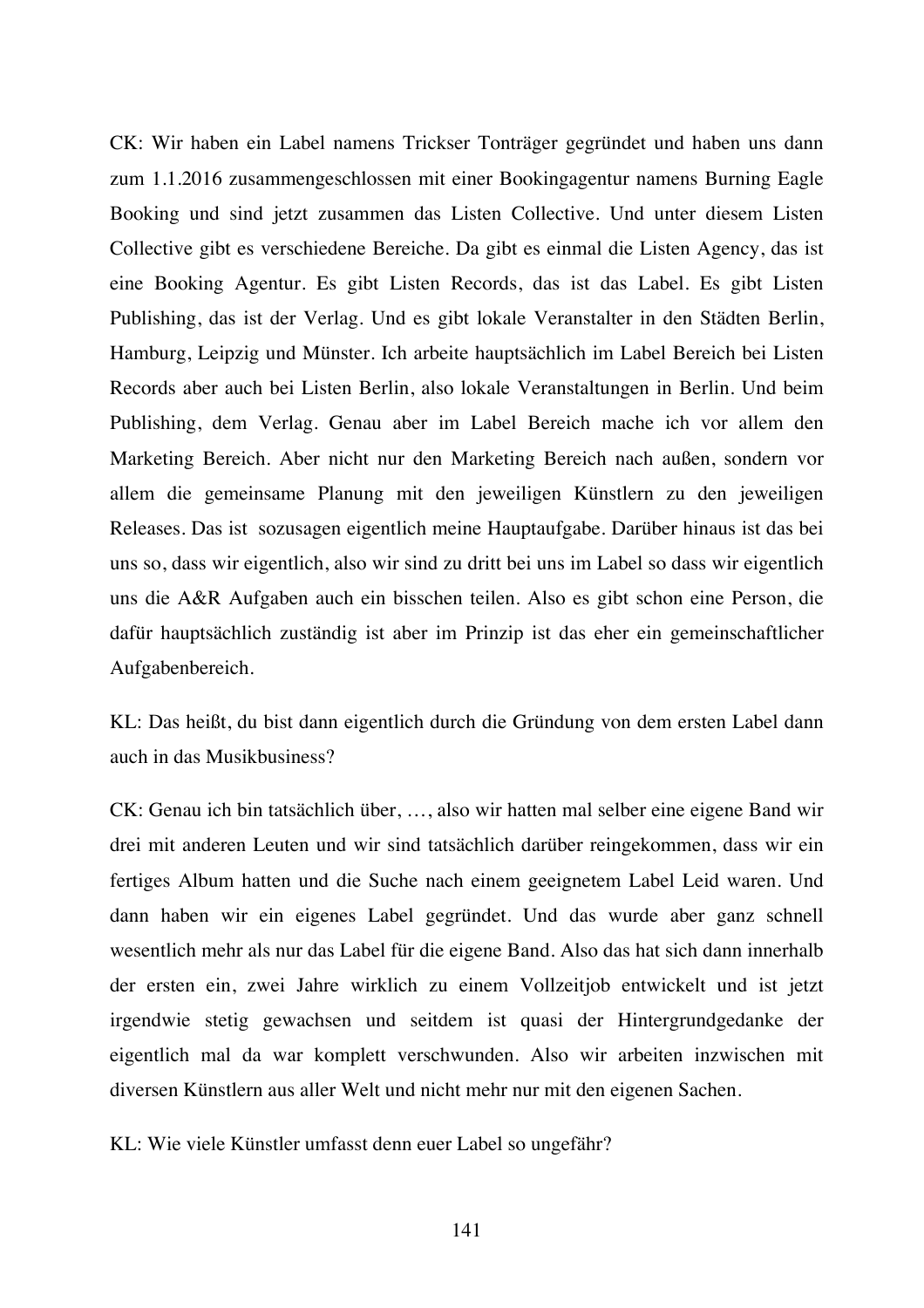CK: Wir haben ein Label namens Trickser Tonträger gegründet und haben uns dann zum 1.1.2016 zusammengeschlossen mit einer Bookingagentur namens Burning Eagle Booking und sind jetzt zusammen das Listen Collective. Und unter diesem Listen Collective gibt es verschiedene Bereiche. Da gibt es einmal die Listen Agency, das ist eine Booking Agentur. Es gibt Listen Records, das ist das Label. Es gibt Listen Publishing, das ist der Verlag. Und es gibt lokale Veranstalter in den Städten Berlin, Hamburg, Leipzig und Münster. Ich arbeite hauptsächlich im Label Bereich bei Listen Records aber auch bei Listen Berlin, also lokale Veranstaltungen in Berlin. Und beim Publishing, dem Verlag. Genau aber im Label Bereich mache ich vor allem den Marketing Bereich. Aber nicht nur den Marketing Bereich nach außen, sondern vor allem die gemeinsame Planung mit den jeweiligen Künstlern zu den jeweiligen Releases. Das ist sozusagen eigentlich meine Hauptaufgabe. Darüber hinaus ist das bei uns so, dass wir eigentlich, also wir sind zu dritt bei uns im Label so dass wir eigentlich uns die A&R Aufgaben auch ein bisschen teilen. Also es gibt schon eine Person, die dafür hauptsächlich zuständig ist aber im Prinzip ist das eher ein gemeinschaftlicher Aufgabenbereich.

KL: Das heißt, du bist dann eigentlich durch die Gründung von dem ersten Label dann auch in das Musikbusiness?

CK: Genau ich bin tatsächlich über, …, also wir hatten mal selber eine eigene Band wir drei mit anderen Leuten und wir sind tatsächlich darüber reingekommen, dass wir ein fertiges Album hatten und die Suche nach einem geeignetem Label Leid waren. Und dann haben wir ein eigenes Label gegründet. Und das wurde aber ganz schnell wesentlich mehr als nur das Label für die eigene Band. Also das hat sich dann innerhalb der ersten ein, zwei Jahre wirklich zu einem Vollzeitjob entwickelt und ist jetzt irgendwie stetig gewachsen und seitdem ist quasi der Hintergrundgedanke der eigentlich mal da war komplett verschwunden. Also wir arbeiten inzwischen mit diversen Künstlern aus aller Welt und nicht mehr nur mit den eigenen Sachen.

KL: Wie viele Künstler umfasst denn euer Label so ungefähr?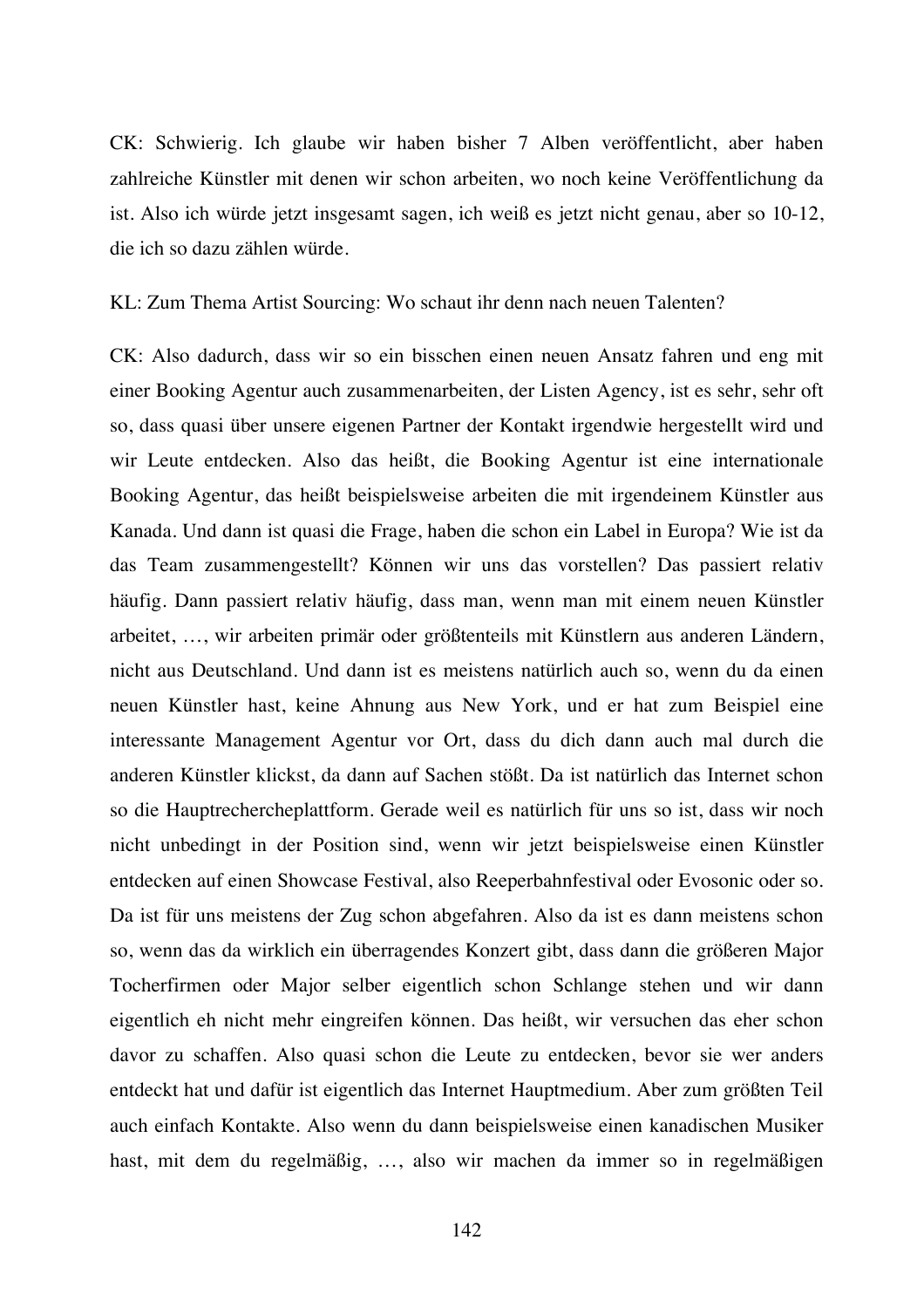CK: Schwierig. Ich glaube wir haben bisher 7 Alben veröffentlicht, aber haben zahlreiche Künstler mit denen wir schon arbeiten, wo noch keine Veröffentlichung da ist. Also ich würde jetzt insgesamt sagen, ich weiß es jetzt nicht genau, aber so 10-12, die ich so dazu zählen würde.

KL: Zum Thema Artist Sourcing: Wo schaut ihr denn nach neuen Talenten?

CK: Also dadurch, dass wir so ein bisschen einen neuen Ansatz fahren und eng mit einer Booking Agentur auch zusammenarbeiten, der Listen Agency, ist es sehr, sehr oft so, dass quasi über unsere eigenen Partner der Kontakt irgendwie hergestellt wird und wir Leute entdecken. Also das heißt, die Booking Agentur ist eine internationale Booking Agentur, das heißt beispielsweise arbeiten die mit irgendeinem Künstler aus Kanada. Und dann ist quasi die Frage, haben die schon ein Label in Europa? Wie ist da das Team zusammengestellt? Können wir uns das vorstellen? Das passiert relativ häufig. Dann passiert relativ häufig, dass man, wenn man mit einem neuen Künstler arbeitet, …, wir arbeiten primär oder größtenteils mit Künstlern aus anderen Ländern, nicht aus Deutschland. Und dann ist es meistens natürlich auch so, wenn du da einen neuen Künstler hast, keine Ahnung aus New York, und er hat zum Beispiel eine interessante Management Agentur vor Ort, dass du dich dann auch mal durch die anderen Künstler klickst, da dann auf Sachen stößt. Da ist natürlich das Internet schon so die Hauptrechercheplattform. Gerade weil es natürlich für uns so ist, dass wir noch nicht unbedingt in der Position sind, wenn wir jetzt beispielsweise einen Künstler entdecken auf einen Showcase Festival, also Reeperbahnfestival oder Evosonic oder so. Da ist für uns meistens der Zug schon abgefahren. Also da ist es dann meistens schon so, wenn das da wirklich ein überragendes Konzert gibt, dass dann die größeren Major Tocherfirmen oder Major selber eigentlich schon Schlange stehen und wir dann eigentlich eh nicht mehr eingreifen können. Das heißt, wir versuchen das eher schon davor zu schaffen. Also quasi schon die Leute zu entdecken, bevor sie wer anders entdeckt hat und dafür ist eigentlich das Internet Hauptmedium. Aber zum größten Teil auch einfach Kontakte. Also wenn du dann beispielsweise einen kanadischen Musiker hast, mit dem du regelmäßig, …, also wir machen da immer so in regelmäßigen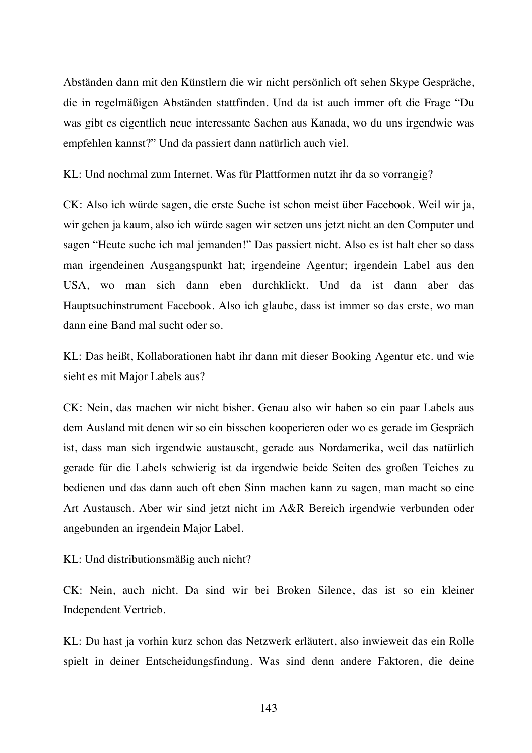Abständen dann mit den Künstlern die wir nicht persönlich oft sehen Skype Gespräche, die in regelmäßigen Abständen stattfinden. Und da ist auch immer oft die Frage "Du was gibt es eigentlich neue interessante Sachen aus Kanada, wo du uns irgendwie was empfehlen kannst?" Und da passiert dann natürlich auch viel.

KL: Und nochmal zum Internet. Was für Plattformen nutzt ihr da so vorrangig?

CK: Also ich würde sagen, die erste Suche ist schon meist über Facebook. Weil wir ja, wir gehen ja kaum, also ich würde sagen wir setzen uns jetzt nicht an den Computer und sagen "Heute suche ich mal jemanden!" Das passiert nicht. Also es ist halt eher so dass man irgendeinen Ausgangspunkt hat; irgendeine Agentur; irgendein Label aus den USA, wo man sich dann eben durchklickt. Und da ist dann aber das Hauptsuchinstrument Facebook. Also ich glaube, dass ist immer so das erste, wo man dann eine Band mal sucht oder so.

KL: Das heißt, Kollaborationen habt ihr dann mit dieser Booking Agentur etc. und wie sieht es mit Major Labels aus?

CK: Nein, das machen wir nicht bisher. Genau also wir haben so ein paar Labels aus dem Ausland mit denen wir so ein bisschen kooperieren oder wo es gerade im Gespräch ist, dass man sich irgendwie austauscht, gerade aus Nordamerika, weil das natürlich gerade für die Labels schwierig ist da irgendwie beide Seiten des großen Teiches zu bedienen und das dann auch oft eben Sinn machen kann zu sagen, man macht so eine Art Austausch. Aber wir sind jetzt nicht im A&R Bereich irgendwie verbunden oder angebunden an irgendein Major Label.

KL: Und distributionsmäßig auch nicht?

CK: Nein, auch nicht. Da sind wir bei Broken Silence, das ist so ein kleiner Independent Vertrieb.

KL: Du hast ja vorhin kurz schon das Netzwerk erläutert, also inwieweit das ein Rolle spielt in deiner Entscheidungsfindung. Was sind denn andere Faktoren, die deine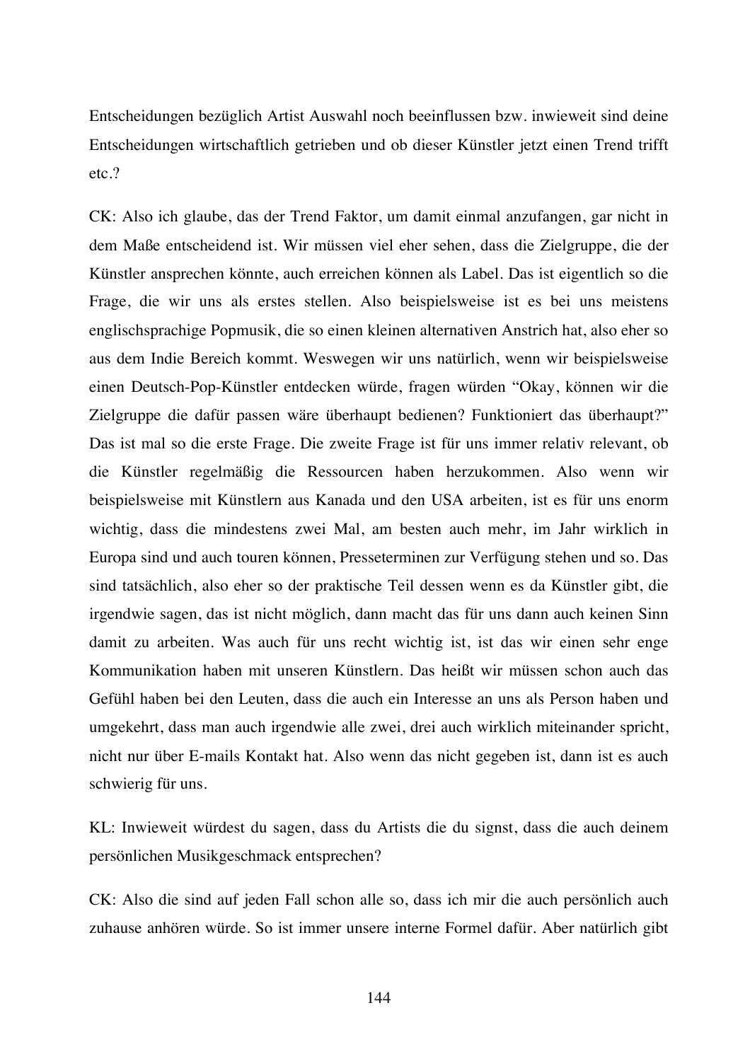Entscheidungen bezüglich Artist Auswahl noch beeinflussen bzw. inwieweit sind deine Entscheidungen wirtschaftlich getrieben und ob dieser Künstler jetzt einen Trend trifft etc.?

CK: Also ich glaube, das der Trend Faktor, um damit einmal anzufangen, gar nicht in dem Maße entscheidend ist. Wir müssen viel eher sehen, dass die Zielgruppe, die der Künstler ansprechen könnte, auch erreichen können als Label. Das ist eigentlich so die Frage, die wir uns als erstes stellen. Also beispielsweise ist es bei uns meistens englischsprachige Popmusik, die so einen kleinen alternativen Anstrich hat, also eher so aus dem Indie Bereich kommt. Weswegen wir uns natürlich, wenn wir beispielsweise einen Deutsch-Pop-Künstler entdecken würde, fragen würden "Okay, können wir die Zielgruppe die dafür passen wäre überhaupt bedienen? Funktioniert das überhaupt?" Das ist mal so die erste Frage. Die zweite Frage ist für uns immer relativ relevant, ob die Künstler regelmäßig die Ressourcen haben herzukommen. Also wenn wir beispielsweise mit Künstlern aus Kanada und den USA arbeiten, ist es für uns enorm wichtig, dass die mindestens zwei Mal, am besten auch mehr, im Jahr wirklich in Europa sind und auch touren können, Presseterminen zur Verfügung stehen und so. Das sind tatsächlich, also eher so der praktische Teil dessen wenn es da Künstler gibt, die irgendwie sagen, das ist nicht möglich, dann macht das für uns dann auch keinen Sinn damit zu arbeiten. Was auch für uns recht wichtig ist, ist das wir einen sehr enge Kommunikation haben mit unseren Künstlern. Das heißt wir müssen schon auch das Gefühl haben bei den Leuten, dass die auch ein Interesse an uns als Person haben und umgekehrt, dass man auch irgendwie alle zwei, drei auch wirklich miteinander spricht, nicht nur über E-mails Kontakt hat. Also wenn das nicht gegeben ist, dann ist es auch schwierig für uns.

KL: Inwieweit würdest du sagen, dass du Artists die du signst, dass die auch deinem persönlichen Musikgeschmack entsprechen?

CK: Also die sind auf jeden Fall schon alle so, dass ich mir die auch persönlich auch zuhause anhören würde. So ist immer unsere interne Formel dafür. Aber natürlich gibt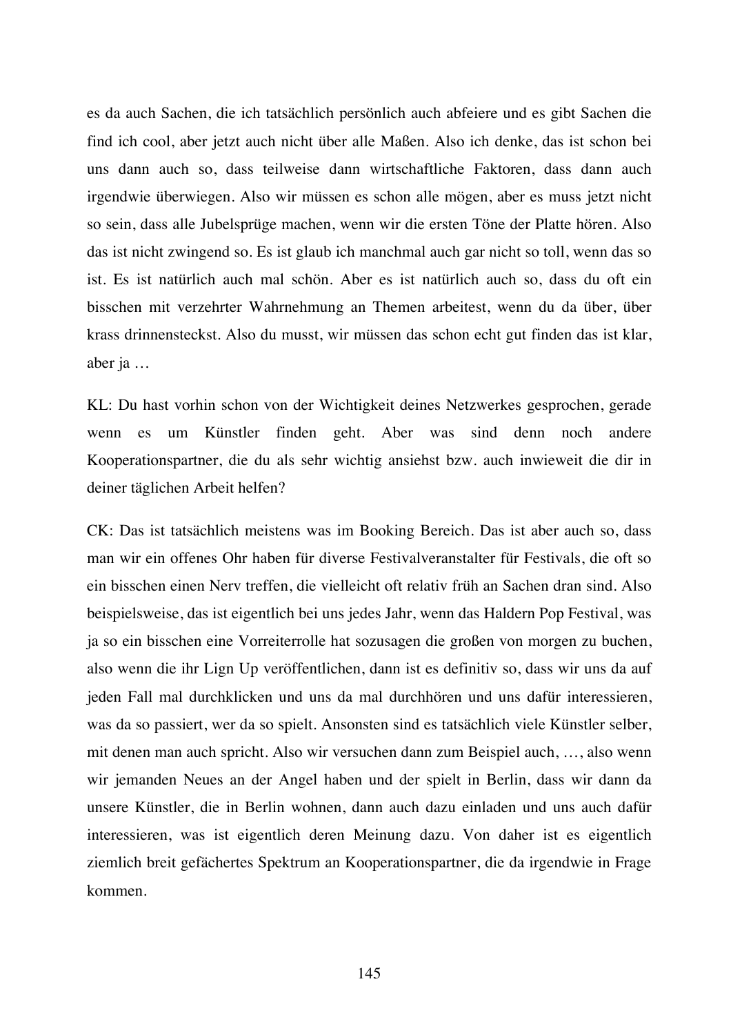es da auch Sachen, die ich tatsächlich persönlich auch abfeiere und es gibt Sachen die find ich cool, aber jetzt auch nicht über alle Maßen. Also ich denke, das ist schon bei uns dann auch so, dass teilweise dann wirtschaftliche Faktoren, dass dann auch irgendwie überwiegen. Also wir müssen es schon alle mögen, aber es muss jetzt nicht so sein, dass alle Jubelsprüge machen, wenn wir die ersten Töne der Platte hören. Also das ist nicht zwingend so. Es ist glaub ich manchmal auch gar nicht so toll, wenn das so ist. Es ist natürlich auch mal schön. Aber es ist natürlich auch so, dass du oft ein bisschen mit verzehrter Wahrnehmung an Themen arbeitest, wenn du da über, über krass drinnensteckst. Also du musst, wir müssen das schon echt gut finden das ist klar, aber ja …

KL: Du hast vorhin schon von der Wichtigkeit deines Netzwerkes gesprochen, gerade wenn es um Künstler finden geht. Aber was sind denn noch andere Kooperationspartner, die du als sehr wichtig ansiehst bzw. auch inwieweit die dir in deiner täglichen Arbeit helfen?

CK: Das ist tatsächlich meistens was im Booking Bereich. Das ist aber auch so, dass man wir ein offenes Ohr haben für diverse Festivalveranstalter für Festivals, die oft so ein bisschen einen Nerv treffen, die vielleicht oft relativ früh an Sachen dran sind. Also beispielsweise, das ist eigentlich bei uns jedes Jahr, wenn das Haldern Pop Festival, was ja so ein bisschen eine Vorreiterrolle hat sozusagen die großen von morgen zu buchen, also wenn die ihr Lign Up veröffentlichen, dann ist es definitiv so, dass wir uns da auf jeden Fall mal durchklicken und uns da mal durchhören und uns dafür interessieren, was da so passiert, wer da so spielt. Ansonsten sind es tatsächlich viele Künstler selber, mit denen man auch spricht. Also wir versuchen dann zum Beispiel auch, …, also wenn wir jemanden Neues an der Angel haben und der spielt in Berlin, dass wir dann da unsere Künstler, die in Berlin wohnen, dann auch dazu einladen und uns auch dafür interessieren, was ist eigentlich deren Meinung dazu. Von daher ist es eigentlich ziemlich breit gefächertes Spektrum an Kooperationspartner, die da irgendwie in Frage kommen.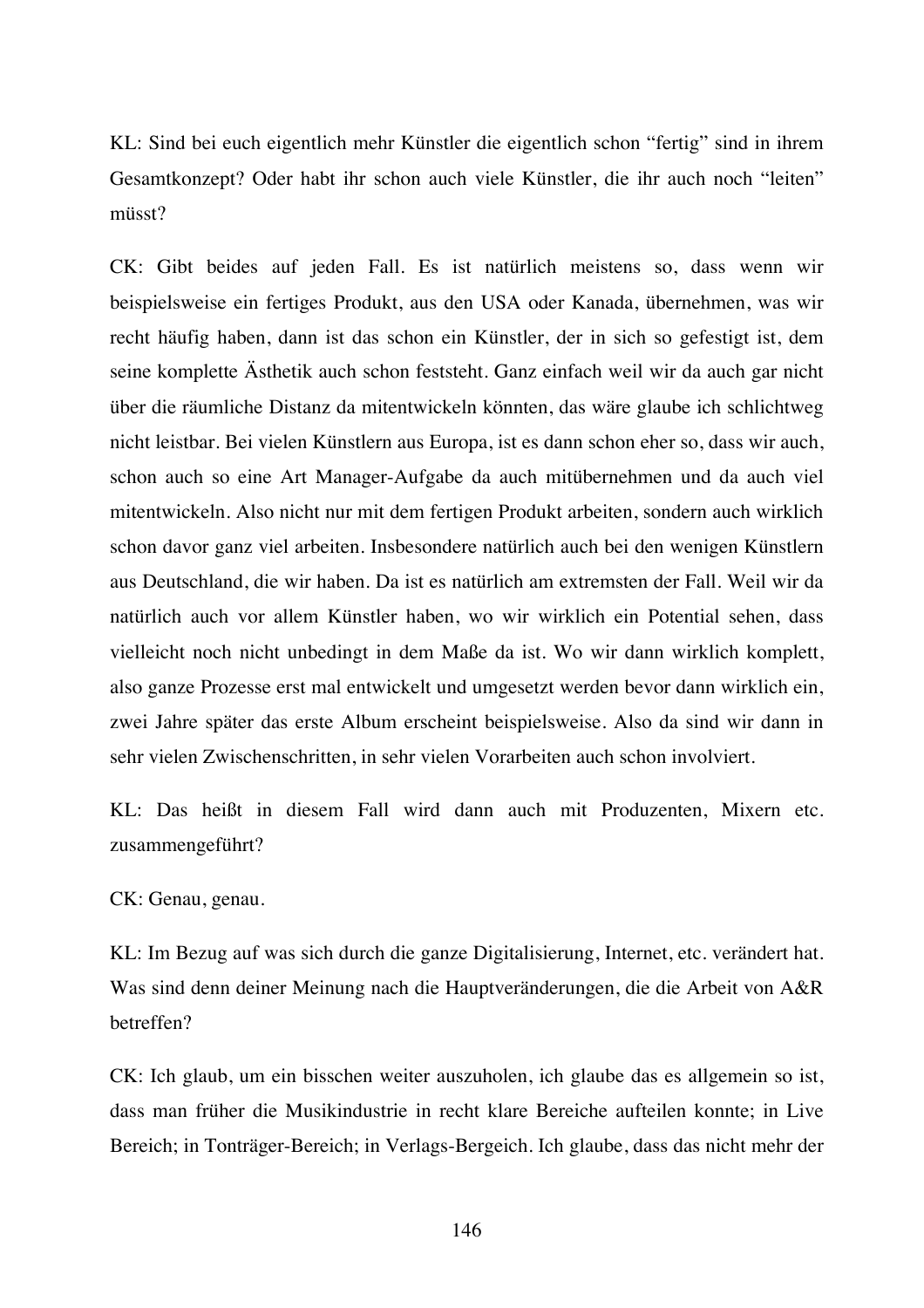KL: Sind bei euch eigentlich mehr Künstler die eigentlich schon "fertig" sind in ihrem Gesamtkonzept? Oder habt ihr schon auch viele Künstler, die ihr auch noch "leiten" müsst?

CK: Gibt beides auf jeden Fall. Es ist natürlich meistens so, dass wenn wir beispielsweise ein fertiges Produkt, aus den USA oder Kanada, übernehmen, was wir recht häufig haben, dann ist das schon ein Künstler, der in sich so gefestigt ist, dem seine komplette Ästhetik auch schon feststeht. Ganz einfach weil wir da auch gar nicht über die räumliche Distanz da mitentwickeln könnten, das wäre glaube ich schlichtweg nicht leistbar. Bei vielen Künstlern aus Europa, ist es dann schon eher so, dass wir auch, schon auch so eine Art Manager-Aufgabe da auch mitübernehmen und da auch viel mitentwickeln. Also nicht nur mit dem fertigen Produkt arbeiten, sondern auch wirklich schon davor ganz viel arbeiten. Insbesondere natürlich auch bei den wenigen Künstlern aus Deutschland, die wir haben. Da ist es natürlich am extremsten der Fall. Weil wir da natürlich auch vor allem Künstler haben, wo wir wirklich ein Potential sehen, dass vielleicht noch nicht unbedingt in dem Maße da ist. Wo wir dann wirklich komplett, also ganze Prozesse erst mal entwickelt und umgesetzt werden bevor dann wirklich ein, zwei Jahre später das erste Album erscheint beispielsweise. Also da sind wir dann in sehr vielen Zwischenschritten, in sehr vielen Vorarbeiten auch schon involviert.

KL: Das heißt in diesem Fall wird dann auch mit Produzenten, Mixern etc. zusammengeführt?

CK: Genau, genau.

KL: Im Bezug auf was sich durch die ganze Digitalisierung, Internet, etc. verändert hat. Was sind denn deiner Meinung nach die Hauptveränderungen, die die Arbeit von A&R betreffen?

CK: Ich glaub, um ein bisschen weiter auszuholen, ich glaube das es allgemein so ist, dass man früher die Musikindustrie in recht klare Bereiche aufteilen konnte; in Live Bereich; in Tonträger-Bereich; in Verlags-Bergeich. Ich glaube, dass das nicht mehr der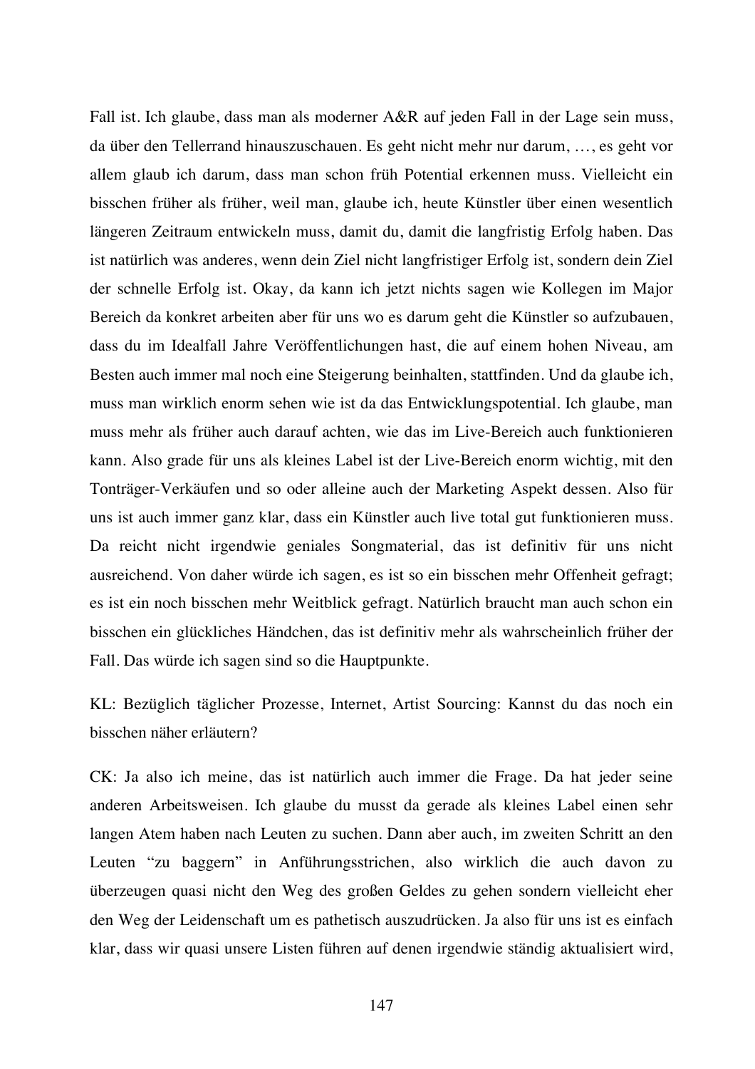Fall ist. Ich glaube, dass man als moderner A&R auf jeden Fall in der Lage sein muss, da über den Tellerrand hinauszuschauen. Es geht nicht mehr nur darum, …, es geht vor allem glaub ich darum, dass man schon früh Potential erkennen muss. Vielleicht ein bisschen früher als früher, weil man, glaube ich, heute Künstler über einen wesentlich längeren Zeitraum entwickeln muss, damit du, damit die langfristig Erfolg haben. Das ist natürlich was anderes, wenn dein Ziel nicht langfristiger Erfolg ist, sondern dein Ziel der schnelle Erfolg ist. Okay, da kann ich jetzt nichts sagen wie Kollegen im Major Bereich da konkret arbeiten aber für uns wo es darum geht die Künstler so aufzubauen, dass du im Idealfall Jahre Veröffentlichungen hast, die auf einem hohen Niveau, am Besten auch immer mal noch eine Steigerung beinhalten, stattfinden. Und da glaube ich, muss man wirklich enorm sehen wie ist da das Entwicklungspotential. Ich glaube, man muss mehr als früher auch darauf achten, wie das im Live-Bereich auch funktionieren kann. Also grade für uns als kleines Label ist der Live-Bereich enorm wichtig, mit den Tonträger-Verkäufen und so oder alleine auch der Marketing Aspekt dessen. Also für uns ist auch immer ganz klar, dass ein Künstler auch live total gut funktionieren muss. Da reicht nicht irgendwie geniales Songmaterial, das ist definitiv für uns nicht ausreichend. Von daher würde ich sagen, es ist so ein bisschen mehr Offenheit gefragt; es ist ein noch bisschen mehr Weitblick gefragt. Natürlich braucht man auch schon ein bisschen ein glückliches Händchen, das ist definitiv mehr als wahrscheinlich früher der Fall. Das würde ich sagen sind so die Hauptpunkte.

KL: Bezüglich täglicher Prozesse, Internet, Artist Sourcing: Kannst du das noch ein bisschen näher erläutern?

CK: Ja also ich meine, das ist natürlich auch immer die Frage. Da hat jeder seine anderen Arbeitsweisen. Ich glaube du musst da gerade als kleines Label einen sehr langen Atem haben nach Leuten zu suchen. Dann aber auch, im zweiten Schritt an den Leuten "zu baggern" in Anführungsstrichen, also wirklich die auch davon zu überzeugen quasi nicht den Weg des großen Geldes zu gehen sondern vielleicht eher den Weg der Leidenschaft um es pathetisch auszudrücken. Ja also für uns ist es einfach klar, dass wir quasi unsere Listen führen auf denen irgendwie ständig aktualisiert wird,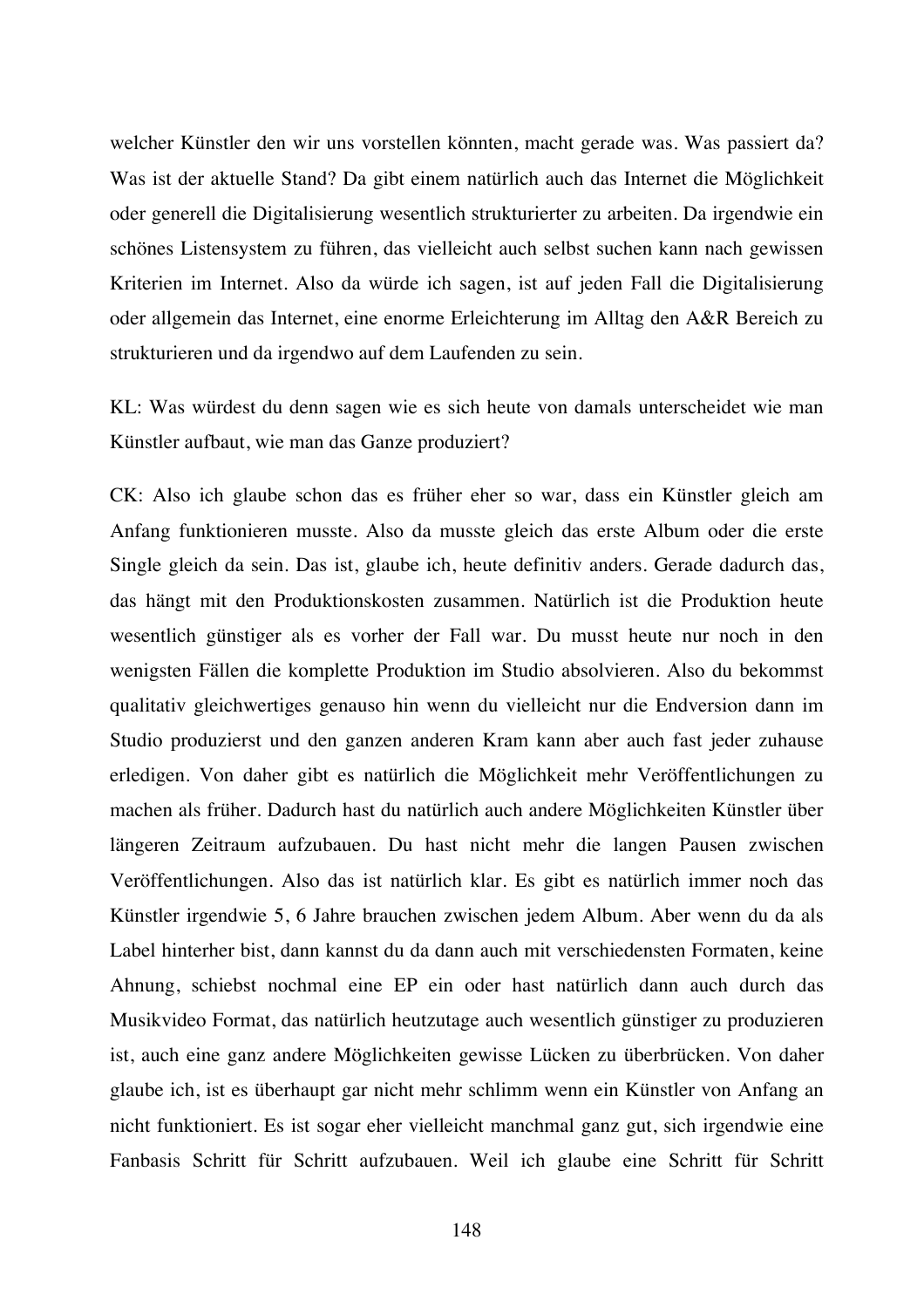welcher Künstler den wir uns vorstellen könnten, macht gerade was. Was passiert da? Was ist der aktuelle Stand? Da gibt einem natürlich auch das Internet die Möglichkeit oder generell die Digitalisierung wesentlich strukturierter zu arbeiten. Da irgendwie ein schönes Listensystem zu führen, das vielleicht auch selbst suchen kann nach gewissen Kriterien im Internet. Also da würde ich sagen, ist auf jeden Fall die Digitalisierung oder allgemein das Internet, eine enorme Erleichterung im Alltag den A&R Bereich zu strukturieren und da irgendwo auf dem Laufenden zu sein.

KL: Was würdest du denn sagen wie es sich heute von damals unterscheidet wie man Künstler aufbaut, wie man das Ganze produziert?

CK: Also ich glaube schon das es früher eher so war, dass ein Künstler gleich am Anfang funktionieren musste. Also da musste gleich das erste Album oder die erste Single gleich da sein. Das ist, glaube ich, heute definitiv anders. Gerade dadurch das, das hängt mit den Produktionskosten zusammen. Natürlich ist die Produktion heute wesentlich günstiger als es vorher der Fall war. Du musst heute nur noch in den wenigsten Fällen die komplette Produktion im Studio absolvieren. Also du bekommst qualitativ gleichwertiges genauso hin wenn du vielleicht nur die Endversion dann im Studio produzierst und den ganzen anderen Kram kann aber auch fast jeder zuhause erledigen. Von daher gibt es natürlich die Möglichkeit mehr Veröffentlichungen zu machen als früher. Dadurch hast du natürlich auch andere Möglichkeiten Künstler über längeren Zeitraum aufzubauen. Du hast nicht mehr die langen Pausen zwischen Veröffentlichungen. Also das ist natürlich klar. Es gibt es natürlich immer noch das Künstler irgendwie 5, 6 Jahre brauchen zwischen jedem Album. Aber wenn du da als Label hinterher bist, dann kannst du da dann auch mit verschiedensten Formaten, keine Ahnung, schiebst nochmal eine EP ein oder hast natürlich dann auch durch das Musikvideo Format, das natürlich heutzutage auch wesentlich günstiger zu produzieren ist, auch eine ganz andere Möglichkeiten gewisse Lücken zu überbrücken. Von daher glaube ich, ist es überhaupt gar nicht mehr schlimm wenn ein Künstler von Anfang an nicht funktioniert. Es ist sogar eher vielleicht manchmal ganz gut, sich irgendwie eine Fanbasis Schritt für Schritt aufzubauen. Weil ich glaube eine Schritt für Schritt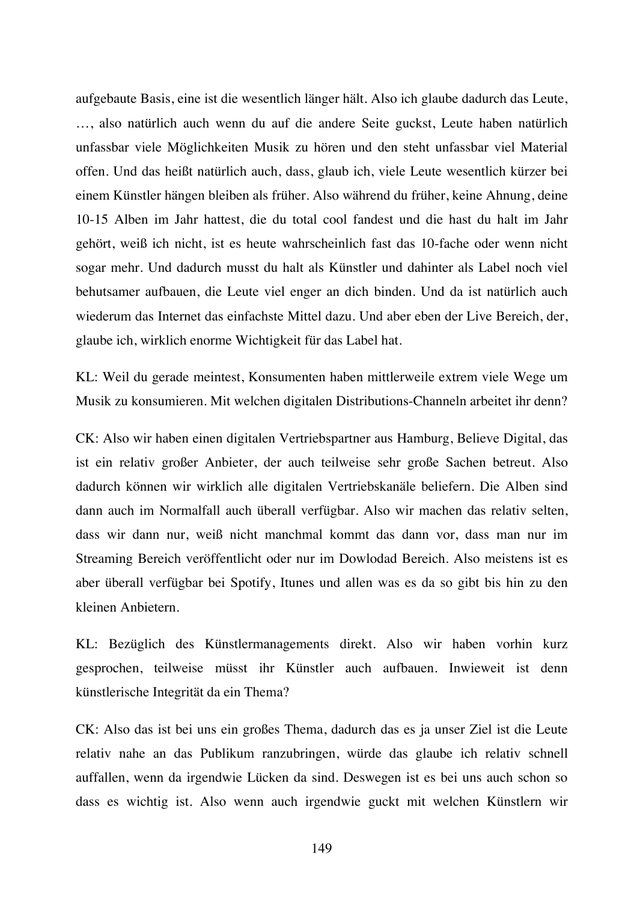aufgebaute Basis, eine ist die wesentlich länger hält. Also ich glaube dadurch das Leute, …, also natürlich auch wenn du auf die andere Seite guckst, Leute haben natürlich unfassbar viele Möglichkeiten Musik zu hören und den steht unfassbar viel Material offen. Und das heißt natürlich auch, dass, glaub ich, viele Leute wesentlich kürzer bei einem Künstler hängen bleiben als früher. Also während du früher, keine Ahnung, deine 10-15 Alben im Jahr hattest, die du total cool fandest und die hast du halt im Jahr gehört, weiß ich nicht, ist es heute wahrscheinlich fast das 10-fache oder wenn nicht sogar mehr. Und dadurch musst du halt als Künstler und dahinter als Label noch viel behutsamer aufbauen, die Leute viel enger an dich binden. Und da ist natürlich auch wiederum das Internet das einfachste Mittel dazu. Und aber eben der Live Bereich, der, glaube ich, wirklich enorme Wichtigkeit für das Label hat.

KL: Weil du gerade meintest, Konsumenten haben mittlerweile extrem viele Wege um Musik zu konsumieren. Mit welchen digitalen Distributions-Channeln arbeitet ihr denn?

CK: Also wir haben einen digitalen Vertriebspartner aus Hamburg, Believe Digital, das ist ein relativ großer Anbieter, der auch teilweise sehr große Sachen betreut. Also dadurch können wir wirklich alle digitalen Vertriebskanäle beliefern. Die Alben sind dann auch im Normalfall auch überall verfügbar. Also wir machen das relativ selten, dass wir dann nur, weiß nicht manchmal kommt das dann vor, dass man nur im Streaming Bereich veröffentlicht oder nur im Dowlodad Bereich. Also meistens ist es aber überall verfügbar bei Spotify, Itunes und allen was es da so gibt bis hin zu den kleinen Anbietern.

KL: Bezüglich des Künstlermanagements direkt. Also wir haben vorhin kurz gesprochen, teilweise müsst ihr Künstler auch aufbauen. Inwieweit ist denn künstlerische Integrität da ein Thema?

CK: Also das ist bei uns ein großes Thema, dadurch das es ja unser Ziel ist die Leute relativ nahe an das Publikum ranzubringen, würde das glaube ich relativ schnell auffallen, wenn da irgendwie Lücken da sind. Deswegen ist es bei uns auch schon so dass es wichtig ist. Also wenn auch irgendwie guckt mit welchen Künstlern wir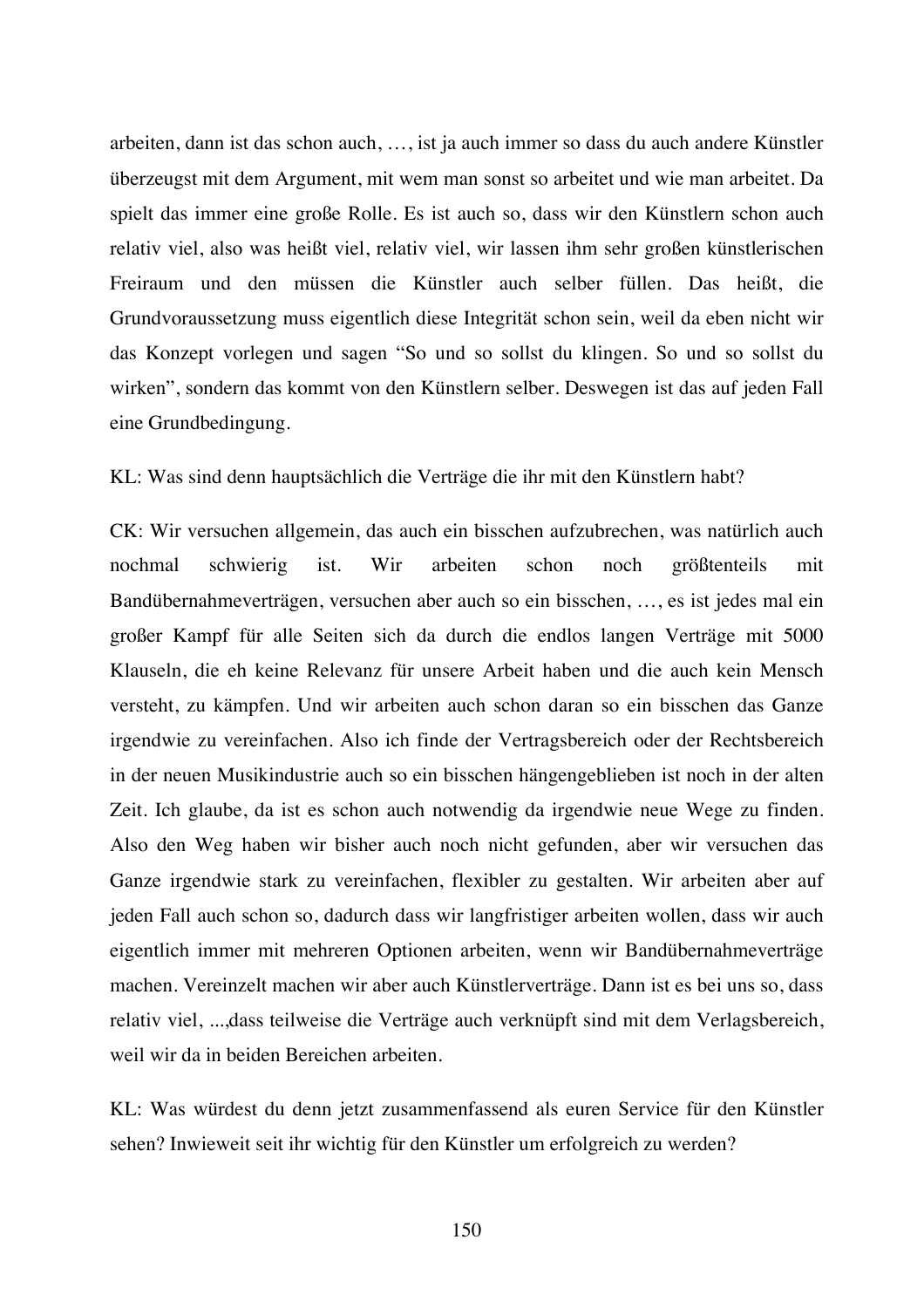arbeiten, dann ist das schon auch, …, ist ja auch immer so dass du auch andere Künstler überzeugst mit dem Argument, mit wem man sonst so arbeitet und wie man arbeitet. Da spielt das immer eine große Rolle. Es ist auch so, dass wir den Künstlern schon auch relativ viel, also was heißt viel, relativ viel, wir lassen ihm sehr großen künstlerischen Freiraum und den müssen die Künstler auch selber füllen. Das heißt, die Grundvoraussetzung muss eigentlich diese Integrität schon sein, weil da eben nicht wir das Konzept vorlegen und sagen "So und so sollst du klingen. So und so sollst du wirken", sondern das kommt von den Künstlern selber. Deswegen ist das auf jeden Fall eine Grundbedingung.

KL: Was sind denn hauptsächlich die Verträge die ihr mit den Künstlern habt?

CK: Wir versuchen allgemein, das auch ein bisschen aufzubrechen, was natürlich auch nochmal schwierig ist. Wir arbeiten schon noch größtenteils mit Bandübernahmeverträgen, versuchen aber auch so ein bisschen, …, es ist jedes mal ein großer Kampf für alle Seiten sich da durch die endlos langen Verträge mit 5000 Klauseln, die eh keine Relevanz für unsere Arbeit haben und die auch kein Mensch versteht, zu kämpfen. Und wir arbeiten auch schon daran so ein bisschen das Ganze irgendwie zu vereinfachen. Also ich finde der Vertragsbereich oder der Rechtsbereich in der neuen Musikindustrie auch so ein bisschen hängengeblieben ist noch in der alten Zeit. Ich glaube, da ist es schon auch notwendig da irgendwie neue Wege zu finden. Also den Weg haben wir bisher auch noch nicht gefunden, aber wir versuchen das Ganze irgendwie stark zu vereinfachen, flexibler zu gestalten. Wir arbeiten aber auf jeden Fall auch schon so, dadurch dass wir langfristiger arbeiten wollen, dass wir auch eigentlich immer mit mehreren Optionen arbeiten, wenn wir Bandübernahmeverträge machen. Vereinzelt machen wir aber auch Künstlerverträge. Dann ist es bei uns so, dass relativ viel, ...,dass teilweise die Verträge auch verknüpft sind mit dem Verlagsbereich, weil wir da in beiden Bereichen arbeiten.

KL: Was würdest du denn jetzt zusammenfassend als euren Service für den Künstler sehen? Inwieweit seit ihr wichtig für den Künstler um erfolgreich zu werden?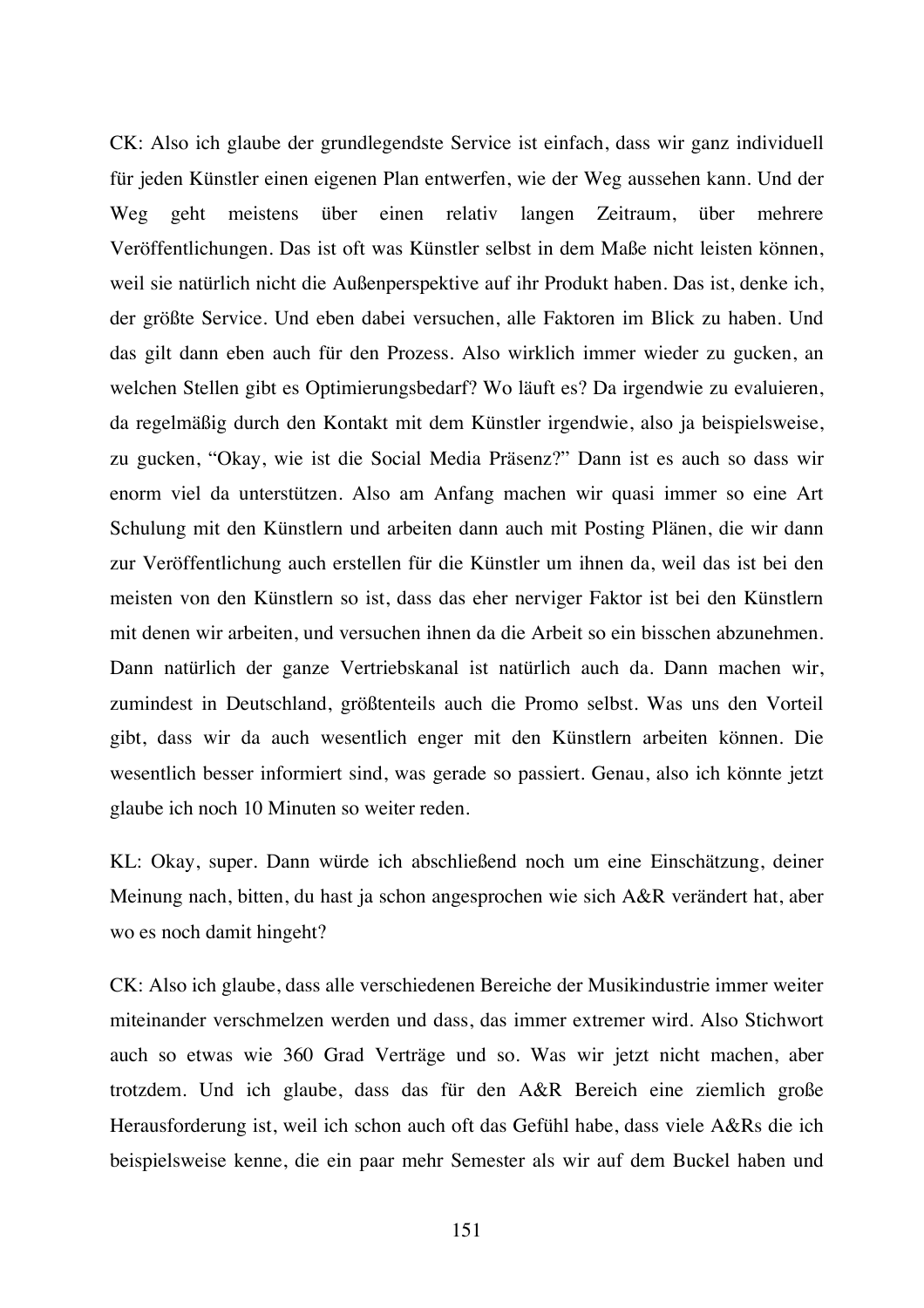CK: Also ich glaube der grundlegendste Service ist einfach, dass wir ganz individuell für jeden Künstler einen eigenen Plan entwerfen, wie der Weg aussehen kann. Und der Weg geht meistens über einen relativ langen Zeitraum, über mehrere Veröffentlichungen. Das ist oft was Künstler selbst in dem Maße nicht leisten können, weil sie natürlich nicht die Außenperspektive auf ihr Produkt haben. Das ist, denke ich, der größte Service. Und eben dabei versuchen, alle Faktoren im Blick zu haben. Und das gilt dann eben auch für den Prozess. Also wirklich immer wieder zu gucken, an welchen Stellen gibt es Optimierungsbedarf? Wo läuft es? Da irgendwie zu evaluieren, da regelmäßig durch den Kontakt mit dem Künstler irgendwie, also ja beispielsweise, zu gucken, "Okay, wie ist die Social Media Präsenz?" Dann ist es auch so dass wir enorm viel da unterstützen. Also am Anfang machen wir quasi immer so eine Art Schulung mit den Künstlern und arbeiten dann auch mit Posting Plänen, die wir dann zur Veröffentlichung auch erstellen für die Künstler um ihnen da, weil das ist bei den meisten von den Künstlern so ist, dass das eher nerviger Faktor ist bei den Künstlern mit denen wir arbeiten, und versuchen ihnen da die Arbeit so ein bisschen abzunehmen. Dann natürlich der ganze Vertriebskanal ist natürlich auch da. Dann machen wir, zumindest in Deutschland, größtenteils auch die Promo selbst. Was uns den Vorteil gibt, dass wir da auch wesentlich enger mit den Künstlern arbeiten können. Die wesentlich besser informiert sind, was gerade so passiert. Genau, also ich könnte jetzt glaube ich noch 10 Minuten so weiter reden.

KL: Okay, super. Dann würde ich abschließend noch um eine Einschätzung, deiner Meinung nach, bitten, du hast ja schon angesprochen wie sich A&R verändert hat, aber wo es noch damit hingeht?

CK: Also ich glaube, dass alle verschiedenen Bereiche der Musikindustrie immer weiter miteinander verschmelzen werden und dass, das immer extremer wird. Also Stichwort auch so etwas wie 360 Grad Verträge und so. Was wir jetzt nicht machen, aber trotzdem. Und ich glaube, dass das für den A&R Bereich eine ziemlich große Herausforderung ist, weil ich schon auch oft das Gefühl habe, dass viele A&Rs die ich beispielsweise kenne, die ein paar mehr Semester als wir auf dem Buckel haben und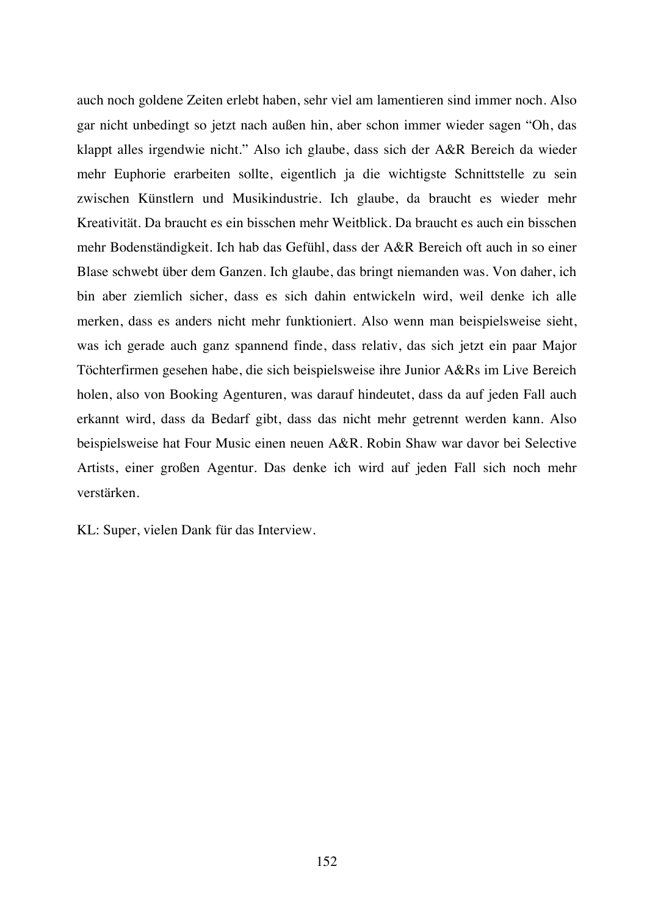auch noch goldene Zeiten erlebt haben, sehr viel am lamentieren sind immer noch. Also gar nicht unbedingt so jetzt nach außen hin, aber schon immer wieder sagen "Oh, das klappt alles irgendwie nicht." Also ich glaube, dass sich der A&R Bereich da wieder mehr Euphorie erarbeiten sollte, eigentlich ja die wichtigste Schnittstelle zu sein zwischen Künstlern und Musikindustrie. Ich glaube, da braucht es wieder mehr Kreativität. Da braucht es ein bisschen mehr Weitblick. Da braucht es auch ein bisschen mehr Bodenständigkeit. Ich hab das Gefühl, dass der A&R Bereich oft auch in so einer Blase schwebt über dem Ganzen. Ich glaube, das bringt niemanden was. Von daher, ich bin aber ziemlich sicher, dass es sich dahin entwickeln wird, weil denke ich alle merken, dass es anders nicht mehr funktioniert. Also wenn man beispielsweise sieht, was ich gerade auch ganz spannend finde, dass relativ, das sich jetzt ein paar Major Töchterfirmen gesehen habe, die sich beispielsweise ihre Junior A&Rs im Live Bereich holen, also von Booking Agenturen, was darauf hindeutet, dass da auf jeden Fall auch erkannt wird, dass da Bedarf gibt, dass das nicht mehr getrennt werden kann. Also beispielsweise hat Four Music einen neuen A&R. Robin Shaw war davor bei Selective Artists, einer großen Agentur. Das denke ich wird auf jeden Fall sich noch mehr verstärken.

KL: Super, vielen Dank für das Interview.